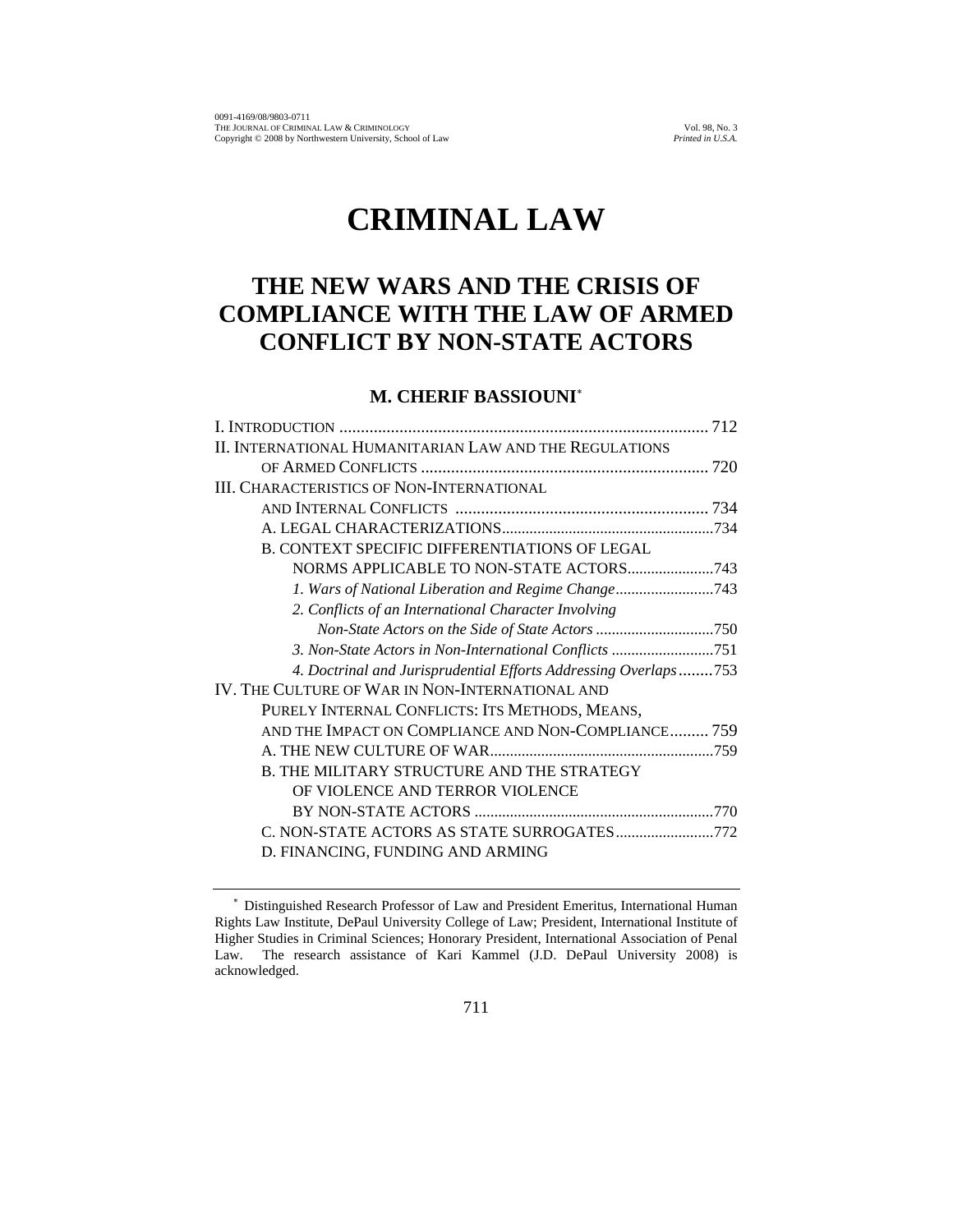# CRIMINAL LAW

## THE NEW WARS AND THE CRISIS OF COMPLIANCE WITH THE LAW OF ARMED CONFLICT BY NON-STATE ACTORS

### M. CHERIF BASSIOUNI*

I. INTRODUCTION ..................................................................................... 712

II. INTERNATIONAL HUMANITARIAN LAW AND THE REGULATIONS OF ARMED CONFLICTS ................................................................... 720

III. CHARACTERISTICS OF NON-INTERNATIONAL AND INTERNAL CONFLICTS .......................................................... 734

- A. LEGAL CHARACTERIZATIONS.....................................................734
- B. CONTEXT SPECIFIC DIFFERENTIATIONS OF LEGAL NORMS APPLICABLE TO NON-STATE ACTORS......................743
  - *1. Wars of National Liberation and Regime Change*.........................743
  - *2. Conflicts of an International Character Involving Non-State Actors on the Side of State Actors* ..............................750
  - *3. Non-State Actors in Non-International Conflicts* ..........................751
  - *4. Doctrinal and Jurisprudential Efforts Addressing Overlaps*........753

IV. THE CULTURE OF WAR IN NON-INTERNATIONAL AND PURELY INTERNAL CONFLICTS: ITS METHODS, MEANS, AND THE IMPACT ON COMPLIANCE AND NON-COMPLIANCE......... 759

- A. THE NEW CULTURE OF WAR.........................................................759
- B. THE MILITARY STRUCTURE AND THE STRATEGY OF VIOLENCE AND TERROR VIOLENCE BY NON-STATE ACTORS ............................................................770
- C. NON-STATE ACTORS AS STATE SURROGATES.........................772
- D. FINANCING, FUNDING AND ARMING

---

* Distinguished Research Professor of Law and President Emeritus, International Human Rights Law Institute, DePaul University College of Law; President, International Institute of Higher Studies in Criminal Sciences; Honorary President, International Association of Penal Law. The research assistance of Kari Kammel (J.D. DePaul University 2008) is acknowledged.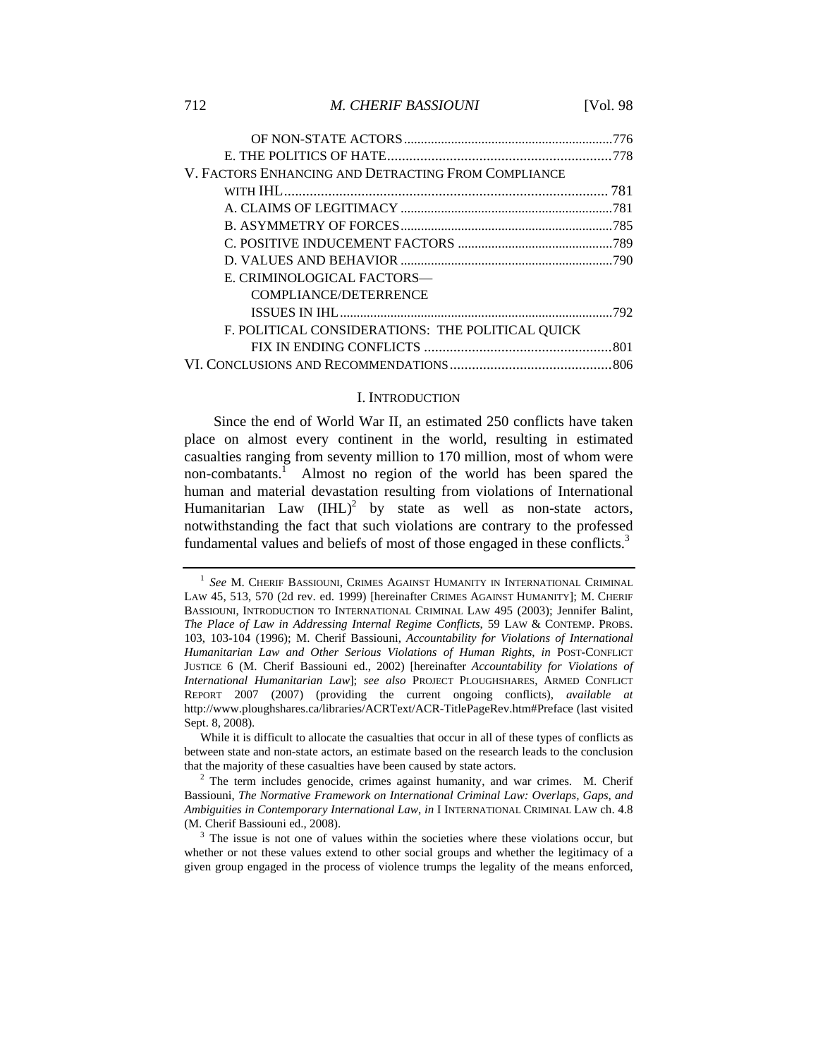OF NON-STATE ACTORS .............................................................776
E. THE POLITICS OF HATE .............................................................778

V. FACTORS ENHANCING AND DETRACTING FROM COMPLIANCE WITH IHL ........................................................................................ 781
A. CLAIMS OF LEGITIMACY ..............................................................781
B. ASYMMETRY OF FORCES ..............................................................785
C. POSITIVE INDUCEMENT FACTORS ..............................................789
D. VALUES AND BEHAVIOR ..............................................................790
E. CRIMINOLOGICAL FACTORS—COMPLIANCE/DETERRENCE ISSUES IN IHL .................................................................................792
F. POLITICAL CONSIDERATIONS: THE POLITICAL QUICK FIX IN ENDING CONFLICTS ..................................................801

VI. CONCLUSIONS AND RECOMMENDATIONS ............................................806

## I. INTRODUCTION

Since the end of World War II, an estimated 250 conflicts have taken place on almost every continent in the world, resulting in estimated casualties ranging from seventy million to 170 million, most of whom were non-combatants.[1] Almost no region of the world has been spared the human and material devastation resulting from violations of International Humanitarian Law (IHL)[2] by state as well as non-state actors, notwithstanding the fact that such violations are contrary to the professed fundamental values and beliefs of most of those engaged in these conflicts.[3]

---

[1] *See* M. CHERIF BASSIOUNI, CRIMES AGAINST HUMANITY IN INTERNATIONAL CRIMINAL LAW 45, 513, 570 (2d rev. ed. 1999) [hereinafter CRIMES AGAINST HUMANITY]; M. CHERIF BASSIOUNI, INTRODUCTION TO INTERNATIONAL CRIMINAL LAW 495 (2003); Jennifer Balint, *The Place of Law in Addressing Internal Regime Conflicts*, 59 LAW & CONTEMP. PROBS. 103, 103-104 (1996); M. Cherif Bassiouni, *Accountability for Violations of International Humanitarian Law and Other Serious Violations of Human Rights*, *in* POST-CONFLICT JUSTICE 6 (M. Cherif Bassiouni ed., 2002) [hereinafter *Accountability for Violations of International Humanitarian Law*]; *see also* PROJECT PLOUGHSHARES, ARMED CONFLICT REPORT 2007 (2007) (providing the current ongoing conflicts), *available at* http://www.ploughshares.ca/libraries/ACRText/ACR-TitlePageRev.htm#Preface (last visited Sept. 8, 2008).

While it is difficult to allocate the casualties that occur in all of these types of conflicts as between state and non-state actors, an estimate based on the research leads to the conclusion that the majority of these casualties have been caused by state actors.

[2] The term includes genocide, crimes against humanity, and war crimes. M. Cherif Bassiouni, *The Normative Framework on International Criminal Law: Overlaps, Gaps, and Ambiguities in Contemporary International Law*, *in* I INTERNATIONAL CRIMINAL LAW ch. 4.8 (M. Cherif Bassiouni ed., 2008).

[3] The issue is not one of values within the societies where these violations occur, but whether or not these values extend to other social groups and whether the legitimacy of a given group engaged in the process of violence trumps the legality of the means enforced,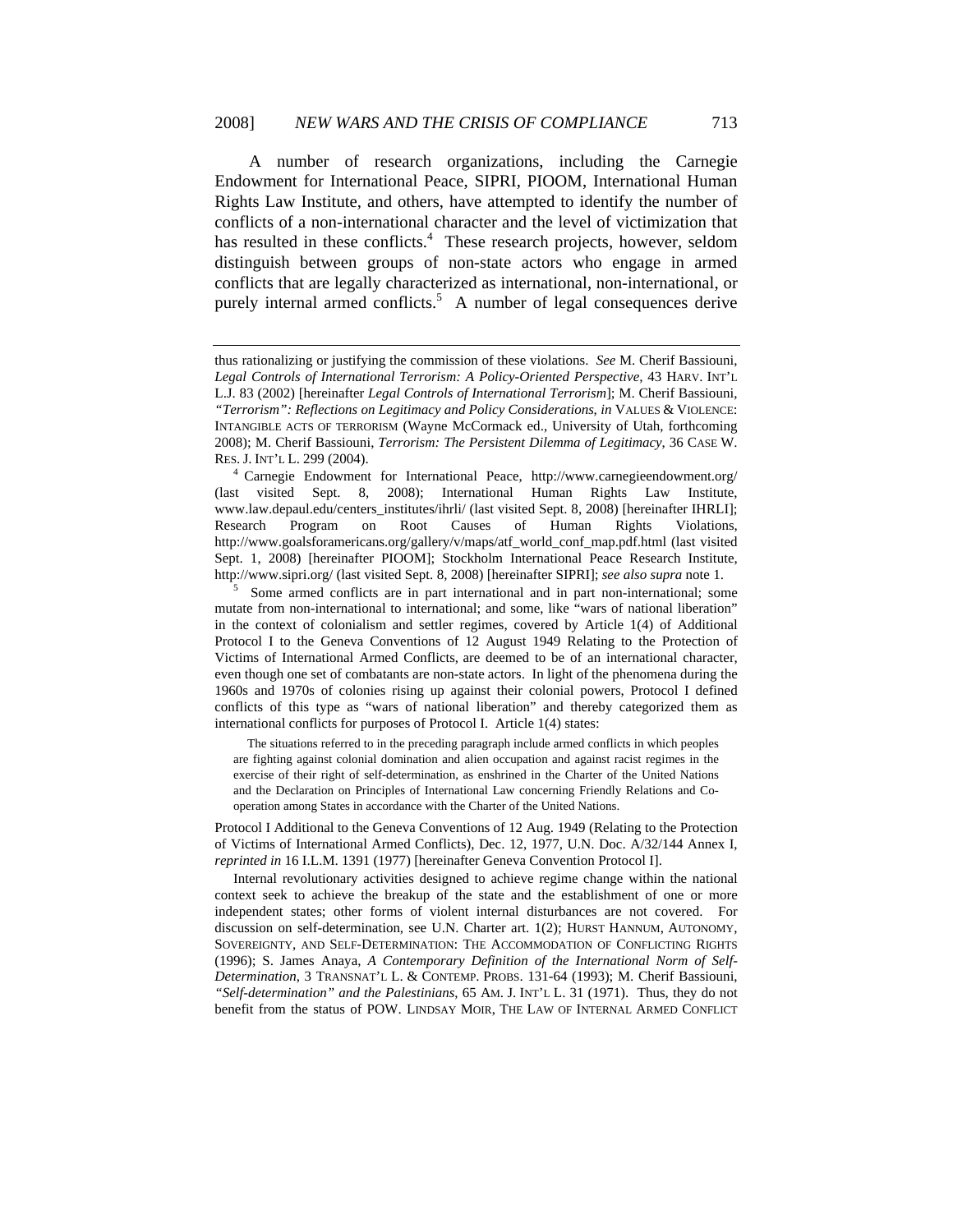A number of research organizations, including the Carnegie Endowment for International Peace, SIPRI, PIOOM, International Human Rights Law Institute, and others, have attempted to identify the number of conflicts of a non-international character and the level of victimization that has resulted in these conflicts.[4] These research projects, however, seldom distinguish between groups of non-state actors who engage in armed conflicts that are legally characterized as international, non-international, or purely internal armed conflicts.[5] A number of legal consequences derive

---

thus rationalizing or justifying the commission of these violations. *See* M. Cherif Bassiouni, *Legal Controls of International Terrorism: A Policy-Oriented Perspective*, 43 HARV. INT'L L.J. 83 (2002) [hereinafter *Legal Controls of International Terrorism*]; M. Cherif Bassiouni, *"Terrorism": Reflections on Legitimacy and Policy Considerations*, *in* VALUES & VIOLENCE: INTANGIBLE ACTS OF TERRORISM (Wayne McCormack ed., University of Utah, forthcoming 2008); M. Cherif Bassiouni, *Terrorism: The Persistent Dilemma of Legitimacy*, 36 CASE W. RES. J. INT'L L. 299 (2004).

[4] Carnegie Endowment for International Peace, http://www.carnegieendowment.org/ (last visited Sept. 8, 2008); International Human Rights Law Institute, www.law.depaul.edu/centers_institutes/ihrli/ (last visited Sept. 8, 2008) [hereinafter IHRLI]; Research Program on Root Causes of Human Rights Violations, http://www.goalsforamericans.org/gallery/v/maps/atf_world_conf_map.pdf.html (last visited Sept. 1, 2008) [hereinafter PIOOM]; Stockholm International Peace Research Institute, http://www.sipri.org/ (last visited Sept. 8, 2008) [hereinafter SIPRI]; *see also supra* note 1.

[5] Some armed conflicts are in part international and in part non-international; some mutate from non-international to international; and some, like "wars of national liberation" in the context of colonialism and settler regimes, covered by Article 1(4) of Additional Protocol I to the Geneva Conventions of 12 August 1949 Relating to the Protection of Victims of International Armed Conflicts, are deemed to be of an international character, even though one set of combatants are non-state actors. In light of the phenomena during the 1960s and 1970s of colonies rising up against their colonial powers, Protocol I defined conflicts of this type as "wars of national liberation" and thereby categorized them as international conflicts for purposes of Protocol I. Article 1(4) states:

> The situations referred to in the preceding paragraph include armed conflicts in which peoples are fighting against colonial domination and alien occupation and against racist regimes in the exercise of their right of self-determination, as enshrined in the Charter of the United Nations and the Declaration on Principles of International Law concerning Friendly Relations and Co-operation among States in accordance with the Charter of the United Nations.

Protocol I Additional to the Geneva Conventions of 12 Aug. 1949 (Relating to the Protection of Victims of International Armed Conflicts), Dec. 12, 1977, U.N. Doc. A/32/144 Annex I, *reprinted in* 16 I.L.M. 1391 (1977) [hereinafter Geneva Convention Protocol I].

Internal revolutionary activities designed to achieve regime change within the national context seek to achieve the breakup of the state and the establishment of one or more independent states; other forms of violent internal disturbances are not covered. For discussion on self-determination, see U.N. Charter art. 1(2); HURST HANNUM, AUTONOMY, SOVEREIGNTY, AND SELF-DETERMINATION: THE ACCOMMODATION OF CONFLICTING RIGHTS (1996); S. James Anaya, *A Contemporary Definition of the International Norm of Self-Determination*, 3 TRANSNAT'L L. & CONTEMP. PROBS. 131-64 (1993); M. Cherif Bassiouni, *"Self-determination" and the Palestinians*, 65 AM. J. INT'L L. 31 (1971). Thus, they do not benefit from the status of POW. LINDSAY MOIR, THE LAW OF INTERNAL ARMED CONFLICT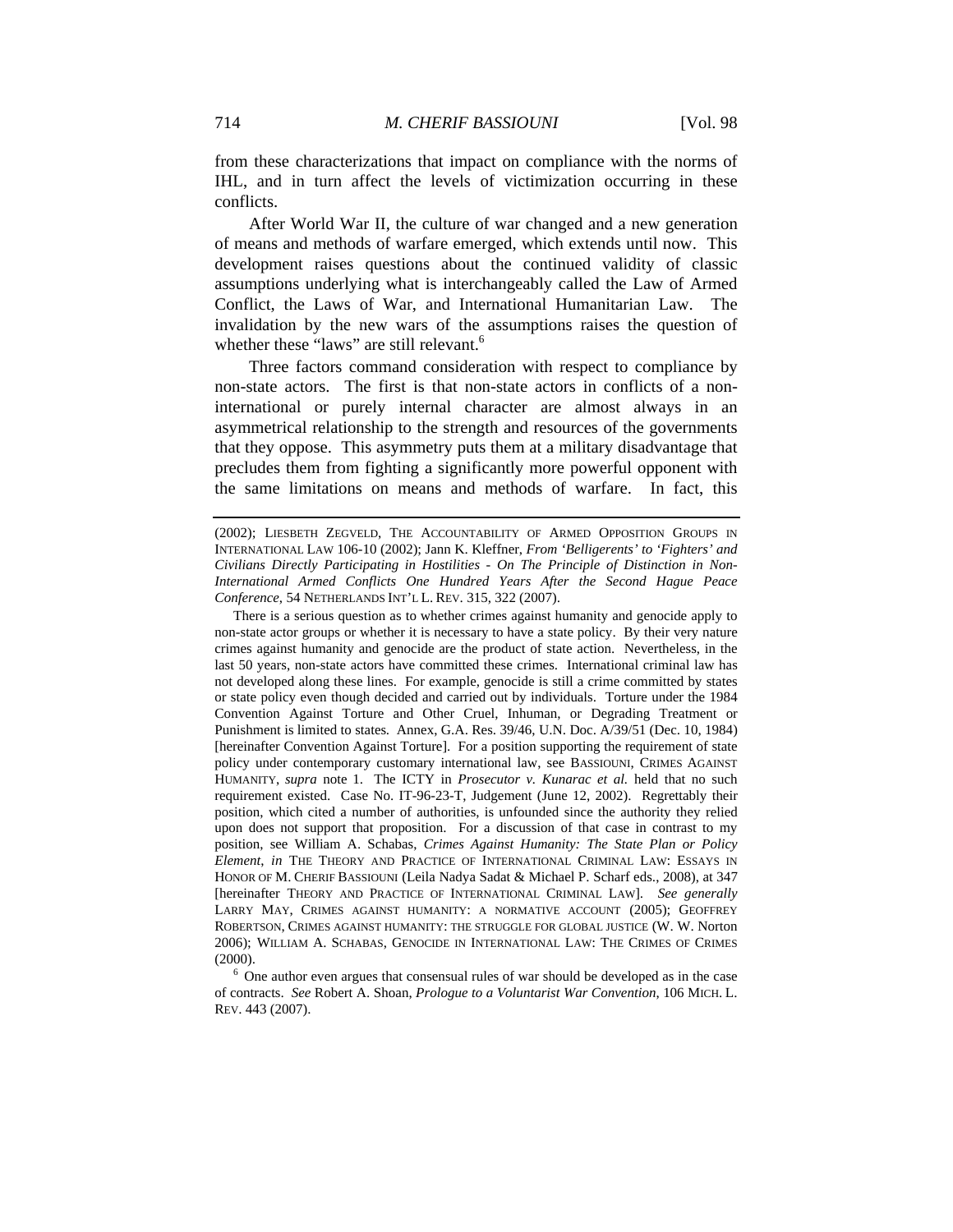from these characterizations that impact on compliance with the norms of IHL, and in turn affect the levels of victimization occurring in these conflicts.

After World War II, the culture of war changed and a new generation of means and methods of warfare emerged, which extends until now. This development raises questions about the continued validity of classic assumptions underlying what is interchangeably called the Law of Armed Conflict, the Laws of War, and International Humanitarian Law. The invalidation by the new wars of the assumptions raises the question of whether these "laws" are still relevant.[6]

Three factors command consideration with respect to compliance by non-state actors. The first is that non-state actors in conflicts of a non-international or purely internal character are almost always in an asymmetrical relationship to the strength and resources of the governments that they oppose. This asymmetry puts them at a military disadvantage that precludes them from fighting a significantly more powerful opponent with the same limitations on means and methods of warfare. In fact, this

---

(2002); LIESBETH ZEGVELD, THE ACCOUNTABILITY OF ARMED OPPOSITION GROUPS IN INTERNATIONAL LAW 106-10 (2002); Jann K. Kleffner, *From 'Belligerents' to 'Fighters' and Civilians Directly Participating in Hostilities - On The Principle of Distinction in Non-International Armed Conflicts One Hundred Years After the Second Hague Peace Conference*, 54 NETHERLANDS INT'L L. REV. 315, 322 (2007).

There is a serious question as to whether crimes against humanity and genocide apply to non-state actor groups or whether it is necessary to have a state policy. By their very nature crimes against humanity and genocide are the product of state action. Nevertheless, in the last 50 years, non-state actors have committed these crimes. International criminal law has not developed along these lines. For example, genocide is still a crime committed by states or state policy even though decided and carried out by individuals. Torture under the 1984 Convention Against Torture and Other Cruel, Inhuman, or Degrading Treatment or Punishment is limited to states. Annex, G.A. Res. 39/46, U.N. Doc. A/39/51 (Dec. 10, 1984) [hereinafter Convention Against Torture]. For a position supporting the requirement of state policy under contemporary customary international law, see BASSIOUNI, CRIMES AGAINST HUMANITY, *supra* note 1. The ICTY in *Prosecutor v. Kunarac et al.* held that no such requirement existed. Case No. IT-96-23-T, Judgement (June 12, 2002). Regrettably their position, which cited a number of authorities, is unfounded since the authority they relied upon does not support that proposition. For a discussion of that case in contrast to my position, see William A. Schabas, *Crimes Against Humanity: The State Plan or Policy Element*, *in* THE THEORY AND PRACTICE OF INTERNATIONAL CRIMINAL LAW: ESSAYS IN HONOR OF M. CHERIF BASSIOUNI (Leila Nadya Sadat & Michael P. Scharf eds., 2008), at 347 [hereinafter THEORY AND PRACTICE OF INTERNATIONAL CRIMINAL LAW]. *See generally* LARRY MAY, CRIMES AGAINST HUMANITY: A NORMATIVE ACCOUNT (2005); GEOFFREY ROBERTSON, CRIMES AGAINST HUMANITY: THE STRUGGLE FOR GLOBAL JUSTICE (W. W. Norton 2006); WILLIAM A. SCHABAS, GENOCIDE IN INTERNATIONAL LAW: THE CRIMES OF CRIMES (2000).

[6] One author even argues that consensual rules of war should be developed as in the case of contracts. *See* Robert A. Shoan, *Prologue to a Voluntarist War Convention*, 106 MICH. L. REV. 443 (2007).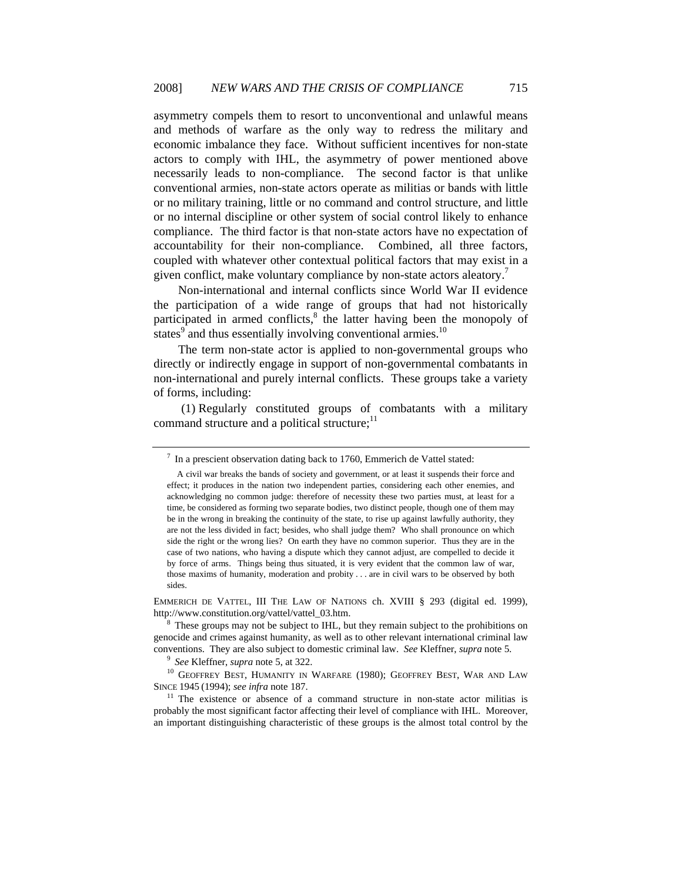asymmetry compels them to resort to unconventional and unlawful means and methods of warfare as the only way to redress the military and economic imbalance they face. Without sufficient incentives for non-state actors to comply with IHL, the asymmetry of power mentioned above necessarily leads to non-compliance. The second factor is that unlike conventional armies, non-state actors operate as militias or bands with little or no military training, little or no command and control structure, and little or no internal discipline or other system of social control likely to enhance compliance. The third factor is that non-state actors have no expectation of accountability for their non-compliance. Combined, all three factors, coupled with whatever other contextual political factors that may exist in a given conflict, make voluntary compliance by non-state actors aleatory.[7]

Non-international and internal conflicts since World War II evidence the participation of a wide range of groups that had not historically participated in armed conflicts,[8] the latter having been the monopoly of states[9] and thus essentially involving conventional armies.[10]

The term non-state actor is applied to non-governmental groups who directly or indirectly engage in support of non-governmental combatants in non-international and purely internal conflicts. These groups take a variety of forms, including:

(1) Regularly constituted groups of combatants with a military command structure and a political structure;[11]

---

[7] In a prescient observation dating back to 1760, Emmerich de Vattel stated:

> A civil war breaks the bands of society and government, or at least it suspends their force and effect; it produces in the nation two independent parties, considering each other enemies, and acknowledging no common judge: therefore of necessity these two parties must, at least for a time, be considered as forming two separate bodies, two distinct people, though one of them may be in the wrong in breaking the continuity of the state, to rise up against lawfully authority, they are not the less divided in fact; besides, who shall judge them? Who shall pronounce on which side the right or the wrong lies? On earth they have no common superior. Thus they are in the case of two nations, who having a dispute which they cannot adjust, are compelled to decide it by force of arms. Things being thus situated, it is very evident that the common law of war, those maxims of humanity, moderation and probity . . . are in civil wars to be observed by both sides.

EMMERICH DE VATTEL, III THE LAW OF NATIONS ch. XVIII § 293 (digital ed. 1999), http://www.constitution.org/vattel/vattel_03.htm.

[8] These groups may not be subject to IHL, but they remain subject to the prohibitions on genocide and crimes against humanity, as well as to other relevant international criminal law conventions. They are also subject to domestic criminal law. *See* Kleffner, *supra* note 5.

[9] *See* Kleffner, *supra* note 5, at 322.

[10] GEOFFREY BEST, HUMANITY IN WARFARE (1980); GEOFFREY BEST, WAR AND LAW SINCE 1945 (1994); *see infra* note 187.

[11] The existence or absence of a command structure in non-state actor militias is probably the most significant factor affecting their level of compliance with IHL. Moreover, an important distinguishing characteristic of these groups is the almost total control by the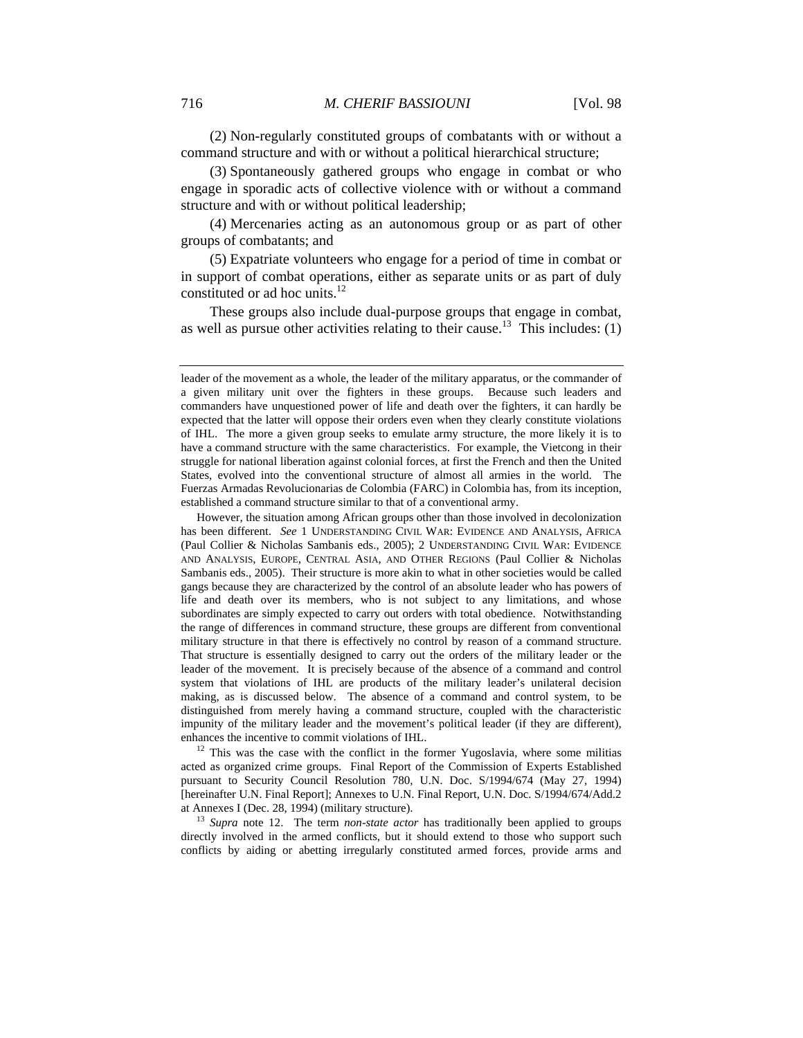(2) Non-regularly constituted groups of combatants with or without a command structure and with or without a political hierarchical structure;

(3) Spontaneously gathered groups who engage in combat or who engage in sporadic acts of collective violence with or without a command structure and with or without political leadership;

(4) Mercenaries acting as an autonomous group or as part of other groups of combatants; and

(5) Expatriate volunteers who engage for a period of time in combat or in support of combat operations, either as separate units or as part of duly constituted or ad hoc units.[12]

These groups also include dual-purpose groups that engage in combat, as well as pursue other activities relating to their cause.[13] This includes: (1)

---

leader of the movement as a whole, the leader of the military apparatus, or the commander of a given military unit over the fighters in these groups. Because such leaders and commanders have unquestioned power of life and death over the fighters, it can hardly be expected that the latter will oppose their orders even when they clearly constitute violations of IHL. The more a given group seeks to emulate army structure, the more likely it is to have a command structure with the same characteristics. For example, the Vietcong in their struggle for national liberation against colonial forces, at first the French and then the United States, evolved into the conventional structure of almost all armies in the world. The Fuerzas Armadas Revolucionarias de Colombia (FARC) in Colombia has, from its inception, established a command structure similar to that of a conventional army.

However, the situation among African groups other than those involved in decolonization has been different. *See* 1 UNDERSTANDING CIVIL WAR: EVIDENCE AND ANALYSIS, AFRICA (Paul Collier & Nicholas Sambanis eds., 2005); 2 UNDERSTANDING CIVIL WAR: EVIDENCE AND ANALYSIS, EUROPE, CENTRAL ASIA, AND OTHER REGIONS (Paul Collier & Nicholas Sambanis eds., 2005). Their structure is more akin to what in other societies would be called gangs because they are characterized by the control of an absolute leader who has powers of life and death over its members, who is not subject to any limitations, and whose subordinates are simply expected to carry out orders with total obedience. Notwithstanding the range of differences in command structure, these groups are different from conventional military structure in that there is effectively no control by reason of a command structure. That structure is essentially designed to carry out the orders of the military leader or the leader of the movement. It is precisely because of the absence of a command and control system that violations of IHL are products of the military leader's unilateral decision making, as is discussed below. The absence of a command and control system, to be distinguished from merely having a command structure, coupled with the characteristic impunity of the military leader and the movement's political leader (if they are different), enhances the incentive to commit violations of IHL.

[12] This was the case with the conflict in the former Yugoslavia, where some militias acted as organized crime groups. Final Report of the Commission of Experts Established pursuant to Security Council Resolution 780, U.N. Doc. S/1994/674 (May 27, 1994) [hereinafter U.N. Final Report]; Annexes to U.N. Final Report, U.N. Doc. S/1994/674/Add.2 at Annexes I (Dec. 28, 1994) (military structure).

[13] *Supra* note 12. The term *non-state actor* has traditionally been applied to groups directly involved in the armed conflicts, but it should extend to those who support such conflicts by aiding or abetting irregularly constituted armed forces, provide arms and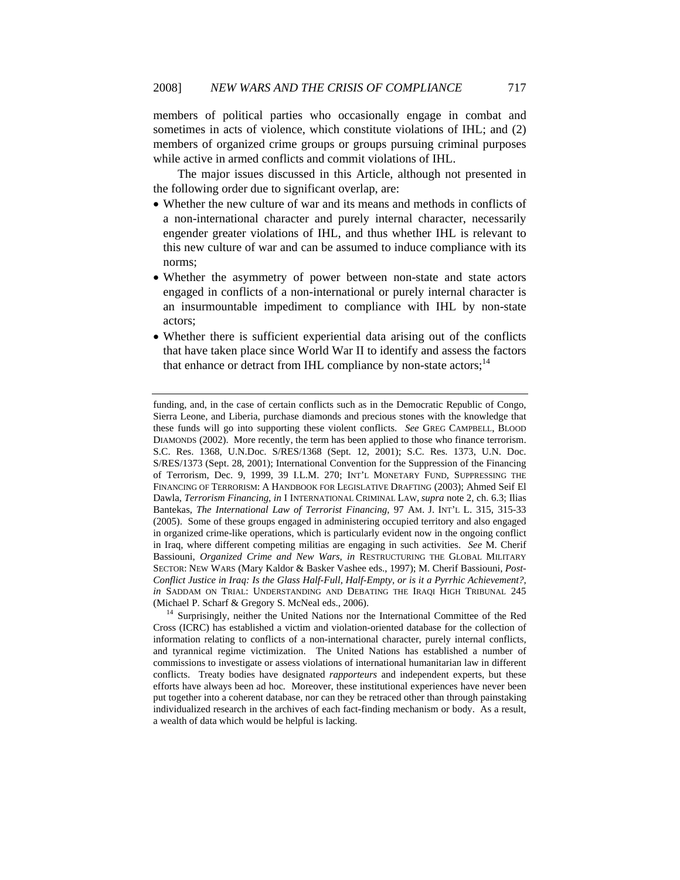members of political parties who occasionally engage in combat and sometimes in acts of violence, which constitute violations of IHL; and (2) members of organized crime groups or groups pursuing criminal purposes while active in armed conflicts and commit violations of IHL.

The major issues discussed in this Article, although not presented in the following order due to significant overlap, are:

- Whether the new culture of war and its means and methods in conflicts of a non-international character and purely internal character, necessarily engender greater violations of IHL, and thus whether IHL is relevant to this new culture of war and can be assumed to induce compliance with its norms;
- Whether the asymmetry of power between non-state and state actors engaged in conflicts of a non-international or purely internal character is an insurmountable impediment to compliance with IHL by non-state actors;
- Whether there is sufficient experiential data arising out of the conflicts that have taken place since World War II to identify and assess the factors that enhance or detract from IHL compliance by non-state actors;[14]

---

funding, and, in the case of certain conflicts such as in the Democratic Republic of Congo, Sierra Leone, and Liberia, purchase diamonds and precious stones with the knowledge that these funds will go into supporting these violent conflicts. *See* GREG CAMPBELL, BLOOD DIAMONDS (2002). More recently, the term has been applied to those who finance terrorism. S.C. Res. 1368, U.N.Doc. S/RES/1368 (Sept. 12, 2001); S.C. Res. 1373, U.N. Doc. S/RES/1373 (Sept. 28, 2001); International Convention for the Suppression of the Financing of Terrorism, Dec. 9, 1999, 39 I.L.M. 270; INT'L MONETARY FUND, SUPPRESSING THE FINANCING OF TERRORISM: A HANDBOOK FOR LEGISLATIVE DRAFTING (2003); Ahmed Seif El Dawla, *Terrorism Financing*, *in* I INTERNATIONAL CRIMINAL LAW, *supra* note 2, ch. 6.3; Ilias Bantekas, *The International Law of Terrorist Financing*, 97 AM. J. INT'L L. 315, 315-33 (2005). Some of these groups engaged in administering occupied territory and also engaged in organized crime-like operations, which is particularly evident now in the ongoing conflict in Iraq, where different competing militias are engaging in such activities. *See* M. Cherif Bassiouni, *Organized Crime and New Wars*, *in* RESTRUCTURING THE GLOBAL MILITARY SECTOR: NEW WARS (Mary Kaldor & Basker Vashee eds., 1997); M. Cherif Bassiouni, *Post-Conflict Justice in Iraq: Is the Glass Half-Full, Half-Empty, or is it a Pyrrhic Achievement?*, *in* SADDAM ON TRIAL: UNDERSTANDING AND DEBATING THE IRAQI HIGH TRIBUNAL 245 (Michael P. Scharf & Gregory S. McNeal eds., 2006).

[14] Surprisingly, neither the United Nations nor the International Committee of the Red Cross (ICRC) has established a victim and violation-oriented database for the collection of information relating to conflicts of a non-international character, purely internal conflicts, and tyrannical regime victimization. The United Nations has established a number of commissions to investigate or assess violations of international humanitarian law in different conflicts. Treaty bodies have designated *rapporteurs* and independent experts, but these efforts have always been ad hoc. Moreover, these institutional experiences have never been put together into a coherent database, nor can they be retraced other than through painstaking individualized research in the archives of each fact-finding mechanism or body. As a result, a wealth of data which would be helpful is lacking.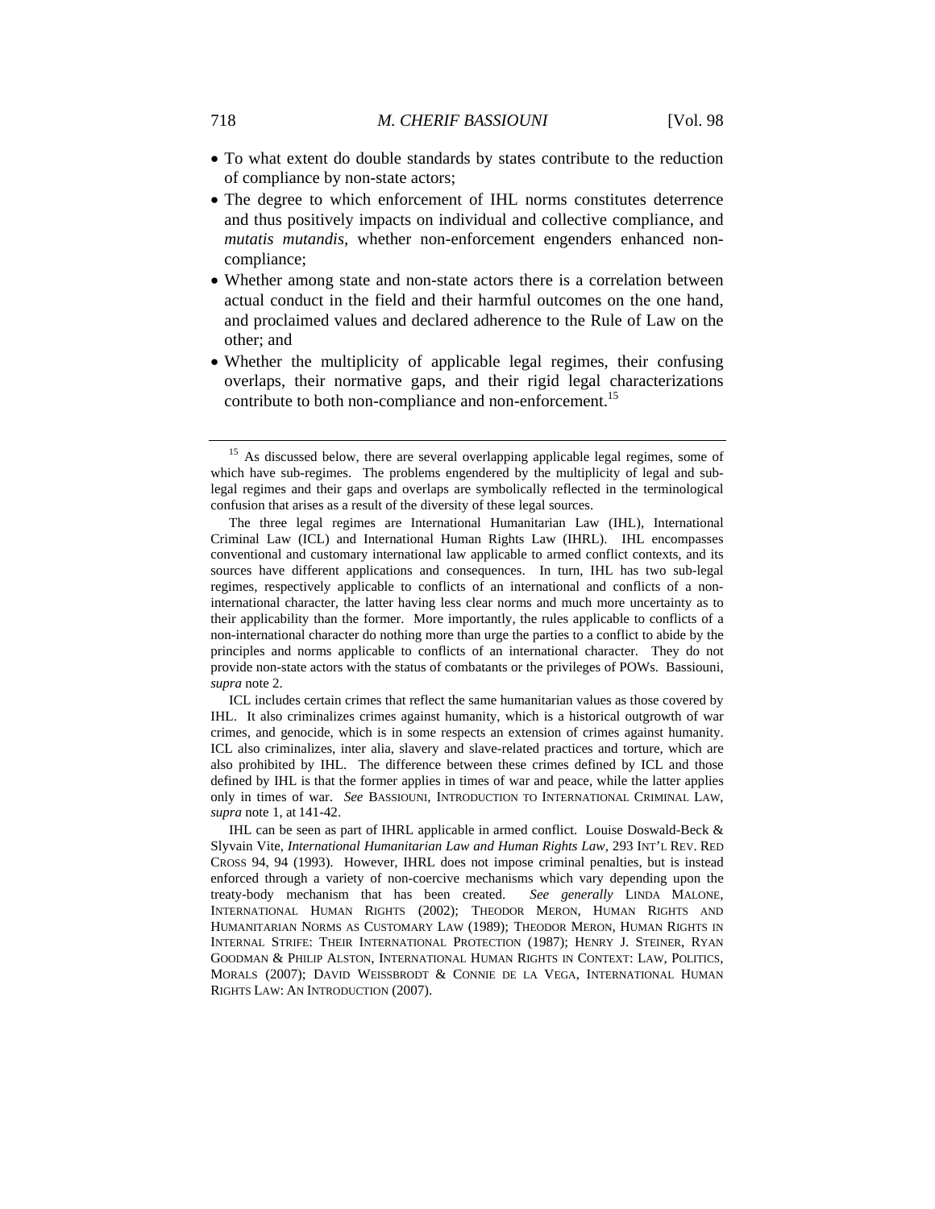- To what extent do double standards by states contribute to the reduction of compliance by non-state actors;
- The degree to which enforcement of IHL norms constitutes deterrence and thus positively impacts on individual and collective compliance, and *mutatis mutandis*, whether non-enforcement engenders enhanced non-compliance;
- Whether among state and non-state actors there is a correlation between actual conduct in the field and their harmful outcomes on the one hand, and proclaimed values and declared adherence to the Rule of Law on the other; and
- Whether the multiplicity of applicable legal regimes, their confusing overlaps, their normative gaps, and their rigid legal characterizations contribute to both non-compliance and non-enforcement.[15]

---

[15] As discussed below, there are several overlapping applicable legal regimes, some of which have sub-regimes. The problems engendered by the multiplicity of legal and sub-legal regimes and their gaps and overlaps are symbolically reflected in the terminological confusion that arises as a result of the diversity of these legal sources.

The three legal regimes are International Humanitarian Law (IHL), International Criminal Law (ICL) and International Human Rights Law (IHRL). IHL encompasses conventional and customary international law applicable to armed conflict contexts, and its sources have different applications and consequences. In turn, IHL has two sub-legal regimes, respectively applicable to conflicts of an international and conflicts of a non-international character, the latter having less clear norms and much more uncertainty as to their applicability than the former. More importantly, the rules applicable to conflicts of a non-international character do nothing more than urge the parties to a conflict to abide by the principles and norms applicable to conflicts of an international character. They do not provide non-state actors with the status of combatants or the privileges of POWs. Bassiouni, *supra* note 2.

ICL includes certain crimes that reflect the same humanitarian values as those covered by IHL. It also criminalizes crimes against humanity, which is a historical outgrowth of war crimes, and genocide, which is in some respects an extension of crimes against humanity. ICL also criminalizes, inter alia, slavery and slave-related practices and torture, which are also prohibited by IHL. The difference between these crimes defined by ICL and those defined by IHL is that the former applies in times of war and peace, while the latter applies only in times of war. *See* BASSIOUNI, INTRODUCTION TO INTERNATIONAL CRIMINAL LAW, *supra* note 1, at 141-42.

IHL can be seen as part of IHRL applicable in armed conflict. Louise Doswald-Beck & Slyvain Vite, *International Humanitarian Law and Human Rights Law*, 293 INT'L REV. RED CROSS 94, 94 (1993). However, IHRL does not impose criminal penalties, but is instead enforced through a variety of non-coercive mechanisms which vary depending upon the treaty-body mechanism that has been created. *See generally* LINDA MALONE, INTERNATIONAL HUMAN RIGHTS (2002); THEODOR MERON, HUMAN RIGHTS AND HUMANITARIAN NORMS AS CUSTOMARY LAW (1989); THEODOR MERON, HUMAN RIGHTS IN INTERNAL STRIFE: THEIR INTERNATIONAL PROTECTION (1987); HENRY J. STEINER, RYAN GOODMAN & PHILIP ALSTON, INTERNATIONAL HUMAN RIGHTS IN CONTEXT: LAW, POLITICS, MORALS (2007); DAVID WEISSBRODT & CONNIE DE LA VEGA, INTERNATIONAL HUMAN RIGHTS LAW: AN INTRODUCTION (2007).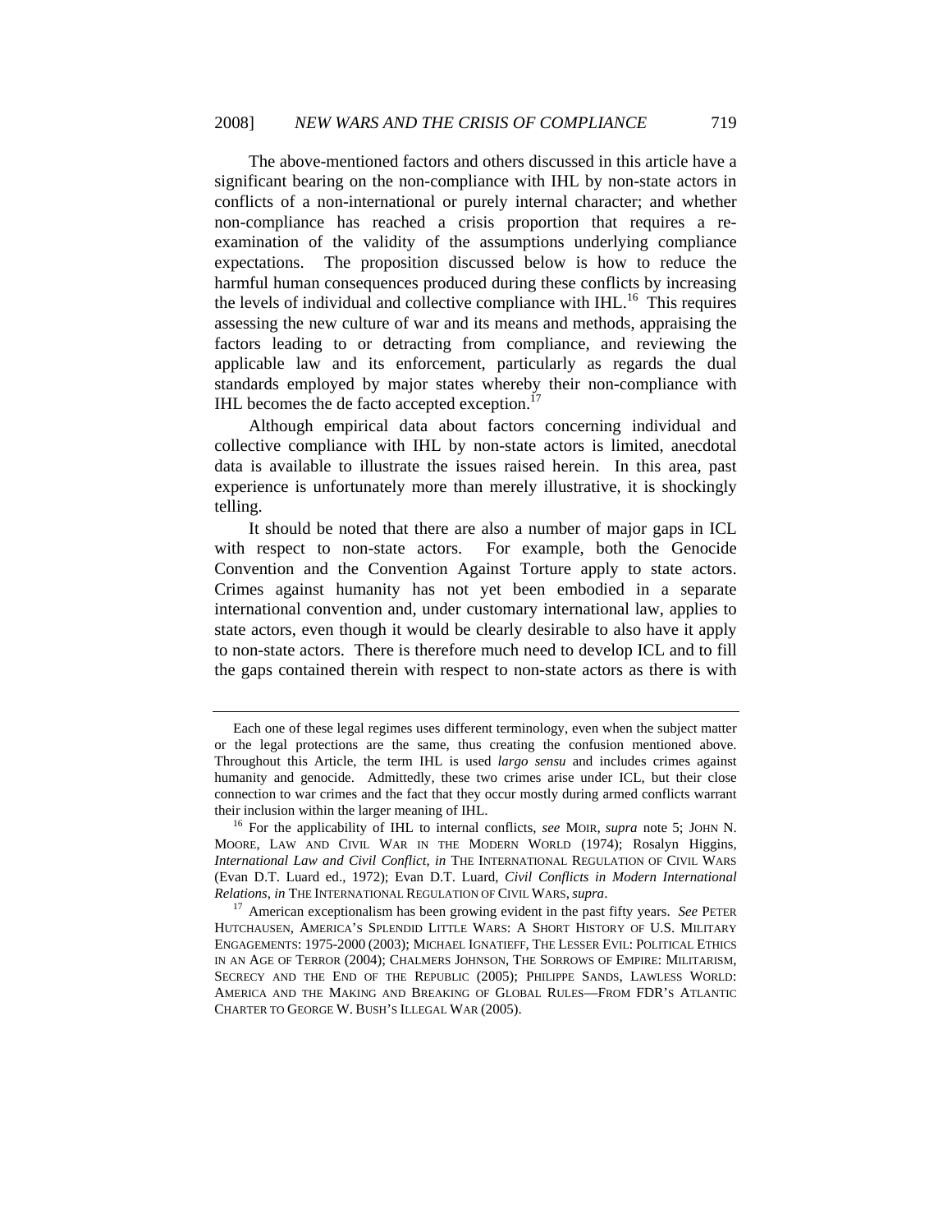The above-mentioned factors and others discussed in this article have a significant bearing on the non-compliance with IHL by non-state actors in conflicts of a non-international or purely internal character; and whether non-compliance has reached a crisis proportion that requires a re-examination of the validity of the assumptions underlying compliance expectations. The proposition discussed below is how to reduce the harmful human consequences produced during these conflicts by increasing the levels of individual and collective compliance with IHL.[16] This requires assessing the new culture of war and its means and methods, appraising the factors leading to or detracting from compliance, and reviewing the applicable law and its enforcement, particularly as regards the dual standards employed by major states whereby their non-compliance with IHL becomes the de facto accepted exception.[17]

Although empirical data about factors concerning individual and collective compliance with IHL by non-state actors is limited, anecdotal data is available to illustrate the issues raised herein. In this area, past experience is unfortunately more than merely illustrative, it is shockingly telling.

It should be noted that there are also a number of major gaps in ICL with respect to non-state actors. For example, both the Genocide Convention and the Convention Against Torture apply to state actors. Crimes against humanity has not yet been embodied in a separate international convention and, under customary international law, applies to state actors, even though it would be clearly desirable to also have it apply to non-state actors. There is therefore much need to develop ICL and to fill the gaps contained therein with respect to non-state actors as there is with

---

Each one of these legal regimes uses different terminology, even when the subject matter or the legal protections are the same, thus creating the confusion mentioned above. Throughout this Article, the term IHL is used *largo sensu* and includes crimes against humanity and genocide. Admittedly, these two crimes arise under ICL, but their close connection to war crimes and the fact that they occur mostly during armed conflicts warrant their inclusion within the larger meaning of IHL.

[16] For the applicability of IHL to internal conflicts, *see* MOIR, *supra* note 5; JOHN N. MOORE, LAW AND CIVIL WAR IN THE MODERN WORLD (1974); Rosalyn Higgins, *International Law and Civil Conflict*, *in* THE INTERNATIONAL REGULATION OF CIVIL WARS (Evan D.T. Luard ed., 1972); Evan D.T. Luard, *Civil Conflicts in Modern International Relations*, *in* THE INTERNATIONAL REGULATION OF CIVIL WARS, *supra*.

[17] American exceptionalism has been growing evident in the past fifty years. *See* PETER HUTCHAUSEN, AMERICA'S SPLENDID LITTLE WARS: A SHORT HISTORY OF U.S. MILITARY ENGAGEMENTS: 1975-2000 (2003); MICHAEL IGNATIEFF, THE LESSER EVIL: POLITICAL ETHICS IN AN AGE OF TERROR (2004); CHALMERS JOHNSON, THE SORROWS OF EMPIRE: MILITARISM, SECRECY AND THE END OF THE REPUBLIC (2005); PHILIPPE SANDS, LAWLESS WORLD: AMERICA AND THE MAKING AND BREAKING OF GLOBAL RULES—FROM FDR'S ATLANTIC CHARTER TO GEORGE W. BUSH'S ILLEGAL WAR (2005).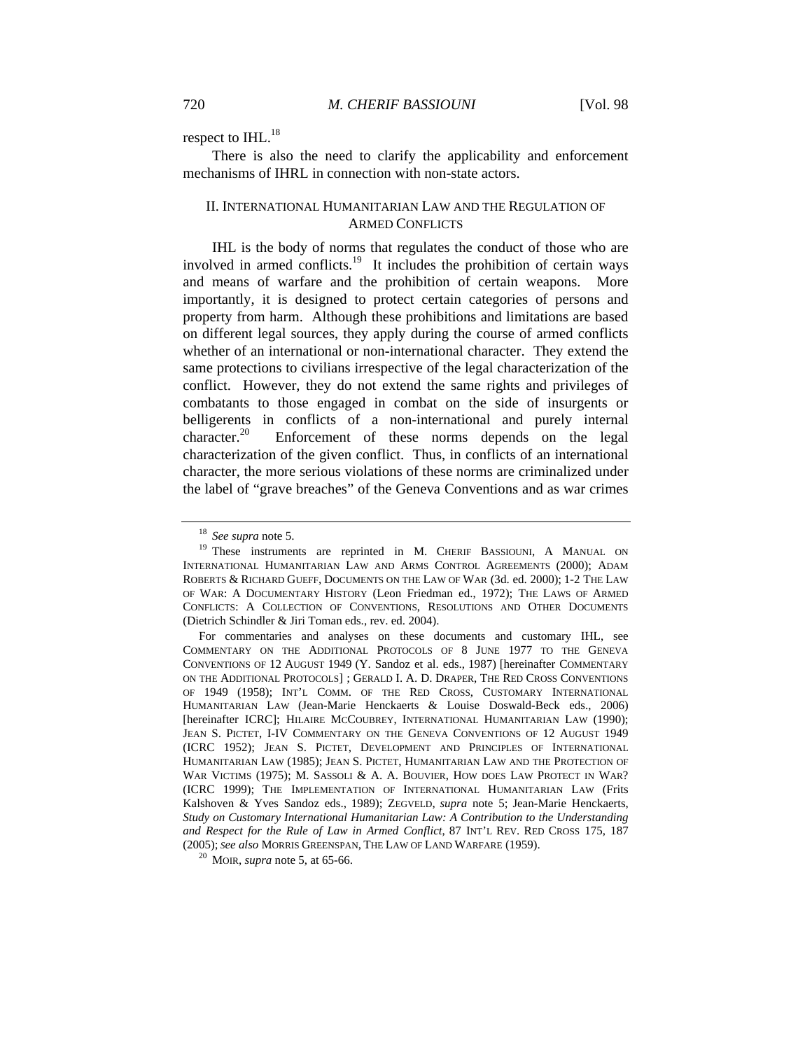respect to IHL.[18]

There is also the need to clarify the applicability and enforcement mechanisms of IHRL in connection with non-state actors.

## II. International Humanitarian Law and the Regulation of Armed Conflicts

IHL is the body of norms that regulates the conduct of those who are involved in armed conflicts.[19] It includes the prohibition of certain ways and means of warfare and the prohibition of certain weapons. More importantly, it is designed to protect certain categories of persons and property from harm. Although these prohibitions and limitations are based on different legal sources, they apply during the course of armed conflicts whether of an international or non-international character. They extend the same protections to civilians irrespective of the legal characterization of the conflict. However, they do not extend the same rights and privileges of combatants to those engaged in combat on the side of insurgents or belligerents in conflicts of a non-international and purely internal character.[20] Enforcement of these norms depends on the legal characterization of the given conflict. Thus, in conflicts of an international character, the more serious violations of these norms are criminalized under the label of "grave breaches" of the Geneva Conventions and as war crimes

---

[18] *See supra* note 5.

[19] These instruments are reprinted in M. Cherif Bassiouni, A Manual on International Humanitarian Law and Arms Control Agreements (2000); Adam Roberts & Richard Gueff, Documents on the Law of War (3d. ed. 2000); 1-2 The Law of War: A Documentary History (Leon Friedman ed., 1972); The Laws of Armed Conflicts: A Collection of Conventions, Resolutions and Other Documents (Dietrich Schindler & Jiri Toman eds., rev. ed. 2004).

For commentaries and analyses on these documents and customary IHL, see Commentary on the Additional Protocols of 8 June 1977 to the Geneva Conventions of 12 August 1949 (Y. Sandoz et al. eds., 1987) [hereinafter Commentary on the Additional Protocols] ; Gerald I. A. D. Draper, The Red Cross Conventions of 1949 (1958); Int'l Comm. of the Red Cross, Customary International Humanitarian Law (Jean-Marie Henckaerts & Louise Doswald-Beck eds., 2006) [hereinafter ICRC]; Hilaire McCoubrey, International Humanitarian Law (1990); Jean S. Pictet, I-IV Commentary on the Geneva Conventions of 12 August 1949 (ICRC 1952); Jean S. Pictet, Development and Principles of International Humanitarian Law (1985); Jean S. Pictet, Humanitarian Law and the Protection of War Victims (1975); M. Sassoli & A. A. Bouvier, How does Law Protect in War? (ICRC 1999); The Implementation of International Humanitarian Law (Frits Kalshoven & Yves Sandoz eds., 1989); Zegveld, *supra* note 5; Jean-Marie Henckaerts, *Study on Customary International Humanitarian Law: A Contribution to the Understanding and Respect for the Rule of Law in Armed Conflict*, 87 Int'l Rev. Red Cross 175, 187 (2005); *see also* Morris Greenspan, The Law of Land Warfare (1959).

[20] Moir, *supra* note 5, at 65-66.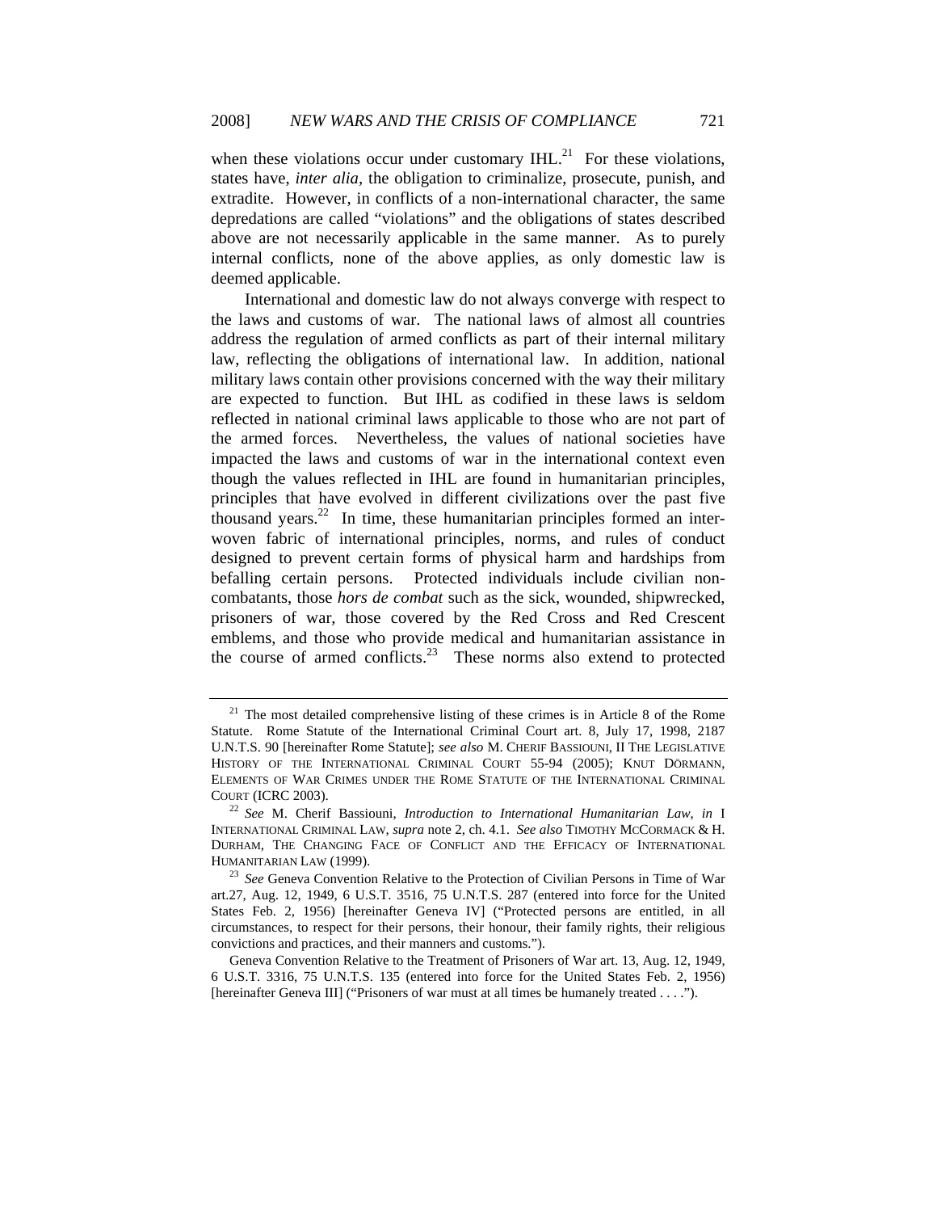when these violations occur under customary IHL.[21] For these violations, states have, *inter alia*, the obligation to criminalize, prosecute, punish, and extradite. However, in conflicts of a non-international character, the same depredations are called "violations" and the obligations of states described above are not necessarily applicable in the same manner. As to purely internal conflicts, none of the above applies, as only domestic law is deemed applicable.

International and domestic law do not always converge with respect to the laws and customs of war. The national laws of almost all countries address the regulation of armed conflicts as part of their internal military law, reflecting the obligations of international law. In addition, national military laws contain other provisions concerned with the way their military are expected to function. But IHL as codified in these laws is seldom reflected in national criminal laws applicable to those who are not part of the armed forces. Nevertheless, the values of national societies have impacted the laws and customs of war in the international context even though the values reflected in IHL are found in humanitarian principles, principles that have evolved in different civilizations over the past five thousand years.[22] In time, these humanitarian principles formed an interwoven fabric of international principles, norms, and rules of conduct designed to prevent certain forms of physical harm and hardships from befalling certain persons. Protected individuals include civilian non-combatants, those *hors de combat* such as the sick, wounded, shipwrecked, prisoners of war, those covered by the Red Cross and Red Crescent emblems, and those who provide medical and humanitarian assistance in the course of armed conflicts.[23] These norms also extend to protected

---

[21] The most detailed comprehensive listing of these crimes is in Article 8 of the Rome Statute. Rome Statute of the International Criminal Court art. 8, July 17, 1998, 2187 U.N.T.S. 90 [hereinafter Rome Statute]; *see also* M. CHERIF BASSIOUNI, II THE LEGISLATIVE HISTORY OF THE INTERNATIONAL CRIMINAL COURT 55-94 (2005); KNUT DÖRMANN, ELEMENTS OF WAR CRIMES UNDER THE ROME STATUTE OF THE INTERNATIONAL CRIMINAL COURT (ICRC 2003).

[22] *See* M. Cherif Bassiouni, *Introduction to International Humanitarian Law*, *in* I INTERNATIONAL CRIMINAL LAW, *supra* note 2, ch. 4.1. *See also* TIMOTHY MCCORMACK & H. DURHAM, THE CHANGING FACE OF CONFLICT AND THE EFFICACY OF INTERNATIONAL HUMANITARIAN LAW (1999).

[23] *See* Geneva Convention Relative to the Protection of Civilian Persons in Time of War art.27, Aug. 12, 1949, 6 U.S.T. 3516, 75 U.N.T.S. 287 (entered into force for the United States Feb. 2, 1956) [hereinafter Geneva IV] ("Protected persons are entitled, in all circumstances, to respect for their persons, their honour, their family rights, their religious convictions and practices, and their manners and customs.").

Geneva Convention Relative to the Treatment of Prisoners of War art. 13, Aug. 12, 1949, 6 U.S.T. 3316, 75 U.N.T.S. 135 (entered into force for the United States Feb. 2, 1956) [hereinafter Geneva III] ("Prisoners of war must at all times be humanely treated . . . .").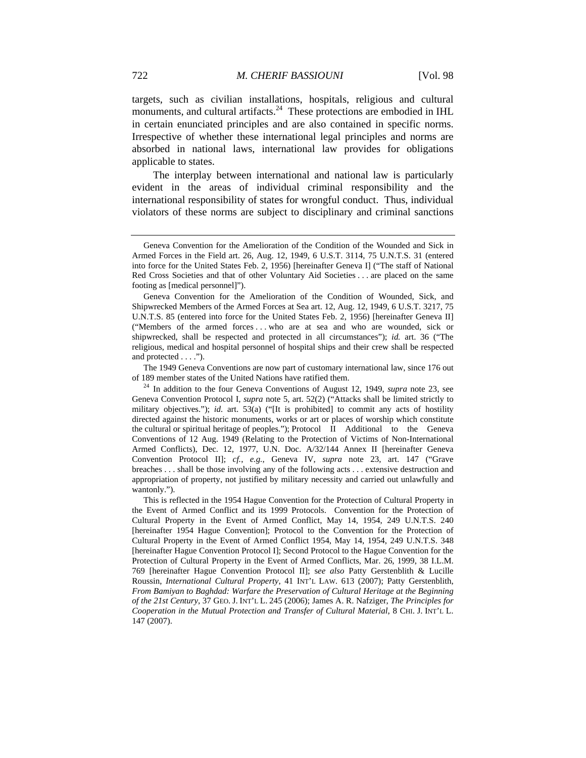targets, such as civilian installations, hospitals, religious and cultural monuments, and cultural artifacts.[24] These protections are embodied in IHL in certain enunciated principles and are also contained in specific norms. Irrespective of whether these international legal principles and norms are absorbed in national laws, international law provides for obligations applicable to states.

The interplay between international and national law is particularly evident in the areas of individual criminal responsibility and the international responsibility of states for wrongful conduct. Thus, individual violators of these norms are subject to disciplinary and criminal sanctions

---

Geneva Convention for the Amelioration of the Condition of the Wounded and Sick in Armed Forces in the Field art. 26, Aug. 12, 1949, 6 U.S.T. 3114, 75 U.N.T.S. 31 (entered into force for the United States Feb. 2, 1956) [hereinafter Geneva I] ("The staff of National Red Cross Societies and that of other Voluntary Aid Societies . . . are placed on the same footing as [medical personnel]").

Geneva Convention for the Amelioration of the Condition of Wounded, Sick, and Shipwrecked Members of the Armed Forces at Sea art. 12, Aug. 12, 1949, 6 U.S.T. 3217, 75 U.N.T.S. 85 (entered into force for the United States Feb. 2, 1956) [hereinafter Geneva II] ("Members of the armed forces . . . who are at sea and who are wounded, sick or shipwrecked, shall be respected and protected in all circumstances"); *id.* art. 36 ("The religious, medical and hospital personnel of hospital ships and their crew shall be respected and protected . . . .").

The 1949 Geneva Conventions are now part of customary international law, since 176 out of 189 member states of the United Nations have ratified them.

[24] In addition to the four Geneva Conventions of August 12, 1949, *supra* note 23, see Geneva Convention Protocol I, *supra* note 5, art. 52(2) ("Attacks shall be limited strictly to military objectives."); *id.* art. 53(a) ("[It is prohibited] to commit any acts of hostility directed against the historic monuments, works or art or places of worship which constitute the cultural or spiritual heritage of peoples."); Protocol II Additional to the Geneva Conventions of 12 Aug. 1949 (Relating to the Protection of Victims of Non-International Armed Conflicts), Dec. 12, 1977, U.N. Doc. A/32/144 Annex II [hereinafter Geneva Convention Protocol II]; *cf.*, *e.g.*, Geneva IV, *supra* note 23, art. 147 ("Grave breaches . . . shall be those involving any of the following acts . . . extensive destruction and appropriation of property, not justified by military necessity and carried out unlawfully and wantonly.").

This is reflected in the 1954 Hague Convention for the Protection of Cultural Property in the Event of Armed Conflict and its 1999 Protocols. Convention for the Protection of Cultural Property in the Event of Armed Conflict, May 14, 1954, 249 U.N.T.S. 240 [hereinafter 1954 Hague Convention]; Protocol to the Convention for the Protection of Cultural Property in the Event of Armed Conflict 1954, May 14, 1954, 249 U.N.T.S. 348 [hereinafter Hague Convention Protocol I]; Second Protocol to the Hague Convention for the Protection of Cultural Property in the Event of Armed Conflicts, Mar. 26, 1999, 38 I.L.M. 769 [hereinafter Hague Convention Protocol II]; *see also* Patty Gerstenblith & Lucille Roussin, *International Cultural Property*, 41 INT'L LAW. 613 (2007); Patty Gerstenblith, *From Bamiyan to Baghdad: Warfare the Preservation of Cultural Heritage at the Beginning of the 21st Century*, 37 GEO. J. INT'L L. 245 (2006); James A. R. Nafziger, *The Principles for Cooperation in the Mutual Protection and Transfer of Cultural Material*, 8 CHI. J. INT'L L. 147 (2007).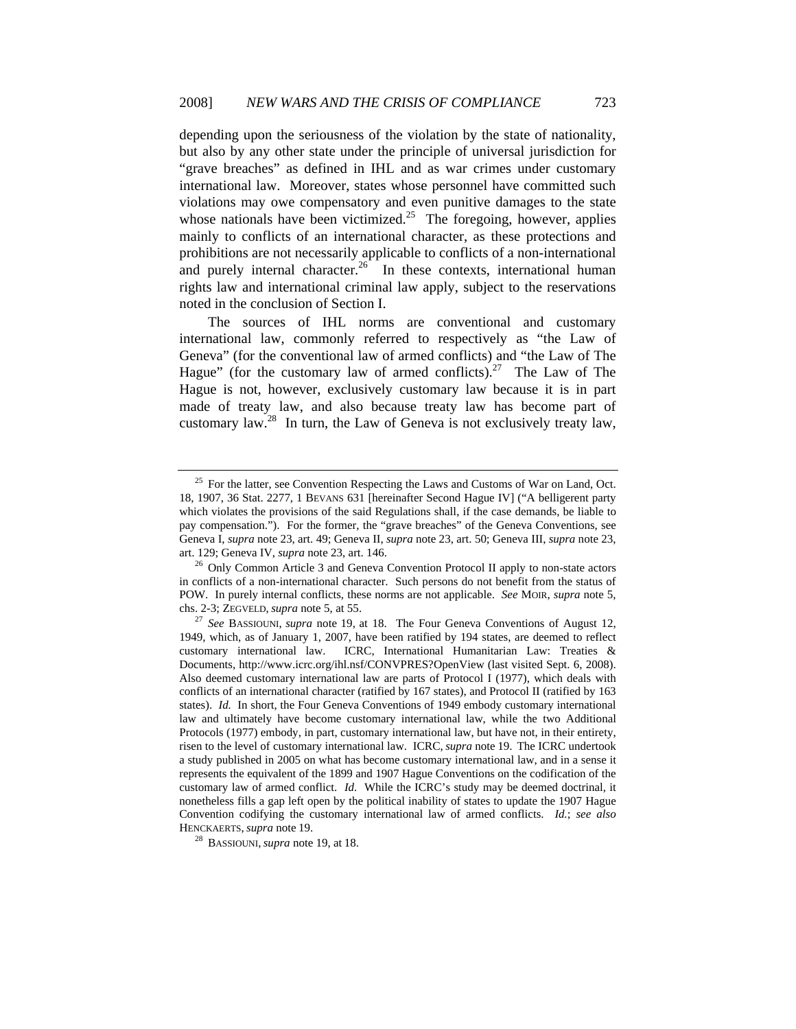depending upon the seriousness of the violation by the state of nationality, but also by any other state under the principle of universal jurisdiction for "grave breaches" as defined in IHL and as war crimes under customary international law. Moreover, states whose personnel have committed such violations may owe compensatory and even punitive damages to the state whose nationals have been victimized.[25] The foregoing, however, applies mainly to conflicts of an international character, as these protections and prohibitions are not necessarily applicable to conflicts of a non-international and purely internal character.[26] In these contexts, international human rights law and international criminal law apply, subject to the reservations noted in the conclusion of Section I.

The sources of IHL norms are conventional and customary international law, commonly referred to respectively as "the Law of Geneva" (for the conventional law of armed conflicts) and "the Law of The Hague" (for the customary law of armed conflicts).[27] The Law of The Hague is not, however, exclusively customary law because it is in part made of treaty law, and also because treaty law has become part of customary law.[28] In turn, the Law of Geneva is not exclusively treaty law,

---

[25] For the latter, see Convention Respecting the Laws and Customs of War on Land, Oct. 18, 1907, 36 Stat. 2277, 1 BEVANS 631 [hereinafter Second Hague IV] ("A belligerent party which violates the provisions of the said Regulations shall, if the case demands, be liable to pay compensation."). For the former, the "grave breaches" of the Geneva Conventions, see Geneva I, *supra* note 23, art. 49; Geneva II, *supra* note 23, art. 50; Geneva III, *supra* note 23, art. 129; Geneva IV, *supra* note 23, art. 146.

[26] Only Common Article 3 and Geneva Convention Protocol II apply to non-state actors in conflicts of a non-international character. Such persons do not benefit from the status of POW. In purely internal conflicts, these norms are not applicable. *See* MOIR, *supra* note 5, chs. 2-3; ZEGVELD, *supra* note 5, at 55.

[27] *See* BASSIOUNI, *supra* note 19, at 18. The Four Geneva Conventions of August 12, 1949, which, as of January 1, 2007, have been ratified by 194 states, are deemed to reflect customary international law. ICRC, International Humanitarian Law: Treaties & Documents, http://www.icrc.org/ihl.nsf/CONVPRES?OpenView (last visited Sept. 6, 2008). Also deemed customary international law are parts of Protocol I (1977), which deals with conflicts of an international character (ratified by 167 states), and Protocol II (ratified by 163 states). *Id.* In short, the Four Geneva Conventions of 1949 embody customary international law and ultimately have become customary international law, while the two Additional Protocols (1977) embody, in part, customary international law, but have not, in their entirety, risen to the level of customary international law. ICRC, *supra* note 19. The ICRC undertook a study published in 2005 on what has become customary international law, and in a sense it represents the equivalent of the 1899 and 1907 Hague Conventions on the codification of the customary law of armed conflict. *Id.* While the ICRC's study may be deemed doctrinal, it nonetheless fills a gap left open by the political inability of states to update the 1907 Hague Convention codifying the customary international law of armed conflicts. *Id.*; *see also* HENCKAERTS, *supra* note 19.

[28] BASSIOUNI, *supra* note 19, at 18.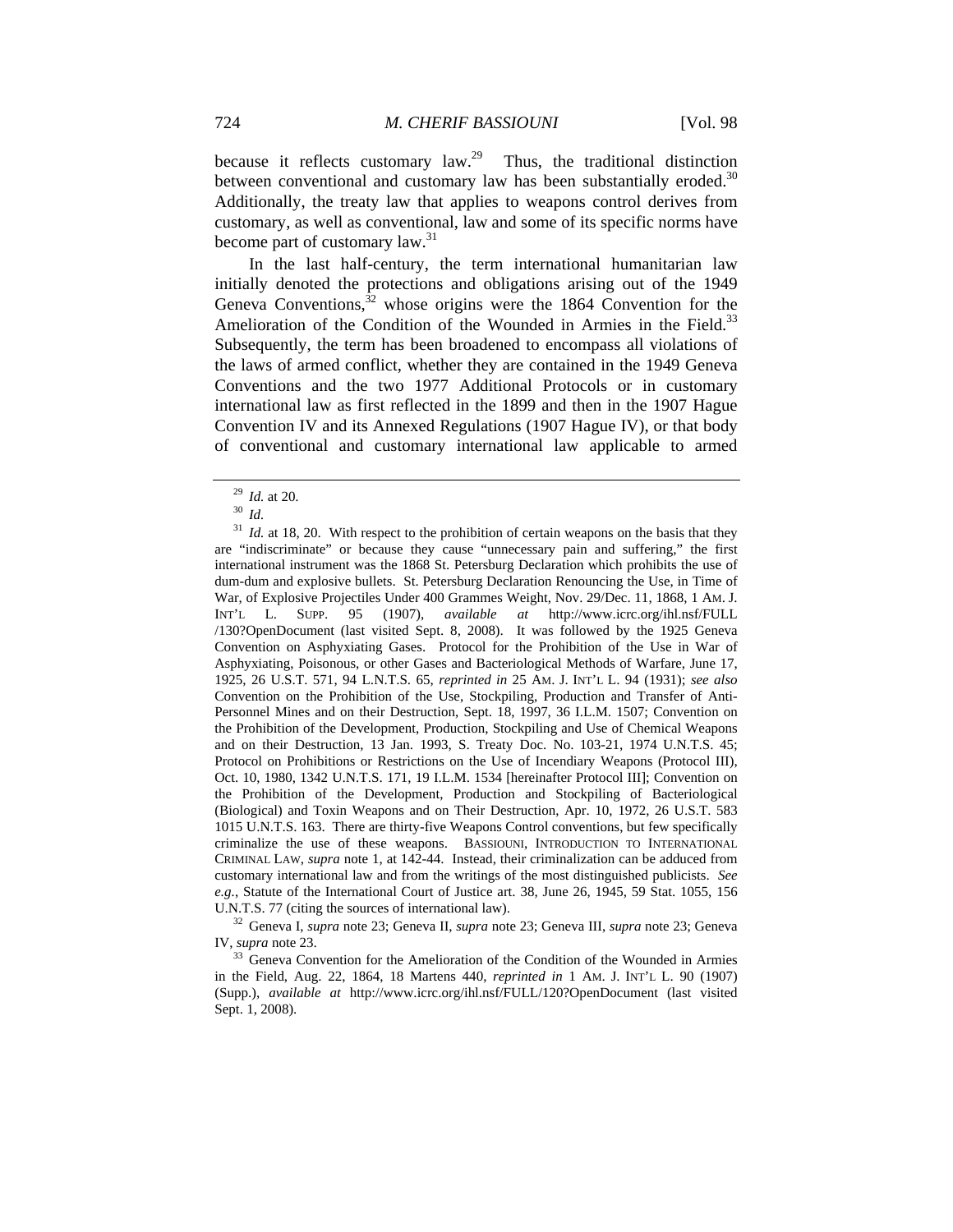because it reflects customary law.[29] Thus, the traditional distinction between conventional and customary law has been substantially eroded.[30] Additionally, the treaty law that applies to weapons control derives from customary, as well as conventional, law and some of its specific norms have become part of customary law.[31]

In the last half-century, the term international humanitarian law initially denoted the protections and obligations arising out of the 1949 Geneva Conventions,[32] whose origins were the 1864 Convention for the Amelioration of the Condition of the Wounded in Armies in the Field.[33] Subsequently, the term has been broadened to encompass all violations of the laws of armed conflict, whether they are contained in the 1949 Geneva Conventions and the two 1977 Additional Protocols or in customary international law as first reflected in the 1899 and then in the 1907 Hague Convention IV and its Annexed Regulations (1907 Hague IV), or that body of conventional and customary international law applicable to armed

---

[29] *Id.* at 20.

[30] *Id.*

[31] *Id.* at 18, 20. With respect to the prohibition of certain weapons on the basis that they are "indiscriminate" or because they cause "unnecessary pain and suffering," the first international instrument was the 1868 St. Petersburg Declaration which prohibits the use of dum-dum and explosive bullets. St. Petersburg Declaration Renouncing the Use, in Time of War, of Explosive Projectiles Under 400 Grammes Weight, Nov. 29/Dec. 11, 1868, 1 AM. J. INT'L L. SUPP. 95 (1907), *available at* http://www.icrc.org/ihl.nsf/FULL/130?OpenDocument (last visited Sept. 8, 2008). It was followed by the 1925 Geneva Convention on Asphyxiating Gases. Protocol for the Prohibition of the Use in War of Asphyxiating, Poisonous, or other Gases and Bacteriological Methods of Warfare, June 17, 1925, 26 U.S.T. 571, 94 L.N.T.S. 65, *reprinted in* 25 AM. J. INT'L L. 94 (1931); *see also* Convention on the Prohibition of the Use, Stockpiling, Production and Transfer of Anti-Personnel Mines and on their Destruction, Sept. 18, 1997, 36 I.L.M. 1507; Convention on the Prohibition of the Development, Production, Stockpiling and Use of Chemical Weapons and on their Destruction, 13 Jan. 1993, S. Treaty Doc. No. 103-21, 1974 U.N.T.S. 45; Protocol on Prohibitions or Restrictions on the Use of Incendiary Weapons (Protocol III), Oct. 10, 1980, 1342 U.N.T.S. 171, 19 I.L.M. 1534 [hereinafter Protocol III]; Convention on the Prohibition of the Development, Production and Stockpiling of Bacteriological (Biological) and Toxin Weapons and on Their Destruction, Apr. 10, 1972, 26 U.S.T. 583 1015 U.N.T.S. 163. There are thirty-five Weapons Control conventions, but few specifically criminalize the use of these weapons. BASSIOUNI, INTRODUCTION TO INTERNATIONAL CRIMINAL LAW, *supra* note 1, at 142-44. Instead, their criminalization can be adduced from customary international law and from the writings of the most distinguished publicists. *See e.g.*, Statute of the International Court of Justice art. 38, June 26, 1945, 59 Stat. 1055, 156 U.N.T.S. 77 (citing the sources of international law).

[32] Geneva I, *supra* note 23; Geneva II, *supra* note 23; Geneva III, *supra* note 23; Geneva IV, *supra* note 23.

[33] Geneva Convention for the Amelioration of the Condition of the Wounded in Armies in the Field, Aug. 22, 1864, 18 Martens 440, *reprinted in* 1 AM. J. INT'L L. 90 (1907) (Supp.), *available at* http://www.icrc.org/ihl.nsf/FULL/120?OpenDocument (last visited Sept. 1, 2008).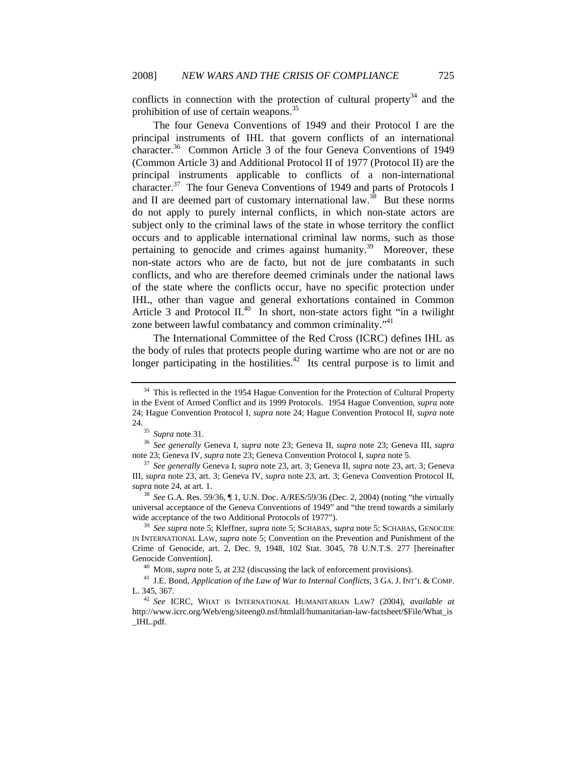conflicts in connection with the protection of cultural property[34] and the prohibition of use of certain weapons.[35]

The four Geneva Conventions of 1949 and their Protocol I are the principal instruments of IHL that govern conflicts of an international character.[36] Common Article 3 of the four Geneva Conventions of 1949 (Common Article 3) and Additional Protocol II of 1977 (Protocol II) are the principal instruments applicable to conflicts of a non-international character.[37] The four Geneva Conventions of 1949 and parts of Protocols I and II are deemed part of customary international law.[38] But these norms do not apply to purely internal conflicts, in which non-state actors are subject only to the criminal laws of the state in whose territory the conflict occurs and to applicable international criminal law norms, such as those pertaining to genocide and crimes against humanity.[39] Moreover, these non-state actors who are de facto, but not de jure combatants in such conflicts, and who are therefore deemed criminals under the national laws of the state where the conflicts occur, have no specific protection under IHL, other than vague and general exhortations contained in Common Article 3 and Protocol II.[40] In short, non-state actors fight "in a twilight zone between lawful combatancy and common criminality."[41]

The International Committee of the Red Cross (ICRC) defines IHL as the body of rules that protects people during wartime who are not or are no longer participating in the hostilities.[42] Its central purpose is to limit and

---

[34] This is reflected in the 1954 Hague Convention for the Protection of Cultural Property in the Event of Armed Conflict and its 1999 Protocols. 1954 Hague Convention, *supra* note 24; Hague Convention Protocol I, *supra* note 24; Hague Convention Protocol II, *supra* note 24.

[35] *Supra* note 31.

[36] *See generally* Geneva I, *supra* note 23; Geneva II, *supra* note 23; Geneva III, *supra* note 23; Geneva IV, *supra* note 23; Geneva Convention Protocol I, *supra* note 5.

[37] *See generally* Geneva I, *supra* note 23, art. 3; Geneva II, *supra* note 23, art. 3; Geneva III, *supra* note 23, art. 3; Geneva IV, *supra* note 23, art. 3; Geneva Convention Protocol II, *supra* note 24, at art. 1.

[38] *See* G.A. Res. 59/36, ¶ 1, U.N. Doc. A/RES/59/36 (Dec. 2, 2004) (noting "the virtually universal acceptance of the Geneva Conventions of 1949" and "the trend towards a similarly wide acceptance of the two Additional Protocols of 1977").

[39] *See supra* note 5; Kleffner, *supra* note 5; SCHABAS, *supra* note 5; SCHABAS, GENOCIDE IN INTERNATIONAL LAW, *supra* note 5; Convention on the Prevention and Punishment of the Crime of Genocide, art. 2, Dec. 9, 1948, 102 Stat. 3045, 78 U.N.T.S. 277 [hereinafter Genocide Convention].

[40] MOIR, *supra* note 5, at 232 (discussing the lack of enforcement provisions).

[41] J.E. Bond, *Application of the Law of War to Internal Conflicts*, 3 GA. J. INT'L & COMP. L. 345, 367.

[42] *See* ICRC, WHAT IS INTERNATIONAL HUMANITARIAN LAW? (2004), *available at* http://www.icrc.org/Web/eng/siteeng0.nsf/htmlall/humanitarian-law-factsheet/$File/What_is_IHL.pdf.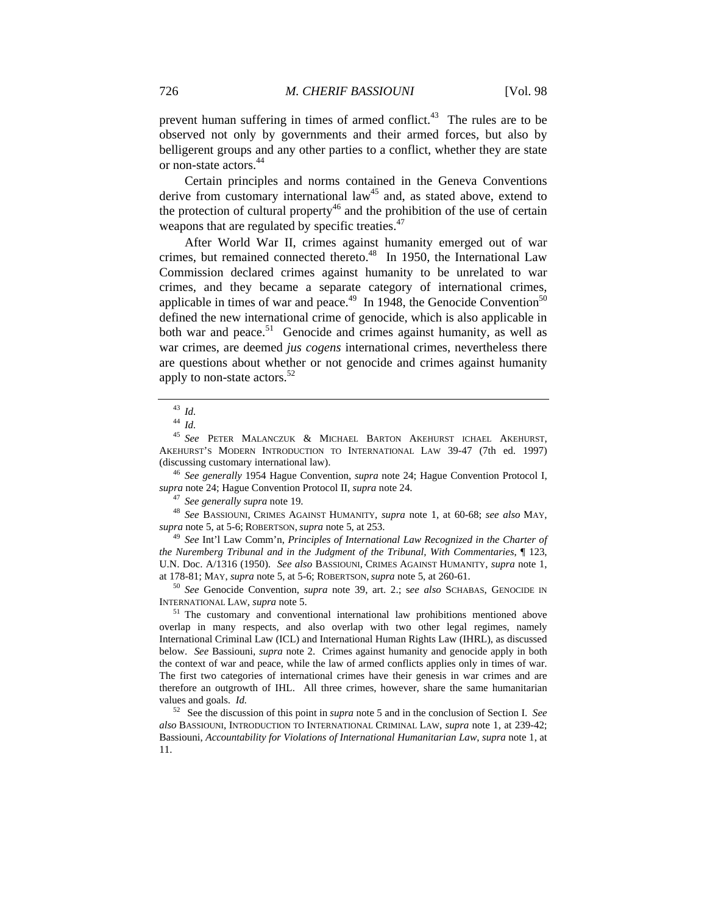prevent human suffering in times of armed conflict.[43] The rules are to be observed not only by governments and their armed forces, but also by belligerent groups and any other parties to a conflict, whether they are state or non-state actors.[44]

Certain principles and norms contained in the Geneva Conventions derive from customary international law[45] and, as stated above, extend to the protection of cultural property[46] and the prohibition of the use of certain weapons that are regulated by specific treaties.[47]

After World War II, crimes against humanity emerged out of war crimes, but remained connected thereto.[48] In 1950, the International Law Commission declared crimes against humanity to be unrelated to war crimes, and they became a separate category of international crimes, applicable in times of war and peace.[49] In 1948, the Genocide Convention[50] defined the new international crime of genocide, which is also applicable in both war and peace.[51] Genocide and crimes against humanity, as well as war crimes, are deemed *jus cogens* international crimes, nevertheless there are questions about whether or not genocide and crimes against humanity apply to non-state actors.[52]

---

[43] *Id.*

[44] *Id.*

[45] *See* PETER MALANCZUK & MICHAEL BARTON AKEHURST ICHAEL AKEHURST, AKEHURST'S MODERN INTRODUCTION TO INTERNATIONAL LAW 39-47 (7th ed. 1997) (discussing customary international law).

[46] *See generally* 1954 Hague Convention, *supra* note 24; Hague Convention Protocol I, *supra* note 24; Hague Convention Protocol II, *supra* note 24.

[47] *See generally supra* note 19.

[48] *See* BASSIOUNI, CRIMES AGAINST HUMANITY, *supra* note 1, at 60-68; *see also* MAY, *supra* note 5, at 5-6; ROBERTSON, *supra* note 5, at 253.

[49] *See* Int'l Law Comm'n, *Principles of International Law Recognized in the Charter of the Nuremberg Tribunal and in the Judgment of the Tribunal, With Commentaries*, ¶ 123, U.N. Doc. A/1316 (1950). *See also* BASSIOUNI, CRIMES AGAINST HUMANITY, *supra* note 1, at 178-81; MAY, *supra* note 5, at 5-6; ROBERTSON, *supra* note 5, at 260-61.

[50] *See* Genocide Convention, *supra* note 39, art. 2.; s*ee also* SCHABAS, GENOCIDE IN INTERNATIONAL LAW, *supra* note 5.

[51] The customary and conventional international law prohibitions mentioned above overlap in many respects, and also overlap with two other legal regimes, namely International Criminal Law (ICL) and International Human Rights Law (IHRL), as discussed below. *See* Bassiouni, *supra* note 2. Crimes against humanity and genocide apply in both the context of war and peace, while the law of armed conflicts applies only in times of war. The first two categories of international crimes have their genesis in war crimes and are therefore an outgrowth of IHL. All three crimes, however, share the same humanitarian values and goals. *Id.*

[52] See the discussion of this point in *supra* note 5 and in the conclusion of Section I. *See also* BASSIOUNI, INTRODUCTION TO INTERNATIONAL CRIMINAL LAW, *supra* note 1, at 239-42; Bassiouni, *Accountability for Violations of International Humanitarian Law*, *supra* note 1, at 11.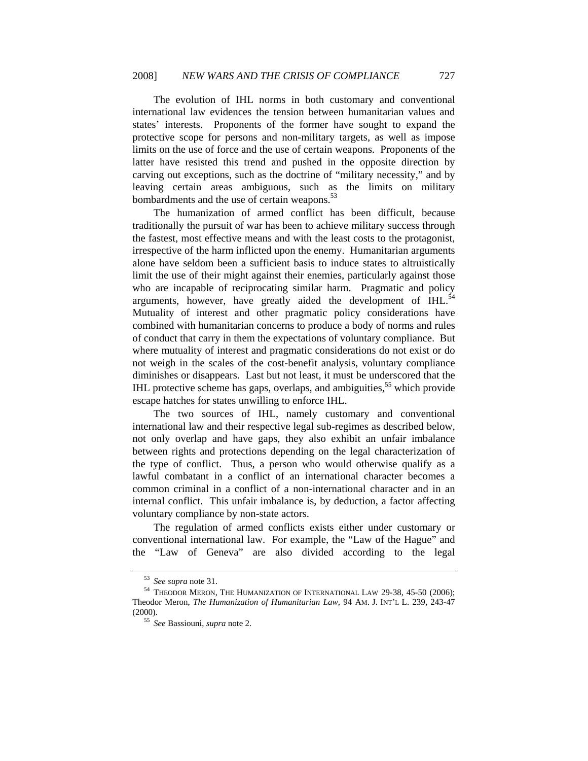The evolution of IHL norms in both customary and conventional international law evidences the tension between humanitarian values and states' interests. Proponents of the former have sought to expand the protective scope for persons and non-military targets, as well as impose limits on the use of force and the use of certain weapons. Proponents of the latter have resisted this trend and pushed in the opposite direction by carving out exceptions, such as the doctrine of "military necessity," and by leaving certain areas ambiguous, such as the limits on military bombardments and the use of certain weapons.[53]

The humanization of armed conflict has been difficult, because traditionally the pursuit of war has been to achieve military success through the fastest, most effective means and with the least costs to the protagonist, irrespective of the harm inflicted upon the enemy. Humanitarian arguments alone have seldom been a sufficient basis to induce states to altruistically limit the use of their might against their enemies, particularly against those who are incapable of reciprocating similar harm. Pragmatic and policy arguments, however, have greatly aided the development of IHL.[54] Mutuality of interest and other pragmatic policy considerations have combined with humanitarian concerns to produce a body of norms and rules of conduct that carry in them the expectations of voluntary compliance. But where mutuality of interest and pragmatic considerations do not exist or do not weigh in the scales of the cost-benefit analysis, voluntary compliance diminishes or disappears. Last but not least, it must be underscored that the IHL protective scheme has gaps, overlaps, and ambiguities,[55] which provide escape hatches for states unwilling to enforce IHL.

The two sources of IHL, namely customary and conventional international law and their respective legal sub-regimes as described below, not only overlap and have gaps, they also exhibit an unfair imbalance between rights and protections depending on the legal characterization of the type of conflict. Thus, a person who would otherwise qualify as a lawful combatant in a conflict of an international character becomes a common criminal in a conflict of a non-international character and in an internal conflict. This unfair imbalance is, by deduction, a factor affecting voluntary compliance by non-state actors.

The regulation of armed conflicts exists either under customary or conventional international law. For example, the "Law of the Hague" and the "Law of Geneva" are also divided according to the legal

---

[53] *See supra* note 31.

[54] THEODOR MERON, THE HUMANIZATION OF INTERNATIONAL LAW 29-38, 45-50 (2006); Theodor Meron, *The Humanization of Humanitarian Law*, 94 AM. J. INT'L L. 239, 243-47 (2000).

[55] *See* Bassiouni, *supra* note 2.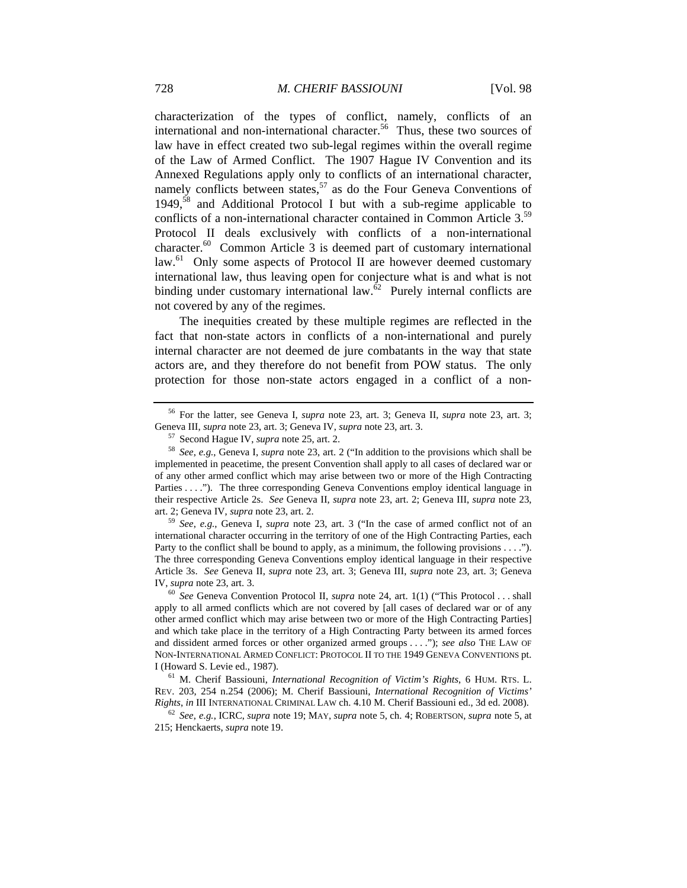characterization of the types of conflict, namely, conflicts of an international and non-international character.[56] Thus, these two sources of law have in effect created two sub-legal regimes within the overall regime of the Law of Armed Conflict. The 1907 Hague IV Convention and its Annexed Regulations apply only to conflicts of an international character, namely conflicts between states,[57] as do the Four Geneva Conventions of 1949,[58] and Additional Protocol I but with a sub-regime applicable to conflicts of a non-international character contained in Common Article 3.[59] Protocol II deals exclusively with conflicts of a non-international character.[60] Common Article 3 is deemed part of customary international law.[61] Only some aspects of Protocol II are however deemed customary international law, thus leaving open for conjecture what is and what is not binding under customary international law.[62] Purely internal conflicts are not covered by any of the regimes.

The inequities created by these multiple regimes are reflected in the fact that non-state actors in conflicts of a non-international and purely internal character are not deemed de jure combatants in the way that state actors are, and they therefore do not benefit from POW status. The only protection for those non-state actors engaged in a conflict of a non-

---

[56] For the latter, see Geneva I, *supra* note 23, art. 3; Geneva II, *supra* note 23, art. 3; Geneva III, *supra* note 23, art. 3; Geneva IV, *supra* note 23, art. 3.

[57] Second Hague IV, *supra* note 25, art. 2.

[58] *See, e.g.*, Geneva I, *supra* note 23, art. 2 ("In addition to the provisions which shall be implemented in peacetime, the present Convention shall apply to all cases of declared war or of any other armed conflict which may arise between two or more of the High Contracting Parties . . . ."). The three corresponding Geneva Conventions employ identical language in their respective Article 2s. *See* Geneva II, *supra* note 23, art. 2; Geneva III, *supra* note 23, art. 2; Geneva IV, *supra* note 23, art. 2.

[59] *See, e.g.*, Geneva I, *supra* note 23, art. 3 ("In the case of armed conflict not of an international character occurring in the territory of one of the High Contracting Parties, each Party to the conflict shall be bound to apply, as a minimum, the following provisions . . . ."). The three corresponding Geneva Conventions employ identical language in their respective Article 3s. *See* Geneva II, *supra* note 23, art. 3; Geneva III, *supra* note 23, art. 3; Geneva IV, *supra* note 23, art. 3.

[60] *See* Geneva Convention Protocol II, *supra* note 24, art. 1(1) ("This Protocol . . . shall apply to all armed conflicts which are not covered by [all cases of declared war or of any other armed conflict which may arise between two or more of the High Contracting Parties] and which take place in the territory of a High Contracting Party between its armed forces and dissident armed forces or other organized armed groups . . . ."); *see also* THE LAW OF NON-INTERNATIONAL ARMED CONFLICT: PROTOCOL II TO THE 1949 GENEVA CONVENTIONS pt. I (Howard S. Levie ed., 1987).

[61] M. Cherif Bassiouni, *International Recognition of Victim's Rights*, 6 HUM. RTS. L. REV. 203, 254 n.254 (2006); M. Cherif Bassiouni, *International Recognition of Victims' Rights*, *in* III INTERNATIONAL CRIMINAL LAW ch. 4.10 M. Cherif Bassiouni ed., 3d ed. 2008).

[62] *See, e.g.*, ICRC, *supra* note 19; MAY, *supra* note 5, ch. 4; ROBERTSON, *supra* note 5, at 215; Henckaerts, *supra* note 19.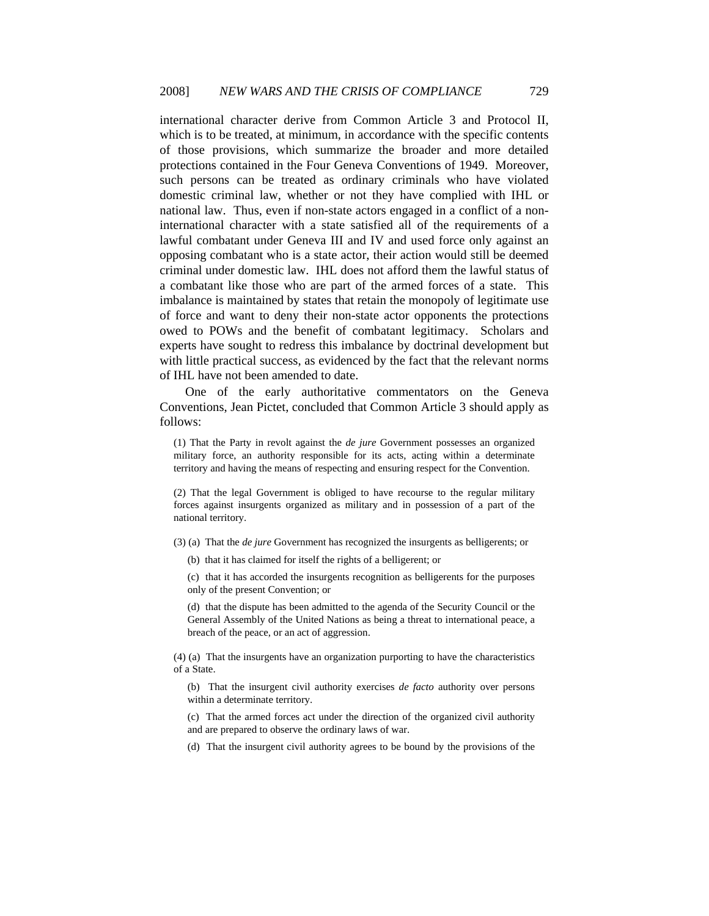international character derive from Common Article 3 and Protocol II, which is to be treated, at minimum, in accordance with the specific contents of those provisions, which summarize the broader and more detailed protections contained in the Four Geneva Conventions of 1949. Moreover, such persons can be treated as ordinary criminals who have violated domestic criminal law, whether or not they have complied with IHL or national law. Thus, even if non-state actors engaged in a conflict of a non-international character with a state satisfied all of the requirements of a lawful combatant under Geneva III and IV and used force only against an opposing combatant who is a state actor, their action would still be deemed criminal under domestic law. IHL does not afford them the lawful status of a combatant like those who are part of the armed forces of a state. This imbalance is maintained by states that retain the monopoly of legitimate use of force and want to deny their non-state actor opponents the protections owed to POWs and the benefit of combatant legitimacy. Scholars and experts have sought to redress this imbalance by doctrinal development but with little practical success, as evidenced by the fact that the relevant norms of IHL have not been amended to date.

One of the early authoritative commentators on the Geneva Conventions, Jean Pictet, concluded that Common Article 3 should apply as follows:

> (1) That the Party in revolt against the *de jure* Government possesses an organized military force, an authority responsible for its acts, acting within a determinate territory and having the means of respecting and ensuring respect for the Convention.
>
> (2) That the legal Government is obliged to have recourse to the regular military forces against insurgents organized as military and in possession of a part of the national territory.
>
> (3) (a) That the *de jure* Government has recognized the insurgents as belligerents; or
>
> (b) that it has claimed for itself the rights of a belligerent; or
>
> (c) that it has accorded the insurgents recognition as belligerents for the purposes only of the present Convention; or
>
> (d) that the dispute has been admitted to the agenda of the Security Council or the General Assembly of the United Nations as being a threat to international peace, a breach of the peace, or an act of aggression.
>
> (4) (a) That the insurgents have an organization purporting to have the characteristics of a State.
>
> (b) That the insurgent civil authority exercises *de facto* authority over persons within a determinate territory.
>
> (c) That the armed forces act under the direction of the organized civil authority and are prepared to observe the ordinary laws of war.
>
> (d) That the insurgent civil authority agrees to be bound by the provisions of the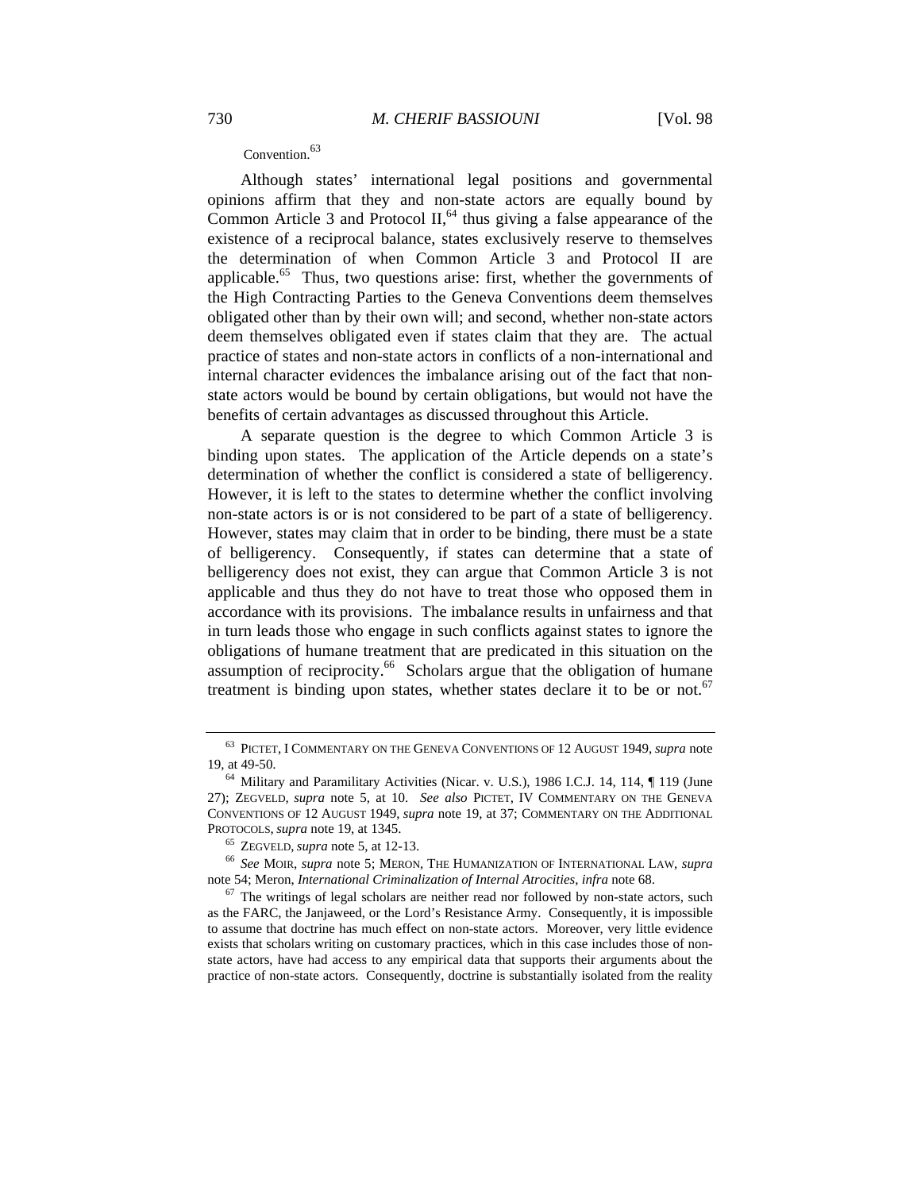Convention.[63]

Although states' international legal positions and governmental opinions affirm that they and non-state actors are equally bound by Common Article 3 and Protocol II,[64] thus giving a false appearance of the existence of a reciprocal balance, states exclusively reserve to themselves the determination of when Common Article 3 and Protocol II are applicable.[65] Thus, two questions arise: first, whether the governments of the High Contracting Parties to the Geneva Conventions deem themselves obligated other than by their own will; and second, whether non-state actors deem themselves obligated even if states claim that they are. The actual practice of states and non-state actors in conflicts of a non-international and internal character evidences the imbalance arising out of the fact that non-state actors would be bound by certain obligations, but would not have the benefits of certain advantages as discussed throughout this Article.

A separate question is the degree to which Common Article 3 is binding upon states. The application of the Article depends on a state's determination of whether the conflict is considered a state of belligerency. However, it is left to the states to determine whether the conflict involving non-state actors is or is not considered to be part of a state of belligerency. However, states may claim that in order to be binding, there must be a state of belligerency. Consequently, if states can determine that a state of belligerency does not exist, they can argue that Common Article 3 is not applicable and thus they do not have to treat those who opposed them in accordance with its provisions. The imbalance results in unfairness and that in turn leads those who engage in such conflicts against states to ignore the obligations of humane treatment that are predicated in this situation on the assumption of reciprocity.[66] Scholars argue that the obligation of humane treatment is binding upon states, whether states declare it to be or not.[67]

---

[63] PICTET, I COMMENTARY ON THE GENEVA CONVENTIONS OF 12 AUGUST 1949, *supra* note 19, at 49-50.

[64] Military and Paramilitary Activities (Nicar. v. U.S.), 1986 I.C.J. 14, 114, ¶ 119 (June 27); ZEGVELD, *supra* note 5, at 10. *See also* PICTET, IV COMMENTARY ON THE GENEVA CONVENTIONS OF 12 AUGUST 1949, *supra* note 19, at 37; COMMENTARY ON THE ADDITIONAL PROTOCOLS, *supra* note 19, at 1345.

[65] ZEGVELD, *supra* note 5, at 12-13.

[66] *See* MOIR, *supra* note 5; MERON, THE HUMANIZATION OF INTERNATIONAL LAW, *supra* note 54; Meron, *International Criminalization of Internal Atrocities*, *infra* note 68.

[67] The writings of legal scholars are neither read nor followed by non-state actors, such as the FARC, the Janjaweed, or the Lord's Resistance Army. Consequently, it is impossible to assume that doctrine has much effect on non-state actors. Moreover, very little evidence exists that scholars writing on customary practices, which in this case includes those of non-state actors, have had access to any empirical data that supports their arguments about the practice of non-state actors. Consequently, doctrine is substantially isolated from the reality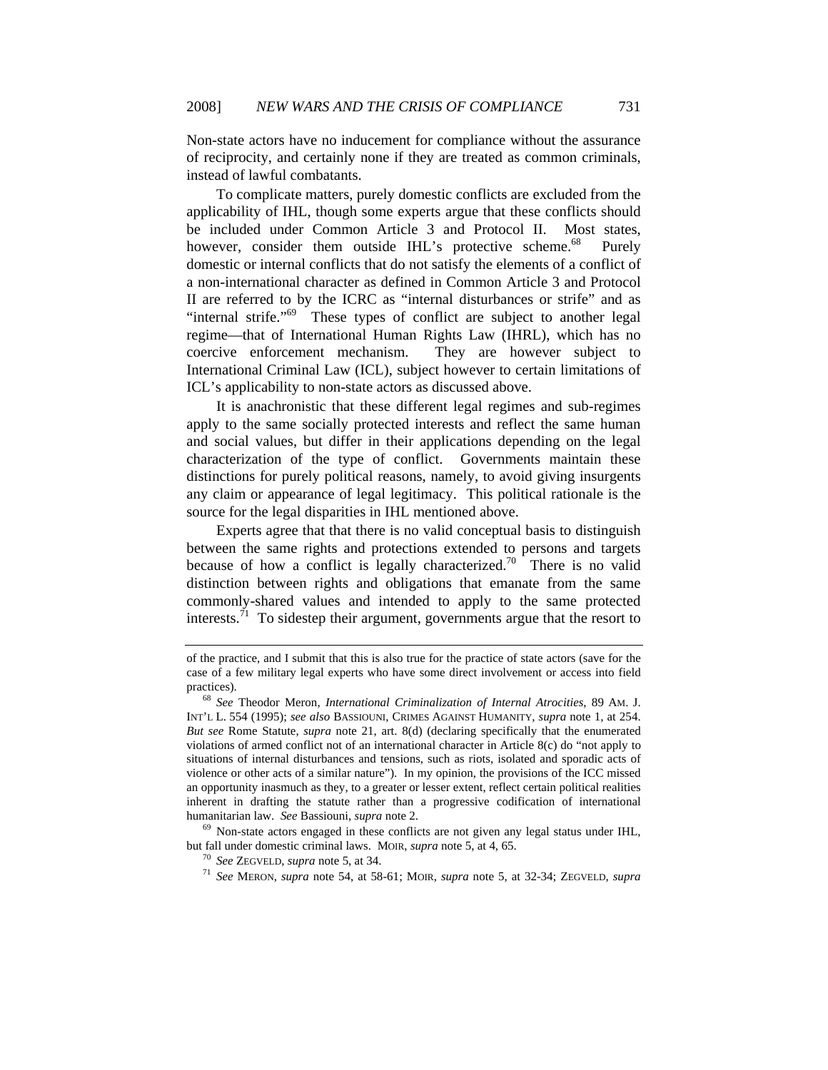Non-state actors have no inducement for compliance without the assurance of reciprocity, and certainly none if they are treated as common criminals, instead of lawful combatants.

To complicate matters, purely domestic conflicts are excluded from the applicability of IHL, though some experts argue that these conflicts should be included under Common Article 3 and Protocol II. Most states, however, consider them outside IHL's protective scheme.[68] Purely domestic or internal conflicts that do not satisfy the elements of a conflict of a non-international character as defined in Common Article 3 and Protocol II are referred to by the ICRC as "internal disturbances or strife" and as "internal strife."[69] These types of conflict are subject to another legal regime—that of International Human Rights Law (IHRL), which has no coercive enforcement mechanism. They are however subject to International Criminal Law (ICL), subject however to certain limitations of ICL's applicability to non-state actors as discussed above.

It is anachronistic that these different legal regimes and sub-regimes apply to the same socially protected interests and reflect the same human and social values, but differ in their applications depending on the legal characterization of the type of conflict. Governments maintain these distinctions for purely political reasons, namely, to avoid giving insurgents any claim or appearance of legal legitimacy. This political rationale is the source for the legal disparities in IHL mentioned above.

Experts agree that that there is no valid conceptual basis to distinguish between the same rights and protections extended to persons and targets because of how a conflict is legally characterized.[70] There is no valid distinction between rights and obligations that emanate from the same commonly-shared values and intended to apply to the same protected interests.[71] To sidestep their argument, governments argue that the resort to

---

of the practice, and I submit that this is also true for the practice of state actors (save for the case of a few military legal experts who have some direct involvement or access into field practices).

[68] *See* Theodor Meron, *International Criminalization of Internal Atrocities*, 89 AM. J. INT'L L. 554 (1995); *see also* BASSIOUNI, CRIMES AGAINST HUMANITY, *supra* note 1, at 254. *But see* Rome Statute, *supra* note 21, art. 8(d) (declaring specifically that the enumerated violations of armed conflict not of an international character in Article 8(c) do "not apply to situations of internal disturbances and tensions, such as riots, isolated and sporadic acts of violence or other acts of a similar nature"). In my opinion, the provisions of the ICC missed an opportunity inasmuch as they, to a greater or lesser extent, reflect certain political realities inherent in drafting the statute rather than a progressive codification of international humanitarian law. *See* Bassiouni, *supra* note 2.

[69] Non-state actors engaged in these conflicts are not given any legal status under IHL, but fall under domestic criminal laws. MOIR, *supra* note 5, at 4, 65.

[70] *See* ZEGVELD, *supra* note 5, at 34.

[71] *See* MERON, *supra* note 54, at 58-61; MOIR, *supra* note 5, at 32-34; ZEGVELD, *supra*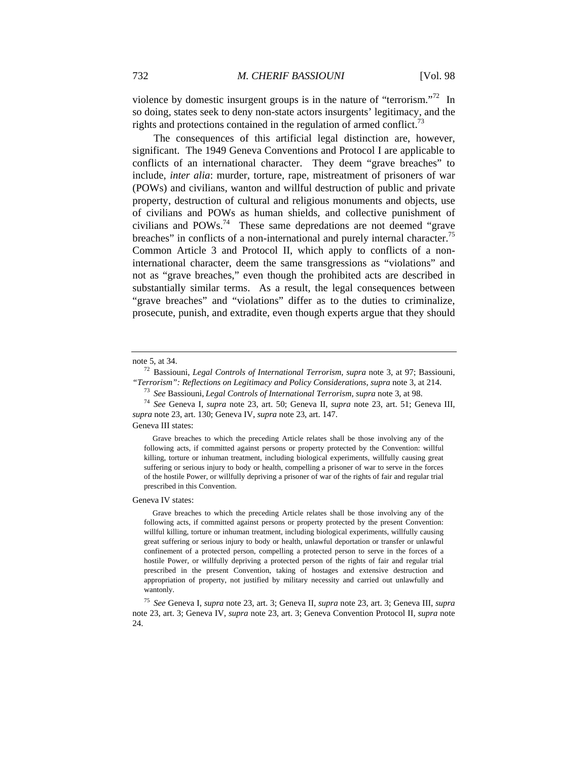violence by domestic insurgent groups is in the nature of "terrorism."[72] In so doing, states seek to deny non-state actors insurgents' legitimacy, and the rights and protections contained in the regulation of armed conflict.[73]

The consequences of this artificial legal distinction are, however, significant. The 1949 Geneva Conventions and Protocol I are applicable to conflicts of an international character. They deem "grave breaches" to include, *inter alia*: murder, torture, rape, mistreatment of prisoners of war (POWs) and civilians, wanton and willful destruction of public and private property, destruction of cultural and religious monuments and objects, use of civilians and POWs as human shields, and collective punishment of civilians and POWs.[74] These same depredations are not deemed "grave breaches" in conflicts of a non-international and purely internal character.[75] Common Article 3 and Protocol II, which apply to conflicts of a non-international character, deem the same transgressions as "violations" and not as "grave breaches," even though the prohibited acts are described in substantially similar terms. As a result, the legal consequences between "grave breaches" and "violations" differ as to the duties to criminalize, prosecute, punish, and extradite, even though experts argue that they should

---

note 5, at 34.

[72] Bassiouni, *Legal Controls of International Terrorism*, *supra* note 3, at 97; Bassiouni, *"Terrorism": Reflections on Legitimacy and Policy Considerations*, *supra* note 3, at 214.

[73] *See* Bassiouni, *Legal Controls of International Terrorism*, *supra* note 3, at 98.

[74] *See* Geneva I, *supra* note 23, art. 50; Geneva II, *supra* note 23, art. 51; Geneva III, *supra* note 23, art. 130; Geneva IV, *supra* note 23, art. 147.

Geneva III states:

> Grave breaches to which the preceding Article relates shall be those involving any of the following acts, if committed against persons or property protected by the Convention: willful killing, torture or inhuman treatment, including biological experiments, willfully causing great suffering or serious injury to body or health, compelling a prisoner of war to serve in the forces of the hostile Power, or willfully depriving a prisoner of war of the rights of fair and regular trial prescribed in this Convention.

Geneva IV states:

> Grave breaches to which the preceding Article relates shall be those involving any of the following acts, if committed against persons or property protected by the present Convention: willful killing, torture or inhuman treatment, including biological experiments, willfully causing great suffering or serious injury to body or health, unlawful deportation or transfer or unlawful confinement of a protected person, compelling a protected person to serve in the forces of a hostile Power, or willfully depriving a protected person of the rights of fair and regular trial prescribed in the present Convention, taking of hostages and extensive destruction and appropriation of property, not justified by military necessity and carried out unlawfully and wantonly.

[75] *See* Geneva I, *supra* note 23, art. 3; Geneva II, *supra* note 23, art. 3; Geneva III, *supra* note 23, art. 3; Geneva IV, *supra* note 23, art. 3; Geneva Convention Protocol II, *supra* note 24.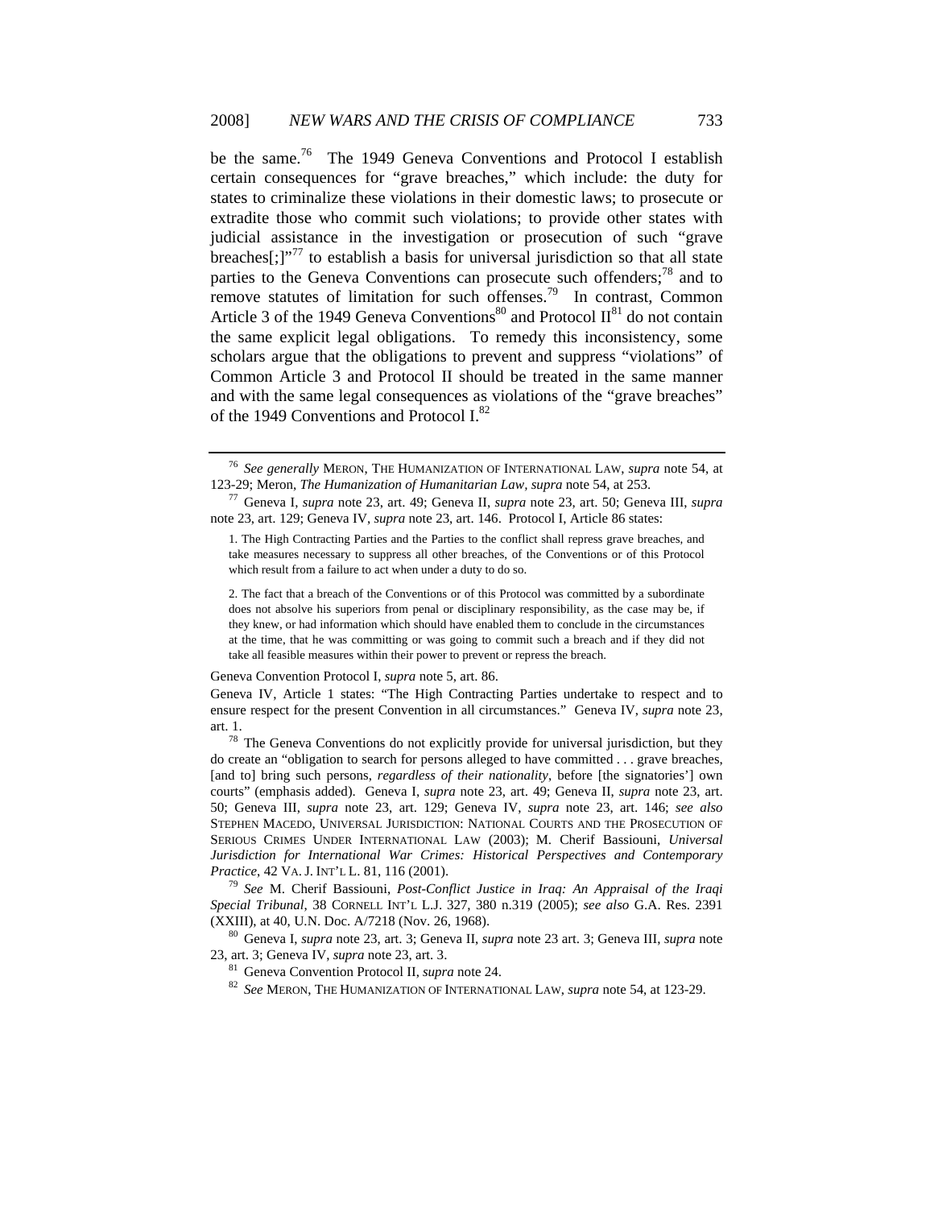be the same.[76] The 1949 Geneva Conventions and Protocol I establish certain consequences for "grave breaches," which include: the duty for states to criminalize these violations in their domestic laws; to prosecute or extradite those who commit such violations; to provide other states with judicial assistance in the investigation or prosecution of such "grave breaches[;]"[77] to establish a basis for universal jurisdiction so that all state parties to the Geneva Conventions can prosecute such offenders;[78] and to remove statutes of limitation for such offenses.[79] In contrast, Common Article 3 of the 1949 Geneva Conventions[80] and Protocol II[81] do not contain the same explicit legal obligations. To remedy this inconsistency, some scholars argue that the obligations to prevent and suppress "violations" of Common Article 3 and Protocol II should be treated in the same manner and with the same legal consequences as violations of the "grave breaches" of the 1949 Conventions and Protocol I.[82]

---

[76] *See generally* MERON, THE HUMANIZATION OF INTERNATIONAL LAW, *supra* note 54, at 123-29; Meron, *The Humanization of Humanitarian Law*, *supra* note 54, at 253.

[77] Geneva I, *supra* note 23, art. 49; Geneva II, *supra* note 23, art. 50; Geneva III, *supra* note 23, art. 129; Geneva IV, *supra* note 23, art. 146. Protocol I, Article 86 states:

> 1. The High Contracting Parties and the Parties to the conflict shall repress grave breaches, and take measures necessary to suppress all other breaches, of the Conventions or of this Protocol which result from a failure to act when under a duty to do so.
>
> 2. The fact that a breach of the Conventions or of this Protocol was committed by a subordinate does not absolve his superiors from penal or disciplinary responsibility, as the case may be, if they knew, or had information which should have enabled them to conclude in the circumstances at the time, that he was committing or was going to commit such a breach and if they did not take all feasible measures within their power to prevent or repress the breach.

Geneva Convention Protocol I, *supra* note 5, art. 86.

Geneva IV, Article 1 states: "The High Contracting Parties undertake to respect and to ensure respect for the present Convention in all circumstances." Geneva IV, *supra* note 23, art. 1.

[78] The Geneva Conventions do not explicitly provide for universal jurisdiction, but they do create an "obligation to search for persons alleged to have committed . . . grave breaches, [and to] bring such persons, *regardless of their nationality*, before [the signatories'] own courts" (emphasis added). Geneva I, *supra* note 23, art. 49; Geneva II, *supra* note 23, art. 50; Geneva III, *supra* note 23, art. 129; Geneva IV, *supra* note 23, art. 146; *see also* STEPHEN MACEDO, UNIVERSAL JURISDICTION: NATIONAL COURTS AND THE PROSECUTION OF SERIOUS CRIMES UNDER INTERNATIONAL LAW (2003); M. Cherif Bassiouni, *Universal Jurisdiction for International War Crimes: Historical Perspectives and Contemporary Practice*, 42 VA. J. INT'L L. 81, 116 (2001).

[79] *See* M. Cherif Bassiouni, *Post-Conflict Justice in Iraq: An Appraisal of the Iraqi Special Tribunal*, 38 CORNELL INT'L L.J. 327, 380 n.319 (2005); *see also* G.A. Res. 2391 (XXIII), at 40, U.N. Doc. A/7218 (Nov. 26, 1968).

[80] Geneva I, *supra* note 23, art. 3; Geneva II, *supra* note 23 art. 3; Geneva III, *supra* note 23, art. 3; Geneva IV, *supra* note 23, art. 3.

[81] Geneva Convention Protocol II, *supra* note 24.

[82] *See* MERON, THE HUMANIZATION OF INTERNATIONAL LAW, *supra* note 54, at 123-29.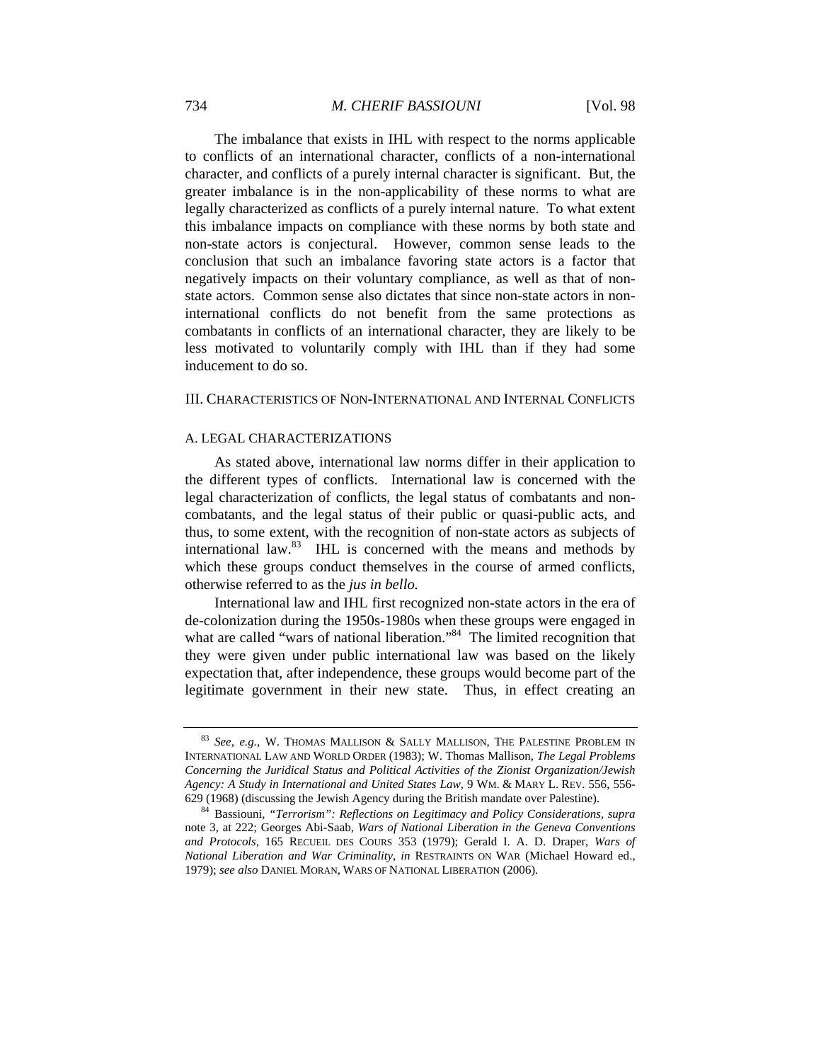The imbalance that exists in IHL with respect to the norms applicable to conflicts of an international character, conflicts of a non-international character, and conflicts of a purely internal character is significant. But, the greater imbalance is in the non-applicability of these norms to what are legally characterized as conflicts of a purely internal nature. To what extent this imbalance impacts on compliance with these norms by both state and non-state actors is conjectural. However, common sense leads to the conclusion that such an imbalance favoring state actors is a factor that negatively impacts on their voluntary compliance, as well as that of non-state actors. Common sense also dictates that since non-state actors in non-international conflicts do not benefit from the same protections as combatants in conflicts of an international character, they are likely to be less motivated to voluntarily comply with IHL than if they had some inducement to do so.

## III. CHARACTERISTICS OF NON-INTERNATIONAL AND INTERNAL CONFLICTS

### A. LEGAL CHARACTERIZATIONS

As stated above, international law norms differ in their application to the different types of conflicts. International law is concerned with the legal characterization of conflicts, the legal status of combatants and non-combatants, and the legal status of their public or quasi-public acts, and thus, to some extent, with the recognition of non-state actors as subjects of international law.[83] IHL is concerned with the means and methods by which these groups conduct themselves in the course of armed conflicts, otherwise referred to as the *jus in bello.*

International law and IHL first recognized non-state actors in the era of de-colonization during the 1950s-1980s when these groups were engaged in what are called "wars of national liberation."[84] The limited recognition that they were given under public international law was based on the likely expectation that, after independence, these groups would become part of the legitimate government in their new state. Thus, in effect creating an

---

[83] *See, e.g.*, W. THOMAS MALLISON & SALLY MALLISON, THE PALESTINE PROBLEM IN INTERNATIONAL LAW AND WORLD ORDER (1983); W. Thomas Mallison, *The Legal Problems Concerning the Juridical Status and Political Activities of the Zionist Organization/Jewish Agency: A Study in International and United States Law*, 9 WM. & MARY L. REV. 556, 556-629 (1968) (discussing the Jewish Agency during the British mandate over Palestine).

[84] Bassiouni, *"Terrorism": Reflections on Legitimacy and Policy Considerations*, *supra* note 3, at 222; Georges Abi-Saab, *Wars of National Liberation in the Geneva Conventions and Protocols*, 165 RECUEIL DES COURS 353 (1979); Gerald I. A. D. Draper, *Wars of National Liberation and War Criminality*, *in* RESTRAINTS ON WAR (Michael Howard ed., 1979); *see also* DANIEL MORAN, WARS OF NATIONAL LIBERATION (2006).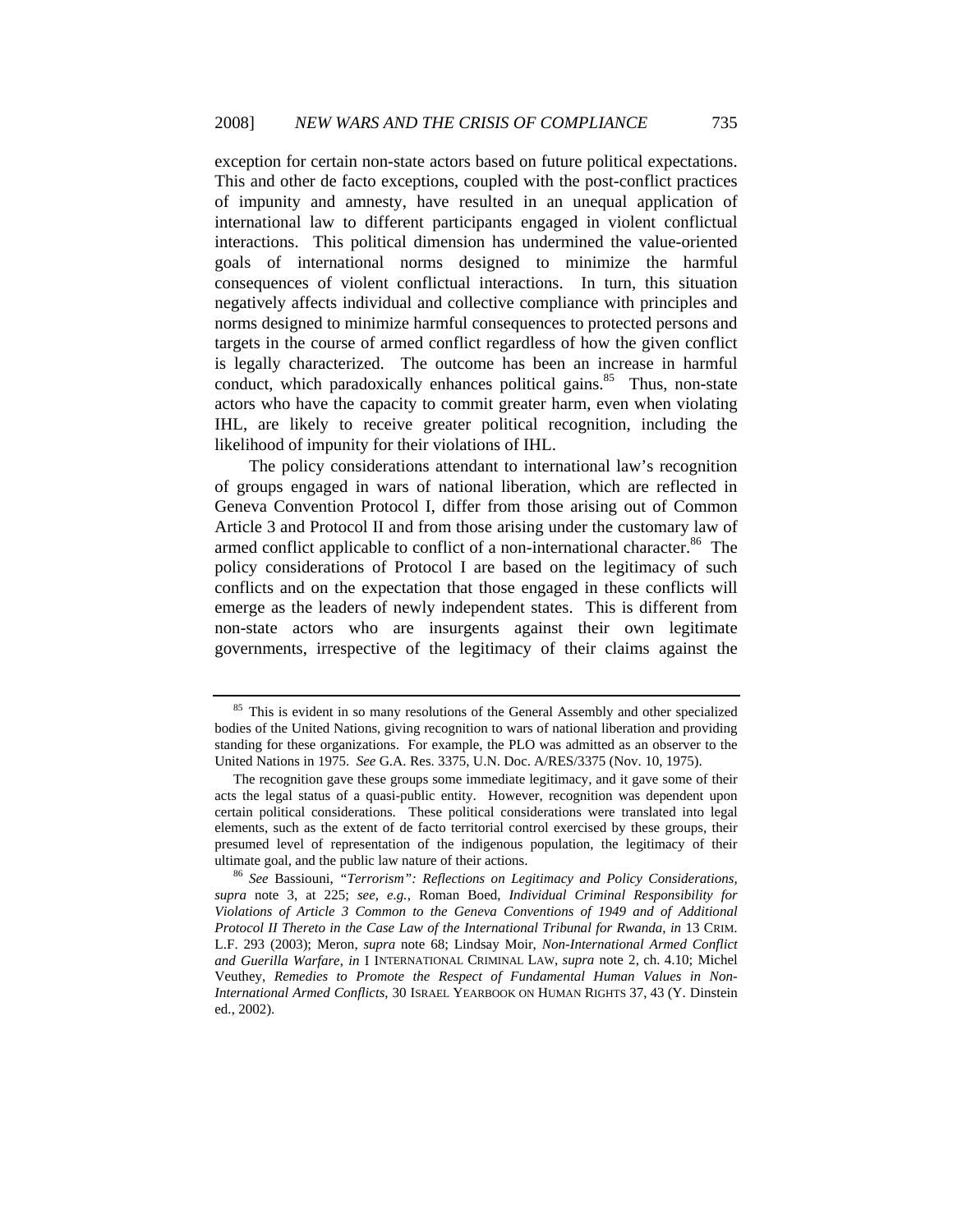exception for certain non-state actors based on future political expectations. This and other de facto exceptions, coupled with the post-conflict practices of impunity and amnesty, have resulted in an unequal application of international law to different participants engaged in violent conflictual interactions. This political dimension has undermined the value-oriented goals of international norms designed to minimize the harmful consequences of violent conflictual interactions. In turn, this situation negatively affects individual and collective compliance with principles and norms designed to minimize harmful consequences to protected persons and targets in the course of armed conflict regardless of how the given conflict is legally characterized. The outcome has been an increase in harmful conduct, which paradoxically enhances political gains.[85] Thus, non-state actors who have the capacity to commit greater harm, even when violating IHL, are likely to receive greater political recognition, including the likelihood of impunity for their violations of IHL.

The policy considerations attendant to international law's recognition of groups engaged in wars of national liberation, which are reflected in Geneva Convention Protocol I, differ from those arising out of Common Article 3 and Protocol II and from those arising under the customary law of armed conflict applicable to conflict of a non-international character.[86] The policy considerations of Protocol I are based on the legitimacy of such conflicts and on the expectation that those engaged in these conflicts will emerge as the leaders of newly independent states. This is different from non-state actors who are insurgents against their own legitimate governments, irrespective of the legitimacy of their claims against the

---

[85] This is evident in so many resolutions of the General Assembly and other specialized bodies of the United Nations, giving recognition to wars of national liberation and providing standing for these organizations. For example, the PLO was admitted as an observer to the United Nations in 1975. *See* G.A. Res. 3375, U.N. Doc. A/RES/3375 (Nov. 10, 1975).

The recognition gave these groups some immediate legitimacy, and it gave some of their acts the legal status of a quasi-public entity. However, recognition was dependent upon certain political considerations. These political considerations were translated into legal elements, such as the extent of de facto territorial control exercised by these groups, their presumed level of representation of the indigenous population, the legitimacy of their ultimate goal, and the public law nature of their actions.

[86] *See* Bassiouni, *"Terrorism": Reflections on Legitimacy and Policy Considerations*, *supra* note 3, at 225; *see, e.g.*, Roman Boed, *Individual Criminal Responsibility for Violations of Article 3 Common to the Geneva Conventions of 1949 and of Additional Protocol II Thereto in the Case Law of the International Tribunal for Rwanda*, *in* 13 CRIM. L.F. 293 (2003); Meron, *supra* note 68; Lindsay Moir, *Non-International Armed Conflict and Guerilla Warfare*, *in* I INTERNATIONAL CRIMINAL LAW, *supra* note 2, ch. 4.10; Michel Veuthey, *Remedies to Promote the Respect of Fundamental Human Values in Non-International Armed Conflicts*, 30 ISRAEL YEARBOOK ON HUMAN RIGHTS 37, 43 (Y. Dinstein ed., 2002).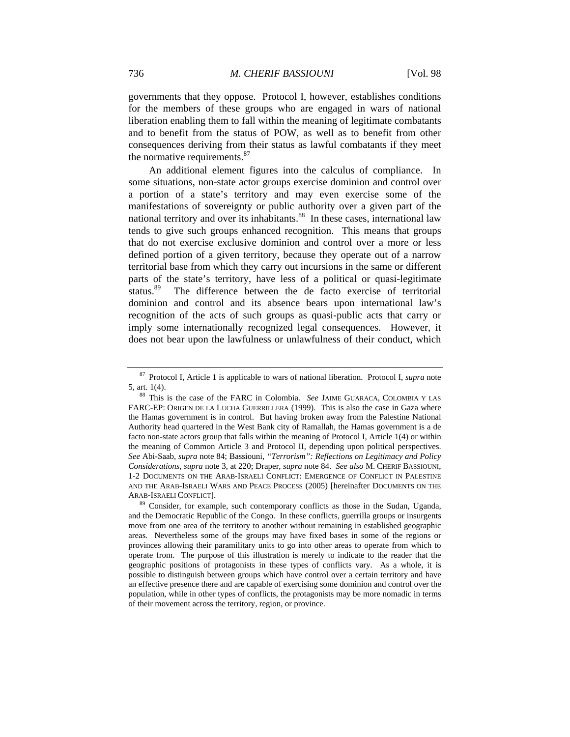governments that they oppose. Protocol I, however, establishes conditions for the members of these groups who are engaged in wars of national liberation enabling them to fall within the meaning of legitimate combatants and to benefit from the status of POW, as well as to benefit from other consequences deriving from their status as lawful combatants if they meet the normative requirements.[87]

An additional element figures into the calculus of compliance. In some situations, non-state actor groups exercise dominion and control over a portion of a state's territory and may even exercise some of the manifestations of sovereignty or public authority over a given part of the national territory and over its inhabitants.[88] In these cases, international law tends to give such groups enhanced recognition. This means that groups that do not exercise exclusive dominion and control over a more or less defined portion of a given territory, because they operate out of a narrow territorial base from which they carry out incursions in the same or different parts of the state's territory, have less of a political or quasi-legitimate status.[89] The difference between the de facto exercise of territorial dominion and control and its absence bears upon international law's recognition of the acts of such groups as quasi-public acts that carry or imply some internationally recognized legal consequences. However, it does not bear upon the lawfulness or unlawfulness of their conduct, which

---

[87] Protocol I, Article 1 is applicable to wars of national liberation. Protocol I, *supra* note 5, art. 1(4).

[88] This is the case of the FARC in Colombia. *See* JAIME GUARACA, COLOMBIA Y LAS FARC-EP: ORIGEN DE LA LUCHA GUERRILLERA (1999). This is also the case in Gaza where the Hamas government is in control. But having broken away from the Palestine National Authority head quartered in the West Bank city of Ramallah, the Hamas government is a de facto non-state actors group that falls within the meaning of Protocol I, Article 1(4) or within the meaning of Common Article 3 and Protocol II, depending upon political perspectives. *See* Abi-Saab, *supra* note 84; Bassiouni, *"Terrorism": Reflections on Legitimacy and Policy Considerations*, *supra* note 3, at 220; Draper, *supra* note 84. *See also* M. CHERIF BASSIOUNI, 1-2 DOCUMENTS ON THE ARAB-ISRAELI CONFLICT: EMERGENCE OF CONFLICT IN PALESTINE AND THE ARAB-ISRAELI WARS AND PEACE PROCESS (2005) [hereinafter DOCUMENTS ON THE ARAB-ISRAELI CONFLICT].

[89] Consider, for example, such contemporary conflicts as those in the Sudan, Uganda, and the Democratic Republic of the Congo. In these conflicts, guerrilla groups or insurgents move from one area of the territory to another without remaining in established geographic areas. Nevertheless some of the groups may have fixed bases in some of the regions or provinces allowing their paramilitary units to go into other areas to operate from which to operate from. The purpose of this illustration is merely to indicate to the reader that the geographic positions of protagonists in these types of conflicts vary. As a whole, it is possible to distinguish between groups which have control over a certain territory and have an effective presence there and are capable of exercising some dominion and control over the population, while in other types of conflicts, the protagonists may be more nomadic in terms of their movement across the territory, region, or province.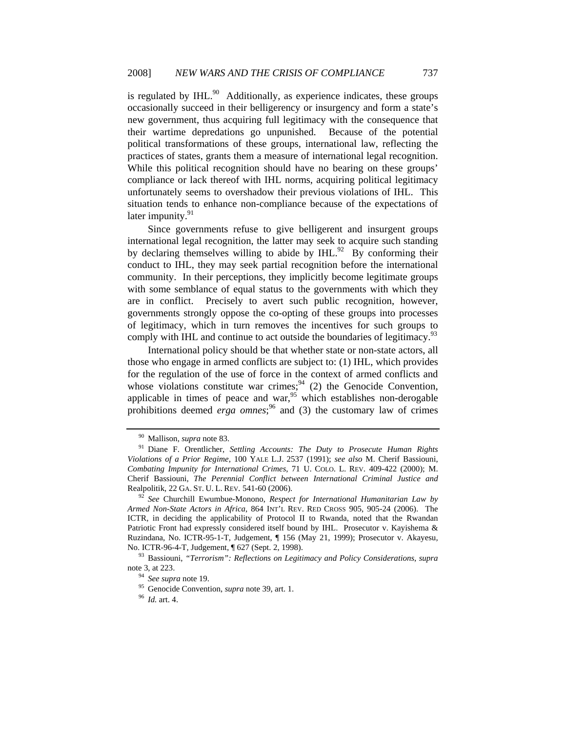is regulated by IHL.[90] Additionally, as experience indicates, these groups occasionally succeed in their belligerency or insurgency and form a state's new government, thus acquiring full legitimacy with the consequence that their wartime depredations go unpunished. Because of the potential political transformations of these groups, international law, reflecting the practices of states, grants them a measure of international legal recognition. While this political recognition should have no bearing on these groups' compliance or lack thereof with IHL norms, acquiring political legitimacy unfortunately seems to overshadow their previous violations of IHL. This situation tends to enhance non-compliance because of the expectations of later impunity.[91]

Since governments refuse to give belligerent and insurgent groups international legal recognition, the latter may seek to acquire such standing by declaring themselves willing to abide by IHL.[92] By conforming their conduct to IHL, they may seek partial recognition before the international community. In their perceptions, they implicitly become legitimate groups with some semblance of equal status to the governments with which they are in conflict. Precisely to avert such public recognition, however, governments strongly oppose the co-opting of these groups into processes of legitimacy, which in turn removes the incentives for such groups to comply with IHL and continue to act outside the boundaries of legitimacy.[93]

International policy should be that whether state or non-state actors, all those who engage in armed conflicts are subject to: (1) IHL, which provides for the regulation of the use of force in the context of armed conflicts and whose violations constitute war crimes;[94] (2) the Genocide Convention, applicable in times of peace and war,[95] which establishes non-derogable prohibitions deemed *erga omnes*;[96] and (3) the customary law of crimes

---

[90] Mallison, *supra* note 83.

[91] Diane F. Orentlicher, *Settling Accounts: The Duty to Prosecute Human Rights Violations of a Prior Regime*, 100 YALE L.J. 2537 (1991); *see also* M. Cherif Bassiouni, *Combating Impunity for International Crimes*, 71 U. COLO. L. REV. 409-422 (2000); M. Cherif Bassiouni, *The Perennial Conflict between International Criminal Justice and* Realpolitik, 22 GA. ST. U. L. REV. 541-60 (2006).

[92] *See* Churchill Ewumbue-Monono, *Respect for International Humanitarian Law by Armed Non-State Actors in Africa*, 864 INT'L REV. RED CROSS 905, 905-24 (2006). The ICTR, in deciding the applicability of Protocol II to Rwanda, noted that the Rwandan Patriotic Front had expressly considered itself bound by IHL. Prosecutor v. Kayishema & Ruzindana, No. ICTR-95-1-T, Judgement, ¶ 156 (May 21, 1999); Prosecutor v. Akayesu, No. ICTR-96-4-T, Judgement, ¶ 627 (Sept. 2, 1998).

[93] Bassiouni, *"Terrorism": Reflections on Legitimacy and Policy Considerations*, *supra* note 3, at 223.

[94] *See supra* note 19.

[95] Genocide Convention, *supra* note 39, art. 1.

[96] *Id.* art. 4.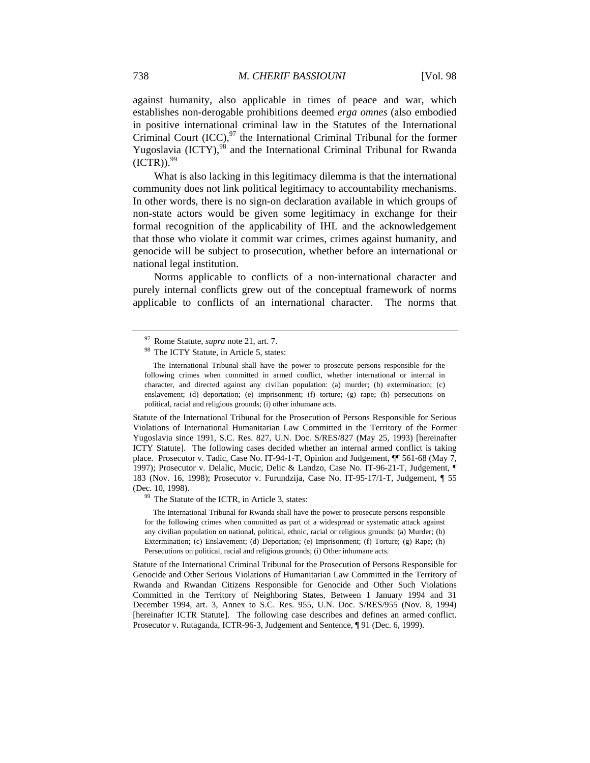against humanity, also applicable in times of peace and war, which establishes non-derogable prohibitions deemed *erga omnes* (also embodied in positive international criminal law in the Statutes of the International Criminal Court (ICC),[97] the International Criminal Tribunal for the former Yugoslavia (ICTY),[98] and the International Criminal Tribunal for Rwanda (ICTR)).[99]

What is also lacking in this legitimacy dilemma is that the international community does not link political legitimacy to accountability mechanisms. In other words, there is no sign-on declaration available in which groups of non-state actors would be given some legitimacy in exchange for their formal recognition of the applicability of IHL and the acknowledgement that those who violate it commit war crimes, crimes against humanity, and genocide will be subject to prosecution, whether before an international or national legal institution.

Norms applicable to conflicts of a non-international character and purely internal conflicts grew out of the conceptual framework of norms applicable to conflicts of an international character. The norms that

---

[97] Rome Statute, *supra* note 21, art. 7.

[98] The ICTY Statute, in Article 5, states:

> The International Tribunal shall have the power to prosecute persons responsible for the following crimes when committed in armed conflict, whether international or internal in character, and directed against any civilian population: (a) murder; (b) extermination; (c) enslavement; (d) deportation; (e) imprisonment; (f) torture; (g) rape; (h) persecutions on political, racial and religious grounds; (i) other inhumane acts.

Statute of the International Tribunal for the Prosecution of Persons Responsible for Serious Violations of International Humanitarian Law Committed in the Territory of the Former Yugoslavia since 1991, S.C. Res. 827, U.N. Doc. S/RES/827 (May 25, 1993) [hereinafter ICTY Statute]. The following cases decided whether an internal armed conflict is taking place. Prosecutor v. Tadic, Case No. IT-94-1-T, Opinion and Judgement, ¶¶ 561-68 (May 7, 1997); Prosecutor v. Delalic, Mucic, Delic & Landzo, Case No. IT-96-21-T, Judgement, ¶ 183 (Nov. 16, 1998); Prosecutor v. Furundzija, Case No. IT-95-17/1-T, Judgement, ¶ 55 (Dec. 10, 1998).

[99] The Statute of the ICTR, in Article 3, states:

> The International Tribunal for Rwanda shall have the power to prosecute persons responsible for the following crimes when committed as part of a widespread or systematic attack against any civilian population on national, political, ethnic, racial or religious grounds: (a) Murder; (b) Extermination; (c) Enslavement; (d) Deportation; (e) Imprisonment; (f) Torture; (g) Rape; (h) Persecutions on political, racial and religious grounds; (i) Other inhumane acts.

Statute of the International Criminal Tribunal for the Prosecution of Persons Responsible for Genocide and Other Serious Violations of Humanitarian Law Committed in the Territory of Rwanda and Rwandan Citizens Responsible for Genocide and Other Such Violations Committed in the Territory of Neighboring States, Between 1 January 1994 and 31 December 1994, art. 3, Annex to S.C. Res. 955, U.N. Doc. S/RES/955 (Nov. 8, 1994) [hereinafter ICTR Statute]. The following case describes and defines an armed conflict. Prosecutor v. Rutaganda, ICTR-96-3, Judgement and Sentence, ¶ 91 (Dec. 6, 1999).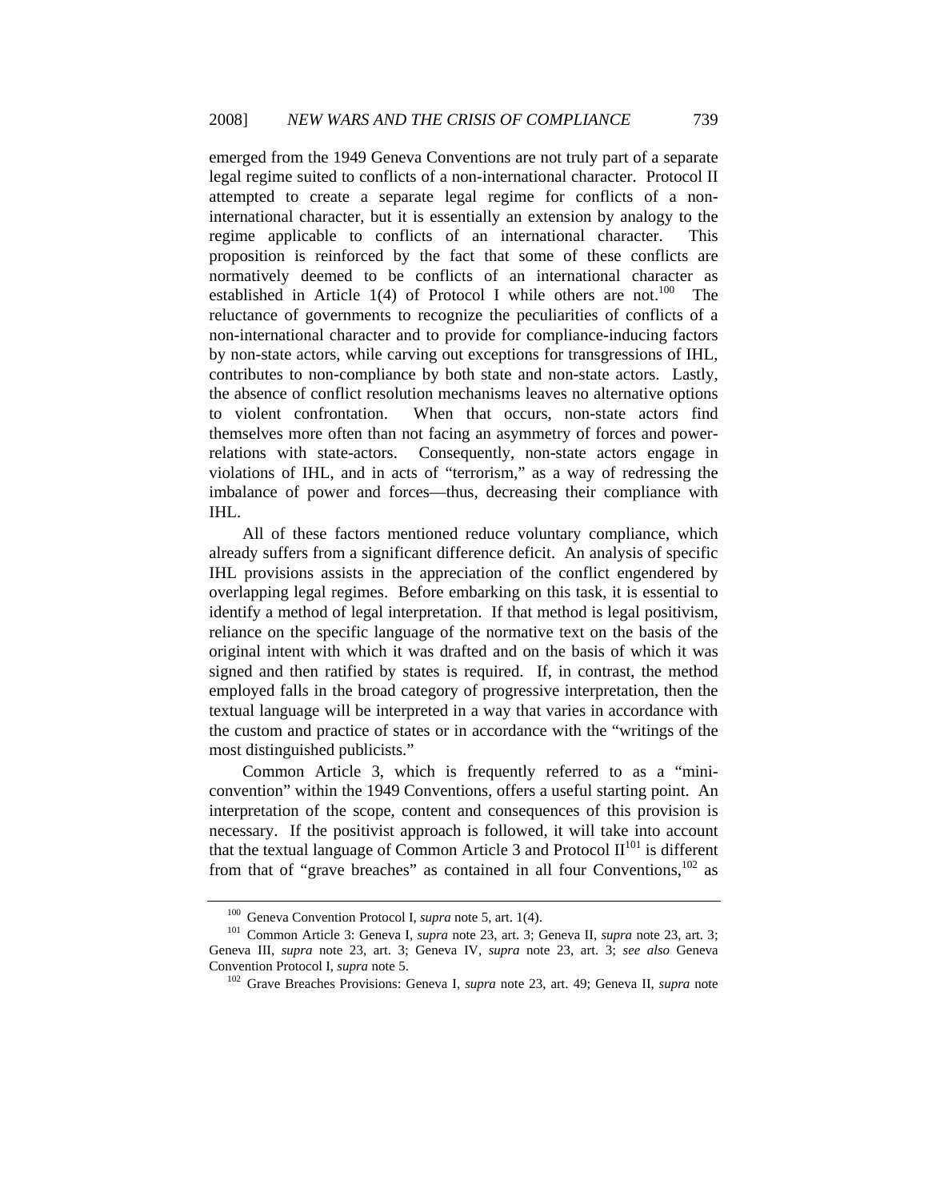emerged from the 1949 Geneva Conventions are not truly part of a separate legal regime suited to conflicts of a non-international character. Protocol II attempted to create a separate legal regime for conflicts of a non-international character, but it is essentially an extension by analogy to the regime applicable to conflicts of an international character. This proposition is reinforced by the fact that some of these conflicts are normatively deemed to be conflicts of an international character as established in Article 1(4) of Protocol I while others are not.[100] The reluctance of governments to recognize the peculiarities of conflicts of a non-international character and to provide for compliance-inducing factors by non-state actors, while carving out exceptions for transgressions of IHL, contributes to non-compliance by both state and non-state actors. Lastly, the absence of conflict resolution mechanisms leaves no alternative options to violent confrontation. When that occurs, non-state actors find themselves more often than not facing an asymmetry of forces and power-relations with state-actors. Consequently, non-state actors engage in violations of IHL, and in acts of "terrorism," as a way of redressing the imbalance of power and forces—thus, decreasing their compliance with IHL.

All of these factors mentioned reduce voluntary compliance, which already suffers from a significant difference deficit. An analysis of specific IHL provisions assists in the appreciation of the conflict engendered by overlapping legal regimes. Before embarking on this task, it is essential to identify a method of legal interpretation. If that method is legal positivism, reliance on the specific language of the normative text on the basis of the original intent with which it was drafted and on the basis of which it was signed and then ratified by states is required. If, in contrast, the method employed falls in the broad category of progressive interpretation, then the textual language will be interpreted in a way that varies in accordance with the custom and practice of states or in accordance with the "writings of the most distinguished publicists."

Common Article 3, which is frequently referred to as a "mini-convention" within the 1949 Conventions, offers a useful starting point. An interpretation of the scope, content and consequences of this provision is necessary. If the positivist approach is followed, it will take into account that the textual language of Common Article 3 and Protocol II[101] is different from that of "grave breaches" as contained in all four Conventions,[102] as

---

[100] Geneva Convention Protocol I, *supra* note 5, art. 1(4).

[101] Common Article 3: Geneva I, *supra* note 23, art. 3; Geneva II, *supra* note 23, art. 3; Geneva III, *supra* note 23, art. 3; Geneva IV, *supra* note 23, art. 3; *see also* Geneva Convention Protocol I, *supra* note 5.

[102] Grave Breaches Provisions: Geneva I, *supra* note 23, art. 49; Geneva II, *supra* note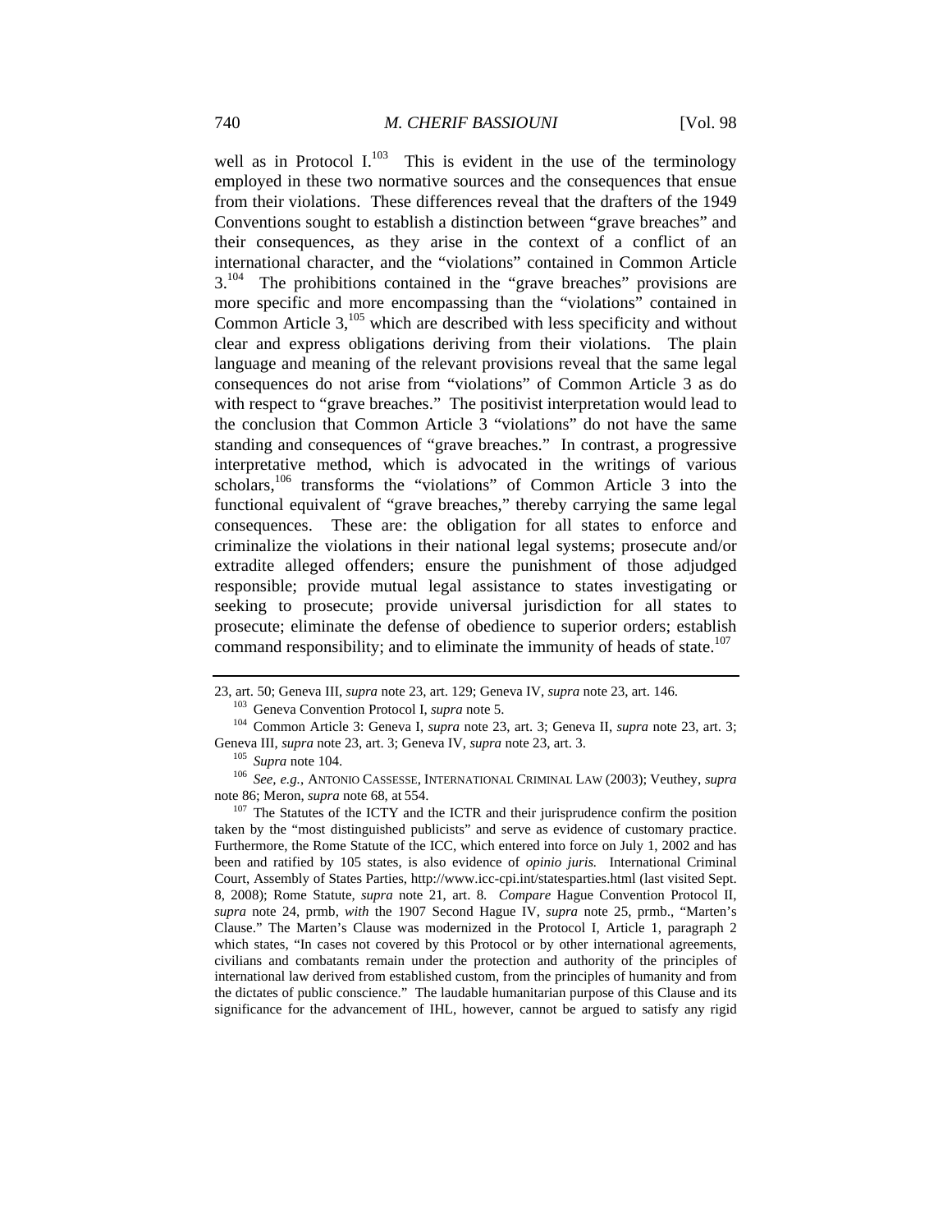well as in Protocol I.[103] This is evident in the use of the terminology employed in these two normative sources and the consequences that ensue from their violations. These differences reveal that the drafters of the 1949 Conventions sought to establish a distinction between "grave breaches" and their consequences, as they arise in the context of a conflict of an international character, and the "violations" contained in Common Article 3.[104] The prohibitions contained in the "grave breaches" provisions are more specific and more encompassing than the "violations" contained in Common Article 3,[105] which are described with less specificity and without clear and express obligations deriving from their violations. The plain language and meaning of the relevant provisions reveal that the same legal consequences do not arise from "violations" of Common Article 3 as do with respect to "grave breaches." The positivist interpretation would lead to the conclusion that Common Article 3 "violations" do not have the same standing and consequences of "grave breaches." In contrast, a progressive interpretative method, which is advocated in the writings of various scholars,[106] transforms the "violations" of Common Article 3 into the functional equivalent of "grave breaches," thereby carrying the same legal consequences. These are: the obligation for all states to enforce and criminalize the violations in their national legal systems; prosecute and/or extradite alleged offenders; ensure the punishment of those adjudged responsible; provide mutual legal assistance to states investigating or seeking to prosecute; provide universal jurisdiction for all states to prosecute; eliminate the defense of obedience to superior orders; establish command responsibility; and to eliminate the immunity of heads of state.[107]

---

23, art. 50; Geneva III, *supra* note 23, art. 129; Geneva IV, *supra* note 23, art. 146.

[103] Geneva Convention Protocol I, *supra* note 5.

[104] Common Article 3: Geneva I, *supra* note 23, art. 3; Geneva II, *supra* note 23, art. 3; Geneva III, *supra* note 23, art. 3; Geneva IV, *supra* note 23, art. 3.

[105] *Supra* note 104.

[106] *See, e.g.*, ANTONIO CASSESSE, INTERNATIONAL CRIMINAL LAW (2003); Veuthey, *supra* note 86; Meron, *supra* note 68, at 554.

[107] The Statutes of the ICTY and the ICTR and their jurisprudence confirm the position taken by the "most distinguished publicists" and serve as evidence of customary practice. Furthermore, the Rome Statute of the ICC, which entered into force on July 1, 2002 and has been and ratified by 105 states, is also evidence of *opinio juris.* International Criminal Court, Assembly of States Parties, http://www.icc-cpi.int/statesparties.html (last visited Sept. 8, 2008); Rome Statute, *supra* note 21, art. 8. *Compare* Hague Convention Protocol II, *supra* note 24, prmb, *with* the 1907 Second Hague IV, *supra* note 25, prmb., "Marten's Clause." The Marten's Clause was modernized in the Protocol I, Article 1, paragraph 2 which states, "In cases not covered by this Protocol or by other international agreements, civilians and combatants remain under the protection and authority of the principles of international law derived from established custom, from the principles of humanity and from the dictates of public conscience." The laudable humanitarian purpose of this Clause and its significance for the advancement of IHL, however, cannot be argued to satisfy any rigid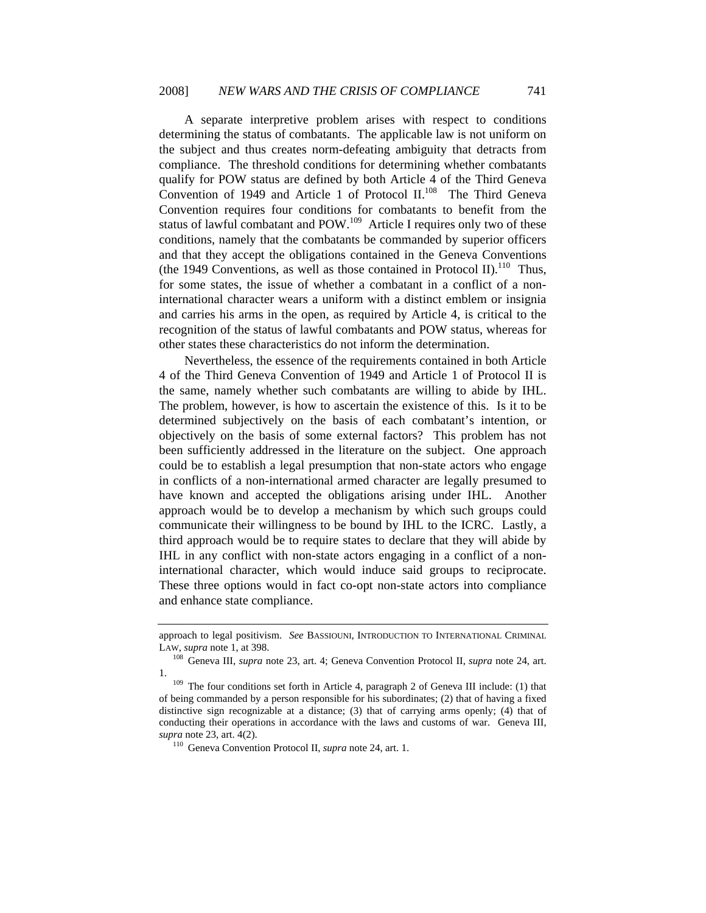A separate interpretive problem arises with respect to conditions determining the status of combatants. The applicable law is not uniform on the subject and thus creates norm-defeating ambiguity that detracts from compliance. The threshold conditions for determining whether combatants qualify for POW status are defined by both Article 4 of the Third Geneva Convention of 1949 and Article 1 of Protocol II.[108] The Third Geneva Convention requires four conditions for combatants to benefit from the status of lawful combatant and POW.[109] Article I requires only two of these conditions, namely that the combatants be commanded by superior officers and that they accept the obligations contained in the Geneva Conventions (the 1949 Conventions, as well as those contained in Protocol II).[110] Thus, for some states, the issue of whether a combatant in a conflict of a non-international character wears a uniform with a distinct emblem or insignia and carries his arms in the open, as required by Article 4, is critical to the recognition of the status of lawful combatants and POW status, whereas for other states these characteristics do not inform the determination.

Nevertheless, the essence of the requirements contained in both Article 4 of the Third Geneva Convention of 1949 and Article 1 of Protocol II is the same, namely whether such combatants are willing to abide by IHL. The problem, however, is how to ascertain the existence of this. Is it to be determined subjectively on the basis of each combatant's intention, or objectively on the basis of some external factors? This problem has not been sufficiently addressed in the literature on the subject. One approach could be to establish a legal presumption that non-state actors who engage in conflicts of a non-international armed character are legally presumed to have known and accepted the obligations arising under IHL. Another approach would be to develop a mechanism by which such groups could communicate their willingness to be bound by IHL to the ICRC. Lastly, a third approach would be to require states to declare that they will abide by IHL in any conflict with non-state actors engaging in a conflict of a non-international character, which would induce said groups to reciprocate. These three options would in fact co-opt non-state actors into compliance and enhance state compliance.

---

approach to legal positivism. *See* BASSIOUNI, INTRODUCTION TO INTERNATIONAL CRIMINAL LAW, *supra* note 1, at 398.

[108] Geneva III, *supra* note 23, art. 4; Geneva Convention Protocol II, *supra* note 24, art. 1.

[109] The four conditions set forth in Article 4, paragraph 2 of Geneva III include: (1) that of being commanded by a person responsible for his subordinates; (2) that of having a fixed distinctive sign recognizable at a distance; (3) that of carrying arms openly; (4) that of conducting their operations in accordance with the laws and customs of war. Geneva III, *supra* note 23, art. 4(2).

[110] Geneva Convention Protocol II, *supra* note 24, art. 1.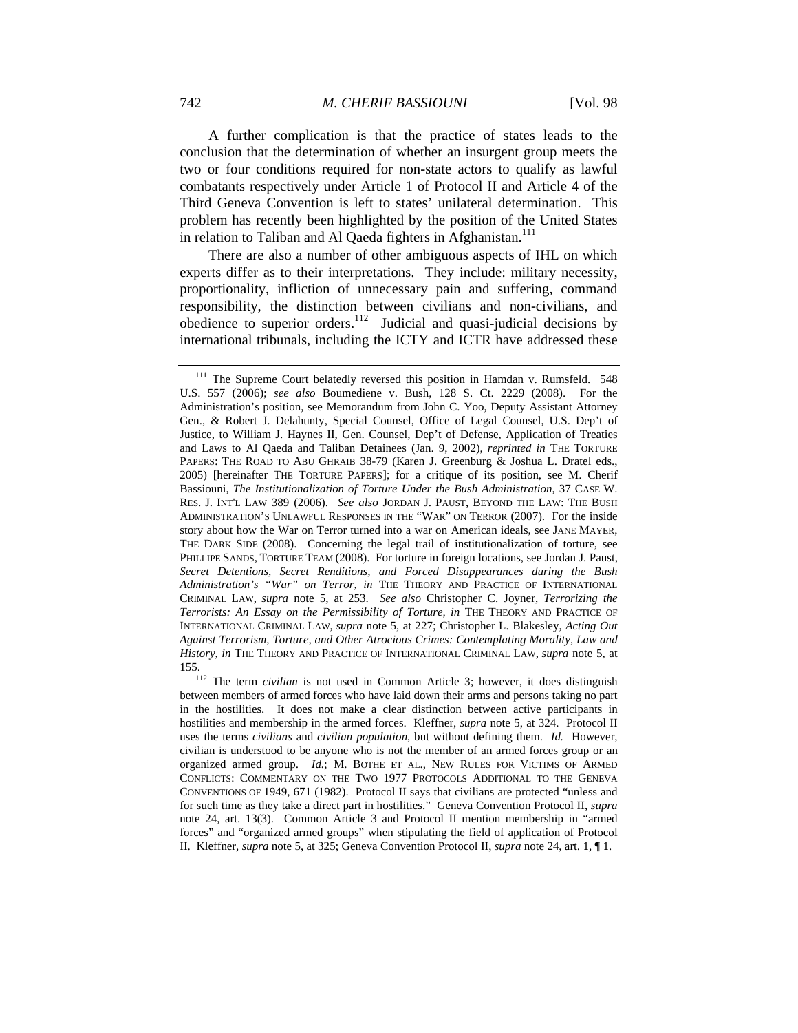A further complication is that the practice of states leads to the conclusion that the determination of whether an insurgent group meets the two or four conditions required for non-state actors to qualify as lawful combatants respectively under Article 1 of Protocol II and Article 4 of the Third Geneva Convention is left to states' unilateral determination. This problem has recently been highlighted by the position of the United States in relation to Taliban and Al Qaeda fighters in Afghanistan.[111]

There are also a number of other ambiguous aspects of IHL on which experts differ as to their interpretations. They include: military necessity, proportionality, infliction of unnecessary pain and suffering, command responsibility, the distinction between civilians and non-civilians, and obedience to superior orders.[112] Judicial and quasi-judicial decisions by international tribunals, including the ICTY and ICTR have addressed these

---

[111] The Supreme Court belatedly reversed this position in Hamdan v. Rumsfeld. 548 U.S. 557 (2006); *see also* Boumediene v. Bush, 128 S. Ct. 2229 (2008). For the Administration's position, see Memorandum from John C. Yoo, Deputy Assistant Attorney Gen., & Robert J. Delahunty, Special Counsel, Office of Legal Counsel, U.S. Dep't of Justice, to William J. Haynes II, Gen. Counsel, Dep't of Defense, Application of Treaties and Laws to Al Qaeda and Taliban Detainees (Jan. 9, 2002), *reprinted in* THE TORTURE PAPERS: THE ROAD TO ABU GHRAIB 38-79 (Karen J. Greenburg & Joshua L. Dratel eds., 2005) [hereinafter THE TORTURE PAPERS]; for a critique of its position, see M. Cherif Bassiouni, *The Institutionalization of Torture Under the Bush Administration*, 37 CASE W. RES. J. INT'L LAW 389 (2006). *See also* JORDAN J. PAUST, BEYOND THE LAW: THE BUSH ADMINISTRATION'S UNLAWFUL RESPONSES IN THE "WAR" ON TERROR (2007). For the inside story about how the War on Terror turned into a war on American ideals, see JANE MAYER, THE DARK SIDE (2008). Concerning the legal trail of institutionalization of torture, see PHILLIPE SANDS, TORTURE TEAM (2008). For torture in foreign locations, see Jordan J. Paust, *Secret Detentions, Secret Renditions, and Forced Disappearances during the Bush Administration's "War" on Terror*, *in* THE THEORY AND PRACTICE OF INTERNATIONAL CRIMINAL LAW, *supra* note 5, at 253. *See also* Christopher C. Joyner, *Terrorizing the Terrorists: An Essay on the Permissibility of Torture*, *in* THE THEORY AND PRACTICE OF INTERNATIONAL CRIMINAL LAW, *supra* note 5, at 227; Christopher L. Blakesley, *Acting Out Against Terrorism, Torture, and Other Atrocious Crimes: Contemplating Morality, Law and History*, *in* THE THEORY AND PRACTICE OF INTERNATIONAL CRIMINAL LAW, *supra* note 5, at 155.

[112] The term *civilian* is not used in Common Article 3; however, it does distinguish between members of armed forces who have laid down their arms and persons taking no part in the hostilities. It does not make a clear distinction between active participants in hostilities and membership in the armed forces. Kleffner, *supra* note 5, at 324. Protocol II uses the terms *civilians* and *civilian population*, but without defining them. *Id.* However, civilian is understood to be anyone who is not the member of an armed forces group or an organized armed group. *Id.*; M. BOTHE ET AL., NEW RULES FOR VICTIMS OF ARMED CONFLICTS: COMMENTARY ON THE TWO 1977 PROTOCOLS ADDITIONAL TO THE GENEVA CONVENTIONS OF 1949, 671 (1982). Protocol II says that civilians are protected "unless and for such time as they take a direct part in hostilities." Geneva Convention Protocol II, *supra* note 24, art. 13(3). Common Article 3 and Protocol II mention membership in "armed forces" and "organized armed groups" when stipulating the field of application of Protocol II. Kleffner, *supra* note 5, at 325; Geneva Convention Protocol II, *supra* note 24, art. 1, ¶ 1.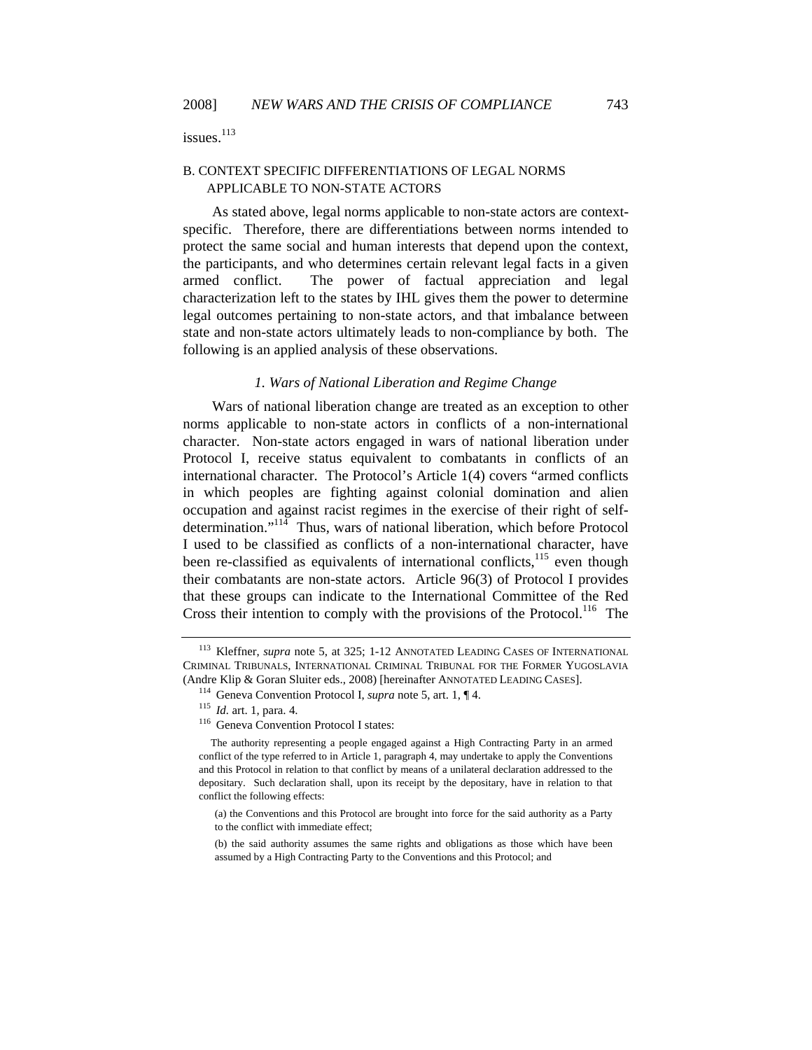issues.[113]

### B. CONTEXT SPECIFIC DIFFERENTIATIONS OF LEGAL NORMS APPLICABLE TO NON-STATE ACTORS

As stated above, legal norms applicable to non-state actors are context-specific. Therefore, there are differentiations between norms intended to protect the same social and human interests that depend upon the context, the participants, and who determines certain relevant legal facts in a given armed conflict. The power of factual appreciation and legal characterization left to the states by IHL gives them the power to determine legal outcomes pertaining to non-state actors, and that imbalance between state and non-state actors ultimately leads to non-compliance by both. The following is an applied analysis of these observations.

#### *1. Wars of National Liberation and Regime Change*

Wars of national liberation change are treated as an exception to other norms applicable to non-state actors in conflicts of a non-international character. Non-state actors engaged in wars of national liberation under Protocol I, receive status equivalent to combatants in conflicts of an international character. The Protocol's Article 1(4) covers "armed conflicts in which peoples are fighting against colonial domination and alien occupation and against racist regimes in the exercise of their right of self-determination."[114] Thus, wars of national liberation, which before Protocol I used to be classified as conflicts of a non-international character, have been re-classified as equivalents of international conflicts,[115] even though their combatants are non-state actors. Article 96(3) of Protocol I provides that these groups can indicate to the International Committee of the Red Cross their intention to comply with the provisions of the Protocol.[116] The

---

[113] Kleffner, *supra* note 5, at 325; 1-12 ANNOTATED LEADING CASES OF INTERNATIONAL CRIMINAL TRIBUNALS, INTERNATIONAL CRIMINAL TRIBUNAL FOR THE FORMER YUGOSLAVIA (Andre Klip & Goran Sluiter eds., 2008) [hereinafter ANNOTATED LEADING CASES].

[114] Geneva Convention Protocol I, *supra* note 5, art. 1, ¶ 4.

[115] *Id.* art. 1, para. 4.

[116] Geneva Convention Protocol I states:

> The authority representing a people engaged against a High Contracting Party in an armed conflict of the type referred to in Article 1, paragraph 4, may undertake to apply the Conventions and this Protocol in relation to that conflict by means of a unilateral declaration addressed to the depositary. Such declaration shall, upon its receipt by the depositary, have in relation to that conflict the following effects:
>
> (a) the Conventions and this Protocol are brought into force for the said authority as a Party to the conflict with immediate effect;
>
> (b) the said authority assumes the same rights and obligations as those which have been assumed by a High Contracting Party to the Conventions and this Protocol; and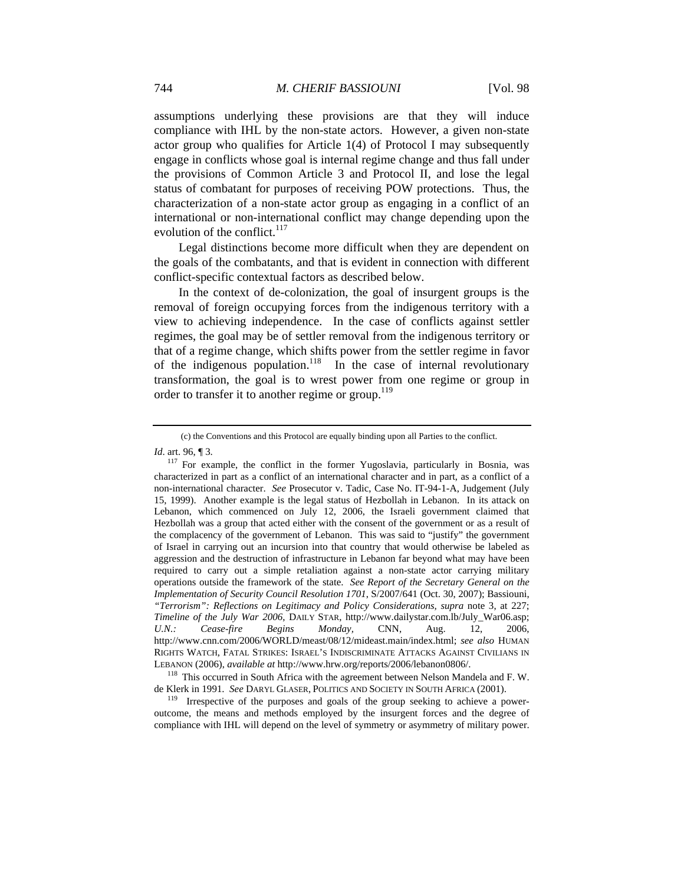assumptions underlying these provisions are that they will induce compliance with IHL by the non-state actors. However, a given non-state actor group who qualifies for Article 1(4) of Protocol I may subsequently engage in conflicts whose goal is internal regime change and thus fall under the provisions of Common Article 3 and Protocol II, and lose the legal status of combatant for purposes of receiving POW protections. Thus, the characterization of a non-state actor group as engaging in a conflict of an international or non-international conflict may change depending upon the evolution of the conflict.[117]

Legal distinctions become more difficult when they are dependent on the goals of the combatants, and that is evident in connection with different conflict-specific contextual factors as described below.

In the context of de-colonization, the goal of insurgent groups is the removal of foreign occupying forces from the indigenous territory with a view to achieving independence. In the case of conflicts against settler regimes, the goal may be of settler removal from the indigenous territory or that of a regime change, which shifts power from the settler regime in favor of the indigenous population.[118] In the case of internal revolutionary transformation, the goal is to wrest power from one regime or group in order to transfer it to another regime or group.[119]

---

(c) the Conventions and this Protocol are equally binding upon all Parties to the conflict.

*Id*. art. 96, ¶ 3.

[117] For example, the conflict in the former Yugoslavia, particularly in Bosnia, was characterized in part as a conflict of an international character and in part, as a conflict of a non-international character. *See* Prosecutor v. Tadic, Case No. IT-94-1-A, Judgement (July 15, 1999). Another example is the legal status of Hezbollah in Lebanon. In its attack on Lebanon, which commenced on July 12, 2006, the Israeli government claimed that Hezbollah was a group that acted either with the consent of the government or as a result of the complacency of the government of Lebanon. This was said to "justify" the government of Israel in carrying out an incursion into that country that would otherwise be labeled as aggression and the destruction of infrastructure in Lebanon far beyond what may have been required to carry out a simple retaliation against a non-state actor carrying military operations outside the framework of the state. *See Report of the Secretary General on the Implementation of Security Council Resolution 1701*, S/2007/641 (Oct. 30, 2007); Bassiouni, *"Terrorism": Reflections on Legitimacy and Policy Considerations*, *supra* note 3, at 227; *Timeline of the July War 2006*, DAILY STAR, http://www.dailystar.com.lb/July_War06.asp; *U.N.: Cease-fire Begins Monday*, CNN, Aug. 12, 2006, http://www.cnn.com/2006/WORLD/meast/08/12/mideast.main/index.html; *see also* HUMAN RIGHTS WATCH, FATAL STRIKES: ISRAEL'S INDISCRIMINATE ATTACKS AGAINST CIVILIANS IN LEBANON (2006), *available at* http://www.hrw.org/reports/2006/lebanon0806/.

[118] This occurred in South Africa with the agreement between Nelson Mandela and F. W. de Klerk in 1991. *See* DARYL GLASER, POLITICS AND SOCIETY IN SOUTH AFRICA (2001).

[119] Irrespective of the purposes and goals of the group seeking to achieve a power-outcome, the means and methods employed by the insurgent forces and the degree of compliance with IHL will depend on the level of symmetry or asymmetry of military power.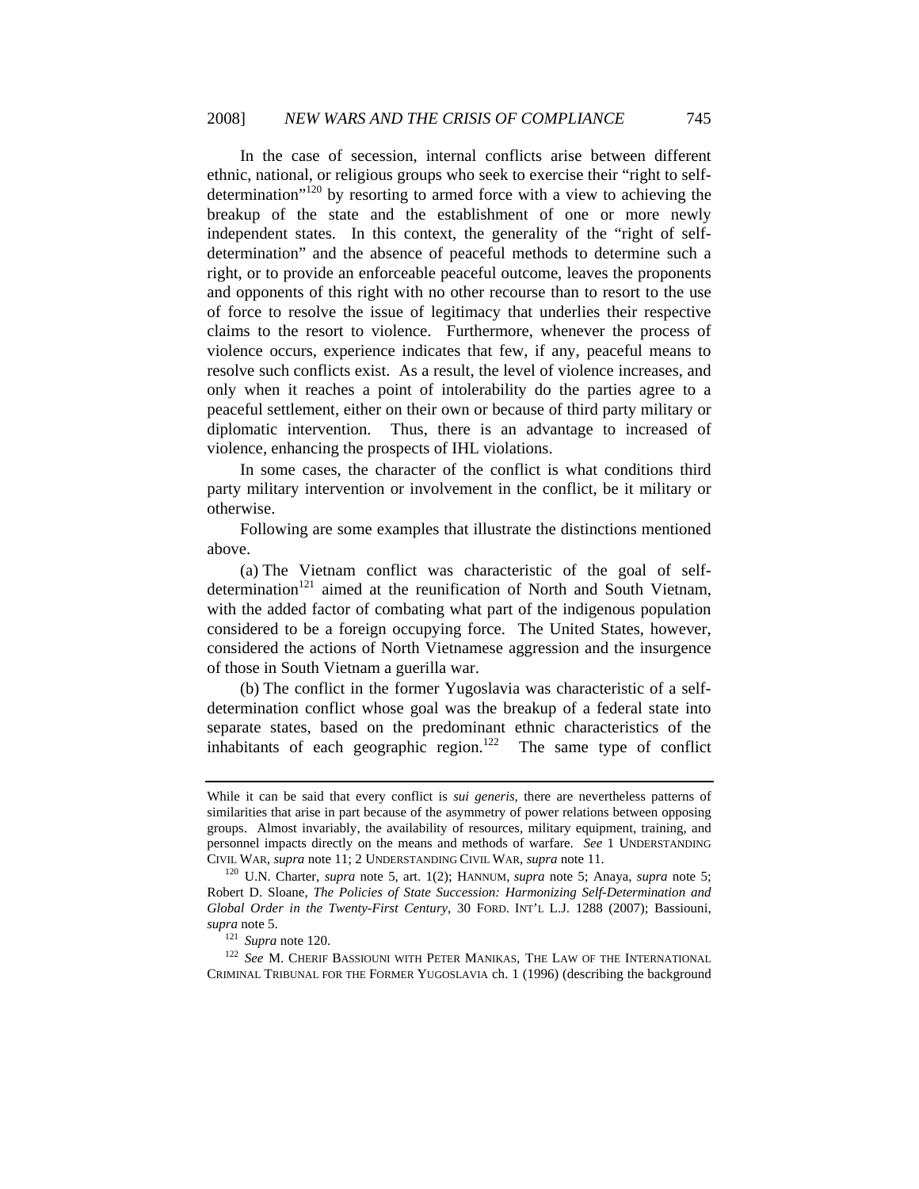In the case of secession, internal conflicts arise between different ethnic, national, or religious groups who seek to exercise their "right to self-determination"[120] by resorting to armed force with a view to achieving the breakup of the state and the establishment of one or more newly independent states. In this context, the generality of the "right of self-determination" and the absence of peaceful methods to determine such a right, or to provide an enforceable peaceful outcome, leaves the proponents and opponents of this right with no other recourse than to resort to the use of force to resolve the issue of legitimacy that underlies their respective claims to the resort to violence. Furthermore, whenever the process of violence occurs, experience indicates that few, if any, peaceful means to resolve such conflicts exist. As a result, the level of violence increases, and only when it reaches a point of intolerability do the parties agree to a peaceful settlement, either on their own or because of third party military or diplomatic intervention. Thus, there is an advantage to increased of violence, enhancing the prospects of IHL violations.

In some cases, the character of the conflict is what conditions third party military intervention or involvement in the conflict, be it military or otherwise.

Following are some examples that illustrate the distinctions mentioned above.

(a) The Vietnam conflict was characteristic of the goal of self-determination[121] aimed at the reunification of North and South Vietnam, with the added factor of combating what part of the indigenous population considered to be a foreign occupying force. The United States, however, considered the actions of North Vietnamese aggression and the insurgence of those in South Vietnam a guerilla war.

(b) The conflict in the former Yugoslavia was characteristic of a self-determination conflict whose goal was the breakup of a federal state into separate states, based on the predominant ethnic characteristics of the inhabitants of each geographic region.[122] The same type of conflict

---

While it can be said that every conflict is *sui generis*, there are nevertheless patterns of similarities that arise in part because of the asymmetry of power relations between opposing groups. Almost invariably, the availability of resources, military equipment, training, and personnel impacts directly on the means and methods of warfare. *See* 1 UNDERSTANDING CIVIL WAR, *supra* note 11; 2 UNDERSTANDING CIVIL WAR, *supra* note 11.

[120] U.N. Charter, *supra* note 5, art. 1(2); HANNUM, *supra* note 5; Anaya, *supra* note 5; Robert D. Sloane, *The Policies of State Succession: Harmonizing Self-Determination and Global Order in the Twenty-First Century*, 30 FORD. INT'L L.J. 1288 (2007); Bassiouni, *supra* note 5.

[121] *Supra* note 120.

[122] *See* M. CHERIF BASSIOUNI WITH PETER MANIKAS, THE LAW OF THE INTERNATIONAL CRIMINAL TRIBUNAL FOR THE FORMER YUGOSLAVIA ch. 1 (1996) (describing the background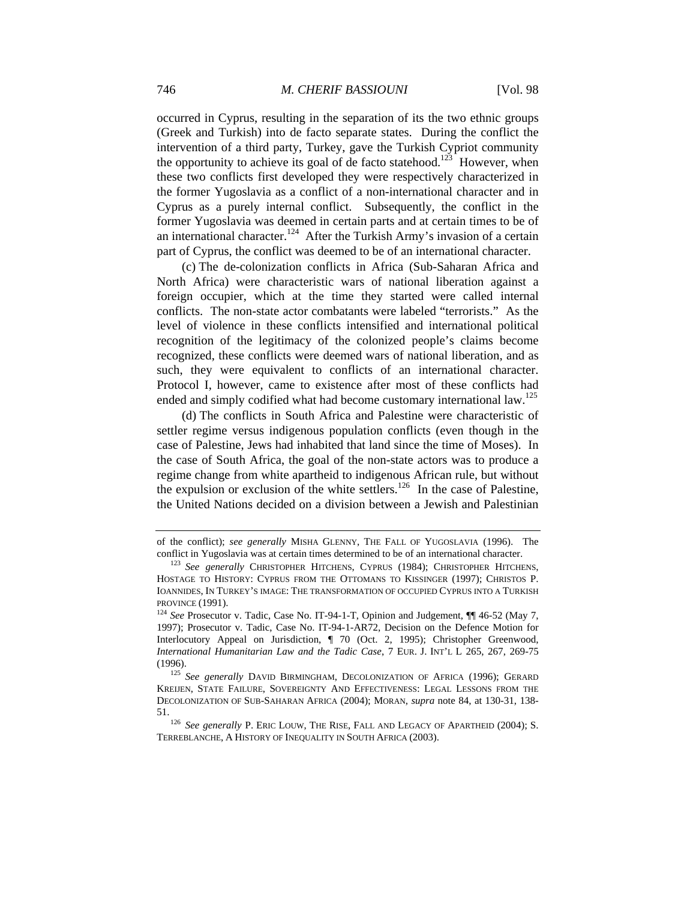occurred in Cyprus, resulting in the separation of its the two ethnic groups (Greek and Turkish) into de facto separate states. During the conflict the intervention of a third party, Turkey, gave the Turkish Cypriot community the opportunity to achieve its goal of de facto statehood.[123] However, when these two conflicts first developed they were respectively characterized in the former Yugoslavia as a conflict of a non-international character and in Cyprus as a purely internal conflict. Subsequently, the conflict in the former Yugoslavia was deemed in certain parts and at certain times to be of an international character.[124] After the Turkish Army's invasion of a certain part of Cyprus, the conflict was deemed to be of an international character.

(c) The de-colonization conflicts in Africa (Sub-Saharan Africa and North Africa) were characteristic wars of national liberation against a foreign occupier, which at the time they started were called internal conflicts. The non-state actor combatants were labeled "terrorists." As the level of violence in these conflicts intensified and international political recognition of the legitimacy of the colonized people's claims become recognized, these conflicts were deemed wars of national liberation, and as such, they were equivalent to conflicts of an international character. Protocol I, however, came to existence after most of these conflicts had ended and simply codified what had become customary international law.[125]

(d) The conflicts in South Africa and Palestine were characteristic of settler regime versus indigenous population conflicts (even though in the case of Palestine, Jews had inhabited that land since the time of Moses). In the case of South Africa, the goal of the non-state actors was to produce a regime change from white apartheid to indigenous African rule, but without the expulsion or exclusion of the white settlers.[126] In the case of Palestine, the United Nations decided on a division between a Jewish and Palestinian

---

of the conflict); *see generally* MISHA GLENNY, THE FALL OF YUGOSLAVIA (1996). The conflict in Yugoslavia was at certain times determined to be of an international character.

[123] *See generally* CHRISTOPHER HITCHENS, CYPRUS (1984); CHRISTOPHER HITCHENS, HOSTAGE TO HISTORY: CYPRUS FROM THE OTTOMANS TO KISSINGER (1997); CHRISTOS P. IOANNIDES, IN TURKEY'S IMAGE: THE TRANSFORMATION OF OCCUPIED CYPRUS INTO A TURKISH PROVINCE (1991).

[124] *See* Prosecutor v. Tadic, Case No. IT-94-1-T, Opinion and Judgement, ¶¶ 46-52 (May 7, 1997); Prosecutor v. Tadic, Case No. IT-94-1-AR72, Decision on the Defence Motion for Interlocutory Appeal on Jurisdiction, ¶ 70 (Oct. 2, 1995); Christopher Greenwood, *International Humanitarian Law and the Tadic Case*, 7 EUR. J. INT'L L 265, 267, 269-75 (1996).

[125] *See generally* DAVID BIRMINGHAM, DECOLONIZATION OF AFRICA (1996); GERARD KREIJEN, STATE FAILURE, SOVEREIGNTY AND EFFECTIVENESS: LEGAL LESSONS FROM THE DECOLONIZATION OF SUB-SAHARAN AFRICA (2004); MORAN, *supra* note 84, at 130-31, 138-51.

[126] *See generally* P. ERIC LOUW, THE RISE, FALL AND LEGACY OF APARTHEID (2004); S. TERREBLANCHE, A HISTORY OF INEQUALITY IN SOUTH AFRICA (2003).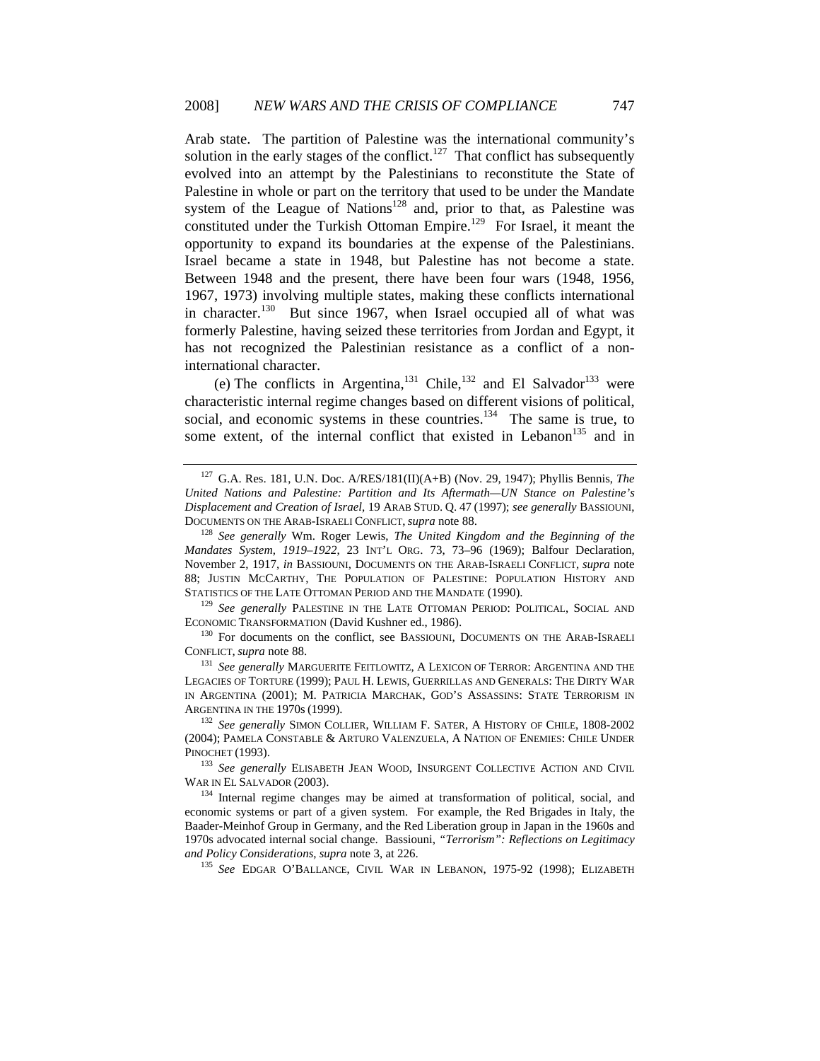Arab state. The partition of Palestine was the international community's solution in the early stages of the conflict.[127] That conflict has subsequently evolved into an attempt by the Palestinians to reconstitute the State of Palestine in whole or part on the territory that used to be under the Mandate system of the League of Nations[128] and, prior to that, as Palestine was constituted under the Turkish Ottoman Empire.[129] For Israel, it meant the opportunity to expand its boundaries at the expense of the Palestinians. Israel became a state in 1948, but Palestine has not become a state. Between 1948 and the present, there have been four wars (1948, 1956, 1967, 1973) involving multiple states, making these conflicts international in character.[130] But since 1967, when Israel occupied all of what was formerly Palestine, having seized these territories from Jordan and Egypt, it has not recognized the Palestinian resistance as a conflict of a non-international character.

(e) The conflicts in Argentina,[131] Chile,[132] and El Salvador[133] were characteristic internal regime changes based on different visions of political, social, and economic systems in these countries.[134] The same is true, to some extent, of the internal conflict that existed in Lebanon[135] and in

---

[127] G.A. Res. 181, U.N. Doc. A/RES/181(II)(A+B) (Nov. 29, 1947); Phyllis Bennis, *The United Nations and Palestine: Partition and Its Aftermath—UN Stance on Palestine's Displacement and Creation of Israel*, 19 ARAB STUD. Q. 47 (1997); *see generally* BASSIOUNI, DOCUMENTS ON THE ARAB-ISRAELI CONFLICT, *supra* note 88.

[128] *See generally* Wm. Roger Lewis, *The United Kingdom and the Beginning of the Mandates System, 1919–1922*, 23 INT'L ORG. 73, 73–96 (1969); Balfour Declaration, November 2, 1917, *in* BASSIOUNI, DOCUMENTS ON THE ARAB-ISRAELI CONFLICT, *supra* note 88; JUSTIN MCCARTHY, THE POPULATION OF PALESTINE: POPULATION HISTORY AND STATISTICS OF THE LATE OTTOMAN PERIOD AND THE MANDATE (1990).

[129] *See generally* PALESTINE IN THE LATE OTTOMAN PERIOD: POLITICAL, SOCIAL AND ECONOMIC TRANSFORMATION (David Kushner ed., 1986).

[130] For documents on the conflict, see BASSIOUNI, DOCUMENTS ON THE ARAB-ISRAELI CONFLICT, *supra* note 88.

[131] *See generally* MARGUERITE FEITLOWITZ, A LEXICON OF TERROR: ARGENTINA AND THE LEGACIES OF TORTURE (1999); PAUL H. LEWIS, GUERRILLAS AND GENERALS: THE DIRTY WAR IN ARGENTINA (2001); M. PATRICIA MARCHAK, GOD'S ASSASSINS: STATE TERRORISM IN ARGENTINA IN THE 1970s (1999).

[132] *See generally* SIMON COLLIER, WILLIAM F. SATER, A HISTORY OF CHILE, 1808-2002 (2004); PAMELA CONSTABLE & ARTURO VALENZUELA, A NATION OF ENEMIES: CHILE UNDER PINOCHET (1993).

[133] *See generally* ELISABETH JEAN WOOD, INSURGENT COLLECTIVE ACTION AND CIVIL WAR IN EL SALVADOR (2003).

[134] Internal regime changes may be aimed at transformation of political, social, and economic systems or part of a given system. For example, the Red Brigades in Italy, the Baader-Meinhof Group in Germany, and the Red Liberation group in Japan in the 1960s and 1970s advocated internal social change. Bassiouni, *"Terrorism": Reflections on Legitimacy and Policy Considerations*, *supra* note 3, at 226.

[135] *See* EDGAR O'BALLANCE, CIVIL WAR IN LEBANON, 1975-92 (1998); ELIZABETH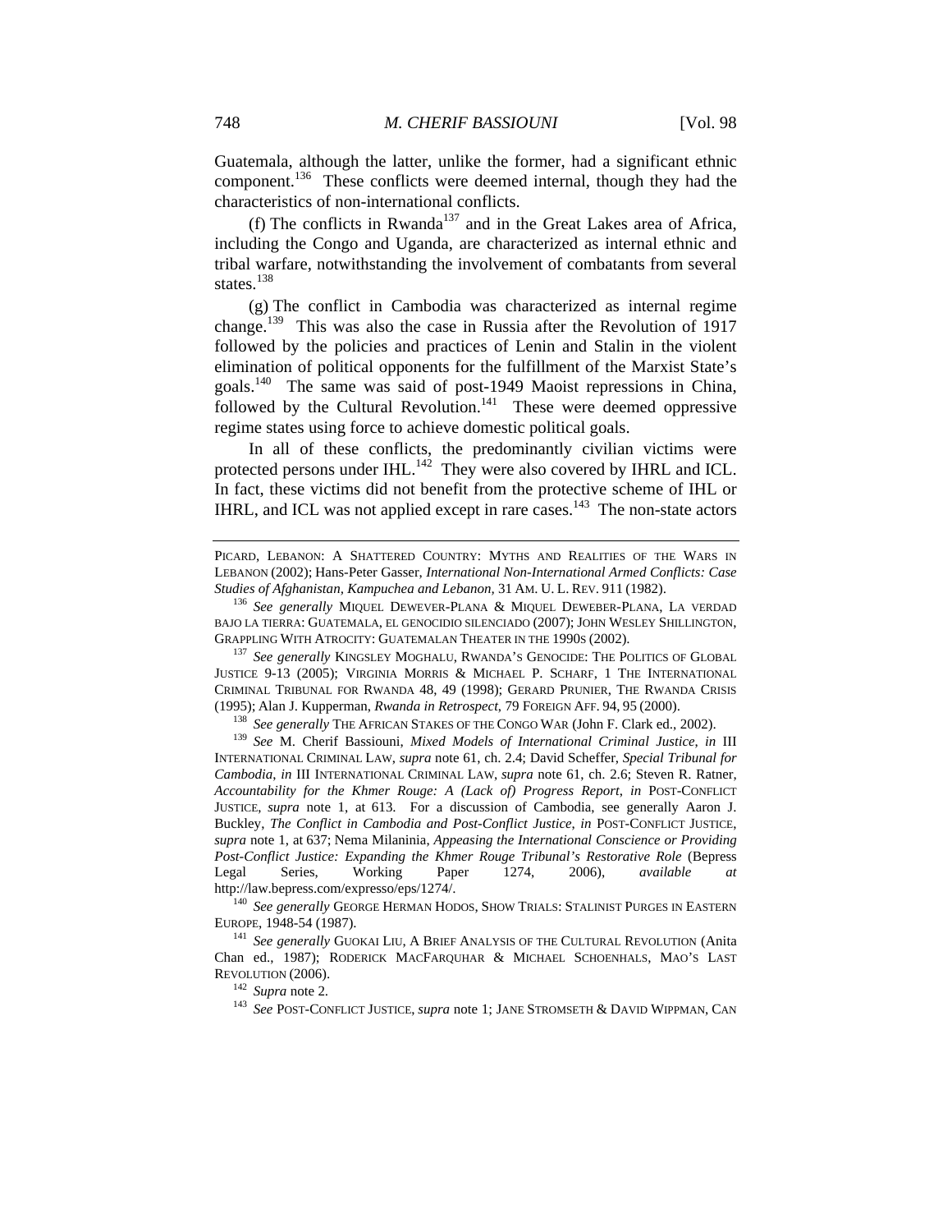Guatemala, although the latter, unlike the former, had a significant ethnic component.[136] These conflicts were deemed internal, though they had the characteristics of non-international conflicts.

(f) The conflicts in Rwanda[137] and in the Great Lakes area of Africa, including the Congo and Uganda, are characterized as internal ethnic and tribal warfare, notwithstanding the involvement of combatants from several states.[138]

(g) The conflict in Cambodia was characterized as internal regime change.[139] This was also the case in Russia after the Revolution of 1917 followed by the policies and practices of Lenin and Stalin in the violent elimination of political opponents for the fulfillment of the Marxist State's goals.[140] The same was said of post-1949 Maoist repressions in China, followed by the Cultural Revolution.[141] These were deemed oppressive regime states using force to achieve domestic political goals.

In all of these conflicts, the predominantly civilian victims were protected persons under IHL.[142] They were also covered by IHRL and ICL. In fact, these victims did not benefit from the protective scheme of IHL or IHRL, and ICL was not applied except in rare cases.[143] The non-state actors

---

PICARD, LEBANON: A SHATTERED COUNTRY: MYTHS AND REALITIES OF THE WARS IN LEBANON (2002); Hans-Peter Gasser, *International Non-International Armed Conflicts: Case Studies of Afghanistan, Kampuchea and Lebanon*, 31 AM. U. L. REV. 911 (1982).

[136] *See generally* MIQUEL DEWEVER-PLANA & MIQUEL DEWEBER-PLANA, LA VERDAD BAJO LA TIERRA: GUATEMALA, EL GENOCIDIO SILENCIADO (2007); JOHN WESLEY SHILLINGTON, GRAPPLING WITH ATROCITY: GUATEMALAN THEATER IN THE 1990S (2002).

[137] *See generally* KINGSLEY MOGHALU, RWANDA'S GENOCIDE: THE POLITICS OF GLOBAL JUSTICE 9-13 (2005); VIRGINIA MORRIS & MICHAEL P. SCHARF, 1 THE INTERNATIONAL CRIMINAL TRIBUNAL FOR RWANDA 48, 49 (1998); GERARD PRUNIER, THE RWANDA CRISIS (1995); Alan J. Kupperman, *Rwanda in Retrospect*, 79 FOREIGN AFF. 94, 95 (2000).

[138] *See generally* THE AFRICAN STAKES OF THE CONGO WAR (John F. Clark ed., 2002).

[139] *See* M. Cherif Bassiouni, *Mixed Models of International Criminal Justice*, *in* III INTERNATIONAL CRIMINAL LAW, *supra* note 61, ch. 2.4; David Scheffer, *Special Tribunal for Cambodia*, *in* III INTERNATIONAL CRIMINAL LAW, *supra* note 61, ch. 2.6; Steven R. Ratner, *Accountability for the Khmer Rouge: A (Lack of) Progress Report*, *in* POST-CONFLICT JUSTICE, *supra* note 1, at 613. For a discussion of Cambodia, see generally Aaron J. Buckley, *The Conflict in Cambodia and Post-Conflict Justice*, *in* POST-CONFLICT JUSTICE, *supra* note 1, at 637; Nema Milaninia, *Appeasing the International Conscience or Providing Post-Conflict Justice: Expanding the Khmer Rouge Tribunal's Restorative Role* (Bepress Legal Series, Working Paper 1274, 2006), *available at* http://law.bepress.com/expresso/eps/1274/.

[140] *See generally* GEORGE HERMAN HODOS, SHOW TRIALS: STALINIST PURGES IN EASTERN EUROPE, 1948-54 (1987).

[141] *See generally* GUOKAI LIU, A BRIEF ANALYSIS OF THE CULTURAL REVOLUTION (Anita Chan ed., 1987); RODERICK MACFARQUHAR & MICHAEL SCHOENHALS, MAO'S LAST REVOLUTION (2006).

[142] *Supra* note 2.

[143] *See* POST-CONFLICT JUSTICE, *supra* note 1; JANE STROMSETH & DAVID WIPPMAN, CAN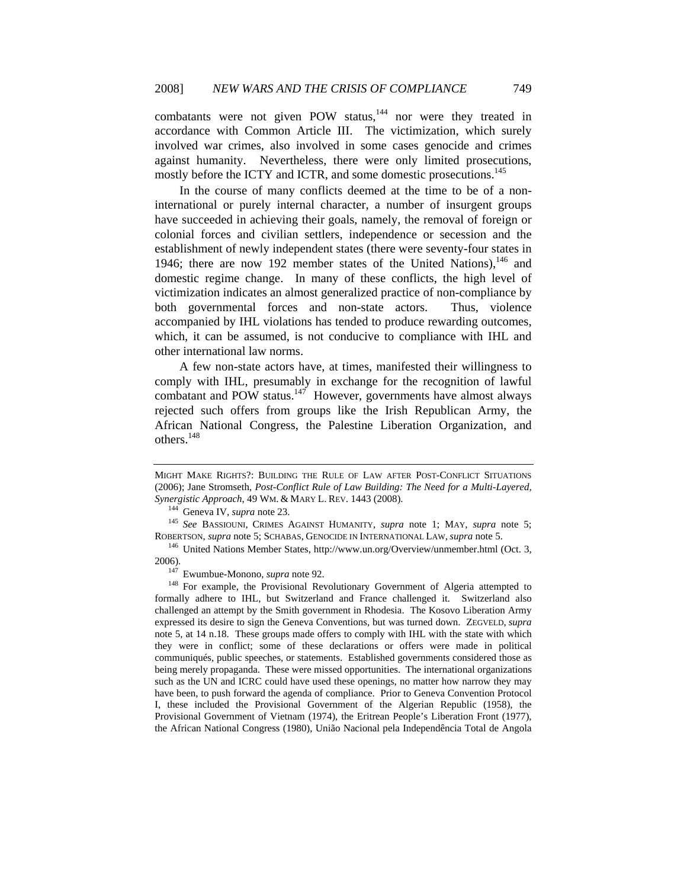combatants were not given POW status,[144] nor were they treated in accordance with Common Article III. The victimization, which surely involved war crimes, also involved in some cases genocide and crimes against humanity. Nevertheless, there were only limited prosecutions, mostly before the ICTY and ICTR, and some domestic prosecutions.[145]

In the course of many conflicts deemed at the time to be of a non-international or purely internal character, a number of insurgent groups have succeeded in achieving their goals, namely, the removal of foreign or colonial forces and civilian settlers, independence or secession and the establishment of newly independent states (there were seventy-four states in 1946; there are now 192 member states of the United Nations),[146] and domestic regime change. In many of these conflicts, the high level of victimization indicates an almost generalized practice of non-compliance by both governmental forces and non-state actors. Thus, violence accompanied by IHL violations has tended to produce rewarding outcomes, which, it can be assumed, is not conducive to compliance with IHL and other international law norms.

A few non-state actors have, at times, manifested their willingness to comply with IHL, presumably in exchange for the recognition of lawful combatant and POW status.[147] However, governments have almost always rejected such offers from groups like the Irish Republican Army, the African National Congress, the Palestine Liberation Organization, and others.[148]

---

MIGHT MAKE RIGHTS?: BUILDING THE RULE OF LAW AFTER POST-CONFLICT SITUATIONS (2006); Jane Stromseth, *Post-Conflict Rule of Law Building: The Need for a Multi-Layered, Synergistic Approach*, 49 WM. & MARY L. REV. 1443 (2008).

[144] Geneva IV, *supra* note 23.

[145] *See* BASSIOUNI, CRIMES AGAINST HUMANITY, *supra* note 1; MAY, *supra* note 5; ROBERTSON, *supra* note 5; SCHABAS, GENOCIDE IN INTERNATIONAL LAW, *supra* note 5.

[146] United Nations Member States, http://www.un.org/Overview/unmember.html (Oct. 3, 2006).

[147] Ewumbue-Monono, *supra* note 92.

[148] For example, the Provisional Revolutionary Government of Algeria attempted to formally adhere to IHL, but Switzerland and France challenged it. Switzerland also challenged an attempt by the Smith government in Rhodesia. The Kosovo Liberation Army expressed its desire to sign the Geneva Conventions, but was turned down. ZEGVELD, *supra* note 5, at 14 n.18. These groups made offers to comply with IHL with the state with which they were in conflict; some of these declarations or offers were made in political communiqués, public speeches, or statements. Established governments considered those as being merely propaganda. These were missed opportunities. The international organizations such as the UN and ICRC could have used these openings, no matter how narrow they may have been, to push forward the agenda of compliance. Prior to Geneva Convention Protocol I, these included the Provisional Government of the Algerian Republic (1958), the Provisional Government of Vietnam (1974), the Eritrean People's Liberation Front (1977), the African National Congress (1980), União Nacional pela Independência Total de Angola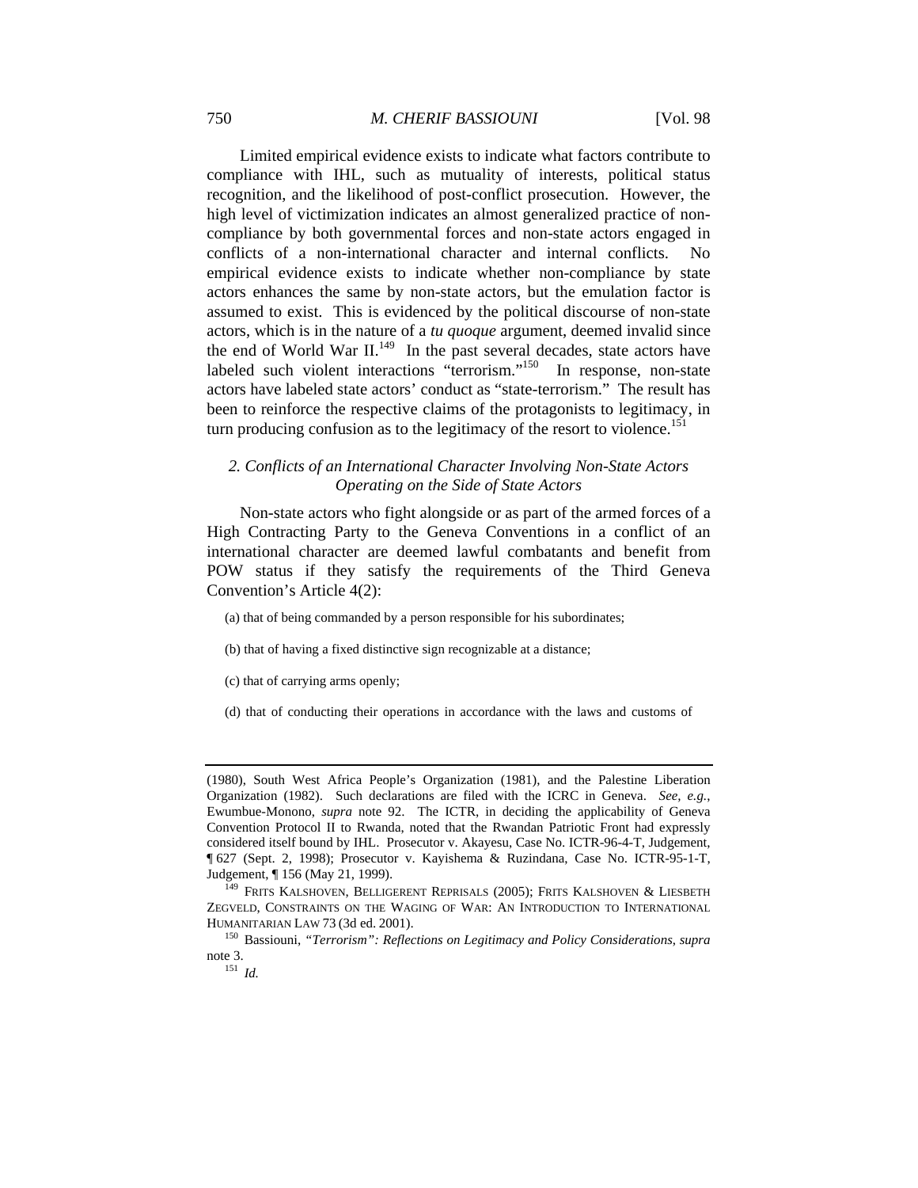Limited empirical evidence exists to indicate what factors contribute to compliance with IHL, such as mutuality of interests, political status recognition, and the likelihood of post-conflict prosecution. However, the high level of victimization indicates an almost generalized practice of non-compliance by both governmental forces and non-state actors engaged in conflicts of a non-international character and internal conflicts. No empirical evidence exists to indicate whether non-compliance by state actors enhances the same by non-state actors, but the emulation factor is assumed to exist. This is evidenced by the political discourse of non-state actors, which is in the nature of a *tu quoque* argument, deemed invalid since the end of World War II.[149] In the past several decades, state actors have labeled such violent interactions "terrorism."[150] In response, non-state actors have labeled state actors' conduct as "state-terrorism." The result has been to reinforce the respective claims of the protagonists to legitimacy, in turn producing confusion as to the legitimacy of the resort to violence.[151]

### *2. Conflicts of an International Character Involving Non-State Actors Operating on the Side of State Actors*

Non-state actors who fight alongside or as part of the armed forces of a High Contracting Party to the Geneva Conventions in a conflict of an international character are deemed lawful combatants and benefit from POW status if they satisfy the requirements of the Third Geneva Convention's Article 4(2):

(a) that of being commanded by a person responsible for his subordinates;

(b) that of having a fixed distinctive sign recognizable at a distance;

(c) that of carrying arms openly;

(d) that of conducting their operations in accordance with the laws and customs of

---

(1980), South West Africa People's Organization (1981), and the Palestine Liberation Organization (1982). Such declarations are filed with the ICRC in Geneva. *See, e.g.*, Ewumbue-Monono, *supra* note 92. The ICTR, in deciding the applicability of Geneva Convention Protocol II to Rwanda, noted that the Rwandan Patriotic Front had expressly considered itself bound by IHL. Prosecutor v. Akayesu, Case No. ICTR-96-4-T, Judgement, ¶ 627 (Sept. 2, 1998); Prosecutor v. Kayishema & Ruzindana, Case No. ICTR-95-1-T, Judgement, ¶ 156 (May 21, 1999).

[149] FRITS KALSHOVEN, BELLIGERENT REPRISALS (2005); FRITS KALSHOVEN & LIESBETH ZEGVELD, CONSTRAINTS ON THE WAGING OF WAR: AN INTRODUCTION TO INTERNATIONAL HUMANITARIAN LAW 73 (3d ed. 2001).

[150] Bassiouni, *"Terrorism": Reflections on Legitimacy and Policy Considerations*, *supra* note 3.

[151] *Id.*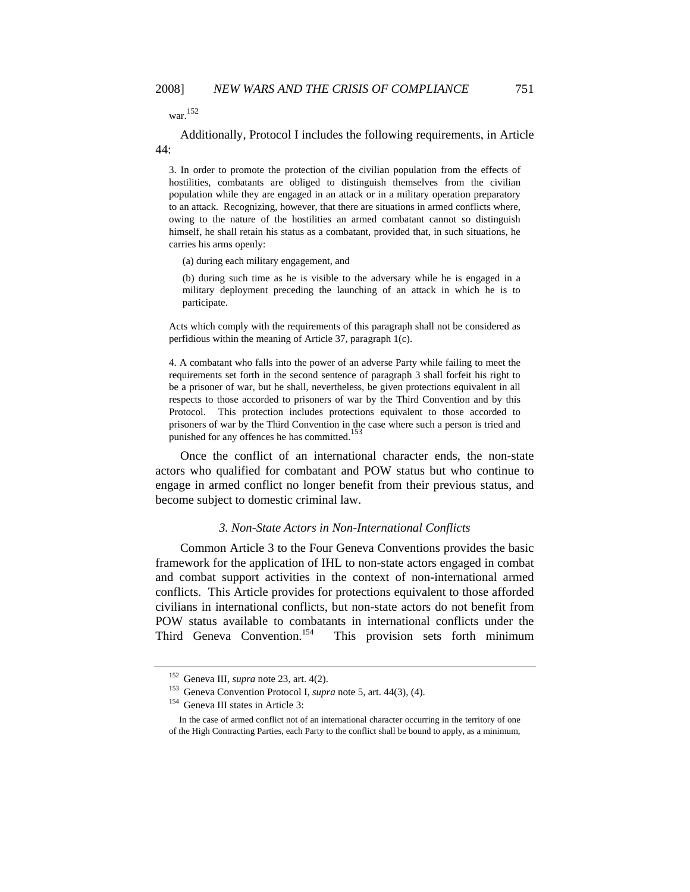war.[152]

Additionally, Protocol I includes the following requirements, in Article 44:

> 3. In order to promote the protection of the civilian population from the effects of hostilities, combatants are obliged to distinguish themselves from the civilian population while they are engaged in an attack or in a military operation preparatory to an attack. Recognizing, however, that there are situations in armed conflicts where, owing to the nature of the hostilities an armed combatant cannot so distinguish himself, he shall retain his status as a combatant, provided that, in such situations, he carries his arms openly:
>
> (a) during each military engagement, and
>
> (b) during such time as he is visible to the adversary while he is engaged in a military deployment preceding the launching of an attack in which he is to participate.
>
> Acts which comply with the requirements of this paragraph shall not be considered as perfidious within the meaning of Article 37, paragraph 1(c).
>
> 4. A combatant who falls into the power of an adverse Party while failing to meet the requirements set forth in the second sentence of paragraph 3 shall forfeit his right to be a prisoner of war, but he shall, nevertheless, be given protections equivalent in all respects to those accorded to prisoners of war by the Third Convention and by this Protocol. This protection includes protections equivalent to those accorded to prisoners of war by the Third Convention in the case where such a person is tried and punished for any offences he has committed.[153]

Once the conflict of an international character ends, the non-state actors who qualified for combatant and POW status but who continue to engage in armed conflict no longer benefit from their previous status, and become subject to domestic criminal law.

### *3. Non-State Actors in Non-International Conflicts*

Common Article 3 to the Four Geneva Conventions provides the basic framework for the application of IHL to non-state actors engaged in combat and combat support activities in the context of non-international armed conflicts. This Article provides for protections equivalent to those afforded civilians in international conflicts, but non-state actors do not benefit from POW status available to combatants in international conflicts under the Third Geneva Convention.[154] This provision sets forth minimum

---

[152] Geneva III, *supra* note 23, art. 4(2).

[153] Geneva Convention Protocol I, *supra* note 5, art. 44(3), (4).

[154] Geneva III states in Article 3:

> In the case of armed conflict not of an international character occurring in the territory of one of the High Contracting Parties, each Party to the conflict shall be bound to apply, as a minimum,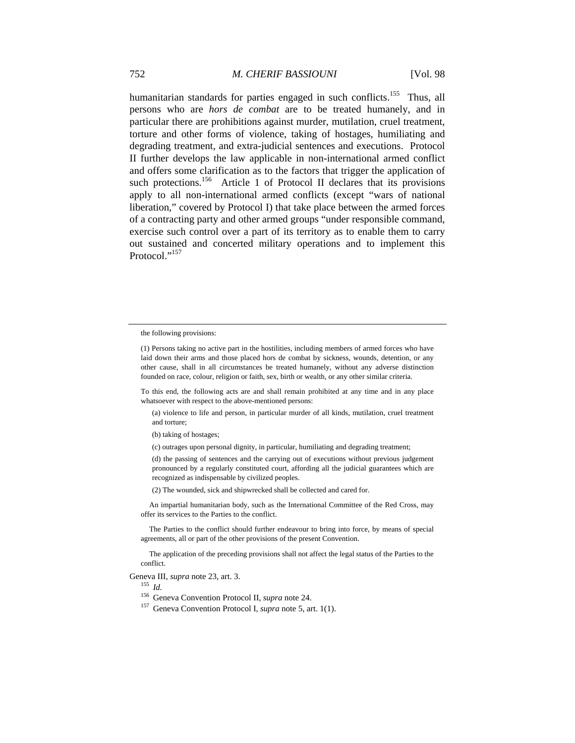humanitarian standards for parties engaged in such conflicts.[155] Thus, all persons who are *hors de combat* are to be treated humanely, and in particular there are prohibitions against murder, mutilation, cruel treatment, torture and other forms of violence, taking of hostages, humiliating and degrading treatment, and extra-judicial sentences and executions. Protocol II further develops the law applicable in non-international armed conflict and offers some clarification as to the factors that trigger the application of such protections.[156] Article 1 of Protocol II declares that its provisions apply to all non-international armed conflicts (except "wars of national liberation," covered by Protocol I) that take place between the armed forces of a contracting party and other armed groups "under responsible command, exercise such control over a part of its territory as to enable them to carry out sustained and concerted military operations and to implement this Protocol."[157]

---

the following provisions:

(1) Persons taking no active part in the hostilities, including members of armed forces who have laid down their arms and those placed hors de combat by sickness, wounds, detention, or any other cause, shall in all circumstances be treated humanely, without any adverse distinction founded on race, colour, religion or faith, sex, birth or wealth, or any other similar criteria.

To this end, the following acts are and shall remain prohibited at any time and in any place whatsoever with respect to the above-mentioned persons:

(a) violence to life and person, in particular murder of all kinds, mutilation, cruel treatment and torture;

(b) taking of hostages;

(c) outrages upon personal dignity, in particular, humiliating and degrading treatment;

(d) the passing of sentences and the carrying out of executions without previous judgement pronounced by a regularly constituted court, affording all the judicial guarantees which are recognized as indispensable by civilized peoples.

(2) The wounded, sick and shipwrecked shall be collected and cared for.

An impartial humanitarian body, such as the International Committee of the Red Cross, may offer its services to the Parties to the conflict.

The Parties to the conflict should further endeavour to bring into force, by means of special agreements, all or part of the other provisions of the present Convention.

The application of the preceding provisions shall not affect the legal status of the Parties to the conflict.

Geneva III, *supra* note 23, art. 3.

[155] *Id.*

[156] Geneva Convention Protocol II, *supra* note 24.

[157] Geneva Convention Protocol I, *supra* note 5, art. 1(1).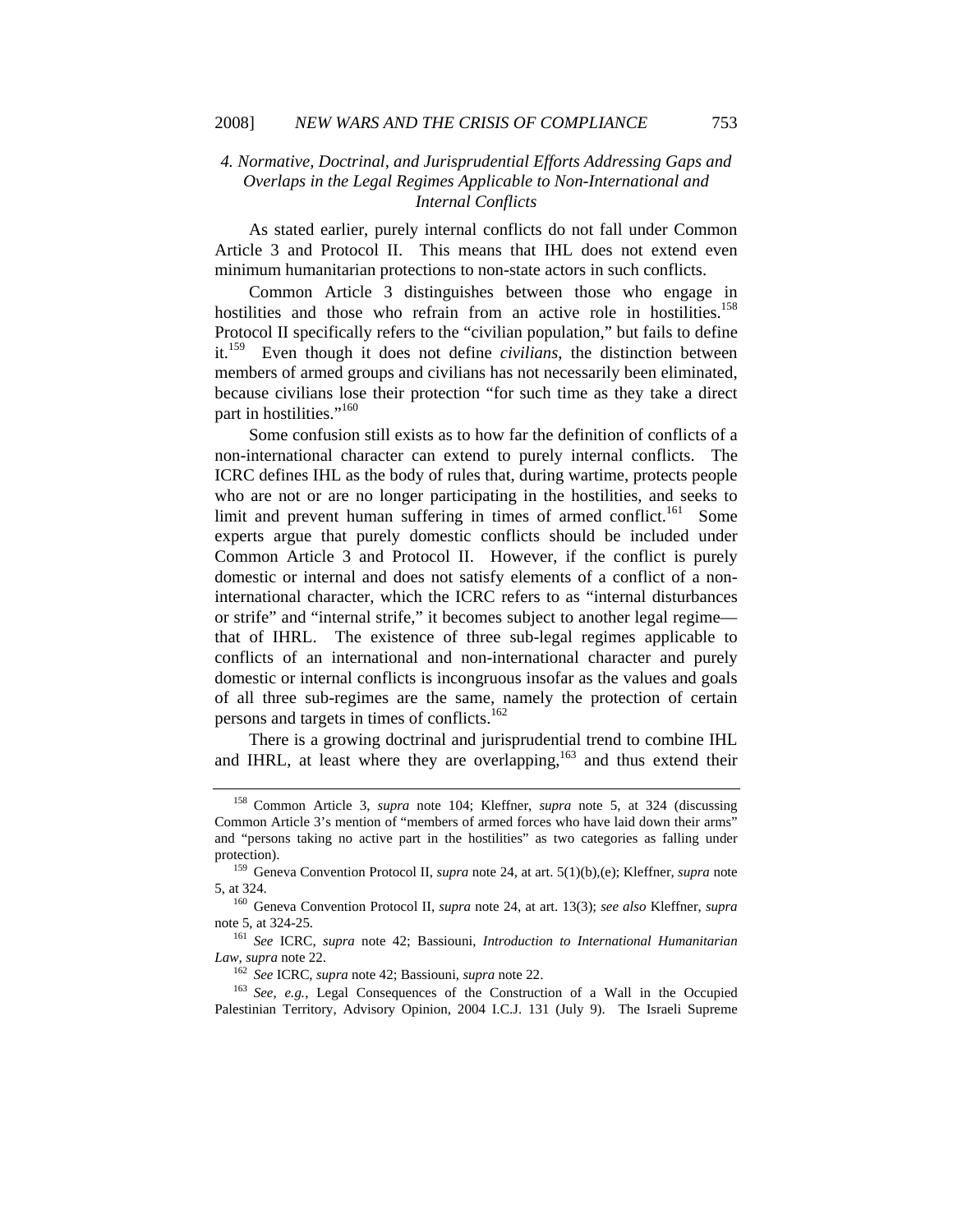### *4. Normative, Doctrinal, and Jurisprudential Efforts Addressing Gaps and Overlaps in the Legal Regimes Applicable to Non-International and Internal Conflicts*

As stated earlier, purely internal conflicts do not fall under Common Article 3 and Protocol II. This means that IHL does not extend even minimum humanitarian protections to non-state actors in such conflicts.

Common Article 3 distinguishes between those who engage in hostilities and those who refrain from an active role in hostilities.[158] Protocol II specifically refers to the "civilian population," but fails to define it.[159] Even though it does not define *civilians*, the distinction between members of armed groups and civilians has not necessarily been eliminated, because civilians lose their protection "for such time as they take a direct part in hostilities."[160]

Some confusion still exists as to how far the definition of conflicts of a non-international character can extend to purely internal conflicts. The ICRC defines IHL as the body of rules that, during wartime, protects people who are not or are no longer participating in the hostilities, and seeks to limit and prevent human suffering in times of armed conflict.[161] Some experts argue that purely domestic conflicts should be included under Common Article 3 and Protocol II. However, if the conflict is purely domestic or internal and does not satisfy elements of a conflict of a non-international character, which the ICRC refers to as "internal disturbances or strife" and "internal strife," it becomes subject to another legal regime—that of IHRL. The existence of three sub-legal regimes applicable to conflicts of an international and non-international character and purely domestic or internal conflicts is incongruous insofar as the values and goals of all three sub-regimes are the same, namely the protection of certain persons and targets in times of conflicts.[162]

There is a growing doctrinal and jurisprudential trend to combine IHL and IHRL, at least where they are overlapping,[163] and thus extend their

---

[158] Common Article 3, *supra* note 104; Kleffner, *supra* note 5, at 324 (discussing Common Article 3's mention of "members of armed forces who have laid down their arms" and "persons taking no active part in the hostilities" as two categories as falling under protection).

[159] Geneva Convention Protocol II, *supra* note 24, at art. 5(1)(b),(e); Kleffner, *supra* note 5, at 324.

[160] Geneva Convention Protocol II, *supra* note 24, at art. 13(3); *see also* Kleffner, *supra* note 5, at 324-25.

[161] *See* ICRC, *supra* note 42; Bassiouni, *Introduction to International Humanitarian Law*, *supra* note 22.

[162] *See* ICRC, *supra* note 42; Bassiouni, *supra* note 22.

[163] *See, e.g.*, Legal Consequences of the Construction of a Wall in the Occupied Palestinian Territory, Advisory Opinion, 2004 I.C.J. 131 (July 9). The Israeli Supreme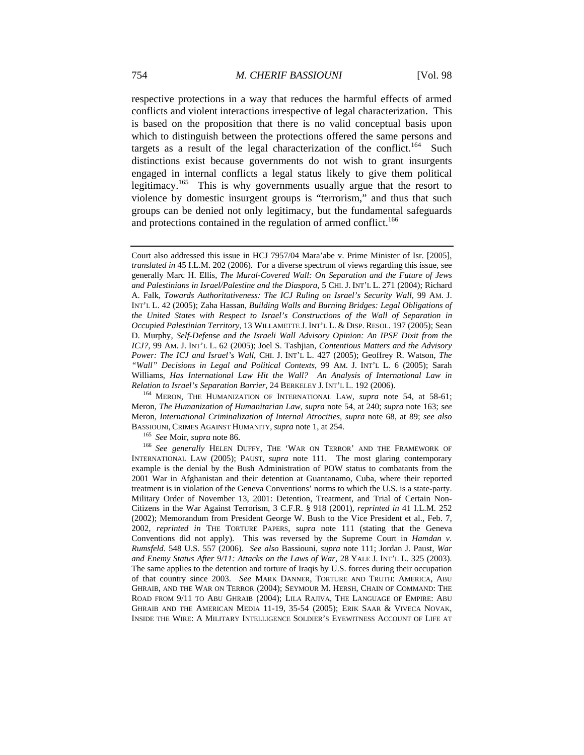respective protections in a way that reduces the harmful effects of armed conflicts and violent interactions irrespective of legal characterization. This is based on the proposition that there is no valid conceptual basis upon which to distinguish between the protections offered the same persons and targets as a result of the legal characterization of the conflict.[164] Such distinctions exist because governments do not wish to grant insurgents engaged in internal conflicts a legal status likely to give them political legitimacy.[165] This is why governments usually argue that the resort to violence by domestic insurgent groups is "terrorism," and thus that such groups can be denied not only legitimacy, but the fundamental safeguards and protections contained in the regulation of armed conflict.[166]

---

Court also addressed this issue in HCJ 7957/04 Mara'abe v. Prime Minister of Isr. [2005], *translated in* 45 I.L.M. 202 (2006). For a diverse spectrum of views regarding this issue, see generally Marc H. Ellis, *The Mural-Covered Wall: On Separation and the Future of Jews and Palestinians in Israel/Palestine and the Diaspora*, 5 CHI. J. INT'L L. 271 (2004); Richard A. Falk, *Towards Authoritativeness: The ICJ Ruling on Israel's Security Wall*, 99 AM. J. INT'L L. 42 (2005); Zaha Hassan, *Building Walls and Burning Bridges: Legal Obligations of the United States with Respect to Israel's Constructions of the Wall of Separation in Occupied Palestinian Territory*, 13 WILLAMETTE J. INT'L L. & DISP. RESOL. 197 (2005); Sean D. Murphy, *Self-Defense and the Israeli Wall Advisory Opinion: An IPSE Dixit from the ICJ?*, 99 AM. J. INT'L L. 62 (2005); Joel S. Tashjian, *Contentious Matters and the Advisory Power: The ICJ and Israel's Wall*, CHI. J. INT'L L. 427 (2005); Geoffrey R. Watson, *The "Wall" Decisions in Legal and Political Contexts*, 99 AM. J. INT'L L. 6 (2005); Sarah Williams, *Has International Law Hit the Wall? An Analysis of International Law in Relation to Israel's Separation Barrier*, 24 BERKELEY J. INT'L L. 192 (2006).

[164] MERON, THE HUMANIZATION OF INTERNATIONAL LAW, *supra* note 54, at 58-61; Meron, *The Humanization of Humanitarian Law*, *supra* note 54, at 240; *supra* note 163; *see* Meron, *International Criminalization of Internal Atrocities*, *supra* note 68, at 89; *see also* BASSIOUNI, CRIMES AGAINST HUMANITY, *supra* note 1, at 254.

[165] *See* Moir, *supra* note 86.

[166] *See generally* HELEN DUFFY, THE 'WAR ON TERROR' AND THE FRAMEWORK OF INTERNATIONAL LAW (2005); PAUST, *supra* note 111. The most glaring contemporary example is the denial by the Bush Administration of POW status to combatants from the 2001 War in Afghanistan and their detention at Guantanamo, Cuba, where their reported treatment is in violation of the Geneva Conventions' norms to which the U.S. is a state-party. Military Order of November 13, 2001: Detention, Treatment, and Trial of Certain Non-Citizens in the War Against Terrorism, 3 C.F.R. § 918 (2001), *reprinted in* 41 I.L.M. 252 (2002); Memorandum from President George W. Bush to the Vice President et al., Feb. 7, 2002, *reprinted in* THE TORTURE PAPERS, *supra* note 111 (stating that the Geneva Conventions did not apply). This was reversed by the Supreme Court in *Hamdan v. Rumsfeld*. 548 U.S. 557 (2006). *See also* Bassiouni, *supra* note 111; Jordan J. Paust, *War and Enemy Status After 9/11: Attacks on the Laws of War*, 28 YALE J. INT'L L. 325 (2003). The same applies to the detention and torture of Iraqis by U.S. forces during their occupation of that country since 2003. *See* MARK DANNER, TORTURE AND TRUTH: AMERICA, ABU GHRAIB, AND THE WAR ON TERROR (2004); SEYMOUR M. HERSH, CHAIN OF COMMAND: THE ROAD FROM 9/11 TO ABU GHRAIB (2004); LILA RAJIVA, THE LANGUAGE OF EMPIRE: ABU GHRAIB AND THE AMERICAN MEDIA 11-19, 35-54 (2005); ERIK SAAR & VIVECA NOVAK, INSIDE THE WIRE: A MILITARY INTELLIGENCE SOLDIER'S EYEWITNESS ACCOUNT OF LIFE AT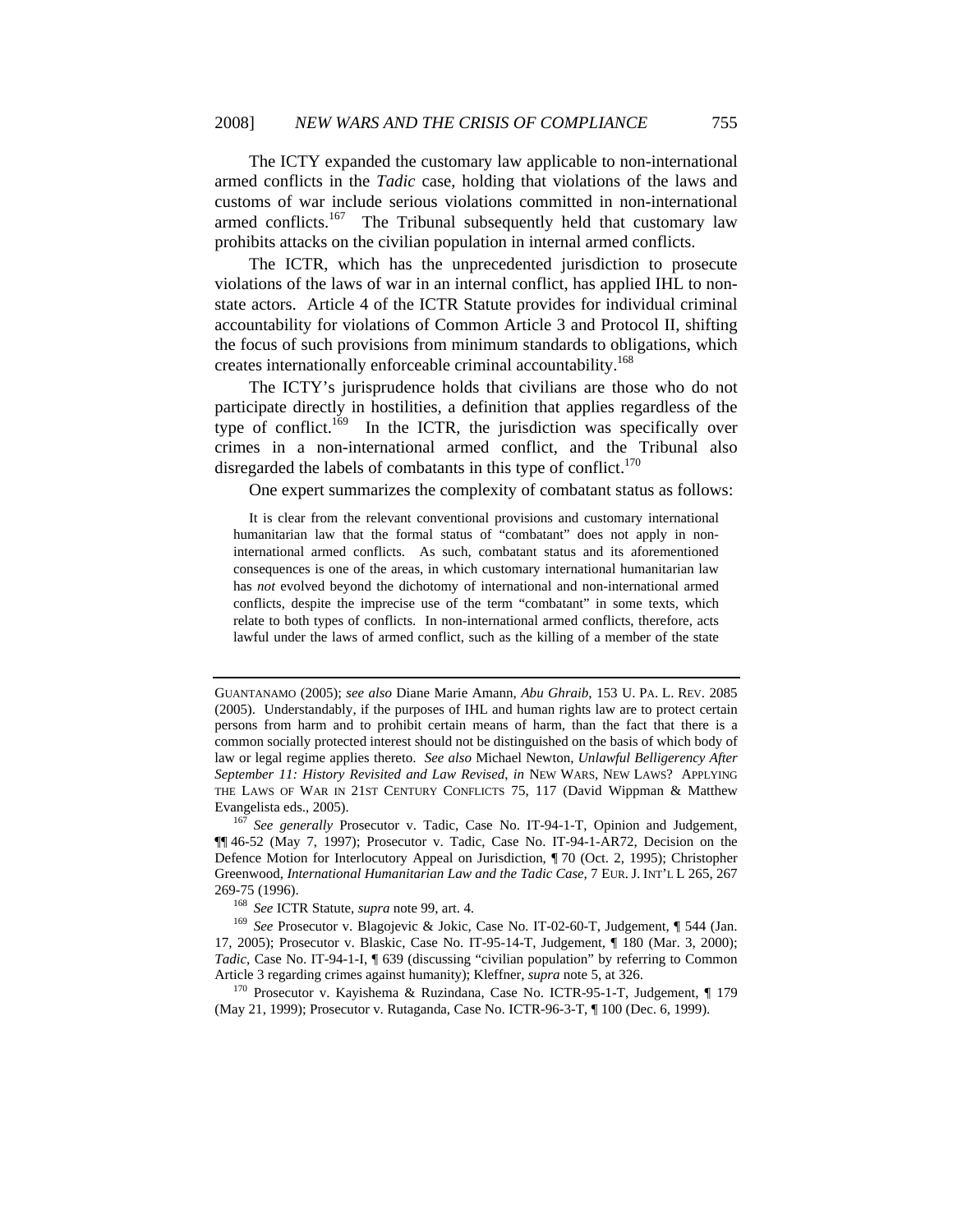The ICTY expanded the customary law applicable to non-international armed conflicts in the *Tadic* case, holding that violations of the laws and customs of war include serious violations committed in non-international armed conflicts.[167] The Tribunal subsequently held that customary law prohibits attacks on the civilian population in internal armed conflicts.

The ICTR, which has the unprecedented jurisdiction to prosecute violations of the laws of war in an internal conflict, has applied IHL to non-state actors. Article 4 of the ICTR Statute provides for individual criminal accountability for violations of Common Article 3 and Protocol II, shifting the focus of such provisions from minimum standards to obligations, which creates internationally enforceable criminal accountability.[168]

The ICTY's jurisprudence holds that civilians are those who do not participate directly in hostilities, a definition that applies regardless of the type of conflict.[169] In the ICTR, the jurisdiction was specifically over crimes in a non-international armed conflict, and the Tribunal also disregarded the labels of combatants in this type of conflict.[170]

One expert summarizes the complexity of combatant status as follows:

> It is clear from the relevant conventional provisions and customary international humanitarian law that the formal status of "combatant" does not apply in non-international armed conflicts. As such, combatant status and its aforementioned consequences is one of the areas, in which customary international humanitarian law has *not* evolved beyond the dichotomy of international and non-international armed conflicts, despite the imprecise use of the term "combatant" in some texts, which relate to both types of conflicts. In non-international armed conflicts, therefore, acts lawful under the laws of armed conflict, such as the killing of a member of the state

---

GUANTANAMO (2005); *see also* Diane Marie Amann, *Abu Ghraib*, 153 U. PA. L. REV. 2085 (2005). Understandably, if the purposes of IHL and human rights law are to protect certain persons from harm and to prohibit certain means of harm, than the fact that there is a common socially protected interest should not be distinguished on the basis of which body of law or legal regime applies thereto. *See also* Michael Newton, *Unlawful Belligerency After September 11: History Revisited and Law Revised*, *in* NEW WARS, NEW LAWS? APPLYING THE LAWS OF WAR IN 21ST CENTURY CONFLICTS 75, 117 (David Wippman & Matthew Evangelista eds., 2005).

[167] *See generally* Prosecutor v. Tadic, Case No. IT-94-1-T, Opinion and Judgement, ¶¶ 46-52 (May 7, 1997); Prosecutor v. Tadic, Case No. IT-94-1-AR72, Decision on the Defence Motion for Interlocutory Appeal on Jurisdiction, ¶ 70 (Oct. 2, 1995); Christopher Greenwood, *International Humanitarian Law and the Tadic Case*, 7 EUR. J. INT'L L 265, 267 269-75 (1996).

[168] *See* ICTR Statute, *supra* note 99, art. 4.

[169] *See* Prosecutor v. Blagojevic & Jokic, Case No. IT-02-60-T, Judgement, ¶ 544 (Jan. 17, 2005); Prosecutor v. Blaskic, Case No. IT-95-14-T, Judgement, ¶ 180 (Mar. 3, 2000); *Tadic*, Case No. IT-94-1-I, ¶ 639 (discussing "civilian population" by referring to Common Article 3 regarding crimes against humanity); Kleffner, *supra* note 5, at 326.

[170] Prosecutor v. Kayishema & Ruzindana, Case No. ICTR-95-1-T, Judgement, ¶ 179 (May 21, 1999); Prosecutor v. Rutaganda, Case No. ICTR-96-3-T, ¶ 100 (Dec. 6, 1999).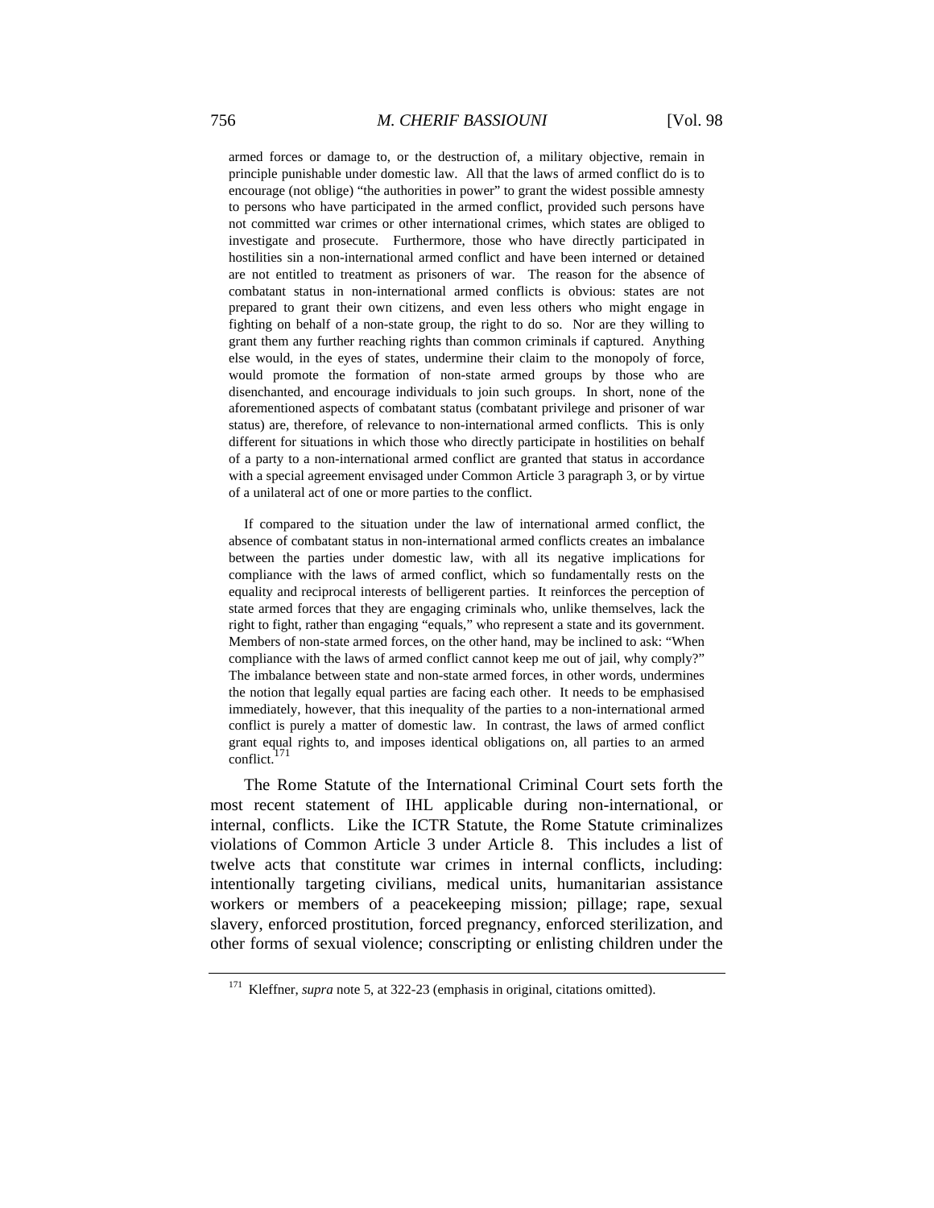> armed forces or damage to, or the destruction of, a military objective, remain in principle punishable under domestic law. All that the laws of armed conflict do is to encourage (not oblige) "the authorities in power" to grant the widest possible amnesty to persons who have participated in the armed conflict, provided such persons have not committed war crimes or other international crimes, which states are obliged to investigate and prosecute. Furthermore, those who have directly participated in hostilities sin a non-international armed conflict and have been interned or detained are not entitled to treatment as prisoners of war. The reason for the absence of combatant status in non-international armed conflicts is obvious: states are not prepared to grant their own citizens, and even less others who might engage in fighting on behalf of a non-state group, the right to do so. Nor are they willing to grant them any further reaching rights than common criminals if captured. Anything else would, in the eyes of states, undermine their claim to the monopoly of force, would promote the formation of non-state armed groups by those who are disenchanted, and encourage individuals to join such groups. In short, none of the aforementioned aspects of combatant status (combatant privilege and prisoner of war status) are, therefore, of relevance to non-international armed conflicts. This is only different for situations in which those who directly participate in hostilities on behalf of a party to a non-international armed conflict are granted that status in accordance with a special agreement envisaged under Common Article 3 paragraph 3, or by virtue of a unilateral act of one or more parties to the conflict.
>
> If compared to the situation under the law of international armed conflict, the absence of combatant status in non-international armed conflicts creates an imbalance between the parties under domestic law, with all its negative implications for compliance with the laws of armed conflict, which so fundamentally rests on the equality and reciprocal interests of belligerent parties. It reinforces the perception of state armed forces that they are engaging criminals who, unlike themselves, lack the right to fight, rather than engaging "equals," who represent a state and its government. Members of non-state armed forces, on the other hand, may be inclined to ask: "When compliance with the laws of armed conflict cannot keep me out of jail, why comply?" The imbalance between state and non-state armed forces, in other words, undermines the notion that legally equal parties are facing each other. It needs to be emphasised immediately, however, that this inequality of the parties to a non-international armed conflict is purely a matter of domestic law. In contrast, the laws of armed conflict grant equal rights to, and imposes identical obligations on, all parties to an armed conflict.[171]

The Rome Statute of the International Criminal Court sets forth the most recent statement of IHL applicable during non-international, or internal, conflicts. Like the ICTR Statute, the Rome Statute criminalizes violations of Common Article 3 under Article 8. This includes a list of twelve acts that constitute war crimes in internal conflicts, including: intentionally targeting civilians, medical units, humanitarian assistance workers or members of a peacekeeping mission; pillage; rape, sexual slavery, enforced prostitution, forced pregnancy, enforced sterilization, and other forms of sexual violence; conscripting or enlisting children under the

---

[171] Kleffner, *supra* note 5, at 322-23 (emphasis in original, citations omitted).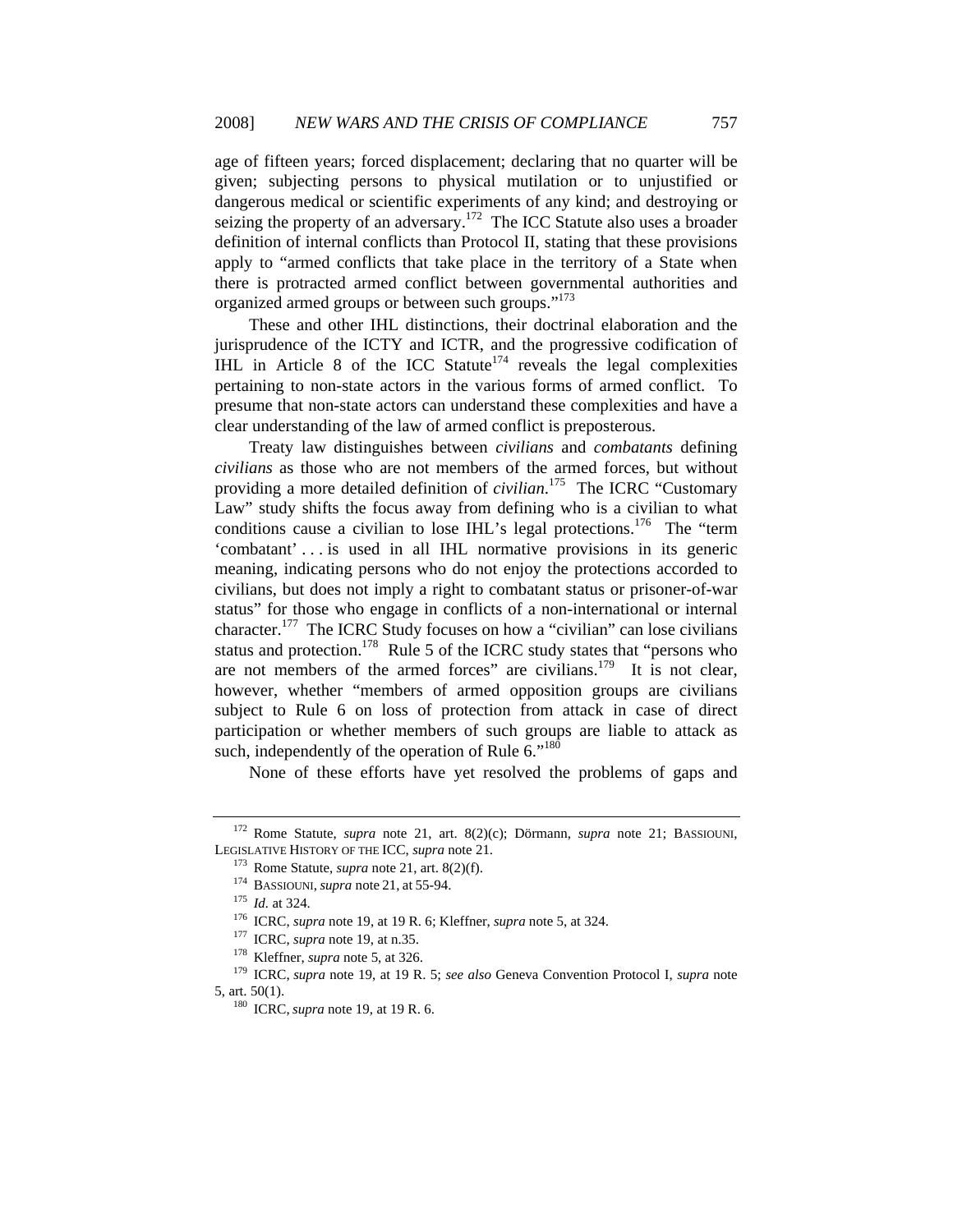age of fifteen years; forced displacement; declaring that no quarter will be given; subjecting persons to physical mutilation or to unjustified or dangerous medical or scientific experiments of any kind; and destroying or seizing the property of an adversary.[172] The ICC Statute also uses a broader definition of internal conflicts than Protocol II, stating that these provisions apply to "armed conflicts that take place in the territory of a State when there is protracted armed conflict between governmental authorities and organized armed groups or between such groups."[173]

These and other IHL distinctions, their doctrinal elaboration and the jurisprudence of the ICTY and ICTR, and the progressive codification of IHL in Article 8 of the ICC Statute[174] reveals the legal complexities pertaining to non-state actors in the various forms of armed conflict. To presume that non-state actors can understand these complexities and have a clear understanding of the law of armed conflict is preposterous.

Treaty law distinguishes between *civilians* and *combatants* defining *civilians* as those who are not members of the armed forces, but without providing a more detailed definition of *civilian*.[175] The ICRC "Customary Law" study shifts the focus away from defining who is a civilian to what conditions cause a civilian to lose IHL's legal protections.[176] The "term 'combatant' . . . is used in all IHL normative provisions in its generic meaning, indicating persons who do not enjoy the protections accorded to civilians, but does not imply a right to combatant status or prisoner-of-war status" for those who engage in conflicts of a non-international or internal character.[177] The ICRC Study focuses on how a "civilian" can lose civilians status and protection.[178] Rule 5 of the ICRC study states that "persons who are not members of the armed forces" are civilians.[179] It is not clear, however, whether "members of armed opposition groups are civilians subject to Rule 6 on loss of protection from attack in case of direct participation or whether members of such groups are liable to attack as such, independently of the operation of Rule 6."[180]

None of these efforts have yet resolved the problems of gaps and

---

[172] Rome Statute, *supra* note 21, art. 8(2)(c); Dörmann, *supra* note 21; BASSIOUNI, LEGISLATIVE HISTORY OF THE ICC, *supra* note 21.

[173] Rome Statute, *supra* note 21, art. 8(2)(f).

[174] BASSIOUNI, *supra* note 21, at 55-94.

[175] *Id.* at 324.

[176] ICRC, *supra* note 19, at 19 R. 6; Kleffner, *supra* note 5, at 324.

[177] ICRC, *supra* note 19, at n.35.

[178] Kleffner, *supra* note 5, at 326.

[179] ICRC, *supra* note 19, at 19 R. 5; *see also* Geneva Convention Protocol I, *supra* note 5, art. 50(1).

[180] ICRC, *supra* note 19, at 19 R. 6.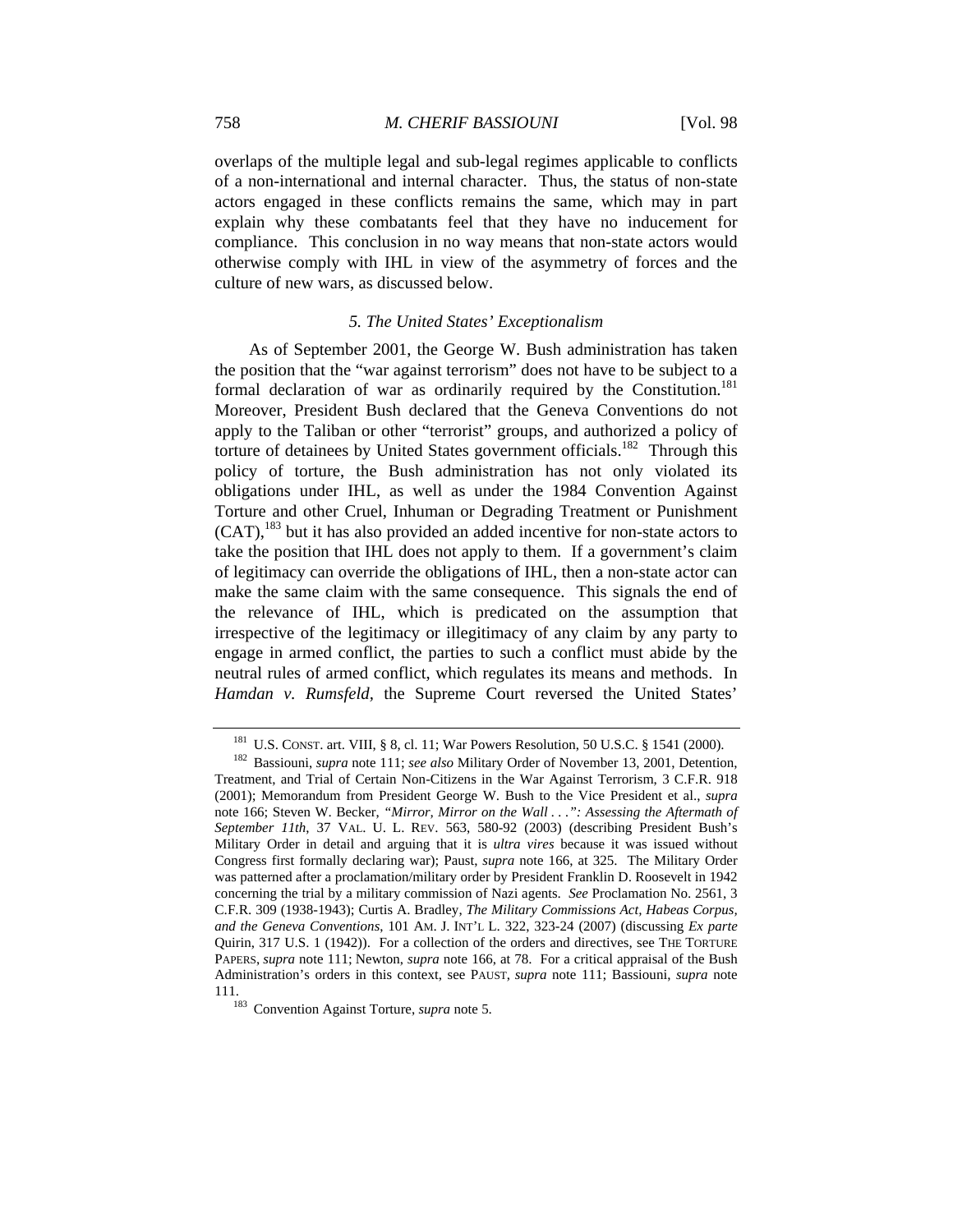overlaps of the multiple legal and sub-legal regimes applicable to conflicts of a non-international and internal character. Thus, the status of non-state actors engaged in these conflicts remains the same, which may in part explain why these combatants feel that they have no inducement for compliance. This conclusion in no way means that non-state actors would otherwise comply with IHL in view of the asymmetry of forces and the culture of new wars, as discussed below.

### *5. The United States' Exceptionalism*

As of September 2001, the George W. Bush administration has taken the position that the "war against terrorism" does not have to be subject to a formal declaration of war as ordinarily required by the Constitution.[181] Moreover, President Bush declared that the Geneva Conventions do not apply to the Taliban or other "terrorist" groups, and authorized a policy of torture of detainees by United States government officials.[182] Through this policy of torture, the Bush administration has not only violated its obligations under IHL, as well as under the 1984 Convention Against Torture and other Cruel, Inhuman or Degrading Treatment or Punishment (CAT),[183] but it has also provided an added incentive for non-state actors to take the position that IHL does not apply to them. If a government's claim of legitimacy can override the obligations of IHL, then a non-state actor can make the same claim with the same consequence. This signals the end of the relevance of IHL, which is predicated on the assumption that irrespective of the legitimacy or illegitimacy of any claim by any party to engage in armed conflict, the parties to such a conflict must abide by the neutral rules of armed conflict, which regulates its means and methods. In *Hamdan v. Rumsfeld*, the Supreme Court reversed the United States'

---

[181] U.S. CONST. art. VIII, § 8, cl. 11; War Powers Resolution, 50 U.S.C. § 1541 (2000).

[182] Bassiouni, *supra* note 111; *see also* Military Order of November 13, 2001, Detention, Treatment, and Trial of Certain Non-Citizens in the War Against Terrorism, 3 C.F.R. 918 (2001); Memorandum from President George W. Bush to the Vice President et al., *supra* note 166; Steven W. Becker, *"Mirror, Mirror on the Wall . . .": Assessing the Aftermath of September 11th*, 37 VAL. U. L. REV. 563, 580-92 (2003) (describing President Bush's Military Order in detail and arguing that it is *ultra vires* because it was issued without Congress first formally declaring war); Paust, *supra* note 166, at 325. The Military Order was patterned after a proclamation/military order by President Franklin D. Roosevelt in 1942 concerning the trial by a military commission of Nazi agents. *See* Proclamation No. 2561, 3 C.F.R. 309 (1938-1943); Curtis A. Bradley, *The Military Commissions Act, Habeas Corpus, and the Geneva Conventions*, 101 AM. J. INT'L L. 322, 323-24 (2007) (discussing *Ex parte* Quirin, 317 U.S. 1 (1942)). For a collection of the orders and directives, see THE TORTURE PAPERS, *supra* note 111; Newton, *supra* note 166, at 78. For a critical appraisal of the Bush Administration's orders in this context, see PAUST, *supra* note 111; Bassiouni, *supra* note 111.

[183] Convention Against Torture, *supra* note 5.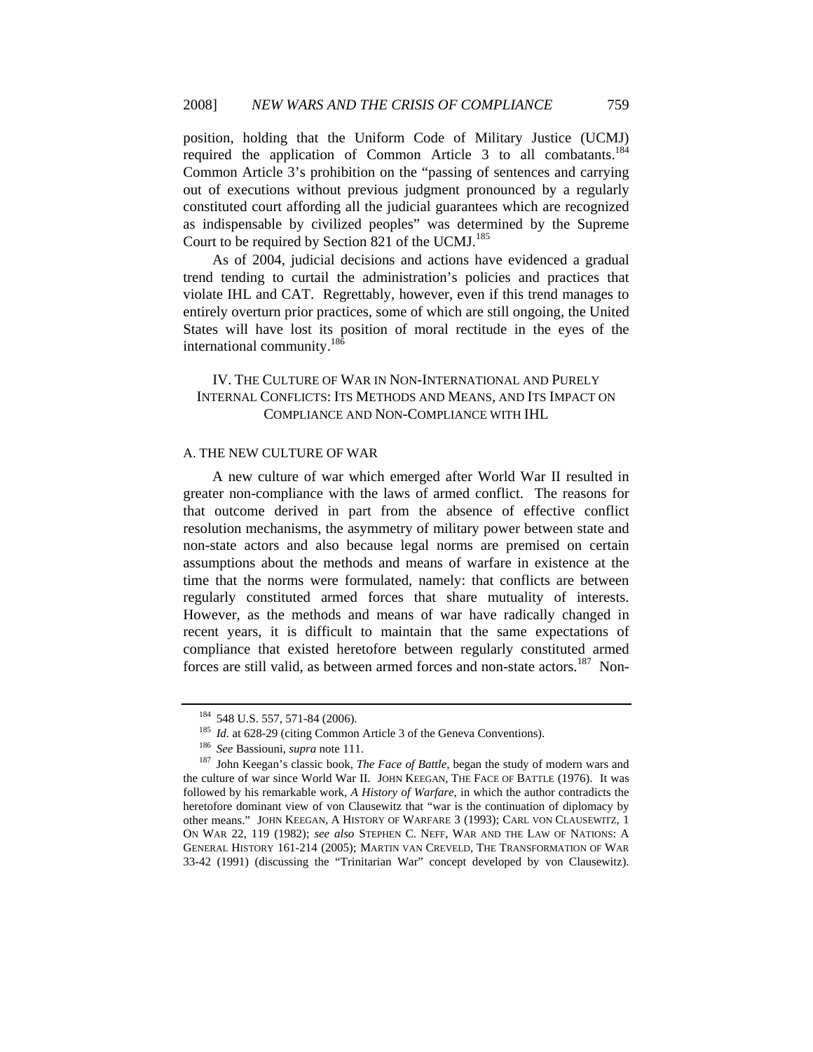position, holding that the Uniform Code of Military Justice (UCMJ) required the application of Common Article 3 to all combatants.[184] Common Article 3's prohibition on the "passing of sentences and carrying out of executions without previous judgment pronounced by a regularly constituted court affording all the judicial guarantees which are recognized as indispensable by civilized peoples" was determined by the Supreme Court to be required by Section 821 of the UCMJ.[185]

As of 2004, judicial decisions and actions have evidenced a gradual trend tending to curtail the administration's policies and practices that violate IHL and CAT. Regrettably, however, even if this trend manages to entirely overturn prior practices, some of which are still ongoing, the United States will have lost its position of moral rectitude in the eyes of the international community.[186]

## IV. THE CULTURE OF WAR IN NON-INTERNATIONAL AND PURELY INTERNAL CONFLICTS: ITS METHODS AND MEANS, AND ITS IMPACT ON COMPLIANCE AND NON-COMPLIANCE WITH IHL

### A. THE NEW CULTURE OF WAR

A new culture of war which emerged after World War II resulted in greater non-compliance with the laws of armed conflict. The reasons for that outcome derived in part from the absence of effective conflict resolution mechanisms, the asymmetry of military power between state and non-state actors and also because legal norms are premised on certain assumptions about the methods and means of warfare in existence at the time that the norms were formulated, namely: that conflicts are between regularly constituted armed forces that share mutuality of interests. However, as the methods and means of war have radically changed in recent years, it is difficult to maintain that the same expectations of compliance that existed heretofore between regularly constituted armed forces are still valid, as between armed forces and non-state actors.[187] Non-

---

[184] 548 U.S. 557, 571-84 (2006).

[185] *Id.* at 628-29 (citing Common Article 3 of the Geneva Conventions).

[186] *See* Bassiouni, *supra* note 111.

[187] John Keegan's classic book, *The Face of Battle*, began the study of modern wars and the culture of war since World War II. JOHN KEEGAN, THE FACE OF BATTLE (1976). It was followed by his remarkable work, *A History of Warfare*, in which the author contradicts the heretofore dominant view of von Clausewitz that "war is the continuation of diplomacy by other means." JOHN KEEGAN, A HISTORY OF WARFARE 3 (1993); CARL VON CLAUSEWITZ, 1 ON WAR 22, 119 (1982); *see also* STEPHEN C. NEFF, WAR AND THE LAW OF NATIONS: A GENERAL HISTORY 161-214 (2005); MARTIN VAN CREVELD, THE TRANSFORMATION OF WAR 33-42 (1991) (discussing the "Trinitarian War" concept developed by von Clausewitz).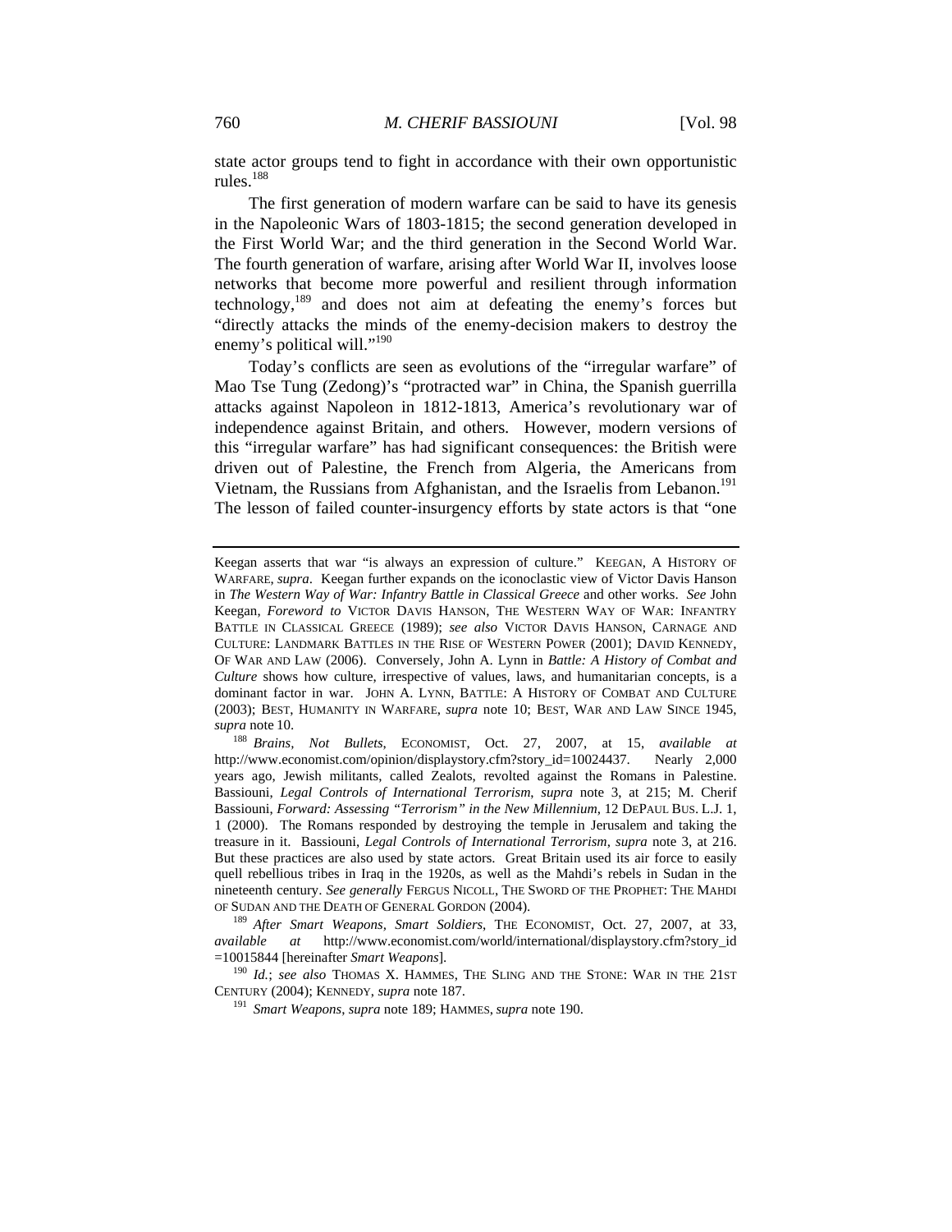state actor groups tend to fight in accordance with their own opportunistic rules.[188]

The first generation of modern warfare can be said to have its genesis in the Napoleonic Wars of 1803-1815; the second generation developed in the First World War; and the third generation in the Second World War. The fourth generation of warfare, arising after World War II, involves loose networks that become more powerful and resilient through information technology,[189] and does not aim at defeating the enemy's forces but "directly attacks the minds of the enemy-decision makers to destroy the enemy's political will."[190]

Today's conflicts are seen as evolutions of the "irregular warfare" of Mao Tse Tung (Zedong)'s "protracted war" in China, the Spanish guerrilla attacks against Napoleon in 1812-1813, America's revolutionary war of independence against Britain, and others. However, modern versions of this "irregular warfare" has had significant consequences: the British were driven out of Palestine, the French from Algeria, the Americans from Vietnam, the Russians from Afghanistan, and the Israelis from Lebanon.[191] The lesson of failed counter-insurgency efforts by state actors is that "one

---

Keegan asserts that war "is always an expression of culture." KEEGAN, A HISTORY OF WARFARE, *supra*. Keegan further expands on the iconoclastic view of Victor Davis Hanson in *The Western Way of War: Infantry Battle in Classical Greece* and other works. *See* John Keegan, *Foreword to* VICTOR DAVIS HANSON, THE WESTERN WAY OF WAR: INFANTRY BATTLE IN CLASSICAL GREECE (1989); *see also* VICTOR DAVIS HANSON, CARNAGE AND CULTURE: LANDMARK BATTLES IN THE RISE OF WESTERN POWER (2001); DAVID KENNEDY, OF WAR AND LAW (2006). Conversely, John A. Lynn in *Battle: A History of Combat and Culture* shows how culture, irrespective of values, laws, and humanitarian concepts, is a dominant factor in war. JOHN A. LYNN, BATTLE: A HISTORY OF COMBAT AND CULTURE (2003); BEST, HUMANITY IN WARFARE, *supra* note 10; BEST, WAR AND LAW SINCE 1945, *supra* note 10.

[188] *Brains, Not Bullets*, ECONOMIST, Oct. 27, 2007, at 15, *available at* http://www.economist.com/opinion/displaystory.cfm?story_id=10024437. Nearly 2,000 years ago, Jewish militants, called Zealots, revolted against the Romans in Palestine. Bassiouni, *Legal Controls of International Terrorism*, *supra* note 3, at 215; M. Cherif Bassiouni, *Forward: Assessing "Terrorism" in the New Millennium*, 12 DEPAUL BUS. L.J. 1, 1 (2000). The Romans responded by destroying the temple in Jerusalem and taking the treasure in it. Bassiouni, *Legal Controls of International Terrorism*, *supra* note 3, at 216. But these practices are also used by state actors. Great Britain used its air force to easily quell rebellious tribes in Iraq in the 1920s, as well as the Mahdi's rebels in Sudan in the nineteenth century. *See generally* FERGUS NICOLL, THE SWORD OF THE PROPHET: THE MAHDI OF SUDAN AND THE DEATH OF GENERAL GORDON (2004).

[189] *After Smart Weapons, Smart Soldiers*, THE ECONOMIST, Oct. 27, 2007, at 33, *available at* http://www.economist.com/world/international/displaystory.cfm?story_id =10015844 [hereinafter *Smart Weapons*].

[190] *Id.*; *see also* THOMAS X. HAMMES, THE SLING AND THE STONE: WAR IN THE 21ST CENTURY (2004); KENNEDY, *supra* note 187.

[191] *Smart Weapons*, *supra* note 189; HAMMES, *supra* note 190.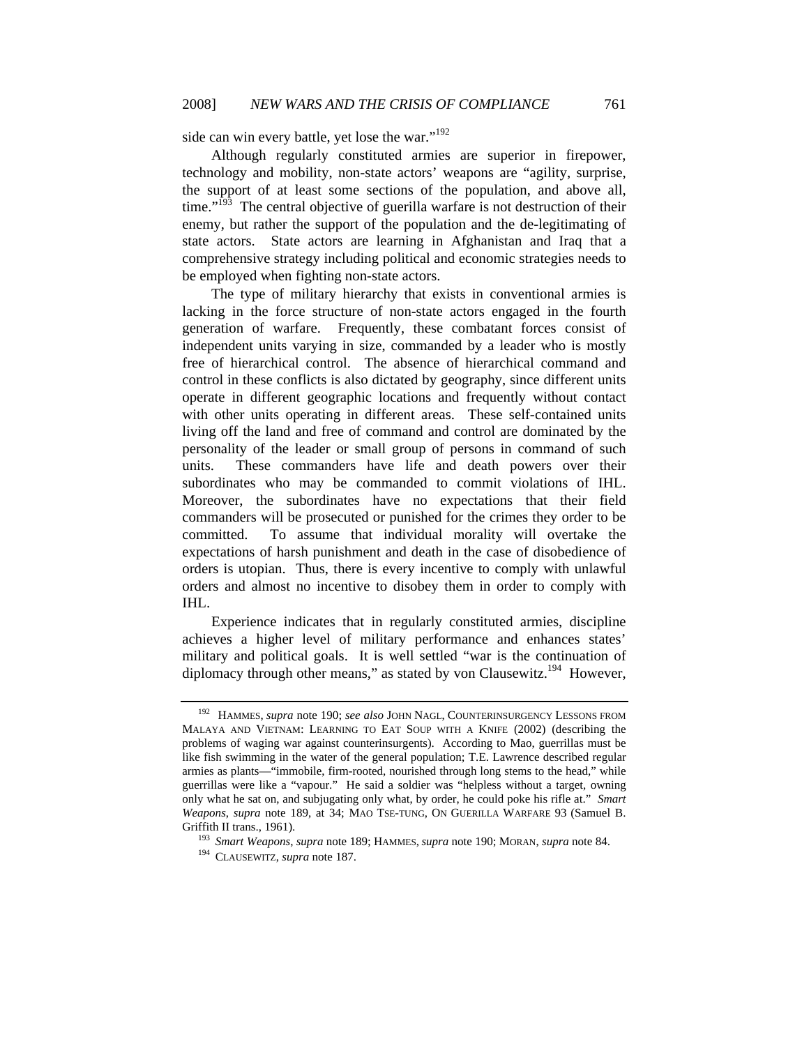side can win every battle, yet lose the war."[192]

Although regularly constituted armies are superior in firepower, technology and mobility, non-state actors' weapons are "agility, surprise, the support of at least some sections of the population, and above all, time."[193] The central objective of guerilla warfare is not destruction of their enemy, but rather the support of the population and the de-legitimating of state actors. State actors are learning in Afghanistan and Iraq that a comprehensive strategy including political and economic strategies needs to be employed when fighting non-state actors.

The type of military hierarchy that exists in conventional armies is lacking in the force structure of non-state actors engaged in the fourth generation of warfare. Frequently, these combatant forces consist of independent units varying in size, commanded by a leader who is mostly free of hierarchical control. The absence of hierarchical command and control in these conflicts is also dictated by geography, since different units operate in different geographic locations and frequently without contact with other units operating in different areas. These self-contained units living off the land and free of command and control are dominated by the personality of the leader or small group of persons in command of such units. These commanders have life and death powers over their subordinates who may be commanded to commit violations of IHL. Moreover, the subordinates have no expectations that their field commanders will be prosecuted or punished for the crimes they order to be committed. To assume that individual morality will overtake the expectations of harsh punishment and death in the case of disobedience of orders is utopian. Thus, there is every incentive to comply with unlawful orders and almost no incentive to disobey them in order to comply with IHL.

Experience indicates that in regularly constituted armies, discipline achieves a higher level of military performance and enhances states' military and political goals. It is well settled "war is the continuation of diplomacy through other means," as stated by von Clausewitz.[194] However,

---

[192] HAMMES, *supra* note 190; *see also* JOHN NAGL, COUNTERINSURGENCY LESSONS FROM MALAYA AND VIETNAM: LEARNING TO EAT SOUP WITH A KNIFE (2002) (describing the problems of waging war against counterinsurgents). According to Mao, guerrillas must be like fish swimming in the water of the general population; T.E. Lawrence described regular armies as plants—"immobile, firm-rooted, nourished through long stems to the head," while guerrillas were like a "vapour." He said a soldier was "helpless without a target, owning only what he sat on, and subjugating only what, by order, he could poke his rifle at." *Smart Weapons*, *supra* note 189, at 34; MAO TSE-TUNG, ON GUERILLA WARFARE 93 (Samuel B. Griffith II trans., 1961).

[193] *Smart Weapons*, *supra* note 189; HAMMES, *supra* note 190; MORAN, *supra* note 84.

[194] CLAUSEWITZ, *supra* note 187.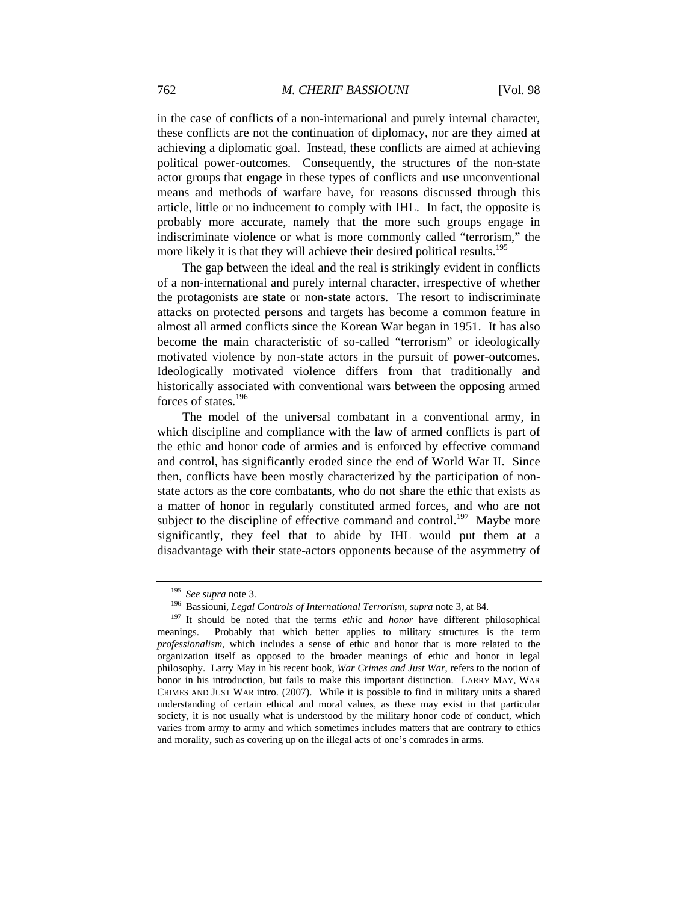in the case of conflicts of a non-international and purely internal character, these conflicts are not the continuation of diplomacy, nor are they aimed at achieving a diplomatic goal. Instead, these conflicts are aimed at achieving political power-outcomes. Consequently, the structures of the non-state actor groups that engage in these types of conflicts and use unconventional means and methods of warfare have, for reasons discussed through this article, little or no inducement to comply with IHL. In fact, the opposite is probably more accurate, namely that the more such groups engage in indiscriminate violence or what is more commonly called "terrorism," the more likely it is that they will achieve their desired political results.[195]

The gap between the ideal and the real is strikingly evident in conflicts of a non-international and purely internal character, irrespective of whether the protagonists are state or non-state actors. The resort to indiscriminate attacks on protected persons and targets has become a common feature in almost all armed conflicts since the Korean War began in 1951. It has also become the main characteristic of so-called "terrorism" or ideologically motivated violence by non-state actors in the pursuit of power-outcomes. Ideologically motivated violence differs from that traditionally and historically associated with conventional wars between the opposing armed forces of states.[196]

The model of the universal combatant in a conventional army, in which discipline and compliance with the law of armed conflicts is part of the ethic and honor code of armies and is enforced by effective command and control, has significantly eroded since the end of World War II. Since then, conflicts have been mostly characterized by the participation of non-state actors as the core combatants, who do not share the ethic that exists as a matter of honor in regularly constituted armed forces, and who are not subject to the discipline of effective command and control.[197] Maybe more significantly, they feel that to abide by IHL would put them at a disadvantage with their state-actors opponents because of the asymmetry of

---

[195] *See supra* note 3.

[196] Bassiouni, *Legal Controls of International Terrorism*, *supra* note 3, at 84.

[197] It should be noted that the terms *ethic* and *honor* have different philosophical meanings. Probably that which better applies to military structures is the term *professionalism*, which includes a sense of ethic and honor that is more related to the organization itself as opposed to the broader meanings of ethic and honor in legal philosophy. Larry May in his recent book, *War Crimes and Just War*, refers to the notion of honor in his introduction, but fails to make this important distinction. LARRY MAY, WAR CRIMES AND JUST WAR intro. (2007). While it is possible to find in military units a shared understanding of certain ethical and moral values, as these may exist in that particular society, it is not usually what is understood by the military honor code of conduct, which varies from army to army and which sometimes includes matters that are contrary to ethics and morality, such as covering up on the illegal acts of one's comrades in arms.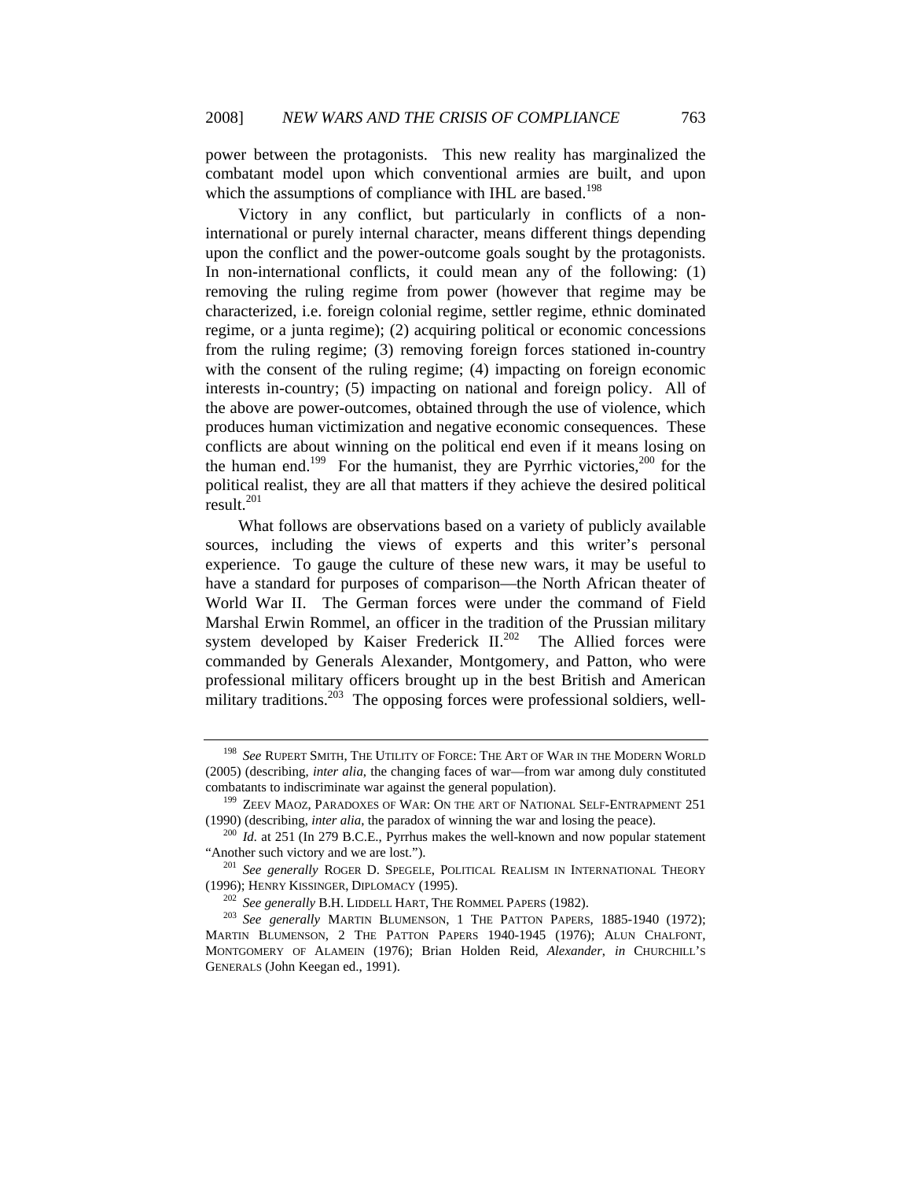power between the protagonists. This new reality has marginalized the combatant model upon which conventional armies are built, and upon which the assumptions of compliance with IHL are based.[198]

Victory in any conflict, but particularly in conflicts of a non-international or purely internal character, means different things depending upon the conflict and the power-outcome goals sought by the protagonists. In non-international conflicts, it could mean any of the following: (1) removing the ruling regime from power (however that regime may be characterized, i.e. foreign colonial regime, settler regime, ethnic dominated regime, or a junta regime); (2) acquiring political or economic concessions from the ruling regime; (3) removing foreign forces stationed in-country with the consent of the ruling regime; (4) impacting on foreign economic interests in-country; (5) impacting on national and foreign policy. All of the above are power-outcomes, obtained through the use of violence, which produces human victimization and negative economic consequences. These conflicts are about winning on the political end even if it means losing on the human end.[199] For the humanist, they are Pyrrhic victories,[200] for the political realist, they are all that matters if they achieve the desired political result.[201]

What follows are observations based on a variety of publicly available sources, including the views of experts and this writer's personal experience. To gauge the culture of these new wars, it may be useful to have a standard for purposes of comparison—the North African theater of World War II. The German forces were under the command of Field Marshal Erwin Rommel, an officer in the tradition of the Prussian military system developed by Kaiser Frederick II.[202] The Allied forces were commanded by Generals Alexander, Montgomery, and Patton, who were professional military officers brought up in the best British and American military traditions.[203] The opposing forces were professional soldiers, well-

---

[198] *See* RUPERT SMITH, THE UTILITY OF FORCE: THE ART OF WAR IN THE MODERN WORLD (2005) (describing, *inter alia*, the changing faces of war—from war among duly constituted combatants to indiscriminate war against the general population).

[199] ZEEV MAOZ, PARADOXES OF WAR: ON THE ART OF NATIONAL SELF-ENTRAPMENT 251 (1990) (describing, *inter alia*, the paradox of winning the war and losing the peace).

[200] *Id.* at 251 (In 279 B.C.E., Pyrrhus makes the well-known and now popular statement "Another such victory and we are lost.").

[201] *See generally* ROGER D. SPEGELE, POLITICAL REALISM IN INTERNATIONAL THEORY (1996); HENRY KISSINGER, DIPLOMACY (1995).

[202] *See generally* B.H. LIDDELL HART, THE ROMMEL PAPERS (1982).

[203] *See generally* MARTIN BLUMENSON, 1 THE PATTON PAPERS, 1885-1940 (1972); MARTIN BLUMENSON, 2 THE PATTON PAPERS 1940-1945 (1976); ALUN CHALFONT, MONTGOMERY OF ALAMEIN (1976); Brian Holden Reid, *Alexander*, *in* CHURCHILL'S GENERALS (John Keegan ed., 1991).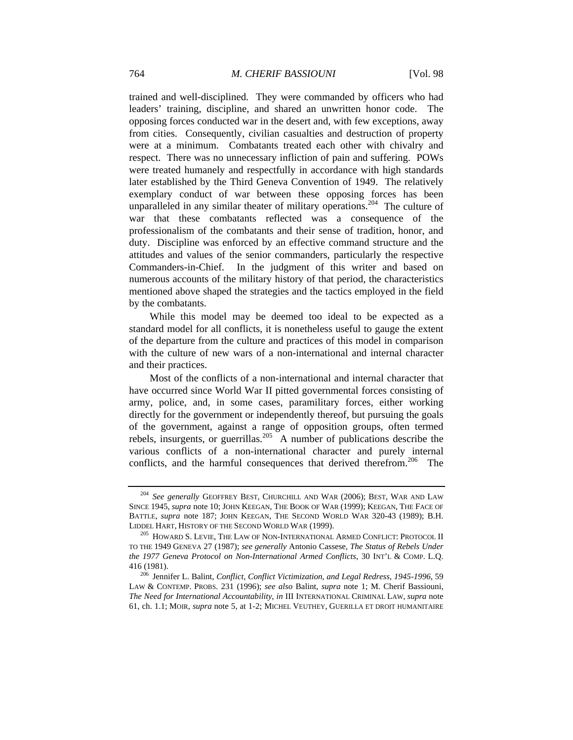trained and well-disciplined. They were commanded by officers who had leaders' training, discipline, and shared an unwritten honor code. The opposing forces conducted war in the desert and, with few exceptions, away from cities. Consequently, civilian casualties and destruction of property were at a minimum. Combatants treated each other with chivalry and respect. There was no unnecessary infliction of pain and suffering. POWs were treated humanely and respectfully in accordance with high standards later established by the Third Geneva Convention of 1949. The relatively exemplary conduct of war between these opposing forces has been unparalleled in any similar theater of military operations.[204] The culture of war that these combatants reflected was a consequence of the professionalism of the combatants and their sense of tradition, honor, and duty. Discipline was enforced by an effective command structure and the attitudes and values of the senior commanders, particularly the respective Commanders-in-Chief. In the judgment of this writer and based on numerous accounts of the military history of that period, the characteristics mentioned above shaped the strategies and the tactics employed in the field by the combatants.

While this model may be deemed too ideal to be expected as a standard model for all conflicts, it is nonetheless useful to gauge the extent of the departure from the culture and practices of this model in comparison with the culture of new wars of a non-international and internal character and their practices.

Most of the conflicts of a non-international and internal character that have occurred since World War II pitted governmental forces consisting of army, police, and, in some cases, paramilitary forces, either working directly for the government or independently thereof, but pursuing the goals of the government, against a range of opposition groups, often termed rebels, insurgents, or guerrillas.[205] A number of publications describe the various conflicts of a non-international character and purely internal conflicts, and the harmful consequences that derived therefrom.[206] The

---

[204] *See generally* GEOFFREY BEST, CHURCHILL AND WAR (2006); BEST, WAR AND LAW SINCE 1945, *supra* note 10; JOHN KEEGAN, THE BOOK OF WAR (1999); KEEGAN, THE FACE OF BATTLE, *supra* note 187; JOHN KEEGAN, THE SECOND WORLD WAR 320-43 (1989); B.H. LIDDEL HART, HISTORY OF THE SECOND WORLD WAR (1999).

[205] HOWARD S. LEVIE, THE LAW OF NON-INTERNATIONAL ARMED CONFLICT: PROTOCOL II TO THE 1949 GENEVA 27 (1987); *see generally* Antonio Cassese, *The Status of Rebels Under the 1977 Geneva Protocol on Non-International Armed Conflicts*, 30 INT'L & COMP. L.Q. 416 (1981).

[206] Jennifer L. Balint, *Conflict, Conflict Victimization, and Legal Redress, 1945-1996*, 59 LAW & CONTEMP. PROBS. 231 (1996); *see also* Balint, *supra* note 1; M. Cherif Bassiouni, *The Need for International Accountability*, *in* III INTERNATIONAL CRIMINAL LAW, *supra* note 61, ch. 1.1; MOIR, *supra* note 5, at 1-2; MICHEL VEUTHEY, GUERILLA ET DROIT HUMANITAIRE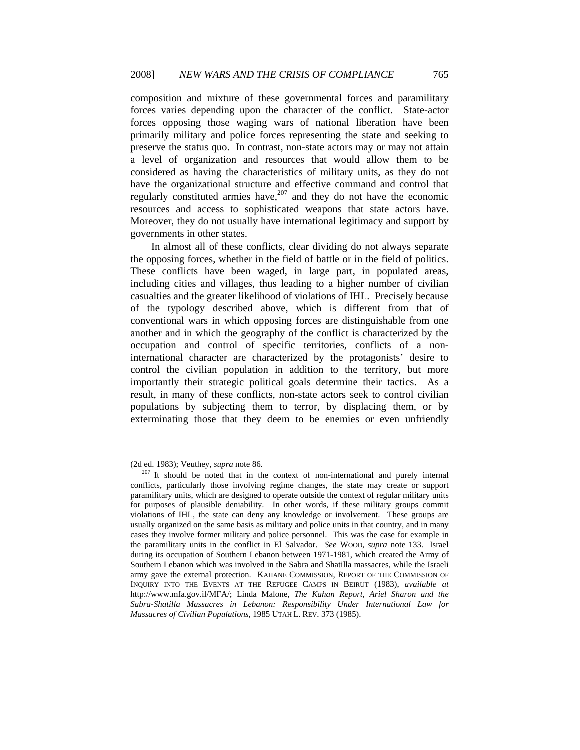composition and mixture of these governmental forces and paramilitary forces varies depending upon the character of the conflict. State-actor forces opposing those waging wars of national liberation have been primarily military and police forces representing the state and seeking to preserve the status quo. In contrast, non-state actors may or may not attain a level of organization and resources that would allow them to be considered as having the characteristics of military units, as they do not have the organizational structure and effective command and control that regularly constituted armies have,[207] and they do not have the economic resources and access to sophisticated weapons that state actors have. Moreover, they do not usually have international legitimacy and support by governments in other states.

In almost all of these conflicts, clear dividing do not always separate the opposing forces, whether in the field of battle or in the field of politics. These conflicts have been waged, in large part, in populated areas, including cities and villages, thus leading to a higher number of civilian casualties and the greater likelihood of violations of IHL. Precisely because of the typology described above, which is different from that of conventional wars in which opposing forces are distinguishable from one another and in which the geography of the conflict is characterized by the occupation and control of specific territories, conflicts of a non-international character are characterized by the protagonists' desire to control the civilian population in addition to the territory, but more importantly their strategic political goals determine their tactics. As a result, in many of these conflicts, non-state actors seek to control civilian populations by subjecting them to terror, by displacing them, or by exterminating those that they deem to be enemies or even unfriendly

---

(2d ed. 1983); Veuthey, *supra* note 86.

[207] It should be noted that in the context of non-international and purely internal conflicts, particularly those involving regime changes, the state may create or support paramilitary units, which are designed to operate outside the context of regular military units for purposes of plausible deniability. In other words, if these military groups commit violations of IHL, the state can deny any knowledge or involvement. These groups are usually organized on the same basis as military and police units in that country, and in many cases they involve former military and police personnel. This was the case for example in the paramilitary units in the conflict in El Salvador. *See* WOOD, *supra* note 133. Israel during its occupation of Southern Lebanon between 1971-1981, which created the Army of Southern Lebanon which was involved in the Sabra and Shatilla massacres, while the Israeli army gave the external protection. KAHANE COMMISSION, REPORT OF THE COMMISSION OF INQUIRY INTO THE EVENTS AT THE REFUGEE CAMPS IN BEIRUT (1983), *available at* http://www.mfa.gov.il/MFA/; Linda Malone, *The Kahan Report, Ariel Sharon and the Sabra-Shatilla Massacres in Lebanon: Responsibility Under International Law for Massacres of Civilian Populations*, 1985 UTAH L. REV. 373 (1985).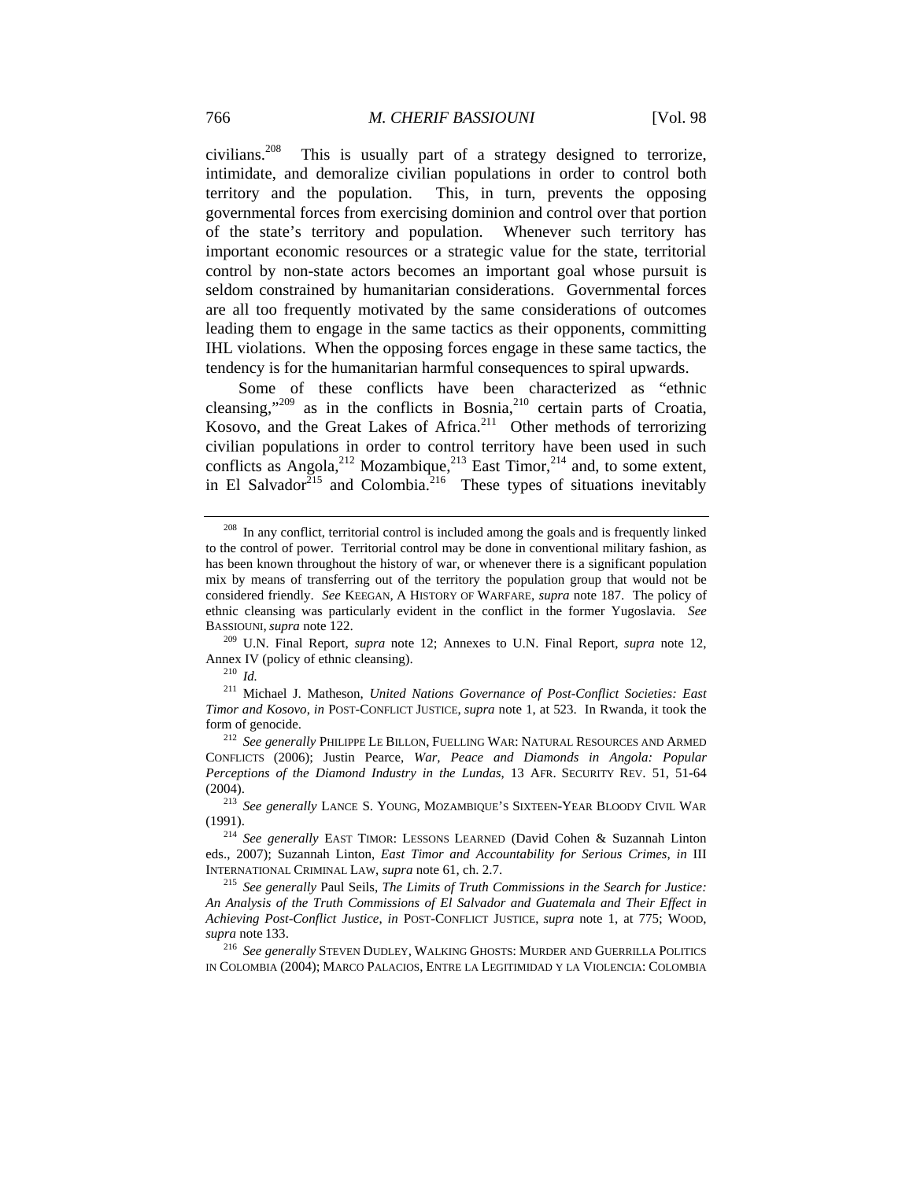civilians.[208] This is usually part of a strategy designed to terrorize, intimidate, and demoralize civilian populations in order to control both territory and the population. This, in turn, prevents the opposing governmental forces from exercising dominion and control over that portion of the state's territory and population. Whenever such territory has important economic resources or a strategic value for the state, territorial control by non-state actors becomes an important goal whose pursuit is seldom constrained by humanitarian considerations. Governmental forces are all too frequently motivated by the same considerations of outcomes leading them to engage in the same tactics as their opponents, committing IHL violations. When the opposing forces engage in these same tactics, the tendency is for the humanitarian harmful consequences to spiral upwards.

Some of these conflicts have been characterized as "ethnic cleansing,"[209] as in the conflicts in Bosnia,[210] certain parts of Croatia, Kosovo, and the Great Lakes of Africa.[211] Other methods of terrorizing civilian populations in order to control territory have been used in such conflicts as Angola,[212] Mozambique,[213] East Timor,[214] and, to some extent, in El Salvador[215] and Colombia.[216] These types of situations inevitably

---

[208] In any conflict, territorial control is included among the goals and is frequently linked to the control of power. Territorial control may be done in conventional military fashion, as has been known throughout the history of war, or whenever there is a significant population mix by means of transferring out of the territory the population group that would not be considered friendly. *See* KEEGAN, A HISTORY OF WARFARE, *supra* note 187. The policy of ethnic cleansing was particularly evident in the conflict in the former Yugoslavia. *See* BASSIOUNI, *supra* note 122.

[209] U.N. Final Report, *supra* note 12; Annexes to U.N. Final Report, *supra* note 12, Annex IV (policy of ethnic cleansing).

[210] *Id.*

[211] Michael J. Matheson, *United Nations Governance of Post-Conflict Societies: East Timor and Kosovo*, *in* POST-CONFLICT JUSTICE, *supra* note 1, at 523. In Rwanda, it took the form of genocide.

[212] *See generally* PHILIPPE LE BILLON, FUELLING WAR: NATURAL RESOURCES AND ARMED CONFLICTS (2006); Justin Pearce, *War, Peace and Diamonds in Angola: Popular Perceptions of the Diamond Industry in the Lundas*, 13 AFR. SECURITY REV. 51, 51-64 (2004).

[213] *See generally* LANCE S. YOUNG, MOZAMBIQUE'S SIXTEEN-YEAR BLOODY CIVIL WAR (1991).

[214] *See generally* EAST TIMOR: LESSONS LEARNED (David Cohen & Suzannah Linton eds., 2007); Suzannah Linton, *East Timor and Accountability for Serious Crimes*, *in* III INTERNATIONAL CRIMINAL LAW, *supra* note 61, ch. 2.7.

[215] *See generally* Paul Seils, *The Limits of Truth Commissions in the Search for Justice: An Analysis of the Truth Commissions of El Salvador and Guatemala and Their Effect in Achieving Post-Conflict Justice*, *in* POST-CONFLICT JUSTICE, *supra* note 1, at 775; WOOD, *supra* note 133.

[216] *See generally* STEVEN DUDLEY, WALKING GHOSTS: MURDER AND GUERRILLA POLITICS IN COLOMBIA (2004); MARCO PALACIOS, ENTRE LA LEGITIMIDAD Y LA VIOLENCIA: COLOMBIA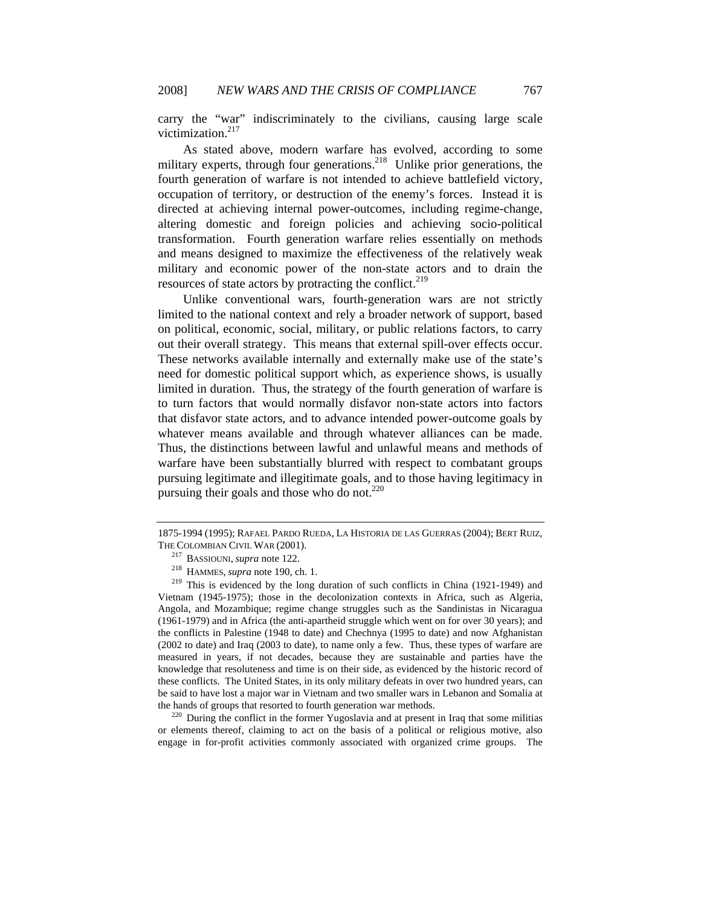carry the "war" indiscriminately to the civilians, causing large scale victimization.[217]

As stated above, modern warfare has evolved, according to some military experts, through four generations.[218] Unlike prior generations, the fourth generation of warfare is not intended to achieve battlefield victory, occupation of territory, or destruction of the enemy's forces. Instead it is directed at achieving internal power-outcomes, including regime-change, altering domestic and foreign policies and achieving socio-political transformation. Fourth generation warfare relies essentially on methods and means designed to maximize the effectiveness of the relatively weak military and economic power of the non-state actors and to drain the resources of state actors by protracting the conflict.[219]

Unlike conventional wars, fourth-generation wars are not strictly limited to the national context and rely a broader network of support, based on political, economic, social, military, or public relations factors, to carry out their overall strategy. This means that external spill-over effects occur. These networks available internally and externally make use of the state's need for domestic political support which, as experience shows, is usually limited in duration. Thus, the strategy of the fourth generation of warfare is to turn factors that would normally disfavor non-state actors into factors that disfavor state actors, and to advance intended power-outcome goals by whatever means available and through whatever alliances can be made. Thus, the distinctions between lawful and unlawful means and methods of warfare have been substantially blurred with respect to combatant groups pursuing legitimate and illegitimate goals, and to those having legitimacy in pursuing their goals and those who do not.[220]

---

1875-1994 (1995); RAFAEL PARDO RUEDA, LA HISTORIA DE LAS GUERRAS (2004); BERT RUIZ, THE COLOMBIAN CIVIL WAR (2001).

[217] BASSIOUNI, *supra* note 122.

[218] HAMMES, *supra* note 190, ch. 1.

[219] This is evidenced by the long duration of such conflicts in China (1921-1949) and Vietnam (1945-1975); those in the decolonization contexts in Africa, such as Algeria, Angola, and Mozambique; regime change struggles such as the Sandinistas in Nicaragua (1961-1979) and in Africa (the anti-apartheid struggle which went on for over 30 years); and the conflicts in Palestine (1948 to date) and Chechnya (1995 to date) and now Afghanistan (2002 to date) and Iraq (2003 to date), to name only a few. Thus, these types of warfare are measured in years, if not decades, because they are sustainable and parties have the knowledge that resoluteness and time is on their side, as evidenced by the historic record of these conflicts. The United States, in its only military defeats in over two hundred years, can be said to have lost a major war in Vietnam and two smaller wars in Lebanon and Somalia at the hands of groups that resorted to fourth generation war methods.

[220] During the conflict in the former Yugoslavia and at present in Iraq that some militias or elements thereof, claiming to act on the basis of a political or religious motive, also engage in for-profit activities commonly associated with organized crime groups. The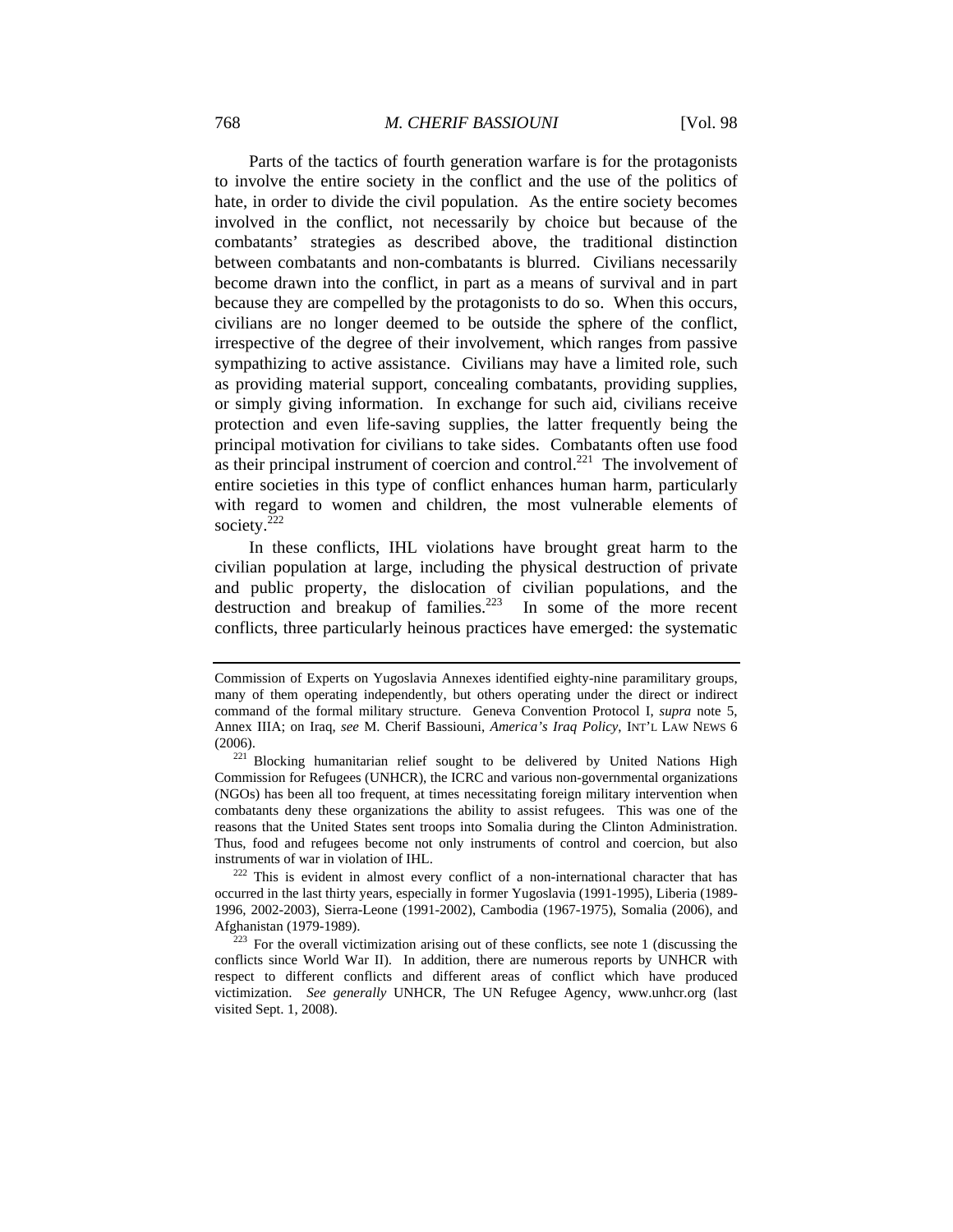Parts of the tactics of fourth generation warfare is for the protagonists to involve the entire society in the conflict and the use of the politics of hate, in order to divide the civil population. As the entire society becomes involved in the conflict, not necessarily by choice but because of the combatants' strategies as described above, the traditional distinction between combatants and non-combatants is blurred. Civilians necessarily become drawn into the conflict, in part as a means of survival and in part because they are compelled by the protagonists to do so. When this occurs, civilians are no longer deemed to be outside the sphere of the conflict, irrespective of the degree of their involvement, which ranges from passive sympathizing to active assistance. Civilians may have a limited role, such as providing material support, concealing combatants, providing supplies, or simply giving information. In exchange for such aid, civilians receive protection and even life-saving supplies, the latter frequently being the principal motivation for civilians to take sides. Combatants often use food as their principal instrument of coercion and control.[221] The involvement of entire societies in this type of conflict enhances human harm, particularly with regard to women and children, the most vulnerable elements of society.[222]

In these conflicts, IHL violations have brought great harm to the civilian population at large, including the physical destruction of private and public property, the dislocation of civilian populations, and the destruction and breakup of families.[223] In some of the more recent conflicts, three particularly heinous practices have emerged: the systematic

---

Commission of Experts on Yugoslavia Annexes identified eighty-nine paramilitary groups, many of them operating independently, but others operating under the direct or indirect command of the formal military structure. Geneva Convention Protocol I, *supra* note 5, Annex IIIA; on Iraq, *see* M. Cherif Bassiouni, *America's Iraq Policy*, INT'L LAW NEWS 6 (2006).

[221] Blocking humanitarian relief sought to be delivered by United Nations High Commission for Refugees (UNHCR), the ICRC and various non-governmental organizations (NGOs) has been all too frequent, at times necessitating foreign military intervention when combatants deny these organizations the ability to assist refugees. This was one of the reasons that the United States sent troops into Somalia during the Clinton Administration. Thus, food and refugees become not only instruments of control and coercion, but also instruments of war in violation of IHL.

[222] This is evident in almost every conflict of a non-international character that has occurred in the last thirty years, especially in former Yugoslavia (1991-1995), Liberia (1989-1996, 2002-2003), Sierra-Leone (1991-2002), Cambodia (1967-1975), Somalia (2006), and Afghanistan (1979-1989).

[223] For the overall victimization arising out of these conflicts, see note 1 (discussing the conflicts since World War II). In addition, there are numerous reports by UNHCR with respect to different conflicts and different areas of conflict which have produced victimization. *See generally* UNHCR, The UN Refugee Agency, www.unhcr.org (last visited Sept. 1, 2008).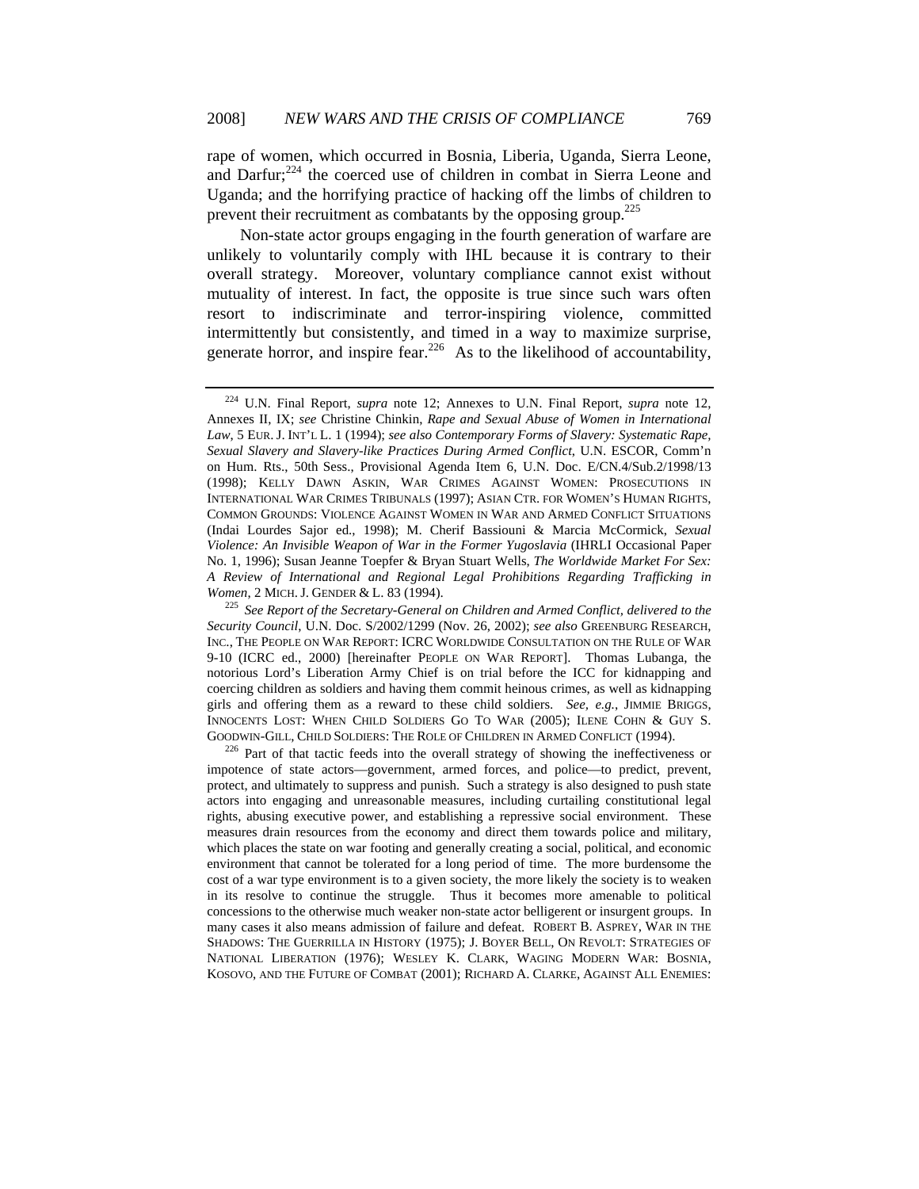rape of women, which occurred in Bosnia, Liberia, Uganda, Sierra Leone, and Darfur;[224] the coerced use of children in combat in Sierra Leone and Uganda; and the horrifying practice of hacking off the limbs of children to prevent their recruitment as combatants by the opposing group.[225]

Non-state actor groups engaging in the fourth generation of warfare are unlikely to voluntarily comply with IHL because it is contrary to their overall strategy. Moreover, voluntary compliance cannot exist without mutuality of interest. In fact, the opposite is true since such wars often resort to indiscriminate and terror-inspiring violence, committed intermittently but consistently, and timed in a way to maximize surprise, generate horror, and inspire fear.[226] As to the likelihood of accountability,

---

[224] U.N. Final Report, *supra* note 12; Annexes to U.N. Final Report, *supra* note 12, Annexes II, IX; *see* Christine Chinkin, *Rape and Sexual Abuse of Women in International Law*, 5 EUR. J. INT'L L. 1 (1994); *see also Contemporary Forms of Slavery: Systematic Rape, Sexual Slavery and Slavery-like Practices During Armed Conflict*, U.N. ESCOR, Comm'n on Hum. Rts., 50th Sess., Provisional Agenda Item 6, U.N. Doc. E/CN.4/Sub.2/1998/13 (1998); KELLY DAWN ASKIN, WAR CRIMES AGAINST WOMEN: PROSECUTIONS IN INTERNATIONAL WAR CRIMES TRIBUNALS (1997); ASIAN CTR. FOR WOMEN'S HUMAN RIGHTS, COMMON GROUNDS: VIOLENCE AGAINST WOMEN IN WAR AND ARMED CONFLICT SITUATIONS (Indai Lourdes Sajor ed., 1998); M. Cherif Bassiouni & Marcia McCormick, *Sexual Violence: An Invisible Weapon of War in the Former Yugoslavia* (IHRLI Occasional Paper No. 1, 1996); Susan Jeanne Toepfer & Bryan Stuart Wells, *The Worldwide Market For Sex: A Review of International and Regional Legal Prohibitions Regarding Trafficking in Women*, 2 MICH. J. GENDER & L. 83 (1994).

[225] *See Report of the Secretary-General on Children and Armed Conflict, delivered to the Security Council*, U.N. Doc. S/2002/1299 (Nov. 26, 2002); *see also* GREENBURG RESEARCH, INC., THE PEOPLE ON WAR REPORT: ICRC WORLDWIDE CONSULTATION ON THE RULE OF WAR 9-10 (ICRC ed., 2000) [hereinafter PEOPLE ON WAR REPORT]. Thomas Lubanga, the notorious Lord's Liberation Army Chief is on trial before the ICC for kidnapping and coercing children as soldiers and having them commit heinous crimes, as well as kidnapping girls and offering them as a reward to these child soldiers. *See, e.g.*, JIMMIE BRIGGS, INNOCENTS LOST: WHEN CHILD SOLDIERS GO TO WAR (2005); ILENE COHN & GUY S. GOODWIN-GILL, CHILD SOLDIERS: THE ROLE OF CHILDREN IN ARMED CONFLICT (1994).

[226] Part of that tactic feeds into the overall strategy of showing the ineffectiveness or impotence of state actors—government, armed forces, and police—to predict, prevent, protect, and ultimately to suppress and punish. Such a strategy is also designed to push state actors into engaging and unreasonable measures, including curtailing constitutional legal rights, abusing executive power, and establishing a repressive social environment. These measures drain resources from the economy and direct them towards police and military, which places the state on war footing and generally creating a social, political, and economic environment that cannot be tolerated for a long period of time. The more burdensome the cost of a war type environment is to a given society, the more likely the society is to weaken in its resolve to continue the struggle. Thus it becomes more amenable to political concessions to the otherwise much weaker non-state actor belligerent or insurgent groups. In many cases it also means admission of failure and defeat. ROBERT B. ASPREY, WAR IN THE SHADOWS: THE GUERRILLA IN HISTORY (1975); J. BOYER BELL, ON REVOLT: STRATEGIES OF NATIONAL LIBERATION (1976); WESLEY K. CLARK, WAGING MODERN WAR: BOSNIA, KOSOVO, AND THE FUTURE OF COMBAT (2001); RICHARD A. CLARKE, AGAINST ALL ENEMIES: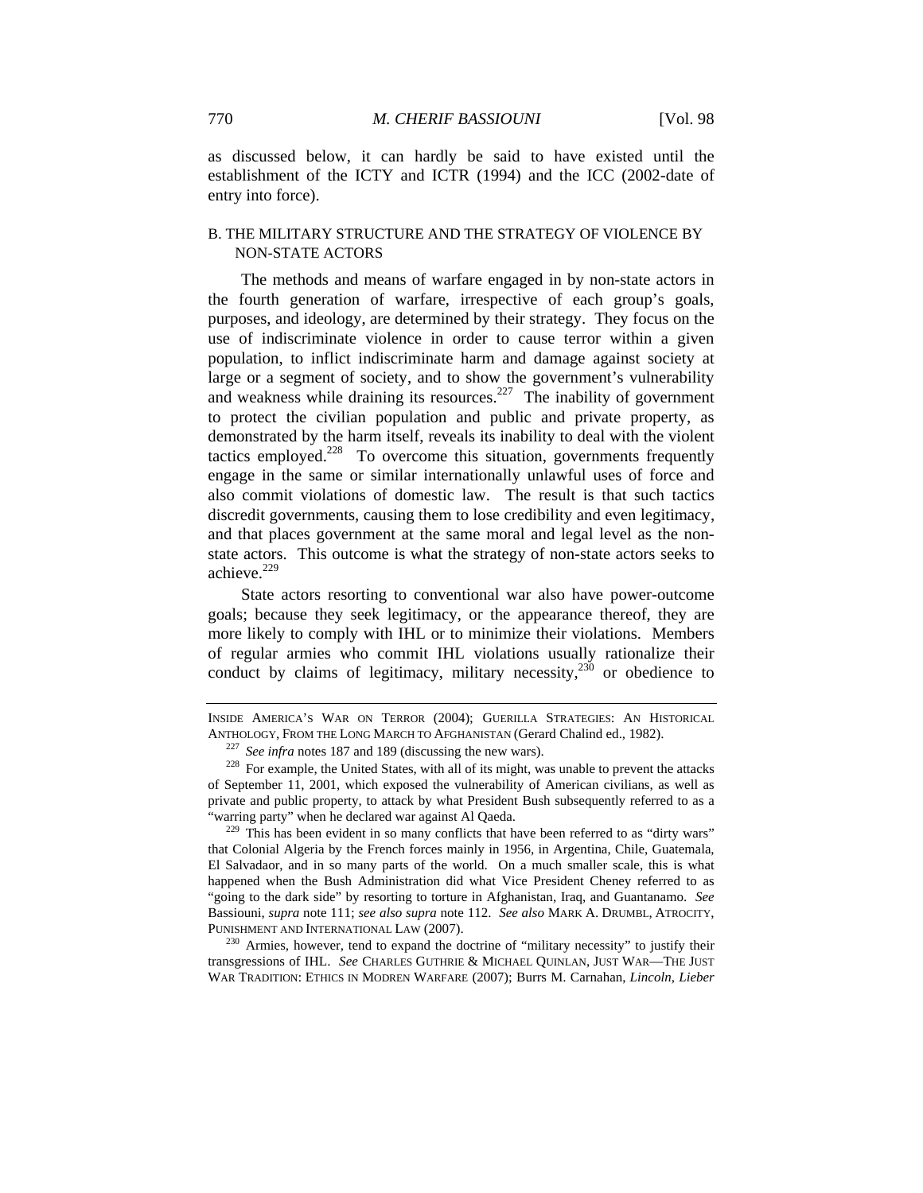as discussed below, it can hardly be said to have existed until the establishment of the ICTY and ICTR (1994) and the ICC (2002-date of entry into force).

## B. THE MILITARY STRUCTURE AND THE STRATEGY OF VIOLENCE BY NON-STATE ACTORS

The methods and means of warfare engaged in by non-state actors in the fourth generation of warfare, irrespective of each group's goals, purposes, and ideology, are determined by their strategy. They focus on the use of indiscriminate violence in order to cause terror within a given population, to inflict indiscriminate harm and damage against society at large or a segment of society, and to show the government's vulnerability and weakness while draining its resources.[227] The inability of government to protect the civilian population and public and private property, as demonstrated by the harm itself, reveals its inability to deal with the violent tactics employed.[228] To overcome this situation, governments frequently engage in the same or similar internationally unlawful uses of force and also commit violations of domestic law. The result is that such tactics discredit governments, causing them to lose credibility and even legitimacy, and that places government at the same moral and legal level as the non-state actors. This outcome is what the strategy of non-state actors seeks to achieve.[229]

State actors resorting to conventional war also have power-outcome goals; because they seek legitimacy, or the appearance thereof, they are more likely to comply with IHL or to minimize their violations. Members of regular armies who commit IHL violations usually rationalize their conduct by claims of legitimacy, military necessity,[230] or obedience to

---

INSIDE AMERICA'S WAR ON TERROR (2004); GUERILLA STRATEGIES: AN HISTORICAL ANTHOLOGY, FROM THE LONG MARCH TO AFGHANISTAN (Gerard Chalind ed., 1982).

[227] *See infra* notes 187 and 189 (discussing the new wars).

[228] For example, the United States, with all of its might, was unable to prevent the attacks of September 11, 2001, which exposed the vulnerability of American civilians, as well as private and public property, to attack by what President Bush subsequently referred to as a "warring party" when he declared war against Al Qaeda.

[229] This has been evident in so many conflicts that have been referred to as "dirty wars" that Colonial Algeria by the French forces mainly in 1956, in Argentina, Chile, Guatemala, El Salvadaor, and in so many parts of the world. On a much smaller scale, this is what happened when the Bush Administration did what Vice President Cheney referred to as "going to the dark side" by resorting to torture in Afghanistan, Iraq, and Guantanamo. *See* Bassiouni, *supra* note 111; *see also supra* note 112. *See also* MARK A. DRUMBL, ATROCITY, PUNISHMENT AND INTERNATIONAL LAW (2007).

[230] Armies, however, tend to expand the doctrine of "military necessity" to justify their transgressions of IHL. *See* CHARLES GUTHRIE & MICHAEL QUINLAN, JUST WAR—THE JUST WAR TRADITION: ETHICS IN MODREN WARFARE (2007); Burrs M. Carnahan, *Lincoln, Lieber*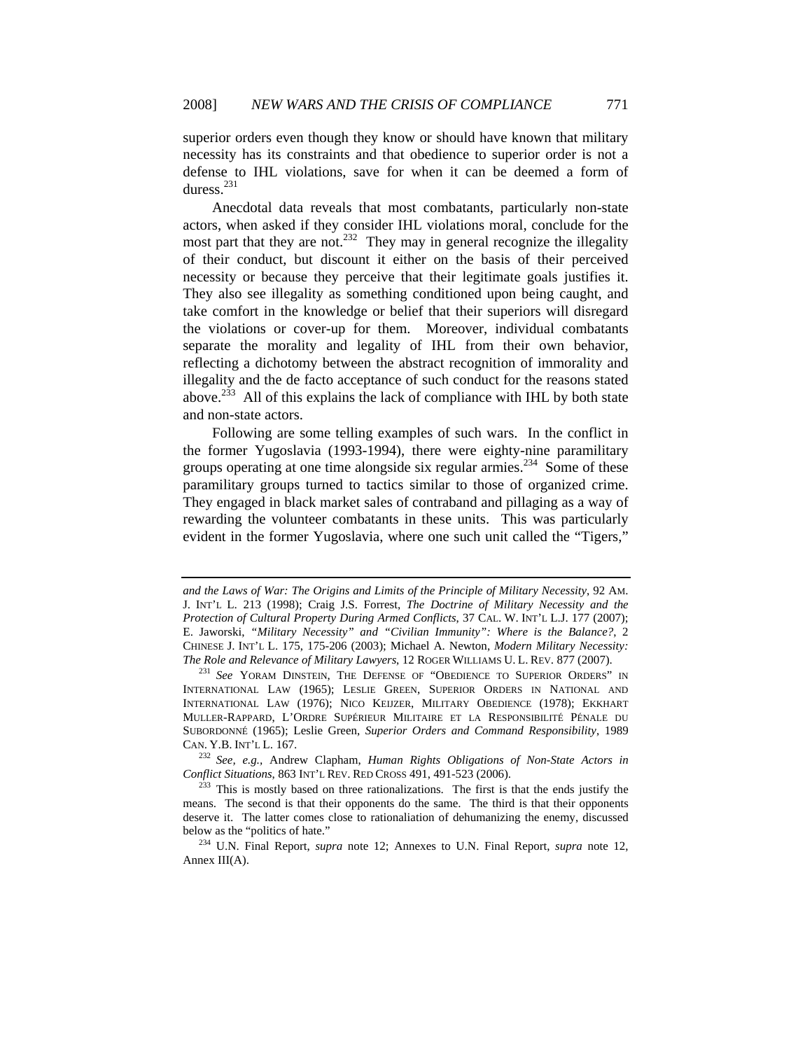superior orders even though they know or should have known that military necessity has its constraints and that obedience to superior order is not a defense to IHL violations, save for when it can be deemed a form of duress.[231]

Anecdotal data reveals that most combatants, particularly non-state actors, when asked if they consider IHL violations moral, conclude for the most part that they are not.[232] They may in general recognize the illegality of their conduct, but discount it either on the basis of their perceived necessity or because they perceive that their legitimate goals justifies it. They also see illegality as something conditioned upon being caught, and take comfort in the knowledge or belief that their superiors will disregard the violations or cover-up for them. Moreover, individual combatants separate the morality and legality of IHL from their own behavior, reflecting a dichotomy between the abstract recognition of immorality and illegality and the de facto acceptance of such conduct for the reasons stated above.[233] All of this explains the lack of compliance with IHL by both state and non-state actors.

Following are some telling examples of such wars. In the conflict in the former Yugoslavia (1993-1994), there were eighty-nine paramilitary groups operating at one time alongside six regular armies.[234] Some of these paramilitary groups turned to tactics similar to those of organized crime. They engaged in black market sales of contraband and pillaging as a way of rewarding the volunteer combatants in these units. This was particularly evident in the former Yugoslavia, where one such unit called the "Tigers,"

---

*and the Laws of War: The Origins and Limits of the Principle of Military Necessity*, 92 AM. J. INT'L L. 213 (1998); Craig J.S. Forrest, *The Doctrine of Military Necessity and the Protection of Cultural Property During Armed Conflicts*, 37 CAL. W. INT'L L.J. 177 (2007); E. Jaworski, *"Military Necessity" and "Civilian Immunity": Where is the Balance?*, 2 CHINESE J. INT'L L. 175, 175-206 (2003); Michael A. Newton, *Modern Military Necessity: The Role and Relevance of Military Lawyers*, 12 ROGER WILLIAMS U. L. REV. 877 (2007).

[231] *See* YORAM DINSTEIN, THE DEFENSE OF "OBEDIENCE TO SUPERIOR ORDERS" IN INTERNATIONAL LAW (1965); LESLIE GREEN, SUPERIOR ORDERS IN NATIONAL AND INTERNATIONAL LAW (1976); NICO KEIJZER, MILITARY OBEDIENCE (1978); EKKHART MULLER-RAPPARD, L'ORDRE SUPÉRIEUR MILITAIRE ET LA RESPONSIBILITÉ PÉNALE DU SUBORDONNÉ (1965); Leslie Green, *Superior Orders and Command Responsibility*, 1989 CAN. Y.B. INT'L L. 167.

[232] *See, e.g.*, Andrew Clapham, *Human Rights Obligations of Non-State Actors in Conflict Situations*, 863 INT'L REV. RED CROSS 491, 491-523 (2006).

[233] This is mostly based on three rationalizations. The first is that the ends justify the means. The second is that their opponents do the same. The third is that their opponents deserve it. The latter comes close to rationaliation of dehumanizing the enemy, discussed below as the "politics of hate."

[234] U.N. Final Report, *supra* note 12; Annexes to U.N. Final Report, *supra* note 12, Annex III(A).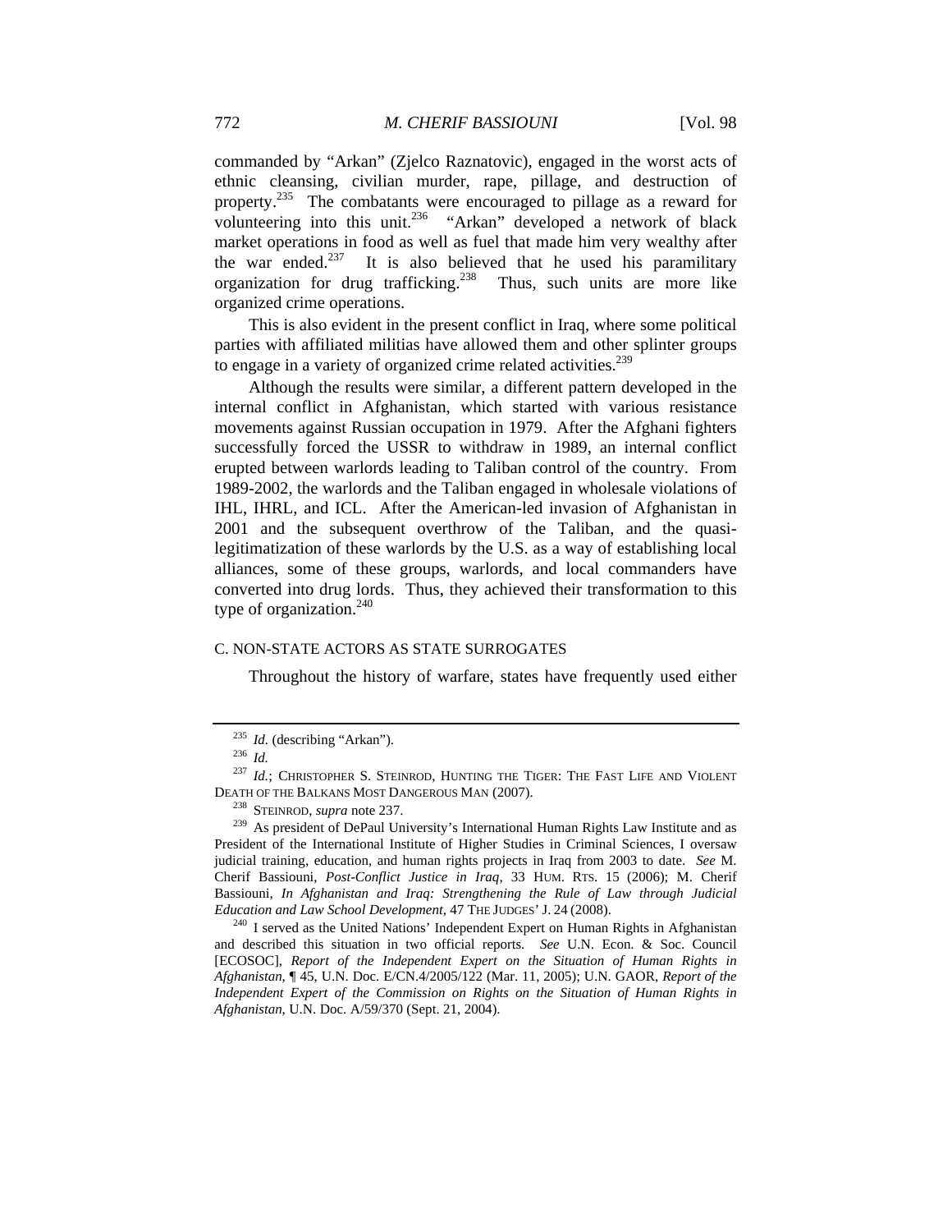commanded by "Arkan" (Zjelco Raznatovic), engaged in the worst acts of ethnic cleansing, civilian murder, rape, pillage, and destruction of property.[235] The combatants were encouraged to pillage as a reward for volunteering into this unit.[236] "Arkan" developed a network of black market operations in food as well as fuel that made him very wealthy after the war ended.[237] It is also believed that he used his paramilitary organization for drug trafficking.[238] Thus, such units are more like organized crime operations.

This is also evident in the present conflict in Iraq, where some political parties with affiliated militias have allowed them and other splinter groups to engage in a variety of organized crime related activities.[239]

Although the results were similar, a different pattern developed in the internal conflict in Afghanistan, which started with various resistance movements against Russian occupation in 1979. After the Afghani fighters successfully forced the USSR to withdraw in 1989, an internal conflict erupted between warlords leading to Taliban control of the country. From 1989-2002, the warlords and the Taliban engaged in wholesale violations of IHL, IHRL, and ICL. After the American-led invasion of Afghanistan in 2001 and the subsequent overthrow of the Taliban, and the quasi-legitimatization of these warlords by the U.S. as a way of establishing local alliances, some of these groups, warlords, and local commanders have converted into drug lords. Thus, they achieved their transformation to this type of organization.[240]

### C. NON-STATE ACTORS AS STATE SURROGATES

Throughout the history of warfare, states have frequently used either

---

[235] *Id.* (describing "Arkan").

[236] *Id.*

[237] *Id.*; CHRISTOPHER S. STEINROD, HUNTING THE TIGER: THE FAST LIFE AND VIOLENT DEATH OF THE BALKANS MOST DANGEROUS MAN (2007).

[238] STEINROD, *supra* note 237.

[239] As president of DePaul University's International Human Rights Law Institute and as President of the International Institute of Higher Studies in Criminal Sciences, I oversaw judicial training, education, and human rights projects in Iraq from 2003 to date. *See* M. Cherif Bassiouni, *Post-Conflict Justice in Iraq*, 33 HUM. RTS. 15 (2006); M. Cherif Bassiouni, *In Afghanistan and Iraq: Strengthening the Rule of Law through Judicial Education and Law School Development*, 47 THE JUDGES' J. 24 (2008).

[240] I served as the United Nations' Independent Expert on Human Rights in Afghanistan and described this situation in two official reports. *See* U.N. Econ. & Soc. Council [ECOSOC], *Report of the Independent Expert on the Situation of Human Rights in Afghanistan*, ¶ 45, U.N. Doc. E/CN.4/2005/122 (Mar. 11, 2005); U.N. GAOR, *Report of the Independent Expert of the Commission on Rights on the Situation of Human Rights in Afghanistan*, U.N. Doc. A/59/370 (Sept. 21, 2004).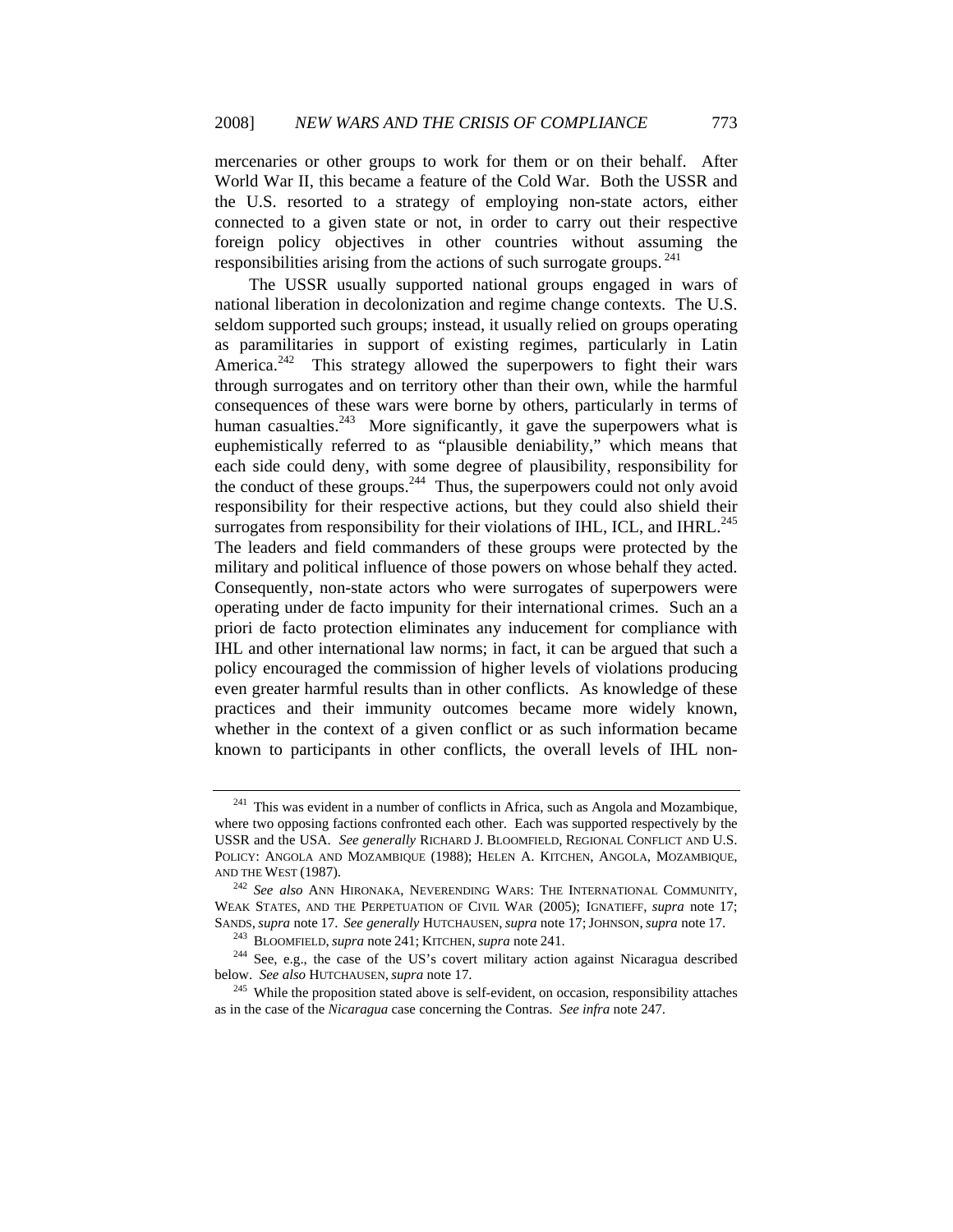mercenaries or other groups to work for them or on their behalf. After World War II, this became a feature of the Cold War. Both the USSR and the U.S. resorted to a strategy of employing non-state actors, either connected to a given state or not, in order to carry out their respective foreign policy objectives in other countries without assuming the responsibilities arising from the actions of such surrogate groups.[241]

The USSR usually supported national groups engaged in wars of national liberation in decolonization and regime change contexts. The U.S. seldom supported such groups; instead, it usually relied on groups operating as paramilitaries in support of existing regimes, particularly in Latin America.[242] This strategy allowed the superpowers to fight their wars through surrogates and on territory other than their own, while the harmful consequences of these wars were borne by others, particularly in terms of human casualties.[243] More significantly, it gave the superpowers what is euphemistically referred to as "plausible deniability," which means that each side could deny, with some degree of plausibility, responsibility for the conduct of these groups.[244] Thus, the superpowers could not only avoid responsibility for their respective actions, but they could also shield their surrogates from responsibility for their violations of IHL, ICL, and IHRL.[245] The leaders and field commanders of these groups were protected by the military and political influence of those powers on whose behalf they acted. Consequently, non-state actors who were surrogates of superpowers were operating under de facto impunity for their international crimes. Such an a priori de facto protection eliminates any inducement for compliance with IHL and other international law norms; in fact, it can be argued that such a policy encouraged the commission of higher levels of violations producing even greater harmful results than in other conflicts. As knowledge of these practices and their immunity outcomes became more widely known, whether in the context of a given conflict or as such information became known to participants in other conflicts, the overall levels of IHL non-

---

[241] This was evident in a number of conflicts in Africa, such as Angola and Mozambique, where two opposing factions confronted each other. Each was supported respectively by the USSR and the USA. *See generally* RICHARD J. BLOOMFIELD, REGIONAL CONFLICT AND U.S. POLICY: ANGOLA AND MOZAMBIQUE (1988); HELEN A. KITCHEN, ANGOLA, MOZAMBIQUE, AND THE WEST (1987).

[242] *See also* ANN HIRONAKA, NEVERENDING WARS: THE INTERNATIONAL COMMUNITY, WEAK STATES, AND THE PERPETUATION OF CIVIL WAR (2005); IGNATIEFF, *supra* note 17; SANDS, *supra* note 17. *See generally* HUTCHAUSEN, *supra* note 17; JOHNSON, *supra* note 17.

[243] BLOOMFIELD, *supra* note 241; KITCHEN, *supra* note 241.

[244] See, e.g., the case of the US's covert military action against Nicaragua described below. *See also* HUTCHAUSEN, *supra* note 17.

[245] While the proposition stated above is self-evident, on occasion, responsibility attaches as in the case of the *Nicaragua* case concerning the Contras. *See infra* note 247.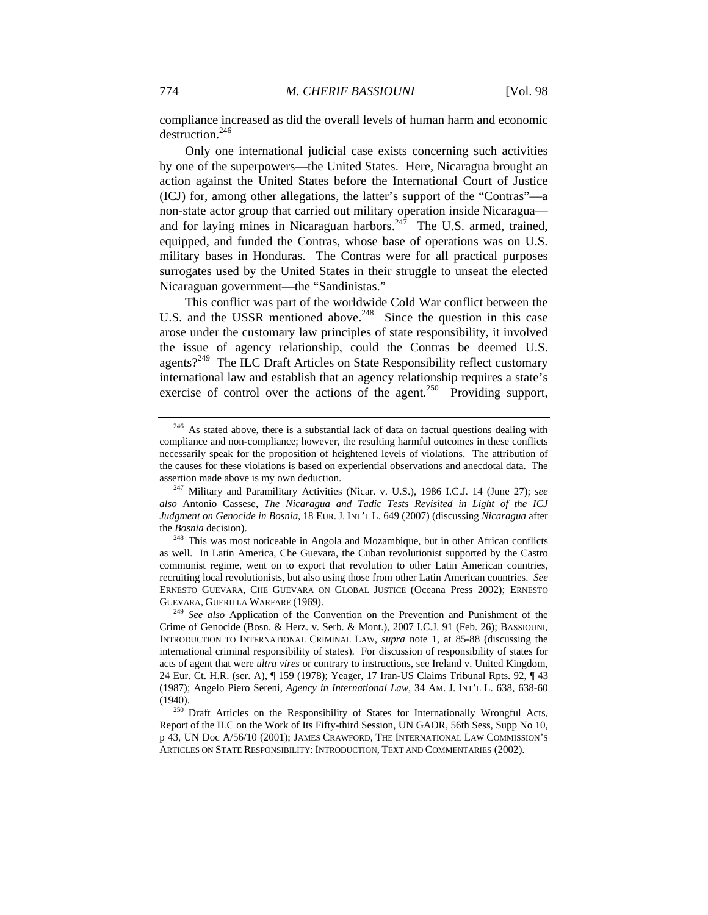compliance increased as did the overall levels of human harm and economic destruction.[246]

Only one international judicial case exists concerning such activities by one of the superpowers—the United States. Here, Nicaragua brought an action against the United States before the International Court of Justice (ICJ) for, among other allegations, the latter's support of the "Contras"—a non-state actor group that carried out military operation inside Nicaragua—and for laying mines in Nicaraguan harbors.[247] The U.S. armed, trained, equipped, and funded the Contras, whose base of operations was on U.S. military bases in Honduras. The Contras were for all practical purposes surrogates used by the United States in their struggle to unseat the elected Nicaraguan government—the "Sandinistas."

This conflict was part of the worldwide Cold War conflict between the U.S. and the USSR mentioned above.[248] Since the question in this case arose under the customary law principles of state responsibility, it involved the issue of agency relationship, could the Contras be deemed U.S. agents?[249] The ILC Draft Articles on State Responsibility reflect customary international law and establish that an agency relationship requires a state's exercise of control over the actions of the agent.[250] Providing support,

---

[246] As stated above, there is a substantial lack of data on factual questions dealing with compliance and non-compliance; however, the resulting harmful outcomes in these conflicts necessarily speak for the proposition of heightened levels of violations. The attribution of the causes for these violations is based on experiential observations and anecdotal data. The assertion made above is my own deduction.

[247] Military and Paramilitary Activities (Nicar. v. U.S.), 1986 I.C.J. 14 (June 27); *see also* Antonio Cassese, *The Nicaragua and Tadic Tests Revisited in Light of the ICJ Judgment on Genocide in Bosnia*, 18 EUR. J. INT'L L. 649 (2007) (discussing *Nicaragua* after the *Bosnia* decision).

[248] This was most noticeable in Angola and Mozambique, but in other African conflicts as well. In Latin America, Che Guevara, the Cuban revolutionist supported by the Castro communist regime, went on to export that revolution to other Latin American countries, recruiting local revolutionists, but also using those from other Latin American countries. *See* ERNESTO GUEVARA, CHE GUEVARA ON GLOBAL JUSTICE (Oceana Press 2002); ERNESTO GUEVARA, GUERILLA WARFARE (1969).

[249] *See also* Application of the Convention on the Prevention and Punishment of the Crime of Genocide (Bosn. & Herz. v. Serb. & Mont.), 2007 I.C.J. 91 (Feb. 26); BASSIOUNI, INTRODUCTION TO INTERNATIONAL CRIMINAL LAW, *supra* note 1, at 85-88 (discussing the international criminal responsibility of states). For discussion of responsibility of states for acts of agent that were *ultra vires* or contrary to instructions, see Ireland v. United Kingdom, 24 Eur. Ct. H.R. (ser. A), ¶ 159 (1978); Yeager, 17 Iran-US Claims Tribunal Rpts. 92, ¶ 43 (1987); Angelo Piero Sereni, *Agency in International Law*, 34 AM. J. INT'L L. 638, 638-60 (1940).

[250] Draft Articles on the Responsibility of States for Internationally Wrongful Acts, Report of the ILC on the Work of Its Fifty-third Session, UN GAOR, 56th Sess, Supp No 10, p 43, UN Doc A/56/10 (2001); JAMES CRAWFORD, THE INTERNATIONAL LAW COMMISSION'S ARTICLES ON STATE RESPONSIBILITY: INTRODUCTION, TEXT AND COMMENTARIES (2002).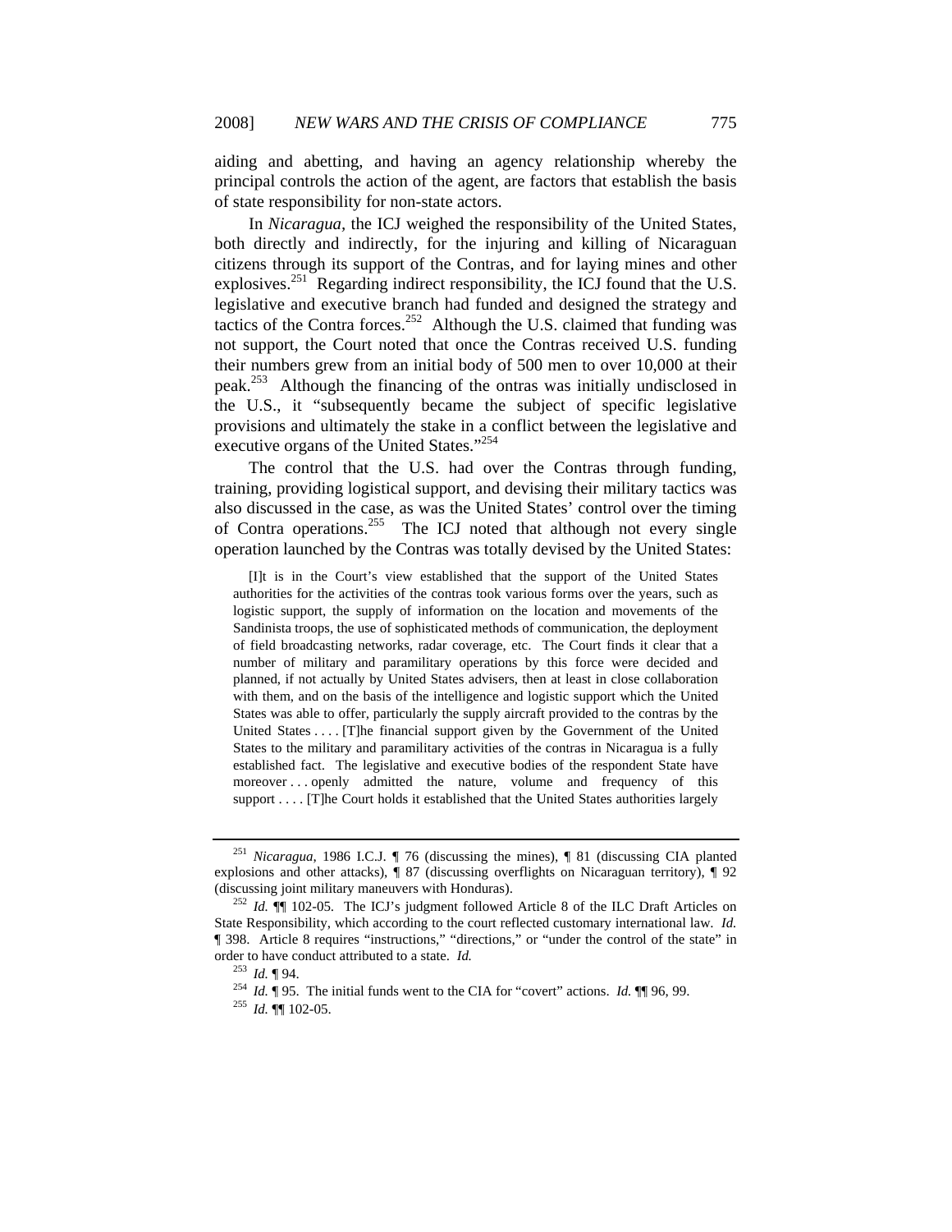aiding and abetting, and having an agency relationship whereby the principal controls the action of the agent, are factors that establish the basis of state responsibility for non-state actors.

In *Nicaragua*, the ICJ weighed the responsibility of the United States, both directly and indirectly, for the injuring and killing of Nicaraguan citizens through its support of the Contras, and for laying mines and other explosives.[251] Regarding indirect responsibility, the ICJ found that the U.S. legislative and executive branch had funded and designed the strategy and tactics of the Contra forces.[252] Although the U.S. claimed that funding was not support, the Court noted that once the Contras received U.S. funding their numbers grew from an initial body of 500 men to over 10,000 at their peak.[253] Although the financing of the ontras was initially undisclosed in the U.S., it "subsequently became the subject of specific legislative provisions and ultimately the stake in a conflict between the legislative and executive organs of the United States."[254]

The control that the U.S. had over the Contras through funding, training, providing logistical support, and devising their military tactics was also discussed in the case, as was the United States' control over the timing of Contra operations.[255] The ICJ noted that although not every single operation launched by the Contras was totally devised by the United States:

> [I]t is in the Court's view established that the support of the United States authorities for the activities of the contras took various forms over the years, such as logistic support, the supply of information on the location and movements of the Sandinista troops, the use of sophisticated methods of communication, the deployment of field broadcasting networks, radar coverage, etc. The Court finds it clear that a number of military and paramilitary operations by this force were decided and planned, if not actually by United States advisers, then at least in close collaboration with them, and on the basis of the intelligence and logistic support which the United States was able to offer, particularly the supply aircraft provided to the contras by the United States . . . . [T]he financial support given by the Government of the United States to the military and paramilitary activities of the contras in Nicaragua is a fully established fact. The legislative and executive bodies of the respondent State have moreover . . . openly admitted the nature, volume and frequency of this support . . . . [T]he Court holds it established that the United States authorities largely

---

[251] *Nicaragua*, 1986 I.C.J. ¶ 76 (discussing the mines), ¶ 81 (discussing CIA planted explosions and other attacks), ¶ 87 (discussing overflights on Nicaraguan territory), ¶ 92 (discussing joint military maneuvers with Honduras).

[252] *Id.* ¶¶ 102-05. The ICJ's judgment followed Article 8 of the ILC Draft Articles on State Responsibility, which according to the court reflected customary international law. *Id.* ¶ 398. Article 8 requires "instructions," "directions," or "under the control of the state" in order to have conduct attributed to a state. *Id.*

[253] *Id.* ¶ 94.

[254] *Id.* ¶ 95. The initial funds went to the CIA for "covert" actions. *Id.* ¶¶ 96, 99.

[255] *Id.* ¶¶ 102-05.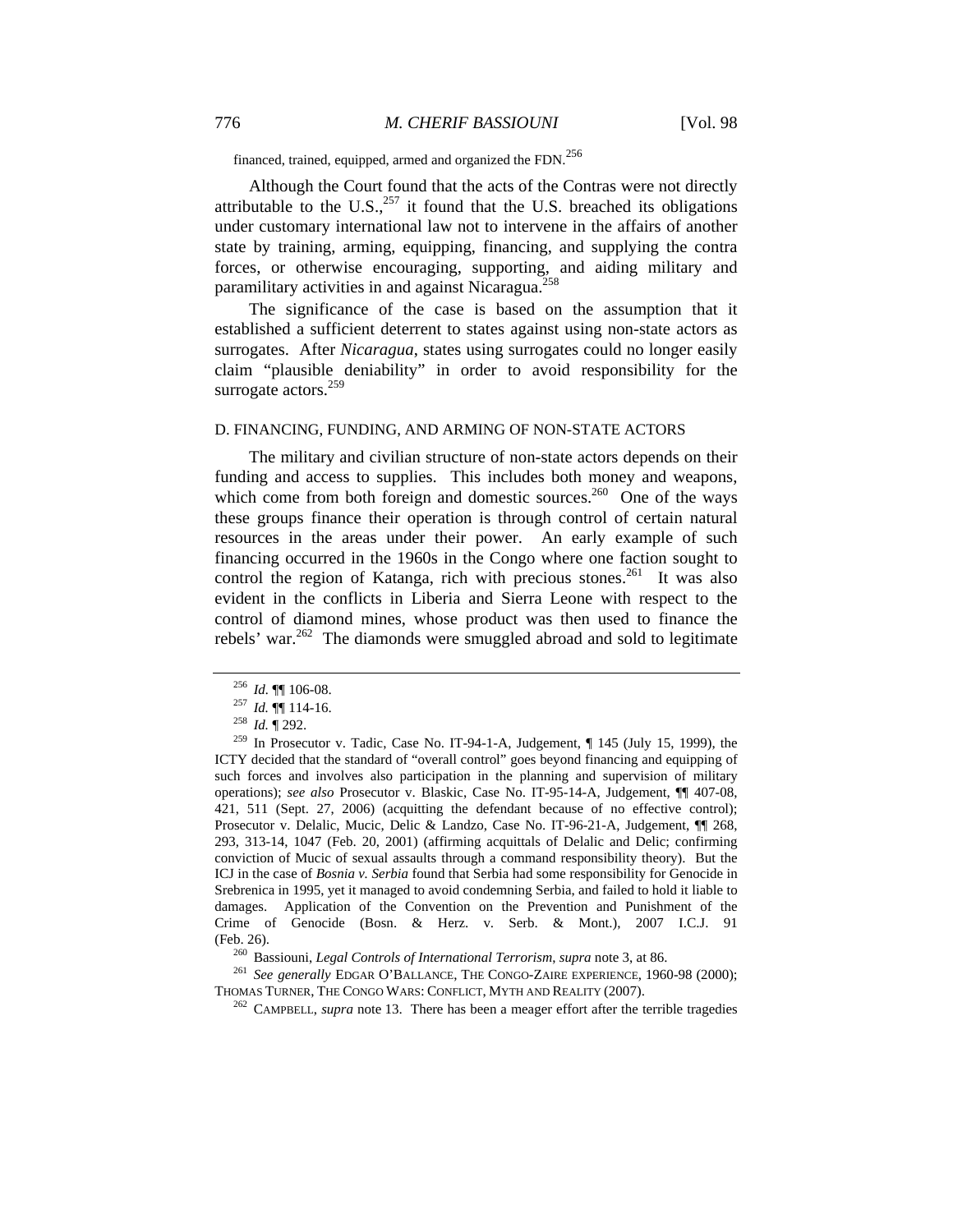financed, trained, equipped, armed and organized the FDN.[256]

Although the Court found that the acts of the Contras were not directly attributable to the U.S.,[257] it found that the U.S. breached its obligations under customary international law not to intervene in the affairs of another state by training, arming, equipping, financing, and supplying the contra forces, or otherwise encouraging, supporting, and aiding military and paramilitary activities in and against Nicaragua.[258]

The significance of the case is based on the assumption that it established a sufficient deterrent to states against using non-state actors as surrogates. After *Nicaragua*, states using surrogates could no longer easily claim "plausible deniability" in order to avoid responsibility for the surrogate actors.[259]

### D. FINANCING, FUNDING, AND ARMING OF NON-STATE ACTORS

The military and civilian structure of non-state actors depends on their funding and access to supplies. This includes both money and weapons, which come from both foreign and domestic sources.[260] One of the ways these groups finance their operation is through control of certain natural resources in the areas under their power. An early example of such financing occurred in the 1960s in the Congo where one faction sought to control the region of Katanga, rich with precious stones.[261] It was also evident in the conflicts in Liberia and Sierra Leone with respect to the control of diamond mines, whose product was then used to finance the rebels' war.[262] The diamonds were smuggled abroad and sold to legitimate

---

[256] *Id*. ¶¶ 106-08.

[257] *Id.* ¶¶ 114-16.

[258] *Id.* ¶ 292.

[259] In Prosecutor v. Tadic, Case No. IT-94-1-A, Judgement, ¶ 145 (July 15, 1999), the ICTY decided that the standard of "overall control" goes beyond financing and equipping of such forces and involves also participation in the planning and supervision of military operations); *see also* Prosecutor v. Blaskic, Case No. IT-95-14-A, Judgement, ¶¶ 407-08, 421, 511 (Sept. 27, 2006) (acquitting the defendant because of no effective control); Prosecutor v. Delalic, Mucic, Delic & Landzo, Case No. IT-96-21-A, Judgement, ¶¶ 268, 293, 313-14, 1047 (Feb. 20, 2001) (affirming acquittals of Delalic and Delic; confirming conviction of Mucic of sexual assaults through a command responsibility theory). But the ICJ in the case of *Bosnia v. Serbia* found that Serbia had some responsibility for Genocide in Srebrenica in 1995, yet it managed to avoid condemning Serbia, and failed to hold it liable to damages. Application of the Convention on the Prevention and Punishment of the Crime of Genocide (Bosn. & Herz. v. Serb. & Mont.), 2007 I.C.J. 91 (Feb. 26).

[260] Bassiouni, *Legal Controls of International Terrorism*, *supra* note 3, at 86.

[261] *See generally* EDGAR O'BALLANCE, THE CONGO-ZAIRE EXPERIENCE, 1960-98 (2000); THOMAS TURNER, THE CONGO WARS: CONFLICT, MYTH AND REALITY (2007).

[262] CAMPBELL, *supra* note 13. There has been a meager effort after the terrible tragedies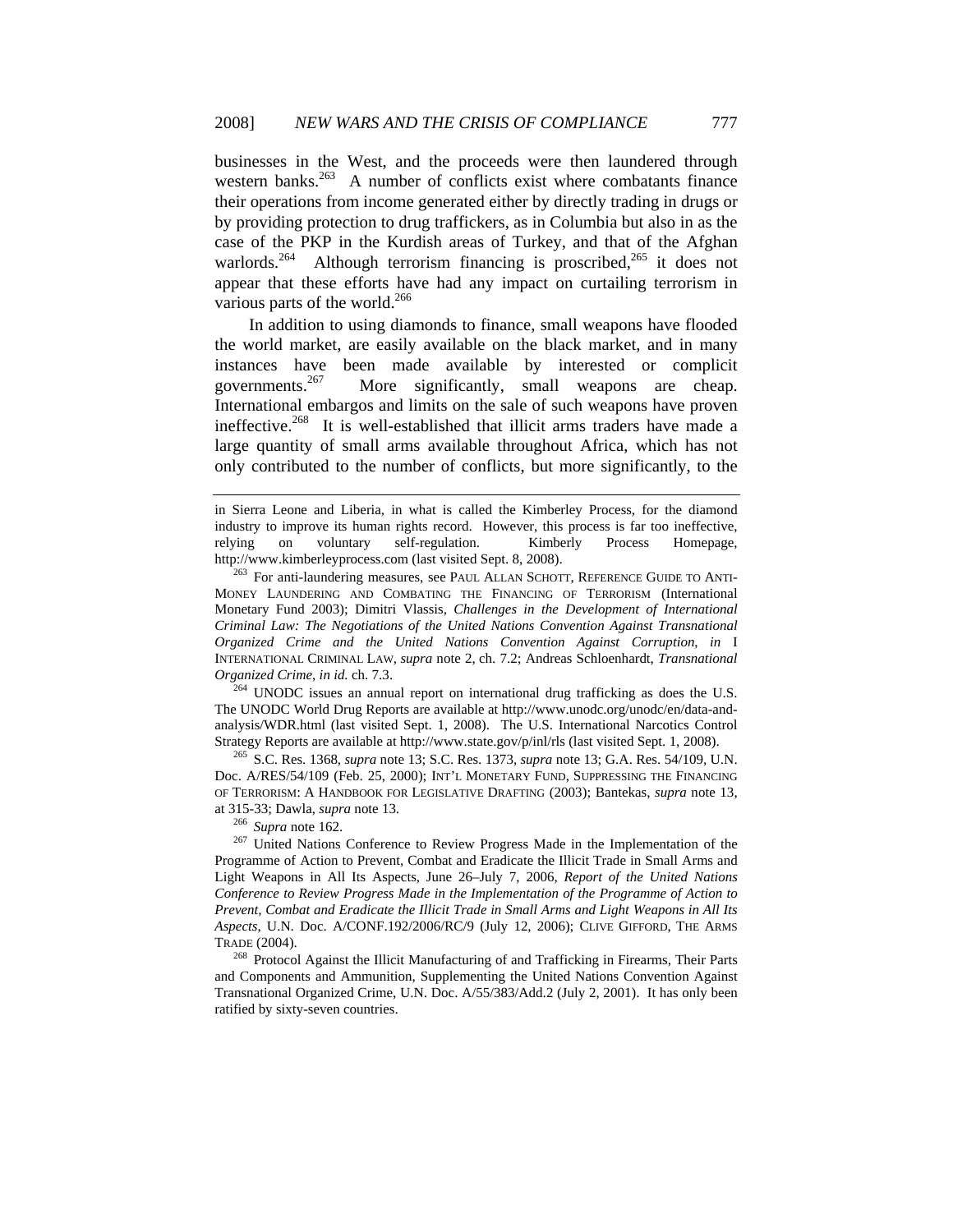businesses in the West, and the proceeds were then laundered through western banks.[263] A number of conflicts exist where combatants finance their operations from income generated either by directly trading in drugs or by providing protection to drug traffickers, as in Columbia but also in as the case of the PKP in the Kurdish areas of Turkey, and that of the Afghan warlords.[264] Although terrorism financing is proscribed,[265] it does not appear that these efforts have had any impact on curtailing terrorism in various parts of the world.[266]

In addition to using diamonds to finance, small weapons have flooded the world market, are easily available on the black market, and in many instances have been made available by interested or complicit governments.[267] More significantly, small weapons are cheap. International embargos and limits on the sale of such weapons have proven ineffective.[268] It is well-established that illicit arms traders have made a large quantity of small arms available throughout Africa, which has not only contributed to the number of conflicts, but more significantly, to the

---

in Sierra Leone and Liberia, in what is called the Kimberley Process, for the diamond industry to improve its human rights record. However, this process is far too ineffective, relying on voluntary self-regulation. Kimberly Process Homepage, http://www.kimberleyprocess.com (last visited Sept. 8, 2008).

[263] For anti-laundering measures, see PAUL ALLAN SCHOTT, REFERENCE GUIDE TO ANTI-MONEY LAUNDERING AND COMBATING THE FINANCING OF TERRORISM (International Monetary Fund 2003); Dimitri Vlassis, *Challenges in the Development of International Criminal Law: The Negotiations of the United Nations Convention Against Transnational Organized Crime and the United Nations Convention Against Corruption*, *in* I INTERNATIONAL CRIMINAL LAW, *supra* note 2, ch. 7.2; Andreas Schloenhardt, *Transnational Organized Crime*, *in id.* ch. 7.3.

[264] UNODC issues an annual report on international drug trafficking as does the U.S. The UNODC World Drug Reports are available at http://www.unodc.org/unodc/en/data-and-analysis/WDR.html (last visited Sept. 1, 2008). The U.S. International Narcotics Control Strategy Reports are available at http://www.state.gov/p/inl/rls (last visited Sept. 1, 2008).

[265] S.C. Res. 1368, *supra* note 13; S.C. Res. 1373, *supra* note 13; G.A. Res. 54/109, U.N. Doc. A/RES/54/109 (Feb. 25, 2000); INT'L MONETARY FUND, SUPPRESSING THE FINANCING OF TERRORISM: A HANDBOOK FOR LEGISLATIVE DRAFTING (2003); Bantekas, *supra* note 13, at 315-33; Dawla, *supra* note 13.

[266] *Supra* note 162.

[267] United Nations Conference to Review Progress Made in the Implementation of the Programme of Action to Prevent, Combat and Eradicate the Illicit Trade in Small Arms and Light Weapons in All Its Aspects, June 26–July 7, 2006, *Report of the United Nations Conference to Review Progress Made in the Implementation of the Programme of Action to Prevent, Combat and Eradicate the Illicit Trade in Small Arms and Light Weapons in All Its Aspects*, U.N. Doc. A/CONF.192/2006/RC/9 (July 12, 2006); CLIVE GIFFORD, THE ARMS TRADE (2004).

[268] Protocol Against the Illicit Manufacturing of and Trafficking in Firearms, Their Parts and Components and Ammunition, Supplementing the United Nations Convention Against Transnational Organized Crime, U.N. Doc. A/55/383/Add.2 (July 2, 2001). It has only been ratified by sixty-seven countries.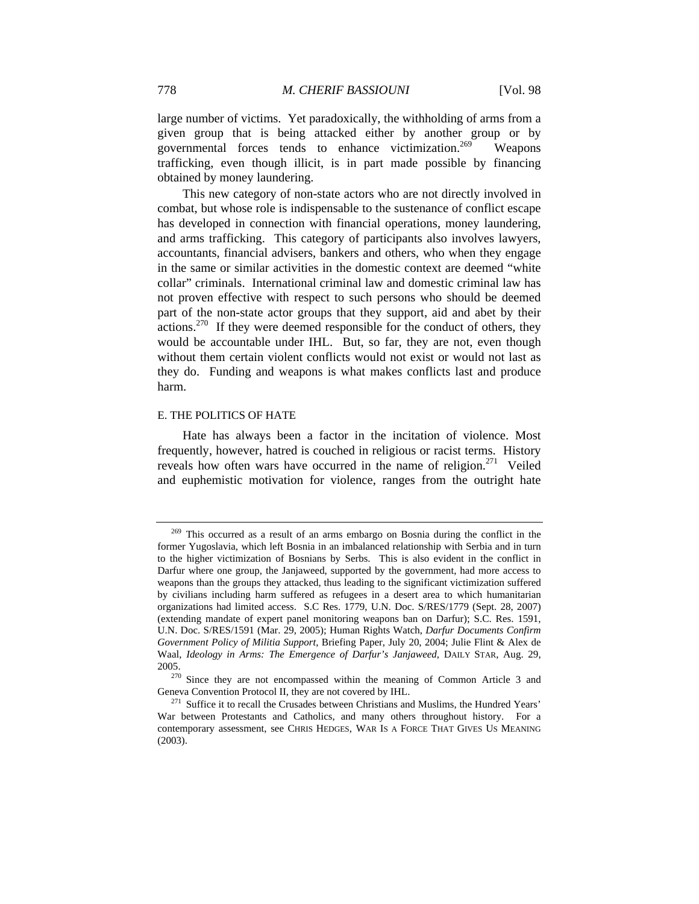large number of victims. Yet paradoxically, the withholding of arms from a given group that is being attacked either by another group or by governmental forces tends to enhance victimization.[269] Weapons trafficking, even though illicit, is in part made possible by financing obtained by money laundering.

This new category of non-state actors who are not directly involved in combat, but whose role is indispensable to the sustenance of conflict escape has developed in connection with financial operations, money laundering, and arms trafficking. This category of participants also involves lawyers, accountants, financial advisers, bankers and others, who when they engage in the same or similar activities in the domestic context are deemed "white collar" criminals. International criminal law and domestic criminal law has not proven effective with respect to such persons who should be deemed part of the non-state actor groups that they support, aid and abet by their actions.[270] If they were deemed responsible for the conduct of others, they would be accountable under IHL. But, so far, they are not, even though without them certain violent conflicts would not exist or would not last as they do. Funding and weapons is what makes conflicts last and produce harm.

### E. THE POLITICS OF HATE

Hate has always been a factor in the incitation of violence. Most frequently, however, hatred is couched in religious or racist terms. History reveals how often wars have occurred in the name of religion.[271] Veiled and euphemistic motivation for violence, ranges from the outright hate

---

[269] This occurred as a result of an arms embargo on Bosnia during the conflict in the former Yugoslavia, which left Bosnia in an imbalanced relationship with Serbia and in turn to the higher victimization of Bosnians by Serbs. This is also evident in the conflict in Darfur where one group, the Janjaweed, supported by the government, had more access to weapons than the groups they attacked, thus leading to the significant victimization suffered by civilians including harm suffered as refugees in a desert area to which humanitarian organizations had limited access. S.C Res. 1779, U.N. Doc. S/RES/1779 (Sept. 28, 2007) (extending mandate of expert panel monitoring weapons ban on Darfur); S.C. Res. 1591, U.N. Doc. S/RES/1591 (Mar. 29, 2005); Human Rights Watch, *Darfur Documents Confirm Government Policy of Militia Support*, Briefing Paper, July 20, 2004; Julie Flint & Alex de Waal, *Ideology in Arms: The Emergence of Darfur's Janjaweed*, DAILY STAR, Aug. 29, 2005.

[270] Since they are not encompassed within the meaning of Common Article 3 and Geneva Convention Protocol II, they are not covered by IHL.

[271] Suffice it to recall the Crusades between Christians and Muslims, the Hundred Years' War between Protestants and Catholics, and many others throughout history. For a contemporary assessment, see CHRIS HEDGES, WAR IS A FORCE THAT GIVES US MEANING (2003).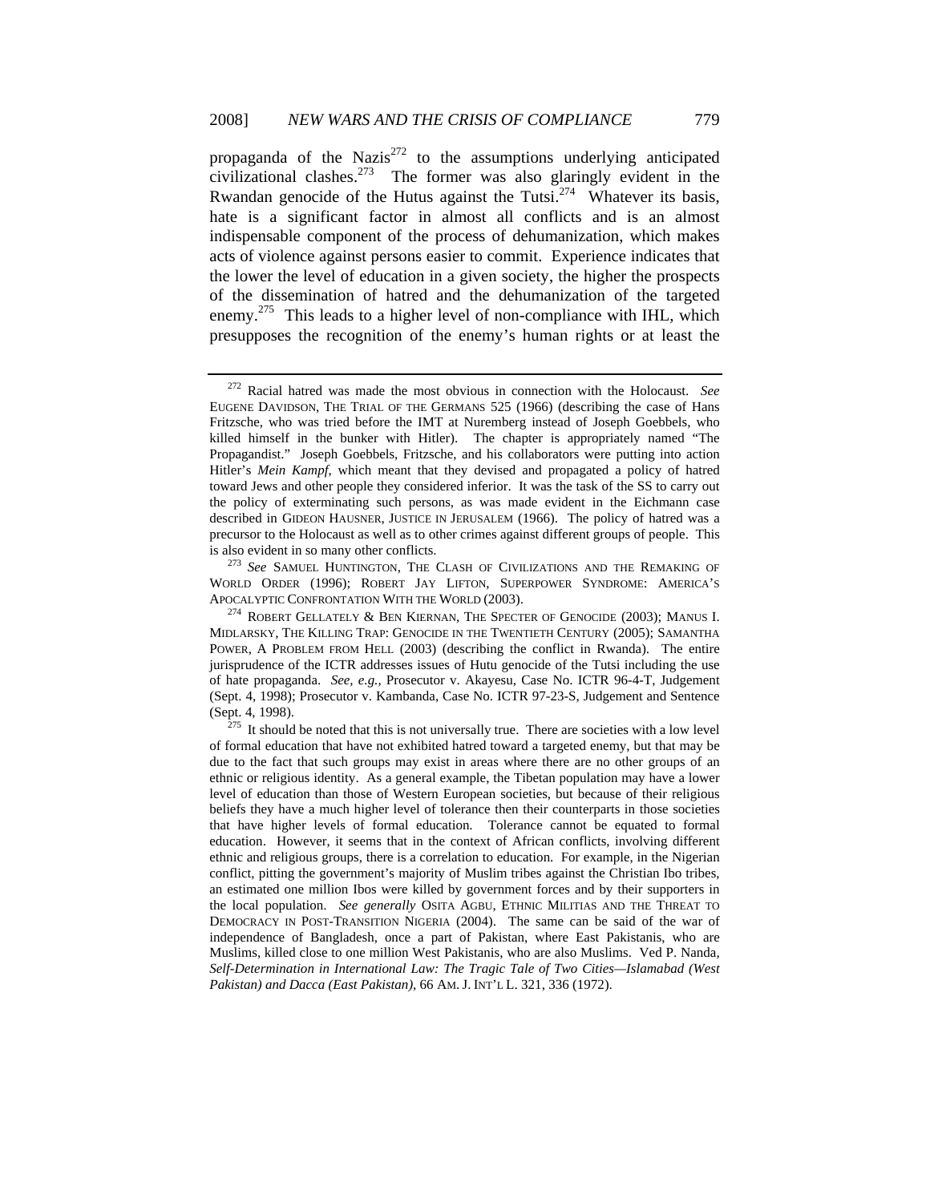propaganda of the Nazis[272] to the assumptions underlying anticipated civilizational clashes.[273] The former was also glaringly evident in the Rwandan genocide of the Hutus against the Tutsi.[274] Whatever its basis, hate is a significant factor in almost all conflicts and is an almost indispensable component of the process of dehumanization, which makes acts of violence against persons easier to commit. Experience indicates that the lower the level of education in a given society, the higher the prospects of the dissemination of hatred and the dehumanization of the targeted enemy.[275] This leads to a higher level of non-compliance with IHL, which presupposes the recognition of the enemy's human rights or at least the

---

[272] Racial hatred was made the most obvious in connection with the Holocaust. *See* EUGENE DAVIDSON, THE TRIAL OF THE GERMANS 525 (1966) (describing the case of Hans Fritzsche, who was tried before the IMT at Nuremberg instead of Joseph Goebbels, who killed himself in the bunker with Hitler). The chapter is appropriately named "The Propagandist." Joseph Goebbels, Fritzsche, and his collaborators were putting into action Hitler's *Mein Kampf*, which meant that they devised and propagated a policy of hatred toward Jews and other people they considered inferior. It was the task of the SS to carry out the policy of exterminating such persons, as was made evident in the Eichmann case described in GIDEON HAUSNER, JUSTICE IN JERUSALEM (1966). The policy of hatred was a precursor to the Holocaust as well as to other crimes against different groups of people. This is also evident in so many other conflicts.

[273] *See* SAMUEL HUNTINGTON, THE CLASH OF CIVILIZATIONS AND THE REMAKING OF WORLD ORDER (1996); ROBERT JAY LIFTON, SUPERPOWER SYNDROME: AMERICA'S APOCALYPTIC CONFRONTATION WITH THE WORLD (2003).

[274] ROBERT GELLATELY & BEN KIERNAN, THE SPECTER OF GENOCIDE (2003); MANUS I. MIDLARSKY, THE KILLING TRAP: GENOCIDE IN THE TWENTIETH CENTURY (2005); SAMANTHA POWER, A PROBLEM FROM HELL (2003) (describing the conflict in Rwanda). The entire jurisprudence of the ICTR addresses issues of Hutu genocide of the Tutsi including the use of hate propaganda. *See, e.g.*, Prosecutor v. Akayesu, Case No. ICTR 96-4-T, Judgement (Sept. 4, 1998); Prosecutor v. Kambanda, Case No. ICTR 97-23-S, Judgement and Sentence (Sept. 4, 1998).

[275] It should be noted that this is not universally true. There are societies with a low level of formal education that have not exhibited hatred toward a targeted enemy, but that may be due to the fact that such groups may exist in areas where there are no other groups of an ethnic or religious identity. As a general example, the Tibetan population may have a lower level of education than those of Western European societies, but because of their religious beliefs they have a much higher level of tolerance then their counterparts in those societies that have higher levels of formal education. Tolerance cannot be equated to formal education. However, it seems that in the context of African conflicts, involving different ethnic and religious groups, there is a correlation to education. For example, in the Nigerian conflict, pitting the government's majority of Muslim tribes against the Christian Ibo tribes, an estimated one million Ibos were killed by government forces and by their supporters in the local population. *See generally* OSITA AGBU, ETHNIC MILITIAS AND THE THREAT TO DEMOCRACY IN POST-TRANSITION NIGERIA (2004). The same can be said of the war of independence of Bangladesh, once a part of Pakistan, where East Pakistanis, who are Muslims, killed close to one million West Pakistanis, who are also Muslims. Ved P. Nanda, *Self-Determination in International Law: The Tragic Tale of Two Cities—Islamabad (West Pakistan) and Dacca (East Pakistan)*, 66 AM. J. INT'L L. 321, 336 (1972).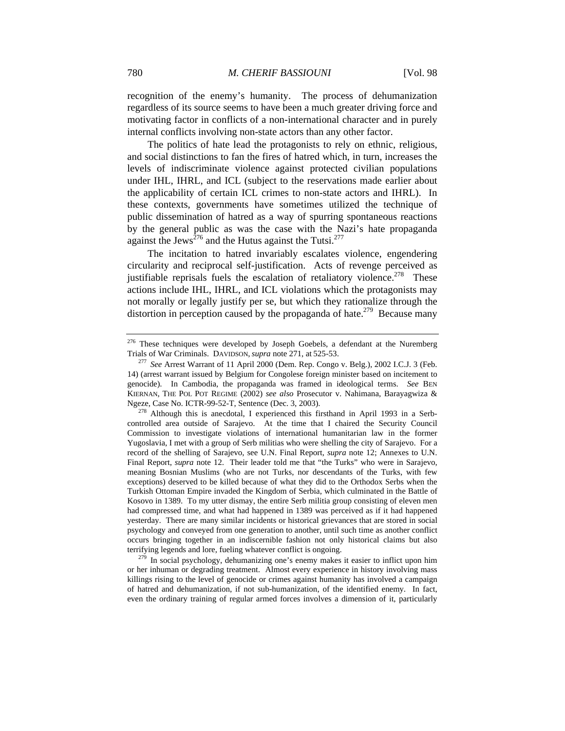recognition of the enemy's humanity. The process of dehumanization regardless of its source seems to have been a much greater driving force and motivating factor in conflicts of a non-international character and in purely internal conflicts involving non-state actors than any other factor.

The politics of hate lead the protagonists to rely on ethnic, religious, and social distinctions to fan the fires of hatred which, in turn, increases the levels of indiscriminate violence against protected civilian populations under IHL, IHRL, and ICL (subject to the reservations made earlier about the applicability of certain ICL crimes to non-state actors and IHRL). In these contexts, governments have sometimes utilized the technique of public dissemination of hatred as a way of spurring spontaneous reactions by the general public as was the case with the Nazi's hate propaganda against the Jews[276] and the Hutus against the Tutsi.[277]

The incitation to hatred invariably escalates violence, engendering circularity and reciprocal self-justification. Acts of revenge perceived as justifiable reprisals fuels the escalation of retaliatory violence.[278] These actions include IHL, IHRL, and ICL violations which the protagonists may not morally or legally justify per se, but which they rationalize through the distortion in perception caused by the propaganda of hate.[279] Because many

---

[276] These techniques were developed by Joseph Goebels, a defendant at the Nuremberg Trials of War Criminals. DAVIDSON, *supra* note 271, at 525-53.

[277] *See* Arrest Warrant of 11 April 2000 (Dem. Rep. Congo v. Belg.), 2002 I.C.J. 3 (Feb. 14) (arrest warrant issued by Belgium for Congolese foreign minister based on incitement to genocide). In Cambodia, the propaganda was framed in ideological terms. *See* BEN KIERNAN, THE POL POT REGIME (2002) *see also* Prosecutor v. Nahimana, Barayagwiza & Ngeze, Case No. ICTR-99-52-T, Sentence (Dec. 3, 2003).

[278] Although this is anecdotal, I experienced this firsthand in April 1993 in a Serb-controlled area outside of Sarajevo. At the time that I chaired the Security Council Commission to investigate violations of international humanitarian law in the former Yugoslavia, I met with a group of Serb militias who were shelling the city of Sarajevo. For a record of the shelling of Sarajevo, see U.N. Final Report, *supra* note 12; Annexes to U.N. Final Report, *supra* note 12. Their leader told me that "the Turks" who were in Sarajevo, meaning Bosnian Muslims (who are not Turks, nor descendants of the Turks, with few exceptions) deserved to be killed because of what they did to the Orthodox Serbs when the Turkish Ottoman Empire invaded the Kingdom of Serbia, which culminated in the Battle of Kosovo in 1389. To my utter dismay, the entire Serb militia group consisting of eleven men had compressed time, and what had happened in 1389 was perceived as if it had happened yesterday. There are many similar incidents or historical grievances that are stored in social psychology and conveyed from one generation to another, until such time as another conflict occurs bringing together in an indiscernible fashion not only historical claims but also terrifying legends and lore, fueling whatever conflict is ongoing.

[279] In social psychology, dehumanizing one's enemy makes it easier to inflict upon him or her inhuman or degrading treatment. Almost every experience in history involving mass killings rising to the level of genocide or crimes against humanity has involved a campaign of hatred and dehumanization, if not sub-humanization, of the identified enemy. In fact, even the ordinary training of regular armed forces involves a dimension of it, particularly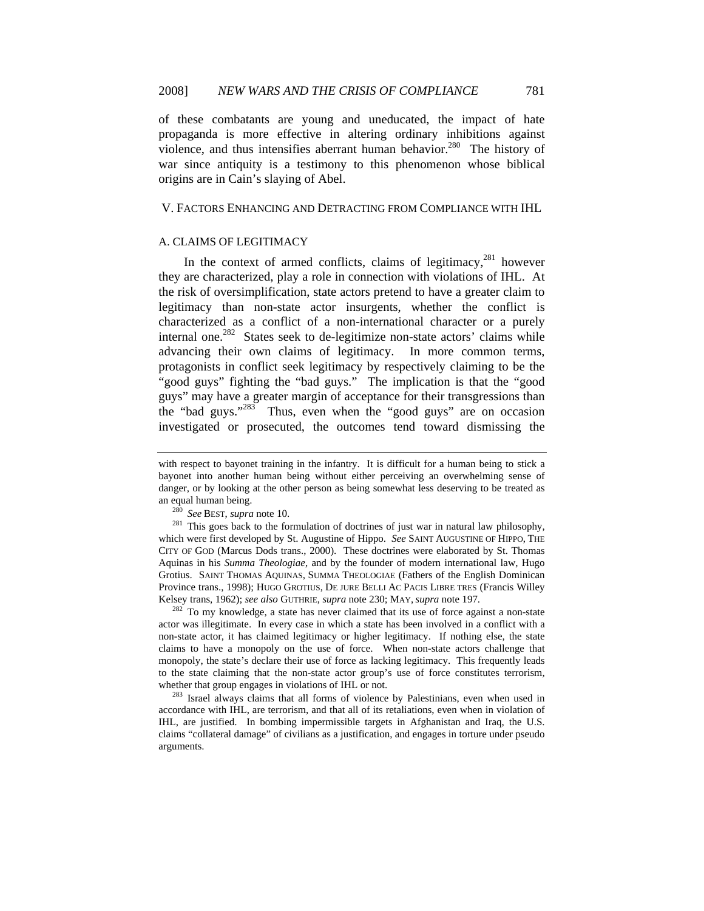of these combatants are young and uneducated, the impact of hate propaganda is more effective in altering ordinary inhibitions against violence, and thus intensifies aberrant human behavior.[280] The history of war since antiquity is a testimony to this phenomenon whose biblical origins are in Cain's slaying of Abel.

## V. FACTORS ENHANCING AND DETRACTING FROM COMPLIANCE WITH IHL

### A. CLAIMS OF LEGITIMACY

In the context of armed conflicts, claims of legitimacy,[281] however they are characterized, play a role in connection with violations of IHL. At the risk of oversimplification, state actors pretend to have a greater claim to legitimacy than non-state actor insurgents, whether the conflict is characterized as a conflict of a non-international character or a purely internal one.[282] States seek to de-legitimize non-state actors' claims while advancing their own claims of legitimacy. In more common terms, protagonists in conflict seek legitimacy by respectively claiming to be the "good guys" fighting the "bad guys." The implication is that the "good guys" may have a greater margin of acceptance for their transgressions than the "bad guys."[283] Thus, even when the "good guys" are on occasion investigated or prosecuted, the outcomes tend toward dismissing the

---

with respect to bayonet training in the infantry. It is difficult for a human being to stick a bayonet into another human being without either perceiving an overwhelming sense of danger, or by looking at the other person as being somewhat less deserving to be treated as an equal human being.

[280] *See* BEST, *supra* note 10.

[281] This goes back to the formulation of doctrines of just war in natural law philosophy, which were first developed by St. Augustine of Hippo. *See* SAINT AUGUSTINE OF HIPPO, THE CITY OF GOD (Marcus Dods trans., 2000). These doctrines were elaborated by St. Thomas Aquinas in his *Summa Theologiae*, and by the founder of modern international law, Hugo Grotius. SAINT THOMAS AQUINAS, SUMMA THEOLOGIAE (Fathers of the English Dominican Province trans., 1998); HUGO GROTIUS, DE JURE BELLI AC PACIS LIBRE TRES (Francis Willey Kelsey trans, 1962); *see also* GUTHRIE, *supra* note 230; MAY, *supra* note 197.

[282] To my knowledge, a state has never claimed that its use of force against a non-state actor was illegitimate. In every case in which a state has been involved in a conflict with a non-state actor, it has claimed legitimacy or higher legitimacy. If nothing else, the state claims to have a monopoly on the use of force. When non-state actors challenge that monopoly, the state's declare their use of force as lacking legitimacy. This frequently leads to the state claiming that the non-state actor group's use of force constitutes terrorism, whether that group engages in violations of IHL or not.

[283] Israel always claims that all forms of violence by Palestinians, even when used in accordance with IHL, are terrorism, and that all of its retaliations, even when in violation of IHL, are justified. In bombing impermissible targets in Afghanistan and Iraq, the U.S. claims "collateral damage" of civilians as a justification, and engages in torture under pseudo arguments.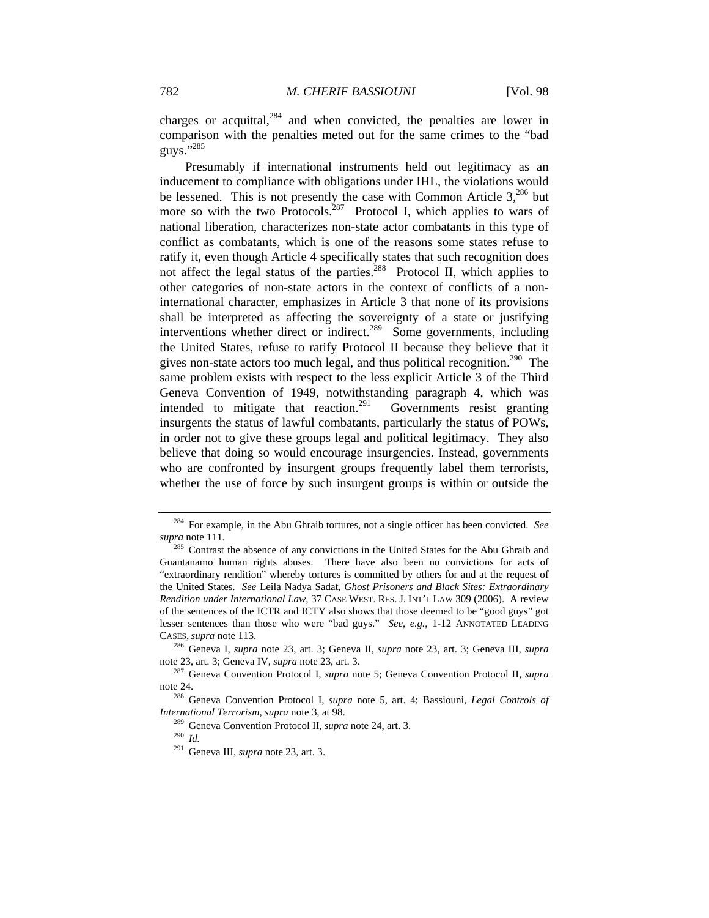charges or acquittal,[284] and when convicted, the penalties are lower in comparison with the penalties meted out for the same crimes to the "bad guys."[285]

Presumably if international instruments held out legitimacy as an inducement to compliance with obligations under IHL, the violations would be lessened. This is not presently the case with Common Article 3,[286] but more so with the two Protocols.[287] Protocol I, which applies to wars of national liberation, characterizes non-state actor combatants in this type of conflict as combatants, which is one of the reasons some states refuse to ratify it, even though Article 4 specifically states that such recognition does not affect the legal status of the parties.[288] Protocol II, which applies to other categories of non-state actors in the context of conflicts of a non-international character, emphasizes in Article 3 that none of its provisions shall be interpreted as affecting the sovereignty of a state or justifying interventions whether direct or indirect.[289] Some governments, including the United States, refuse to ratify Protocol II because they believe that it gives non-state actors too much legal, and thus political recognition.[290] The same problem exists with respect to the less explicit Article 3 of the Third Geneva Convention of 1949, notwithstanding paragraph 4, which was intended to mitigate that reaction.[291] Governments resist granting insurgents the status of lawful combatants, particularly the status of POWs, in order not to give these groups legal and political legitimacy. They also believe that doing so would encourage insurgencies. Instead, governments who are confronted by insurgent groups frequently label them terrorists, whether the use of force by such insurgent groups is within or outside the

---

[284] For example, in the Abu Ghraib tortures, not a single officer has been convicted. *See supra* note 111.

[285] Contrast the absence of any convictions in the United States for the Abu Ghraib and Guantanamo human rights abuses. There have also been no convictions for acts of "extraordinary rendition" whereby tortures is committed by others for and at the request of the United States. *See* Leila Nadya Sadat, *Ghost Prisoners and Black Sites: Extraordinary Rendition under International Law*, 37 CASE WEST. RES. J. INT'L LAW 309 (2006). A review of the sentences of the ICTR and ICTY also shows that those deemed to be "good guys" got lesser sentences than those who were "bad guys." *See, e.g.*, 1-12 ANNOTATED LEADING CASES, *supra* note 113.

[286] Geneva I, *supra* note 23, art. 3; Geneva II, *supra* note 23, art. 3; Geneva III, *supra* note 23, art. 3; Geneva IV, *supra* note 23, art. 3.

[287] Geneva Convention Protocol I, *supra* note 5; Geneva Convention Protocol II, *supra* note 24.

[288] Geneva Convention Protocol I, *supra* note 5, art. 4; Bassiouni, *Legal Controls of International Terrorism*, *supra* note 3, at 98.

[289] Geneva Convention Protocol II, *supra* note 24, art. 3.

[290] *Id.*

[291] Geneva III, *supra* note 23, art. 3.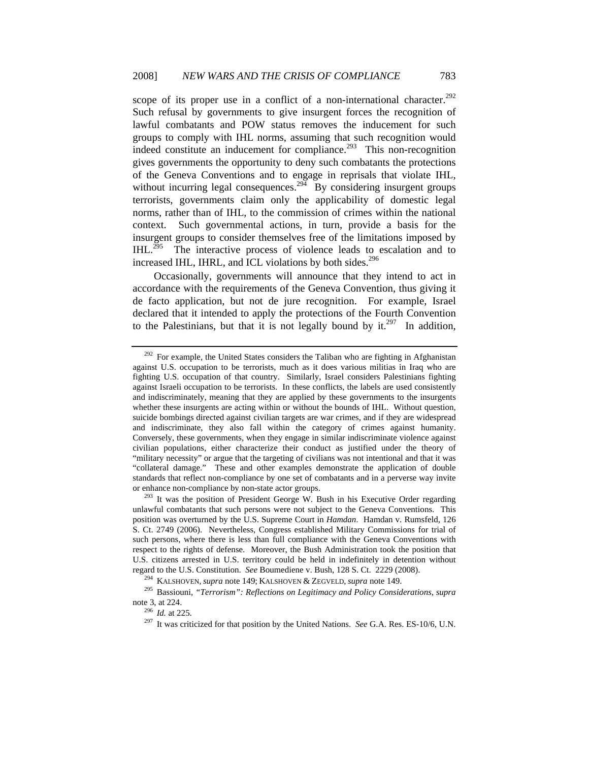scope of its proper use in a conflict of a non-international character.[292] Such refusal by governments to give insurgent forces the recognition of lawful combatants and POW status removes the inducement for such groups to comply with IHL norms, assuming that such recognition would indeed constitute an inducement for compliance.[293] This non-recognition gives governments the opportunity to deny such combatants the protections of the Geneva Conventions and to engage in reprisals that violate IHL, without incurring legal consequences.[294] By considering insurgent groups terrorists, governments claim only the applicability of domestic legal norms, rather than of IHL, to the commission of crimes within the national context. Such governmental actions, in turn, provide a basis for the insurgent groups to consider themselves free of the limitations imposed by IHL.[295] The interactive process of violence leads to escalation and to increased IHL, IHRL, and ICL violations by both sides.[296]

Occasionally, governments will announce that they intend to act in accordance with the requirements of the Geneva Convention, thus giving it de facto application, but not de jure recognition. For example, Israel declared that it intended to apply the protections of the Fourth Convention to the Palestinians, but that it is not legally bound by it.[297] In addition,

---

[292] For example, the United States considers the Taliban who are fighting in Afghanistan against U.S. occupation to be terrorists, much as it does various militias in Iraq who are fighting U.S. occupation of that country. Similarly, Israel considers Palestinians fighting against Israeli occupation to be terrorists. In these conflicts, the labels are used consistently and indiscriminately, meaning that they are applied by these governments to the insurgents whether these insurgents are acting within or without the bounds of IHL. Without question, suicide bombings directed against civilian targets are war crimes, and if they are widespread and indiscriminate, they also fall within the category of crimes against humanity. Conversely, these governments, when they engage in similar indiscriminate violence against civilian populations, either characterize their conduct as justified under the theory of "military necessity" or argue that the targeting of civilians was not intentional and that it was "collateral damage." These and other examples demonstrate the application of double standards that reflect non-compliance by one set of combatants and in a perverse way invite or enhance non-compliance by non-state actor groups.

[293] It was the position of President George W. Bush in his Executive Order regarding unlawful combatants that such persons were not subject to the Geneva Conventions. This position was overturned by the U.S. Supreme Court in *Hamdan*. Hamdan v. Rumsfeld, 126 S. Ct. 2749 (2006). Nevertheless, Congress established Military Commissions for trial of such persons, where there is less than full compliance with the Geneva Conventions with respect to the rights of defense. Moreover, the Bush Administration took the position that U.S. citizens arrested in U.S. territory could be held in indefinitely in detention without regard to the U.S. Constitution. *See* Boumediene v. Bush, 128 S. Ct. 2229 (2008).

[294] KALSHOVEN, *supra* note 149; KALSHOVEN & ZEGVELD, *supra* note 149.

[295] Bassiouni, *"Terrorism": Reflections on Legitimacy and Policy Considerations*, *supra* note 3, at 224.

[296] *Id.* at 225.

[297] It was criticized for that position by the United Nations. *See* G.A. Res. ES-10/6, U.N.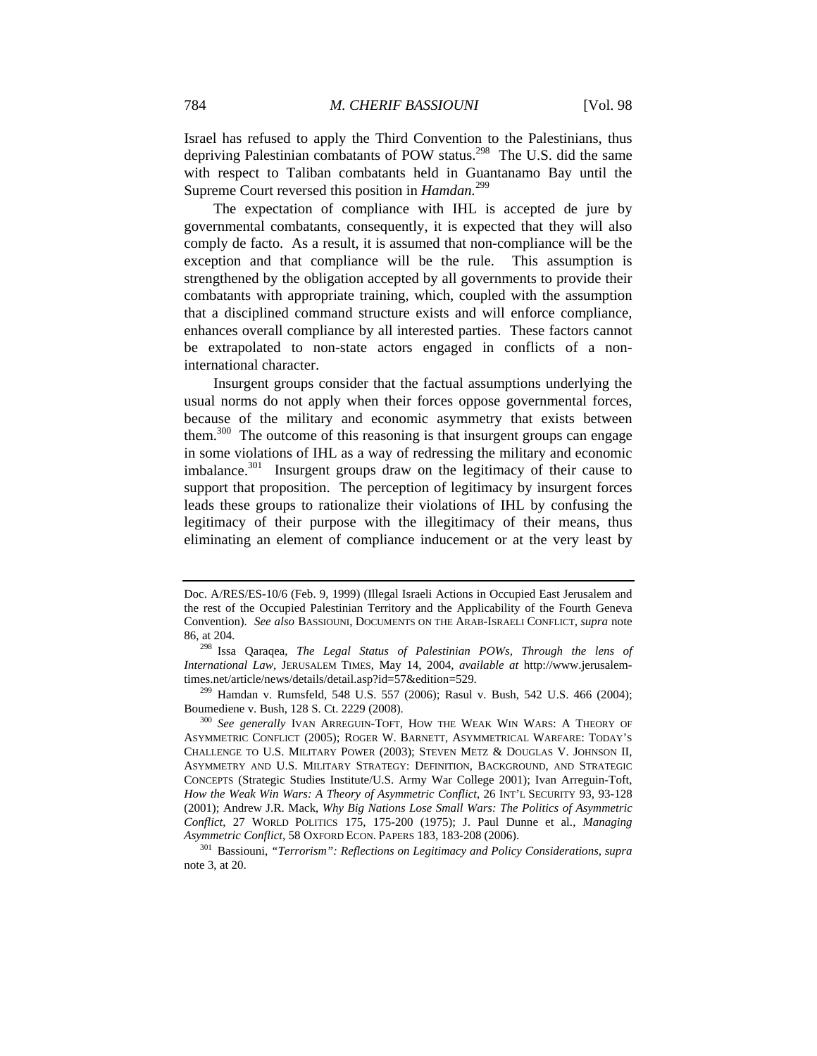Israel has refused to apply the Third Convention to the Palestinians, thus depriving Palestinian combatants of POW status.[298] The U.S. did the same with respect to Taliban combatants held in Guantanamo Bay until the Supreme Court reversed this position in *Hamdan.*[299]

The expectation of compliance with IHL is accepted de jure by governmental combatants, consequently, it is expected that they will also comply de facto. As a result, it is assumed that non-compliance will be the exception and that compliance will be the rule. This assumption is strengthened by the obligation accepted by all governments to provide their combatants with appropriate training, which, coupled with the assumption that a disciplined command structure exists and will enforce compliance, enhances overall compliance by all interested parties. These factors cannot be extrapolated to non-state actors engaged in conflicts of a non-international character.

Insurgent groups consider that the factual assumptions underlying the usual norms do not apply when their forces oppose governmental forces, because of the military and economic asymmetry that exists between them.[300] The outcome of this reasoning is that insurgent groups can engage in some violations of IHL as a way of redressing the military and economic imbalance.[301] Insurgent groups draw on the legitimacy of their cause to support that proposition. The perception of legitimacy by insurgent forces leads these groups to rationalize their violations of IHL by confusing the legitimacy of their purpose with the illegitimacy of their means, thus eliminating an element of compliance inducement or at the very least by

---

Doc. A/RES/ES-10/6 (Feb. 9, 1999) (Illegal Israeli Actions in Occupied East Jerusalem and the rest of the Occupied Palestinian Territory and the Applicability of the Fourth Geneva Convention). *See also* BASSIOUNI, DOCUMENTS ON THE ARAB-ISRAELI CONFLICT, *supra* note 86, at 204.

[298] Issa Qaraqea, *The Legal Status of Palestinian POWs, Through the lens of International Law*, JERUSALEM TIMES, May 14, 2004, *available at* http://www.jerusalem-times.net/article/news/details/detail.asp?id=57&edition=529.

[299] Hamdan v. Rumsfeld, 548 U.S. 557 (2006); Rasul v. Bush, 542 U.S. 466 (2004); Boumediene v. Bush, 128 S. Ct. 2229 (2008).

[300] *See generally* IVAN ARREGUIN-TOFT, HOW THE WEAK WIN WARS: A THEORY OF ASYMMETRIC CONFLICT (2005); ROGER W. BARNETT, ASYMMETRICAL WARFARE: TODAY'S CHALLENGE TO U.S. MILITARY POWER (2003); STEVEN METZ & DOUGLAS V. JOHNSON II, ASYMMETRY AND U.S. MILITARY STRATEGY: DEFINITION, BACKGROUND, AND STRATEGIC CONCEPTS (Strategic Studies Institute/U.S. Army War College 2001); Ivan Arreguin-Toft, *How the Weak Win Wars: A Theory of Asymmetric Conflict*, 26 INT'L SECURITY 93, 93-128 (2001); Andrew J.R. Mack, *Why Big Nations Lose Small Wars: The Politics of Asymmetric Conflict*, 27 WORLD POLITICS 175, 175-200 (1975); J. Paul Dunne et al., *Managing Asymmetric Conflict*, 58 OXFORD ECON. PAPERS 183, 183-208 (2006).

[301] Bassiouni, *"Terrorism": Reflections on Legitimacy and Policy Considerations*, *supra* note 3, at 20.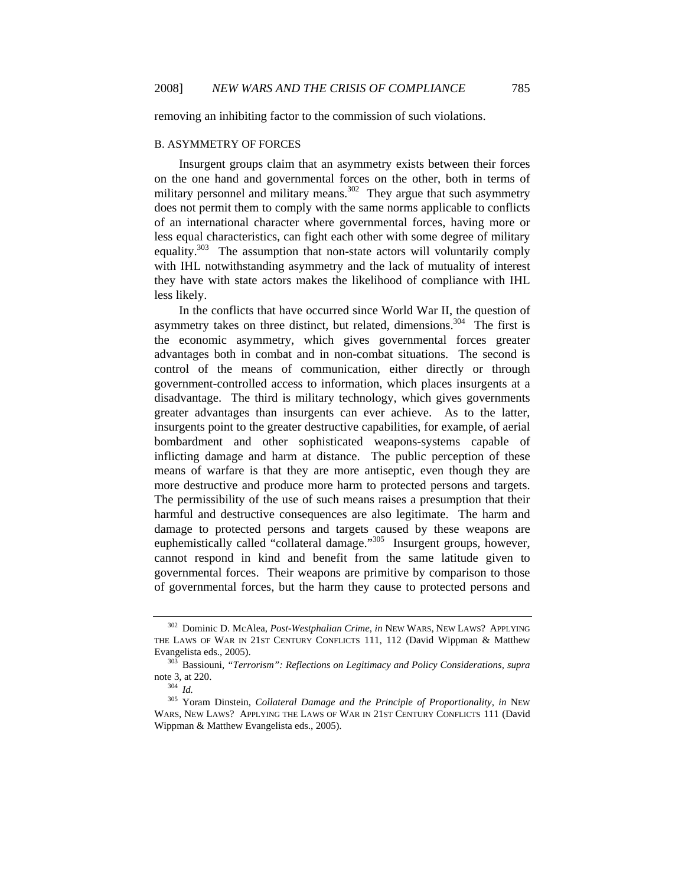removing an inhibiting factor to the commission of such violations.

### B. ASYMMETRY OF FORCES

Insurgent groups claim that an asymmetry exists between their forces on the one hand and governmental forces on the other, both in terms of military personnel and military means.[302] They argue that such asymmetry does not permit them to comply with the same norms applicable to conflicts of an international character where governmental forces, having more or less equal characteristics, can fight each other with some degree of military equality.[303] The assumption that non-state actors will voluntarily comply with IHL notwithstanding asymmetry and the lack of mutuality of interest they have with state actors makes the likelihood of compliance with IHL less likely.

In the conflicts that have occurred since World War II, the question of asymmetry takes on three distinct, but related, dimensions.[304] The first is the economic asymmetry, which gives governmental forces greater advantages both in combat and in non-combat situations. The second is control of the means of communication, either directly or through government-controlled access to information, which places insurgents at a disadvantage. The third is military technology, which gives governments greater advantages than insurgents can ever achieve. As to the latter, insurgents point to the greater destructive capabilities, for example, of aerial bombardment and other sophisticated weapons-systems capable of inflicting damage and harm at distance. The public perception of these means of warfare is that they are more antiseptic, even though they are more destructive and produce more harm to protected persons and targets. The permissibility of the use of such means raises a presumption that their harmful and destructive consequences are also legitimate. The harm and damage to protected persons and targets caused by these weapons are euphemistically called "collateral damage."[305] Insurgent groups, however, cannot respond in kind and benefit from the same latitude given to governmental forces. Their weapons are primitive by comparison to those of governmental forces, but the harm they cause to protected persons and

---

[302] Dominic D. McAlea, *Post-Westphalian Crime*, *in* NEW WARS, NEW LAWS? APPLYING THE LAWS OF WAR IN 21ST CENTURY CONFLICTS 111, 112 (David Wippman & Matthew Evangelista eds., 2005).

[303] Bassiouni, *"Terrorism": Reflections on Legitimacy and Policy Considerations*, *supra* note 3, at 220.

[304] *Id.*

[305] Yoram Dinstein, *Collateral Damage and the Principle of Proportionality*, *in* NEW WARS, NEW LAWS? APPLYING THE LAWS OF WAR IN 21ST CENTURY CONFLICTS 111 (David Wippman & Matthew Evangelista eds., 2005).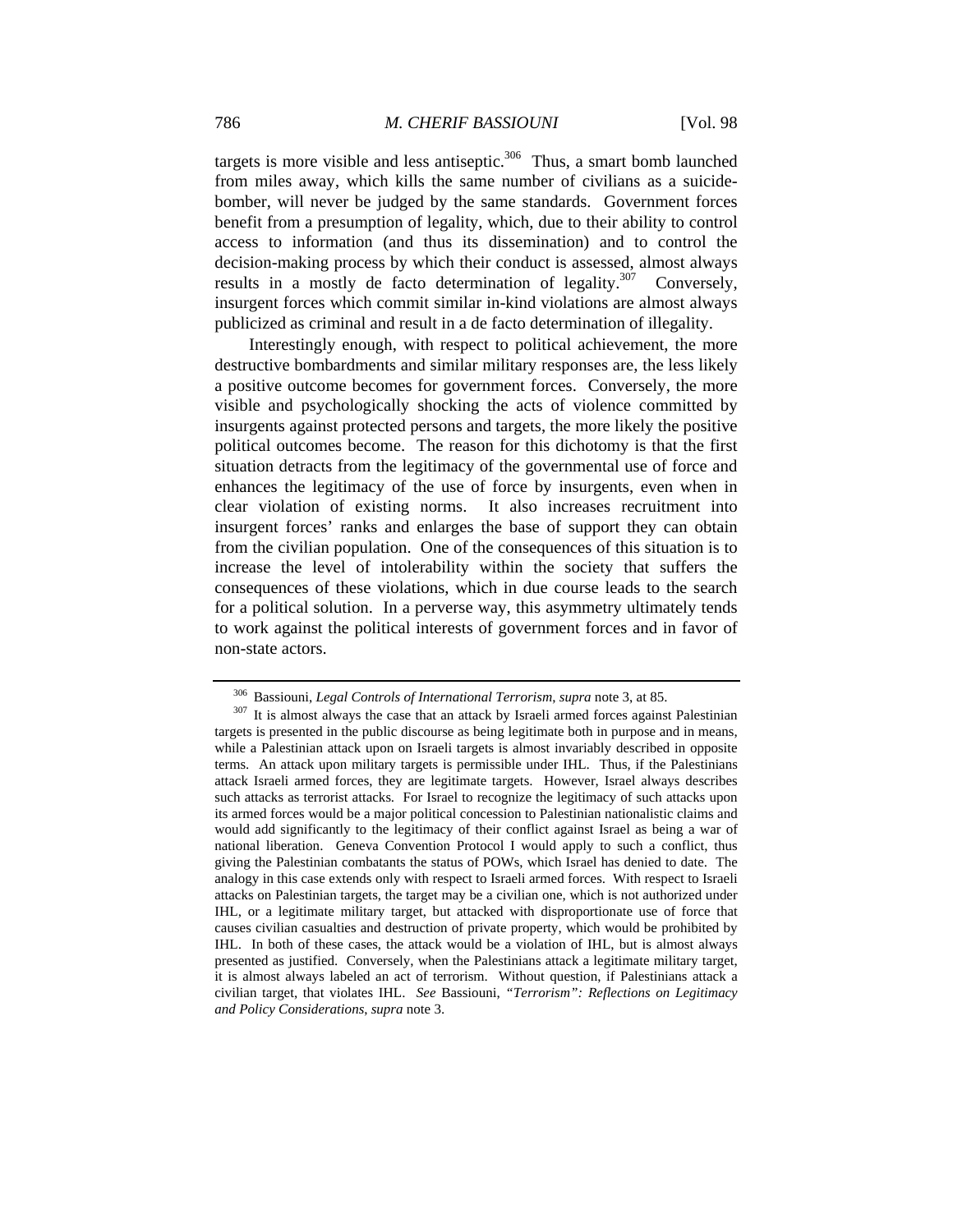targets is more visible and less antiseptic.[306] Thus, a smart bomb launched from miles away, which kills the same number of civilians as a suicide-bomber, will never be judged by the same standards. Government forces benefit from a presumption of legality, which, due to their ability to control access to information (and thus its dissemination) and to control the decision-making process by which their conduct is assessed, almost always results in a mostly de facto determination of legality.[307] Conversely, insurgent forces which commit similar in-kind violations are almost always publicized as criminal and result in a de facto determination of illegality.

Interestingly enough, with respect to political achievement, the more destructive bombardments and similar military responses are, the less likely a positive outcome becomes for government forces. Conversely, the more visible and psychologically shocking the acts of violence committed by insurgents against protected persons and targets, the more likely the positive political outcomes become. The reason for this dichotomy is that the first situation detracts from the legitimacy of the governmental use of force and enhances the legitimacy of the use of force by insurgents, even when in clear violation of existing norms. It also increases recruitment into insurgent forces' ranks and enlarges the base of support they can obtain from the civilian population. One of the consequences of this situation is to increase the level of intolerability within the society that suffers the consequences of these violations, which in due course leads to the search for a political solution. In a perverse way, this asymmetry ultimately tends to work against the political interests of government forces and in favor of non-state actors.

---

[306] Bassiouni, *Legal Controls of International Terrorism*, *supra* note 3, at 85.

[307] It is almost always the case that an attack by Israeli armed forces against Palestinian targets is presented in the public discourse as being legitimate both in purpose and in means, while a Palestinian attack upon on Israeli targets is almost invariably described in opposite terms. An attack upon military targets is permissible under IHL. Thus, if the Palestinians attack Israeli armed forces, they are legitimate targets. However, Israel always describes such attacks as terrorist attacks. For Israel to recognize the legitimacy of such attacks upon its armed forces would be a major political concession to Palestinian nationalistic claims and would add significantly to the legitimacy of their conflict against Israel as being a war of national liberation. Geneva Convention Protocol I would apply to such a conflict, thus giving the Palestinian combatants the status of POWs, which Israel has denied to date. The analogy in this case extends only with respect to Israeli armed forces. With respect to Israeli attacks on Palestinian targets, the target may be a civilian one, which is not authorized under IHL, or a legitimate military target, but attacked with disproportionate use of force that causes civilian casualties and destruction of private property, which would be prohibited by IHL. In both of these cases, the attack would be a violation of IHL, but is almost always presented as justified. Conversely, when the Palestinians attack a legitimate military target, it is almost always labeled an act of terrorism. Without question, if Palestinians attack a civilian target, that violates IHL. *See* Bassiouni, *"Terrorism": Reflections on Legitimacy and Policy Considerations*, *supra* note 3.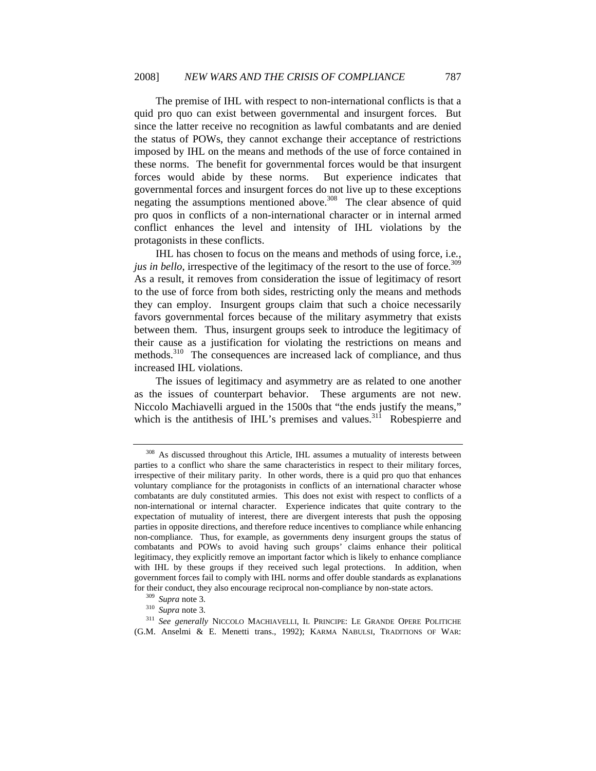The premise of IHL with respect to non-international conflicts is that a quid pro quo can exist between governmental and insurgent forces. But since the latter receive no recognition as lawful combatants and are denied the status of POWs, they cannot exchange their acceptance of restrictions imposed by IHL on the means and methods of the use of force contained in these norms. The benefit for governmental forces would be that insurgent forces would abide by these norms. But experience indicates that governmental forces and insurgent forces do not live up to these exceptions negating the assumptions mentioned above.[308] The clear absence of quid pro quos in conflicts of a non-international character or in internal armed conflict enhances the level and intensity of IHL violations by the protagonists in these conflicts.

IHL has chosen to focus on the means and methods of using force, i.e., *jus in bello*, irrespective of the legitimacy of the resort to the use of force.[309] As a result, it removes from consideration the issue of legitimacy of resort to the use of force from both sides, restricting only the means and methods they can employ. Insurgent groups claim that such a choice necessarily favors governmental forces because of the military asymmetry that exists between them. Thus, insurgent groups seek to introduce the legitimacy of their cause as a justification for violating the restrictions on means and methods.[310] The consequences are increased lack of compliance, and thus increased IHL violations.

The issues of legitimacy and asymmetry are as related to one another as the issues of counterpart behavior. These arguments are not new. Niccolo Machiavelli argued in the 1500s that "the ends justify the means," which is the antithesis of IHL's premises and values.[311] Robespierre and

---

[308] As discussed throughout this Article, IHL assumes a mutuality of interests between parties to a conflict who share the same characteristics in respect to their military forces, irrespective of their military parity. In other words, there is a quid pro quo that enhances voluntary compliance for the protagonists in conflicts of an international character whose combatants are duly constituted armies. This does not exist with respect to conflicts of a non-international or internal character. Experience indicates that quite contrary to the expectation of mutuality of interest, there are divergent interests that push the opposing parties in opposite directions, and therefore reduce incentives to compliance while enhancing non-compliance. Thus, for example, as governments deny insurgent groups the status of combatants and POWs to avoid having such groups' claims enhance their political legitimacy, they explicitly remove an important factor which is likely to enhance compliance with IHL by these groups if they received such legal protections. In addition, when government forces fail to comply with IHL norms and offer double standards as explanations for their conduct, they also encourage reciprocal non-compliance by non-state actors.

[309] *Supra* note 3.

[310] *Supra* note 3.

[311] *See generally* NICCOLO MACHIAVELLI, IL PRINCIPE: LE GRANDE OPERE POLITICHE (G.M. Anselmi & E. Menetti trans., 1992); KARMA NABULSI, TRADITIONS OF WAR: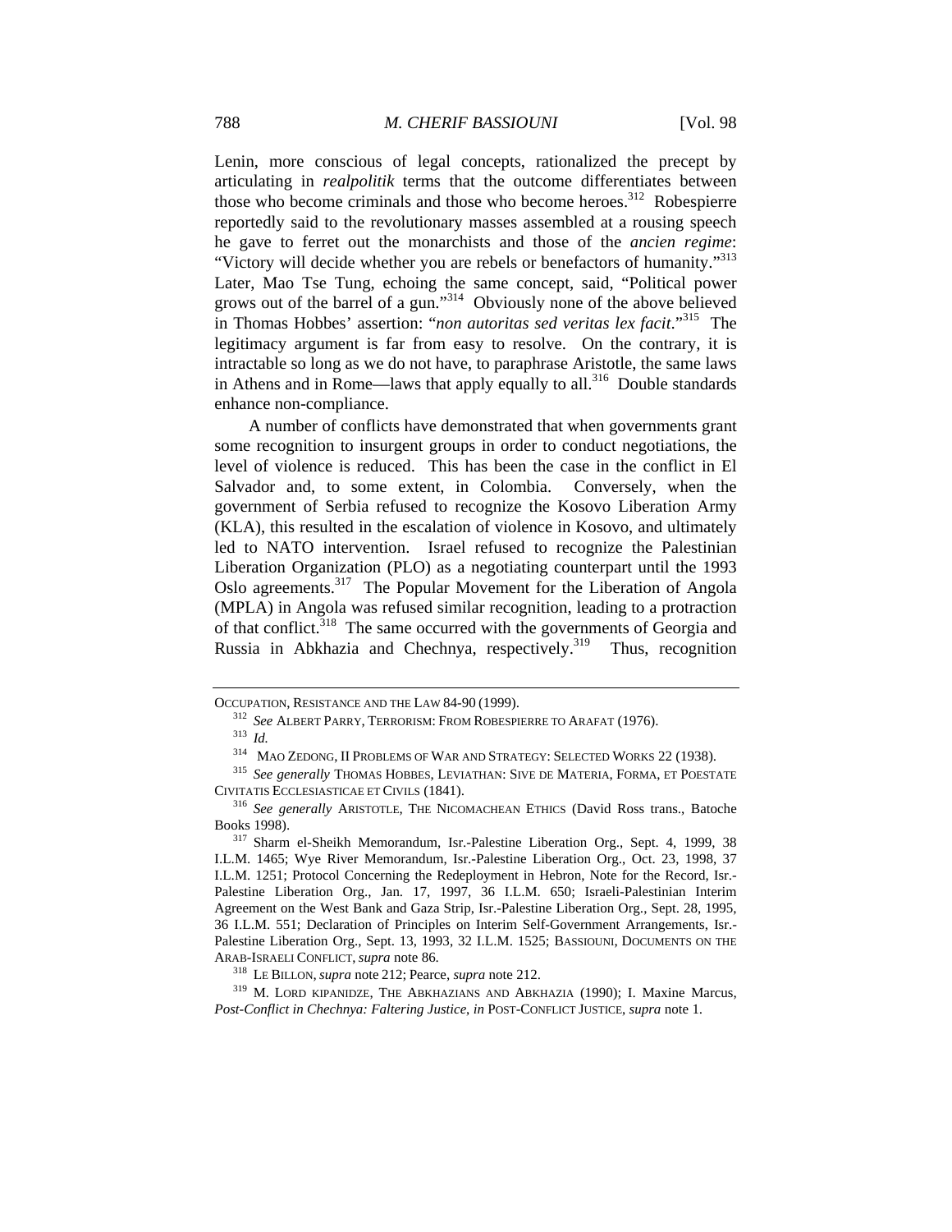Lenin, more conscious of legal concepts, rationalized the precept by articulating in *realpolitik* terms that the outcome differentiates between those who become criminals and those who become heroes.[312] Robespierre reportedly said to the revolutionary masses assembled at a rousing speech he gave to ferret out the monarchists and those of the *ancien regime*: "Victory will decide whether you are rebels or benefactors of humanity."[313] Later, Mao Tse Tung, echoing the same concept, said, "Political power grows out of the barrel of a gun."[314] Obviously none of the above believed in Thomas Hobbes' assertion: "*non autoritas sed veritas lex facit*."[315] The legitimacy argument is far from easy to resolve. On the contrary, it is intractable so long as we do not have, to paraphrase Aristotle, the same laws in Athens and in Rome—laws that apply equally to all.[316] Double standards enhance non-compliance.

A number of conflicts have demonstrated that when governments grant some recognition to insurgent groups in order to conduct negotiations, the level of violence is reduced. This has been the case in the conflict in El Salvador and, to some extent, in Colombia. Conversely, when the government of Serbia refused to recognize the Kosovo Liberation Army (KLA), this resulted in the escalation of violence in Kosovo, and ultimately led to NATO intervention. Israel refused to recognize the Palestinian Liberation Organization (PLO) as a negotiating counterpart until the 1993 Oslo agreements.[317] The Popular Movement for the Liberation of Angola (MPLA) in Angola was refused similar recognition, leading to a protraction of that conflict.[318] The same occurred with the governments of Georgia and Russia in Abkhazia and Chechnya, respectively.[319] Thus, recognition

---

OCCUPATION, RESISTANCE AND THE LAW 84-90 (1999).

[312] *See* ALBERT PARRY, TERRORISM: FROM ROBESPIERRE TO ARAFAT (1976).

[313] *Id.*

[314] MAO ZEDONG, II PROBLEMS OF WAR AND STRATEGY: SELECTED WORKS 22 (1938).

[315] *See generally* THOMAS HOBBES, LEVIATHAN: SIVE DE MATERIA, FORMA, ET POESTATE CIVITATIS ECCLESIASTICAE ET CIVILS (1841).

[316] *See generally* ARISTOTLE, THE NICOMACHEAN ETHICS (David Ross trans., Batoche Books 1998).

[317] Sharm el-Sheikh Memorandum, Isr.-Palestine Liberation Org., Sept. 4, 1999, 38 I.L.M. 1465; Wye River Memorandum, Isr.-Palestine Liberation Org., Oct. 23, 1998, 37 I.L.M. 1251; Protocol Concerning the Redeployment in Hebron, Note for the Record, Isr.-Palestine Liberation Org., Jan. 17, 1997, 36 I.L.M. 650; Israeli-Palestinian Interim Agreement on the West Bank and Gaza Strip, Isr.-Palestine Liberation Org., Sept. 28, 1995, 36 I.L.M. 551; Declaration of Principles on Interim Self-Government Arrangements, Isr.-Palestine Liberation Org., Sept. 13, 1993, 32 I.L.M. 1525; BASSIOUNI, DOCUMENTS ON THE ARAB-ISRAELI CONFLICT, *supra* note 86.

[318] LE BILLON, *supra* note 212; Pearce, *supra* note 212.

[319] M. LORD KIPANIDZE, THE ABKHAZIANS AND ABKHAZIA (1990); I. Maxine Marcus, *Post-Conflict in Chechnya: Faltering Justice*, *in* POST-CONFLICT JUSTICE, *supra* note 1.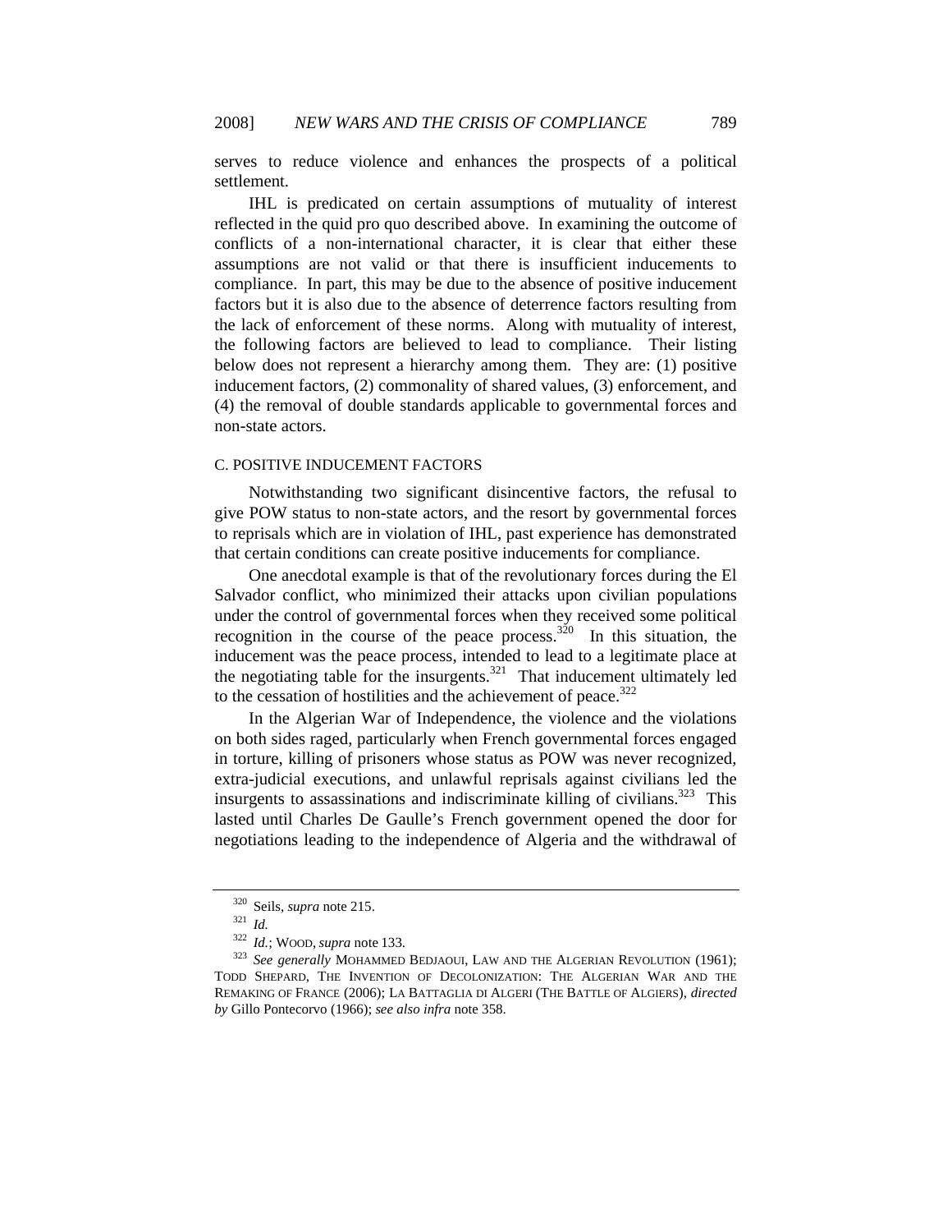serves to reduce violence and enhances the prospects of a political settlement.

IHL is predicated on certain assumptions of mutuality of interest reflected in the quid pro quo described above. In examining the outcome of conflicts of a non-international character, it is clear that either these assumptions are not valid or that there is insufficient inducements to compliance. In part, this may be due to the absence of positive inducement factors but it is also due to the absence of deterrence factors resulting from the lack of enforcement of these norms. Along with mutuality of interest, the following factors are believed to lead to compliance. Their listing below does not represent a hierarchy among them. They are: (1) positive inducement factors, (2) commonality of shared values, (3) enforcement, and (4) the removal of double standards applicable to governmental forces and non-state actors.

### C. POSITIVE INDUCEMENT FACTORS

Notwithstanding two significant disincentive factors, the refusal to give POW status to non-state actors, and the resort by governmental forces to reprisals which are in violation of IHL, past experience has demonstrated that certain conditions can create positive inducements for compliance.

One anecdotal example is that of the revolutionary forces during the El Salvador conflict, who minimized their attacks upon civilian populations under the control of governmental forces when they received some political recognition in the course of the peace process.[320] In this situation, the inducement was the peace process, intended to lead to a legitimate place at the negotiating table for the insurgents.[321] That inducement ultimately led to the cessation of hostilities and the achievement of peace.[322]

In the Algerian War of Independence, the violence and the violations on both sides raged, particularly when French governmental forces engaged in torture, killing of prisoners whose status as POW was never recognized, extra-judicial executions, and unlawful reprisals against civilians led the insurgents to assassinations and indiscriminate killing of civilians.[323] This lasted until Charles De Gaulle's French government opened the door for negotiations leading to the independence of Algeria and the withdrawal of

---

[320] Seils, *supra* note 215.

[321] *Id.*

[322] *Id.*; WOOD, *supra* note 133.

[323] *See generally* MOHAMMED BEDJAOUI, LAW AND THE ALGERIAN REVOLUTION (1961); TODD SHEPARD, THE INVENTION OF DECOLONIZATION: THE ALGERIAN WAR AND THE REMAKING OF FRANCE (2006); LA BATTAGLIA DI ALGERI (THE BATTLE OF ALGIERS), *directed by* Gillo Pontecorvo (1966); *see also infra* note 358.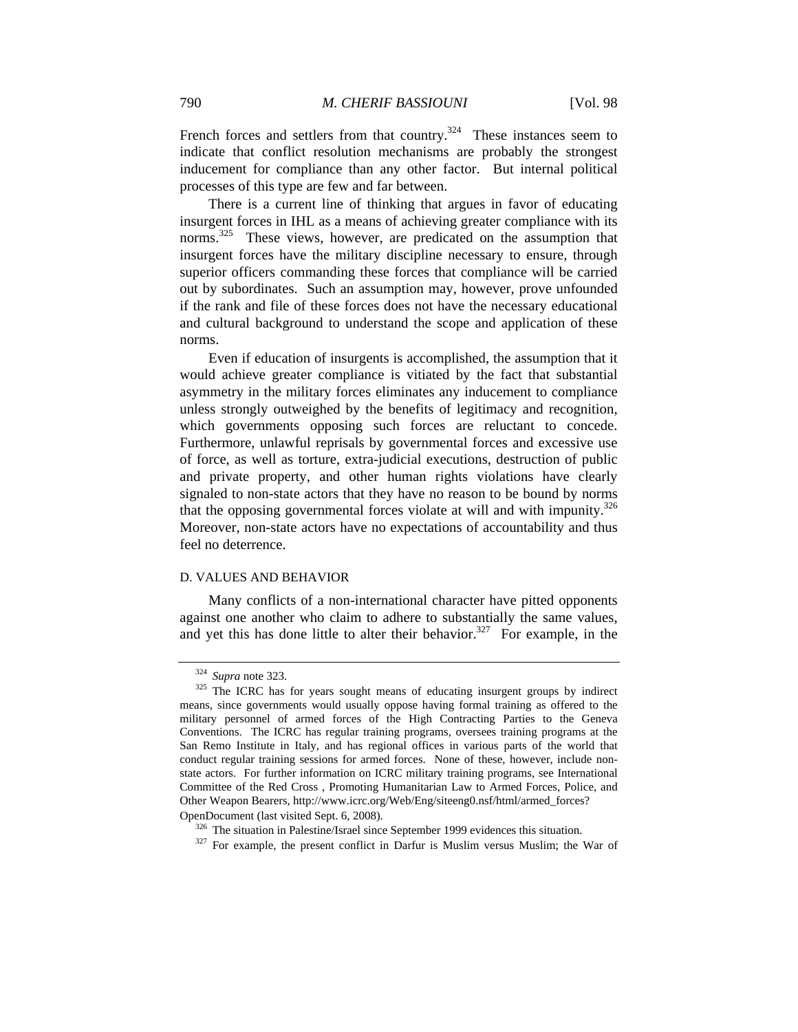French forces and settlers from that country.[324] These instances seem to indicate that conflict resolution mechanisms are probably the strongest inducement for compliance than any other factor. But internal political processes of this type are few and far between.

There is a current line of thinking that argues in favor of educating insurgent forces in IHL as a means of achieving greater compliance with its norms.[325] These views, however, are predicated on the assumption that insurgent forces have the military discipline necessary to ensure, through superior officers commanding these forces that compliance will be carried out by subordinates. Such an assumption may, however, prove unfounded if the rank and file of these forces does not have the necessary educational and cultural background to understand the scope and application of these norms.

Even if education of insurgents is accomplished, the assumption that it would achieve greater compliance is vitiated by the fact that substantial asymmetry in the military forces eliminates any inducement to compliance unless strongly outweighed by the benefits of legitimacy and recognition, which governments opposing such forces are reluctant to concede. Furthermore, unlawful reprisals by governmental forces and excessive use of force, as well as torture, extra-judicial executions, destruction of public and private property, and other human rights violations have clearly signaled to non-state actors that they have no reason to be bound by norms that the opposing governmental forces violate at will and with impunity.[326] Moreover, non-state actors have no expectations of accountability and thus feel no deterrence.

### D. VALUES AND BEHAVIOR

Many conflicts of a non-international character have pitted opponents against one another who claim to adhere to substantially the same values, and yet this has done little to alter their behavior.[327] For example, in the

---

[324] *Supra* note 323.

[325] The ICRC has for years sought means of educating insurgent groups by indirect means, since governments would usually oppose having formal training as offered to the military personnel of armed forces of the High Contracting Parties to the Geneva Conventions. The ICRC has regular training programs, oversees training programs at the San Remo Institute in Italy, and has regional offices in various parts of the world that conduct regular training sessions for armed forces. None of these, however, include non-state actors. For further information on ICRC military training programs, see International Committee of the Red Cross , Promoting Humanitarian Law to Armed Forces, Police, and Other Weapon Bearers, http://www.icrc.org/Web/Eng/siteeng0.nsf/html/armed_forces?OpenDocument (last visited Sept. 6, 2008).

[326] The situation in Palestine/Israel since September 1999 evidences this situation.

[327] For example, the present conflict in Darfur is Muslim versus Muslim; the War of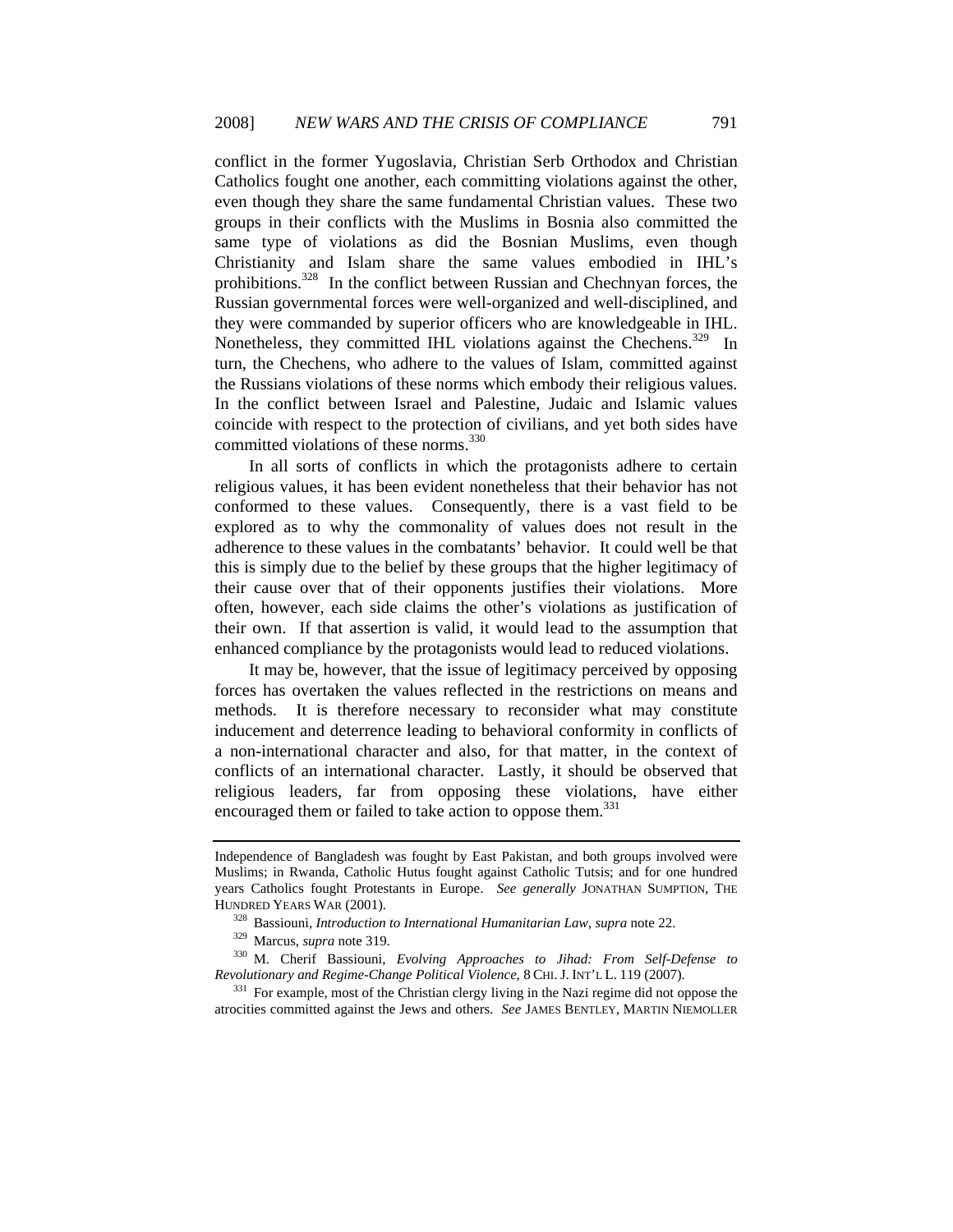conflict in the former Yugoslavia, Christian Serb Orthodox and Christian Catholics fought one another, each committing violations against the other, even though they share the same fundamental Christian values. These two groups in their conflicts with the Muslims in Bosnia also committed the same type of violations as did the Bosnian Muslims, even though Christianity and Islam share the same values embodied in IHL's prohibitions.[328] In the conflict between Russian and Chechnyan forces, the Russian governmental forces were well-organized and well-disciplined, and they were commanded by superior officers who are knowledgeable in IHL. Nonetheless, they committed IHL violations against the Chechens.[329] In turn, the Chechens, who adhere to the values of Islam, committed against the Russians violations of these norms which embody their religious values. In the conflict between Israel and Palestine, Judaic and Islamic values coincide with respect to the protection of civilians, and yet both sides have committed violations of these norms.[330]

In all sorts of conflicts in which the protagonists adhere to certain religious values, it has been evident nonetheless that their behavior has not conformed to these values. Consequently, there is a vast field to be explored as to why the commonality of values does not result in the adherence to these values in the combatants' behavior. It could well be that this is simply due to the belief by these groups that the higher legitimacy of their cause over that of their opponents justifies their violations. More often, however, each side claims the other's violations as justification of their own. If that assertion is valid, it would lead to the assumption that enhanced compliance by the protagonists would lead to reduced violations.

It may be, however, that the issue of legitimacy perceived by opposing forces has overtaken the values reflected in the restrictions on means and methods. It is therefore necessary to reconsider what may constitute inducement and deterrence leading to behavioral conformity in conflicts of a non-international character and also, for that matter, in the context of conflicts of an international character. Lastly, it should be observed that religious leaders, far from opposing these violations, have either encouraged them or failed to take action to oppose them.[331]

---

Independence of Bangladesh was fought by East Pakistan, and both groups involved were Muslims; in Rwanda, Catholic Hutus fought against Catholic Tutsis; and for one hundred years Catholics fought Protestants in Europe. *See generally* JONATHAN SUMPTION, THE HUNDRED YEARS WAR (2001).

[328] Bassiouni, *Introduction to International Humanitarian Law*, *supra* note 22.

[329] Marcus, *supra* note 319.

[330] M. Cherif Bassiouni, *Evolving Approaches to Jihad: From Self-Defense to Revolutionary and Regime-Change Political Violence*, 8 CHI. J. INT'L L. 119 (2007).

[331] For example, most of the Christian clergy living in the Nazi regime did not oppose the atrocities committed against the Jews and others. *See* JAMES BENTLEY, MARTIN NIEMOLLER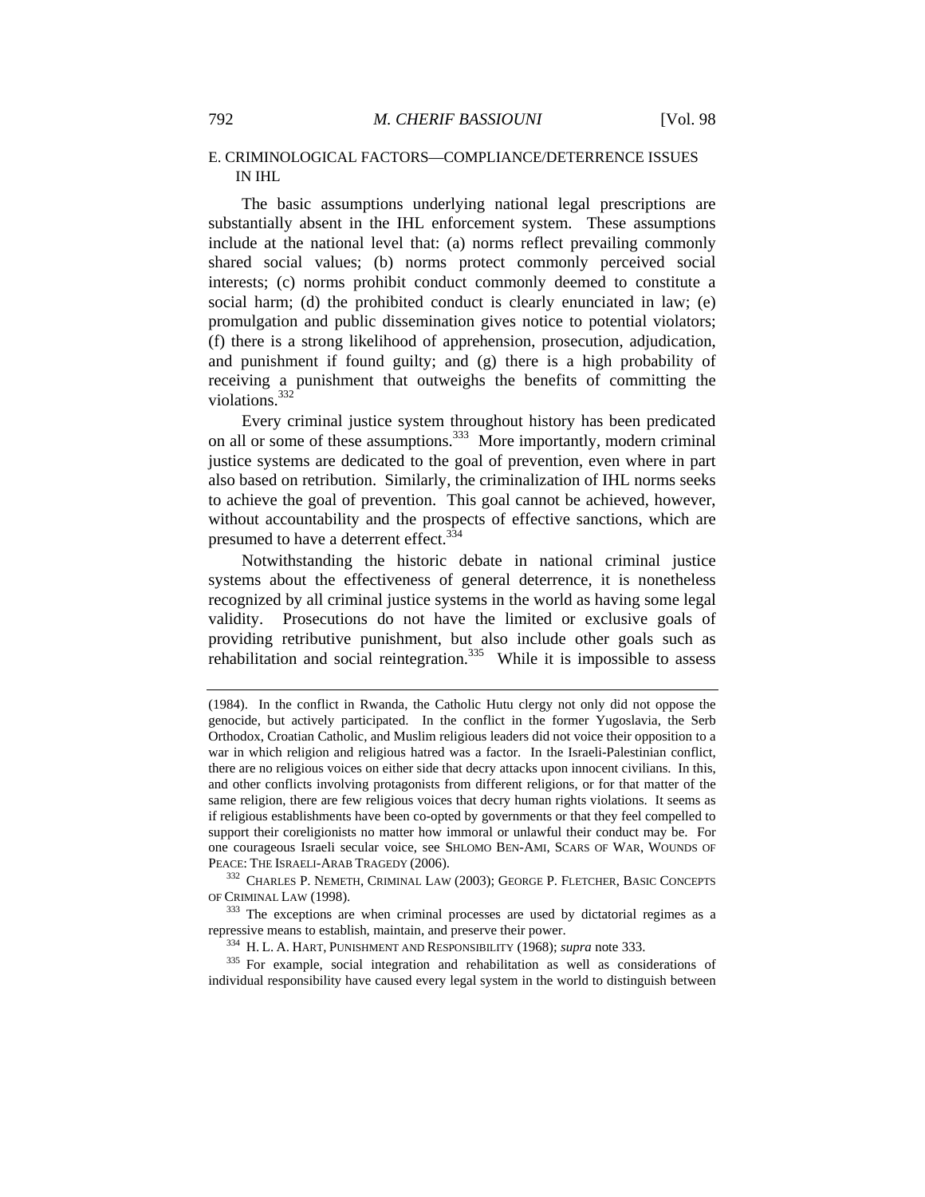## E. CRIMINOLOGICAL FACTORS—COMPLIANCE/DETERRENCE ISSUES IN IHL

The basic assumptions underlying national legal prescriptions are substantially absent in the IHL enforcement system. These assumptions include at the national level that: (a) norms reflect prevailing commonly shared social values; (b) norms protect commonly perceived social interests; (c) norms prohibit conduct commonly deemed to constitute a social harm; (d) the prohibited conduct is clearly enunciated in law; (e) promulgation and public dissemination gives notice to potential violators; (f) there is a strong likelihood of apprehension, prosecution, adjudication, and punishment if found guilty; and (g) there is a high probability of receiving a punishment that outweighs the benefits of committing the violations.[332]

Every criminal justice system throughout history has been predicated on all or some of these assumptions.[333] More importantly, modern criminal justice systems are dedicated to the goal of prevention, even where in part also based on retribution. Similarly, the criminalization of IHL norms seeks to achieve the goal of prevention. This goal cannot be achieved, however, without accountability and the prospects of effective sanctions, which are presumed to have a deterrent effect.[334]

Notwithstanding the historic debate in national criminal justice systems about the effectiveness of general deterrence, it is nonetheless recognized by all criminal justice systems in the world as having some legal validity. Prosecutions do not have the limited or exclusive goals of providing retributive punishment, but also include other goals such as rehabilitation and social reintegration.[335] While it is impossible to assess

---

(1984). In the conflict in Rwanda, the Catholic Hutu clergy not only did not oppose the genocide, but actively participated. In the conflict in the former Yugoslavia, the Serb Orthodox, Croatian Catholic, and Muslim religious leaders did not voice their opposition to a war in which religion and religious hatred was a factor. In the Israeli-Palestinian conflict, there are no religious voices on either side that decry attacks upon innocent civilians. In this, and other conflicts involving protagonists from different religions, or for that matter of the same religion, there are few religious voices that decry human rights violations. It seems as if religious establishments have been co-opted by governments or that they feel compelled to support their coreligionists no matter how immoral or unlawful their conduct may be. For one courageous Israeli secular voice, see SHLOMO BEN-AMI, SCARS OF WAR, WOUNDS OF PEACE: THE ISRAELI-ARAB TRAGEDY (2006).

[332] CHARLES P. NEMETH, CRIMINAL LAW (2003); GEORGE P. FLETCHER, BASIC CONCEPTS OF CRIMINAL LAW (1998).

[333] The exceptions are when criminal processes are used by dictatorial regimes as a repressive means to establish, maintain, and preserve their power.

[334] H. L. A. HART, PUNISHMENT AND RESPONSIBILITY (1968); *supra* note 333.

[335] For example, social integration and rehabilitation as well as considerations of individual responsibility have caused every legal system in the world to distinguish between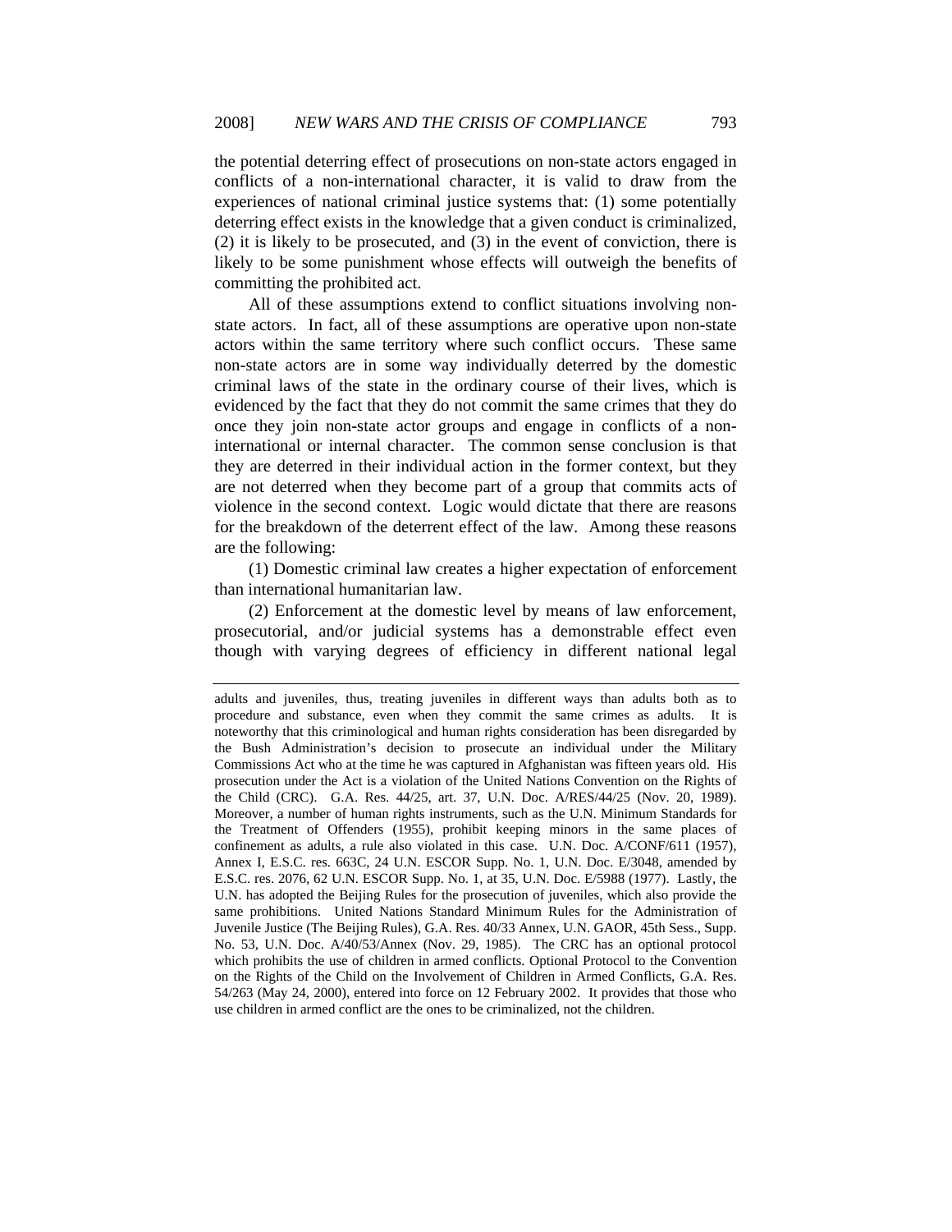the potential deterring effect of prosecutions on non-state actors engaged in conflicts of a non-international character, it is valid to draw from the experiences of national criminal justice systems that: (1) some potentially deterring effect exists in the knowledge that a given conduct is criminalized, (2) it is likely to be prosecuted, and (3) in the event of conviction, there is likely to be some punishment whose effects will outweigh the benefits of committing the prohibited act.

All of these assumptions extend to conflict situations involving non-state actors. In fact, all of these assumptions are operative upon non-state actors within the same territory where such conflict occurs. These same non-state actors are in some way individually deterred by the domestic criminal laws of the state in the ordinary course of their lives, which is evidenced by the fact that they do not commit the same crimes that they do once they join non-state actor groups and engage in conflicts of a non-international or internal character. The common sense conclusion is that they are deterred in their individual action in the former context, but they are not deterred when they become part of a group that commits acts of violence in the second context. Logic would dictate that there are reasons for the breakdown of the deterrent effect of the law. Among these reasons are the following:

(1) Domestic criminal law creates a higher expectation of enforcement than international humanitarian law.

(2) Enforcement at the domestic level by means of law enforcement, prosecutorial, and/or judicial systems has a demonstrable effect even though with varying degrees of efficiency in different national legal

---

adults and juveniles, thus, treating juveniles in different ways than adults both as to procedure and substance, even when they commit the same crimes as adults. It is noteworthy that this criminological and human rights consideration has been disregarded by the Bush Administration's decision to prosecute an individual under the Military Commissions Act who at the time he was captured in Afghanistan was fifteen years old. His prosecution under the Act is a violation of the United Nations Convention on the Rights of the Child (CRC). G.A. Res. 44/25, art. 37, U.N. Doc. A/RES/44/25 (Nov. 20, 1989). Moreover, a number of human rights instruments, such as the U.N. Minimum Standards for the Treatment of Offenders (1955), prohibit keeping minors in the same places of confinement as adults, a rule also violated in this case. U.N. Doc. A/CONF/611 (1957), Annex I, E.S.C. res. 663C, 24 U.N. ESCOR Supp. No. 1, U.N. Doc. E/3048, amended by E.S.C. res. 2076, 62 U.N. ESCOR Supp. No. 1, at 35, U.N. Doc. E/5988 (1977). Lastly, the U.N. has adopted the Beijing Rules for the prosecution of juveniles, which also provide the same prohibitions. United Nations Standard Minimum Rules for the Administration of Juvenile Justice (The Beijing Rules), G.A. Res. 40/33 Annex, U.N. GAOR, 45th Sess., Supp. No. 53, U.N. Doc. A/40/53/Annex (Nov. 29, 1985). The CRC has an optional protocol which prohibits the use of children in armed conflicts. Optional Protocol to the Convention on the Rights of the Child on the Involvement of Children in Armed Conflicts, G.A. Res. 54/263 (May 24, 2000), entered into force on 12 February 2002. It provides that those who use children in armed conflict are the ones to be criminalized, not the children.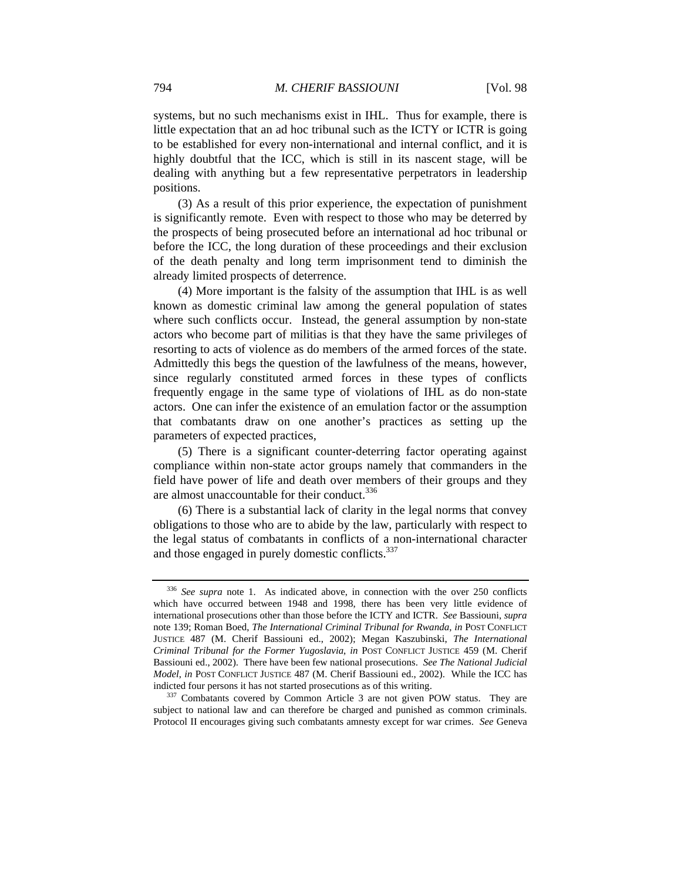systems, but no such mechanisms exist in IHL. Thus for example, there is little expectation that an ad hoc tribunal such as the ICTY or ICTR is going to be established for every non-international and internal conflict, and it is highly doubtful that the ICC, which is still in its nascent stage, will be dealing with anything but a few representative perpetrators in leadership positions.

(3) As a result of this prior experience, the expectation of punishment is significantly remote. Even with respect to those who may be deterred by the prospects of being prosecuted before an international ad hoc tribunal or before the ICC, the long duration of these proceedings and their exclusion of the death penalty and long term imprisonment tend to diminish the already limited prospects of deterrence.

(4) More important is the falsity of the assumption that IHL is as well known as domestic criminal law among the general population of states where such conflicts occur. Instead, the general assumption by non-state actors who become part of militias is that they have the same privileges of resorting to acts of violence as do members of the armed forces of the state. Admittedly this begs the question of the lawfulness of the means, however, since regularly constituted armed forces in these types of conflicts frequently engage in the same type of violations of IHL as do non-state actors. One can infer the existence of an emulation factor or the assumption that combatants draw on one another's practices as setting up the parameters of expected practices,

(5) There is a significant counter-deterring factor operating against compliance within non-state actor groups namely that commanders in the field have power of life and death over members of their groups and they are almost unaccountable for their conduct.[336]

(6) There is a substantial lack of clarity in the legal norms that convey obligations to those who are to abide by the law, particularly with respect to the legal status of combatants in conflicts of a non-international character and those engaged in purely domestic conflicts.[337]

---

[336] *See supra* note 1. As indicated above, in connection with the over 250 conflicts which have occurred between 1948 and 1998, there has been very little evidence of international prosecutions other than those before the ICTY and ICTR. *See* Bassiouni, *supra* note 139; Roman Boed, *The International Criminal Tribunal for Rwanda*, *in* POST CONFLICT JUSTICE 487 (M. Cherif Bassiouni ed., 2002); Megan Kaszubinski, *The International Criminal Tribunal for the Former Yugoslavia*, *in* POST CONFLICT JUSTICE 459 (M. Cherif Bassiouni ed., 2002). There have been few national prosecutions. *See The National Judicial Model*, *in* POST CONFLICT JUSTICE 487 (M. Cherif Bassiouni ed., 2002). While the ICC has indicted four persons it has not started prosecutions as of this writing.

[337] Combatants covered by Common Article 3 are not given POW status. They are subject to national law and can therefore be charged and punished as common criminals. Protocol II encourages giving such combatants amnesty except for war crimes. *See* Geneva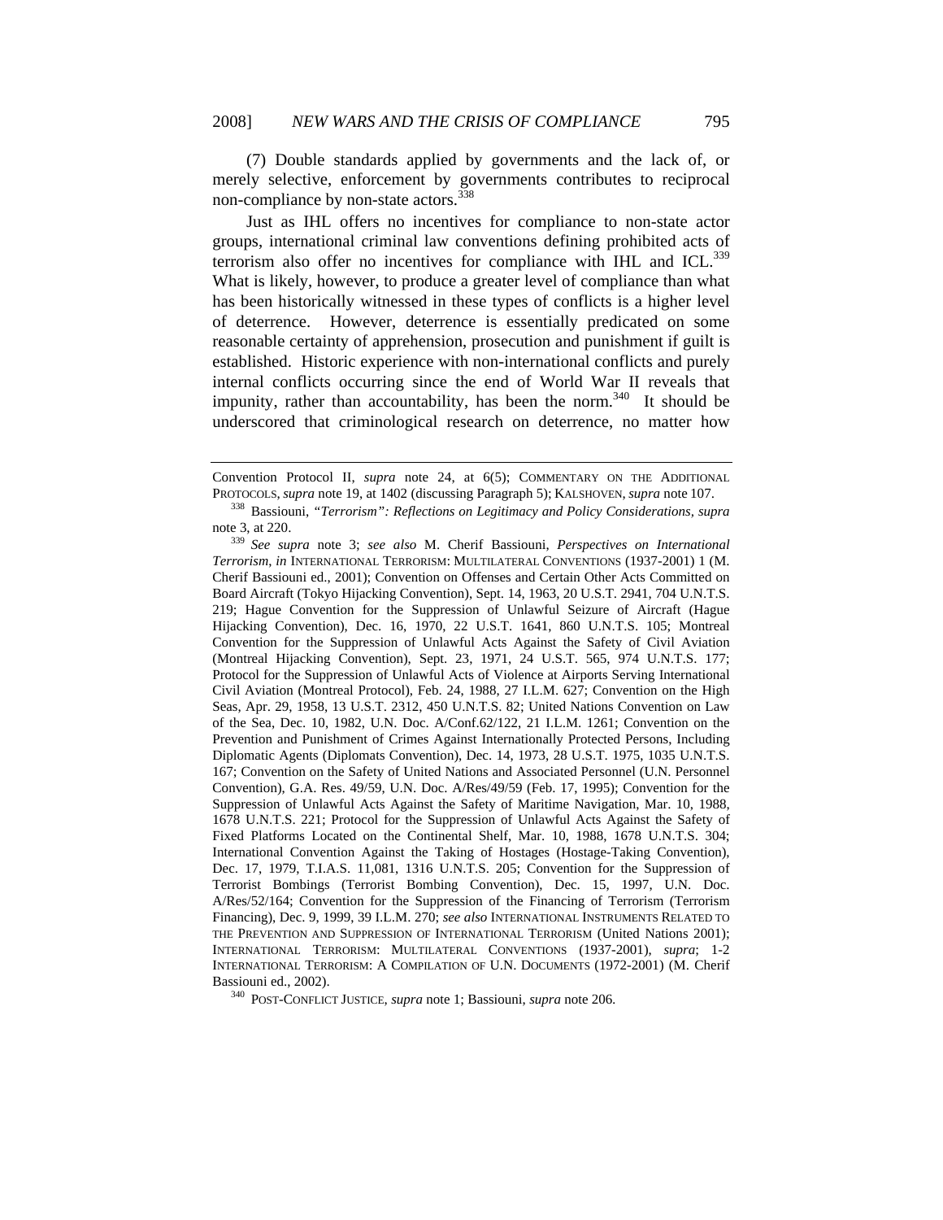(7) Double standards applied by governments and the lack of, or merely selective, enforcement by governments contributes to reciprocal non-compliance by non-state actors.[338]

Just as IHL offers no incentives for compliance to non-state actor groups, international criminal law conventions defining prohibited acts of terrorism also offer no incentives for compliance with IHL and ICL.[339] What is likely, however, to produce a greater level of compliance than what has been historically witnessed in these types of conflicts is a higher level of deterrence. However, deterrence is essentially predicated on some reasonable certainty of apprehension, prosecution and punishment if guilt is established. Historic experience with non-international conflicts and purely internal conflicts occurring since the end of World War II reveals that impunity, rather than accountability, has been the norm.[340] It should be underscored that criminological research on deterrence, no matter how

---

Convention Protocol II, *supra* note 24, at 6(5); COMMENTARY ON THE ADDITIONAL PROTOCOLS, *supra* note 19, at 1402 (discussing Paragraph 5); KALSHOVEN, *supra* note 107.

[338] Bassiouni, *"Terrorism": Reflections on Legitimacy and Policy Considerations*, *supra* note 3, at 220.

[339] *See supra* note 3; *see also* M. Cherif Bassiouni, *Perspectives on International Terrorism*, *in* INTERNATIONAL TERRORISM: MULTILATERAL CONVENTIONS (1937-2001) 1 (M. Cherif Bassiouni ed., 2001); Convention on Offenses and Certain Other Acts Committed on Board Aircraft (Tokyo Hijacking Convention), Sept. 14, 1963, 20 U.S.T. 2941, 704 U.N.T.S. 219; Hague Convention for the Suppression of Unlawful Seizure of Aircraft (Hague Hijacking Convention), Dec. 16, 1970, 22 U.S.T. 1641, 860 U.N.T.S. 105; Montreal Convention for the Suppression of Unlawful Acts Against the Safety of Civil Aviation (Montreal Hijacking Convention), Sept. 23, 1971, 24 U.S.T. 565, 974 U.N.T.S. 177; Protocol for the Suppression of Unlawful Acts of Violence at Airports Serving International Civil Aviation (Montreal Protocol), Feb. 24, 1988, 27 I.L.M. 627; Convention on the High Seas, Apr. 29, 1958, 13 U.S.T. 2312, 450 U.N.T.S. 82; United Nations Convention on Law of the Sea, Dec. 10, 1982, U.N. Doc. A/Conf.62/122, 21 I.L.M. 1261; Convention on the Prevention and Punishment of Crimes Against Internationally Protected Persons, Including Diplomatic Agents (Diplomats Convention), Dec. 14, 1973, 28 U.S.T. 1975, 1035 U.N.T.S. 167; Convention on the Safety of United Nations and Associated Personnel (U.N. Personnel Convention), G.A. Res. 49/59, U.N. Doc. A/Res/49/59 (Feb. 17, 1995); Convention for the Suppression of Unlawful Acts Against the Safety of Maritime Navigation, Mar. 10, 1988, 1678 U.N.T.S. 221; Protocol for the Suppression of Unlawful Acts Against the Safety of Fixed Platforms Located on the Continental Shelf, Mar. 10, 1988, 1678 U.N.T.S. 304; International Convention Against the Taking of Hostages (Hostage-Taking Convention), Dec. 17, 1979, T.I.A.S. 11,081, 1316 U.N.T.S. 205; Convention for the Suppression of Terrorist Bombings (Terrorist Bombing Convention), Dec. 15, 1997, U.N. Doc. A/Res/52/164; Convention for the Suppression of the Financing of Terrorism (Terrorism Financing), Dec. 9, 1999, 39 I.L.M. 270; *see also* INTERNATIONAL INSTRUMENTS RELATED TO THE PREVENTION AND SUPPRESSION OF INTERNATIONAL TERRORISM (United Nations 2001); INTERNATIONAL TERRORISM: MULTILATERAL CONVENTIONS (1937-2001), *supra*; 1-2 INTERNATIONAL TERRORISM: A COMPILATION OF U.N. DOCUMENTS (1972-2001) (M. Cherif Bassiouni ed., 2002).

[340] POST-CONFLICT JUSTICE, *supra* note 1; Bassiouni, *supra* note 206.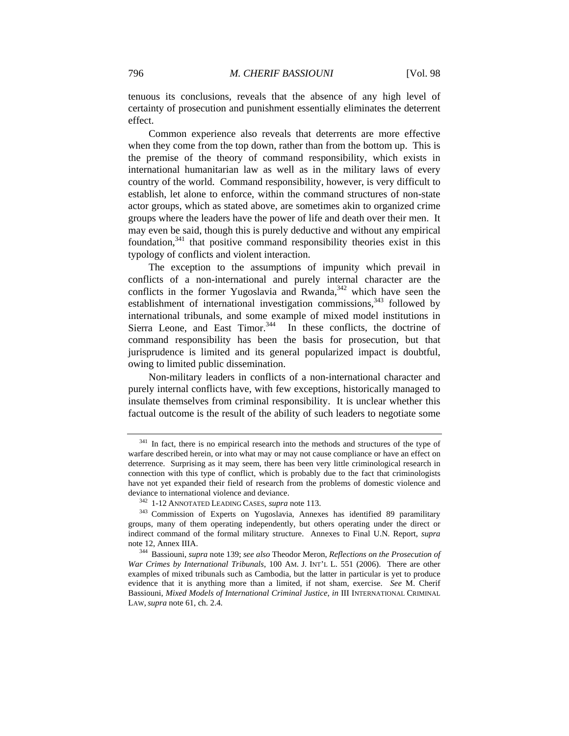tenuous its conclusions, reveals that the absence of any high level of certainty of prosecution and punishment essentially eliminates the deterrent effect.

Common experience also reveals that deterrents are more effective when they come from the top down, rather than from the bottom up. This is the premise of the theory of command responsibility, which exists in international humanitarian law as well as in the military laws of every country of the world. Command responsibility, however, is very difficult to establish, let alone to enforce, within the command structures of non-state actor groups, which as stated above, are sometimes akin to organized crime groups where the leaders have the power of life and death over their men. It may even be said, though this is purely deductive and without any empirical foundation,[341] that positive command responsibility theories exist in this typology of conflicts and violent interaction.

The exception to the assumptions of impunity which prevail in conflicts of a non-international and purely internal character are the conflicts in the former Yugoslavia and Rwanda,[342] which have seen the establishment of international investigation commissions,[343] followed by international tribunals, and some example of mixed model institutions in Sierra Leone, and East Timor.[344] In these conflicts, the doctrine of command responsibility has been the basis for prosecution, but that jurisprudence is limited and its general popularized impact is doubtful, owing to limited public dissemination.

Non-military leaders in conflicts of a non-international character and purely internal conflicts have, with few exceptions, historically managed to insulate themselves from criminal responsibility. It is unclear whether this factual outcome is the result of the ability of such leaders to negotiate some

---

[341] In fact, there is no empirical research into the methods and structures of the type of warfare described herein, or into what may or may not cause compliance or have an effect on deterrence. Surprising as it may seem, there has been very little criminological research in connection with this type of conflict, which is probably due to the fact that criminologists have not yet expanded their field of research from the problems of domestic violence and deviance to international violence and deviance.

[342] 1-12 ANNOTATED LEADING CASES, *supra* note 113.

[343] Commission of Experts on Yugoslavia, Annexes has identified 89 paramilitary groups, many of them operating independently, but others operating under the direct or indirect command of the formal military structure. Annexes to Final U.N. Report, *supra* note 12, Annex IIIA.

[344] Bassiouni, *supra* note 139; *see also* Theodor Meron, *Reflections on the Prosecution of War Crimes by International Tribunals*, 100 AM. J. INT'L L. 551 (2006). There are other examples of mixed tribunals such as Cambodia, but the latter in particular is yet to produce evidence that it is anything more than a limited, if not sham, exercise. *See* M. Cherif Bassiouni, *Mixed Models of International Criminal Justice*, *in* III INTERNATIONAL CRIMINAL LAW, *supra* note 61, ch. 2.4.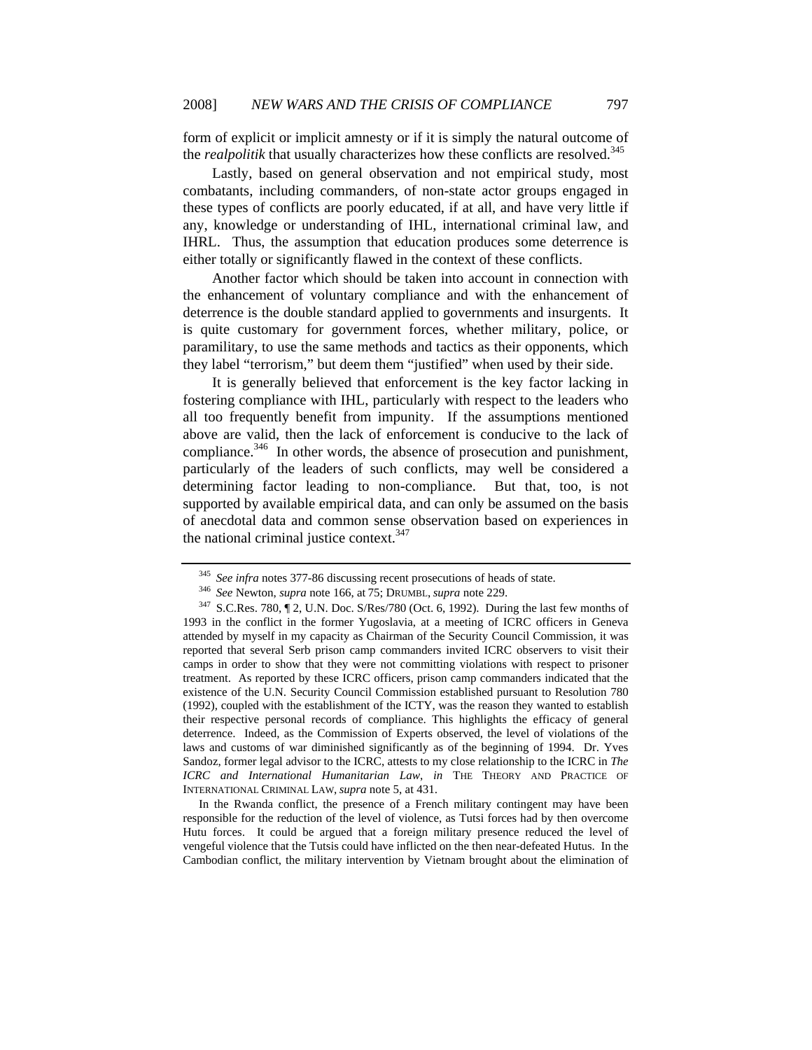form of explicit or implicit amnesty or if it is simply the natural outcome of the *realpolitik* that usually characterizes how these conflicts are resolved.[345]

Lastly, based on general observation and not empirical study, most combatants, including commanders, of non-state actor groups engaged in these types of conflicts are poorly educated, if at all, and have very little if any, knowledge or understanding of IHL, international criminal law, and IHRL. Thus, the assumption that education produces some deterrence is either totally or significantly flawed in the context of these conflicts.

Another factor which should be taken into account in connection with the enhancement of voluntary compliance and with the enhancement of deterrence is the double standard applied to governments and insurgents. It is quite customary for government forces, whether military, police, or paramilitary, to use the same methods and tactics as their opponents, which they label "terrorism," but deem them "justified" when used by their side.

It is generally believed that enforcement is the key factor lacking in fostering compliance with IHL, particularly with respect to the leaders who all too frequently benefit from impunity. If the assumptions mentioned above are valid, then the lack of enforcement is conducive to the lack of compliance.[346] In other words, the absence of prosecution and punishment, particularly of the leaders of such conflicts, may well be considered a determining factor leading to non-compliance. But that, too, is not supported by available empirical data, and can only be assumed on the basis of anecdotal data and common sense observation based on experiences in the national criminal justice context.[347]

---

[345] *See infra* notes 377-86 discussing recent prosecutions of heads of state.

[346] *See* Newton, *supra* note 166, at 75; DRUMBL, *supra* note 229.

[347] S.C.Res. 780, ¶ 2, U.N. Doc. S/Res/780 (Oct. 6, 1992). During the last few months of 1993 in the conflict in the former Yugoslavia, at a meeting of ICRC officers in Geneva attended by myself in my capacity as Chairman of the Security Council Commission, it was reported that several Serb prison camp commanders invited ICRC observers to visit their camps in order to show that they were not committing violations with respect to prisoner treatment. As reported by these ICRC officers, prison camp commanders indicated that the existence of the U.N. Security Council Commission established pursuant to Resolution 780 (1992), coupled with the establishment of the ICTY, was the reason they wanted to establish their respective personal records of compliance. This highlights the efficacy of general deterrence. Indeed, as the Commission of Experts observed, the level of violations of the laws and customs of war diminished significantly as of the beginning of 1994. Dr. Yves Sandoz, former legal advisor to the ICRC, attests to my close relationship to the ICRC in *The ICRC and International Humanitarian Law*, *in* THE THEORY AND PRACTICE OF INTERNATIONAL CRIMINAL LAW, *supra* note 5, at 431.

In the Rwanda conflict, the presence of a French military contingent may have been responsible for the reduction of the level of violence, as Tutsi forces had by then overcome Hutu forces. It could be argued that a foreign military presence reduced the level of vengeful violence that the Tutsis could have inflicted on the then near-defeated Hutus. In the Cambodian conflict, the military intervention by Vietnam brought about the elimination of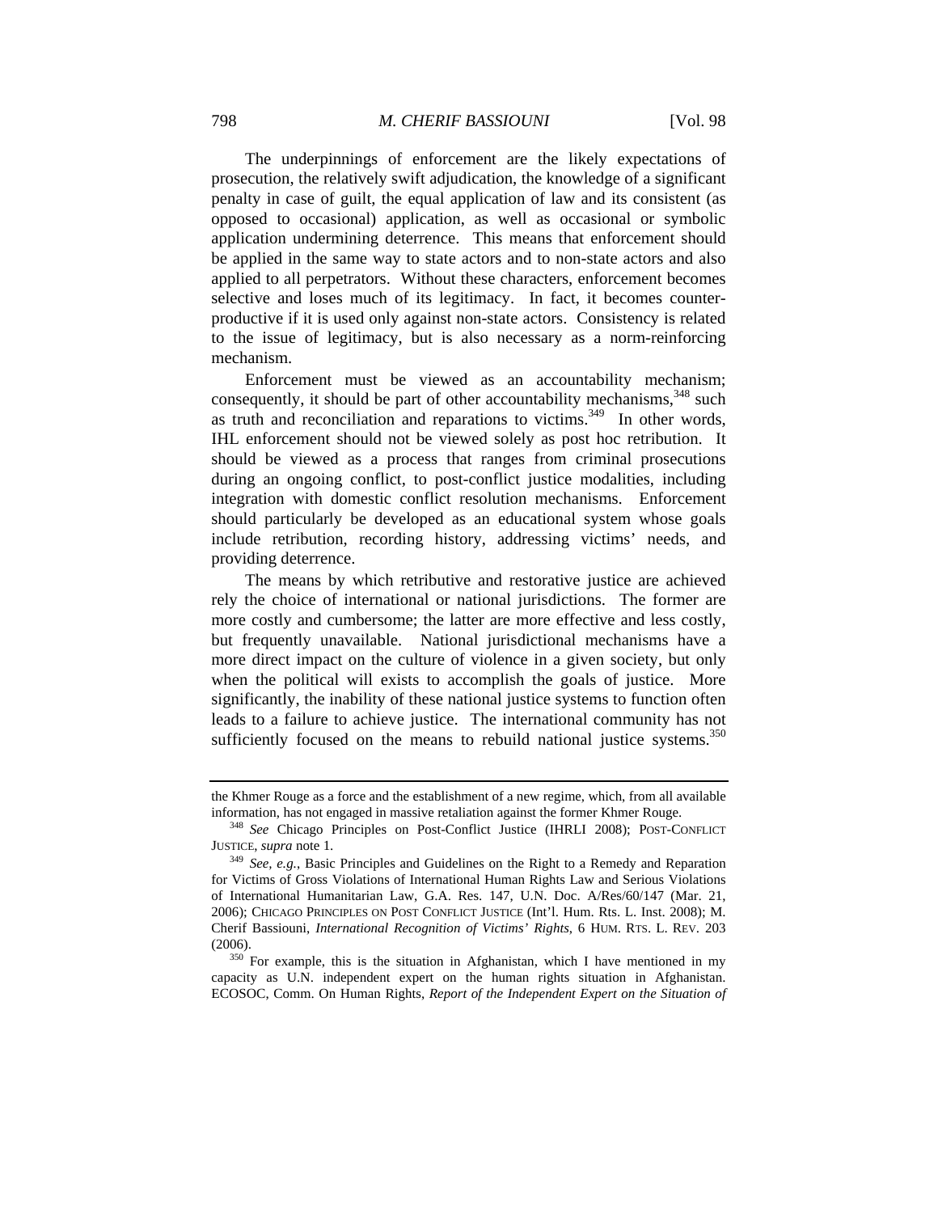The underpinnings of enforcement are the likely expectations of prosecution, the relatively swift adjudication, the knowledge of a significant penalty in case of guilt, the equal application of law and its consistent (as opposed to occasional) application, as well as occasional or symbolic application undermining deterrence. This means that enforcement should be applied in the same way to state actors and to non-state actors and also applied to all perpetrators. Without these characters, enforcement becomes selective and loses much of its legitimacy. In fact, it becomes counter-productive if it is used only against non-state actors. Consistency is related to the issue of legitimacy, but is also necessary as a norm-reinforcing mechanism.

Enforcement must be viewed as an accountability mechanism; consequently, it should be part of other accountability mechanisms,[348] such as truth and reconciliation and reparations to victims.[349] In other words, IHL enforcement should not be viewed solely as post hoc retribution. It should be viewed as a process that ranges from criminal prosecutions during an ongoing conflict, to post-conflict justice modalities, including integration with domestic conflict resolution mechanisms. Enforcement should particularly be developed as an educational system whose goals include retribution, recording history, addressing victims' needs, and providing deterrence.

The means by which retributive and restorative justice are achieved rely the choice of international or national jurisdictions. The former are more costly and cumbersome; the latter are more effective and less costly, but frequently unavailable. National jurisdictional mechanisms have a more direct impact on the culture of violence in a given society, but only when the political will exists to accomplish the goals of justice. More significantly, the inability of these national justice systems to function often leads to a failure to achieve justice. The international community has not sufficiently focused on the means to rebuild national justice systems.[350]

---

the Khmer Rouge as a force and the establishment of a new regime, which, from all available information, has not engaged in massive retaliation against the former Khmer Rouge.

[348] *See* Chicago Principles on Post-Conflict Justice (IHRLI 2008); POST-CONFLICT JUSTICE, *supra* note 1.

[349] *See, e.g.*, Basic Principles and Guidelines on the Right to a Remedy and Reparation for Victims of Gross Violations of International Human Rights Law and Serious Violations of International Humanitarian Law, G.A. Res. 147, U.N. Doc. A/Res/60/147 (Mar. 21, 2006); CHICAGO PRINCIPLES ON POST CONFLICT JUSTICE (Int'l. Hum. Rts. L. Inst. 2008); M. Cherif Bassiouni, *International Recognition of Victims' Rights*, 6 HUM. RTS. L. REV. 203 (2006).

[350] For example, this is the situation in Afghanistan, which I have mentioned in my capacity as U.N. independent expert on the human rights situation in Afghanistan. ECOSOC, Comm. On Human Rights, *Report of the Independent Expert on the Situation of*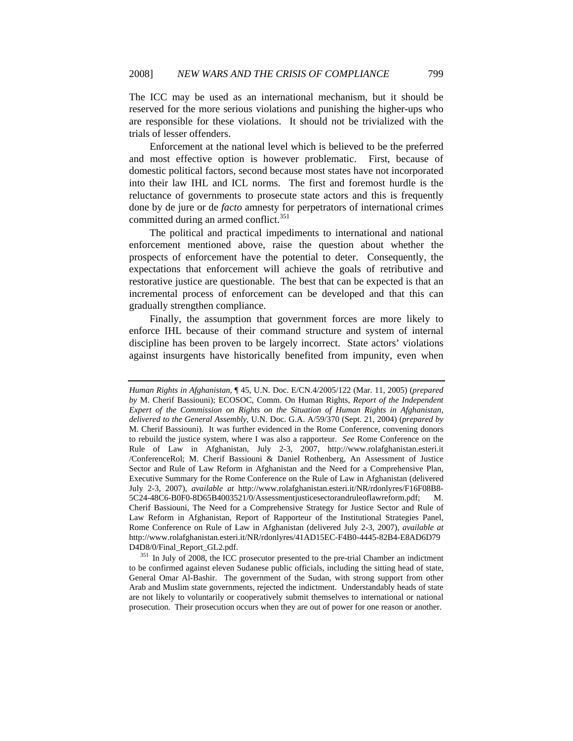The ICC may be used as an international mechanism, but it should be reserved for the more serious violations and punishing the higher-ups who are responsible for these violations. It should not be trivialized with the trials of lesser offenders.

Enforcement at the national level which is believed to be the preferred and most effective option is however problematic. First, because of domestic political factors, second because most states have not incorporated into their law IHL and ICL norms. The first and foremost hurdle is the reluctance of governments to prosecute state actors and this is frequently done by de jure or de *facto* amnesty for perpetrators of international crimes committed during an armed conflict.[351]

The political and practical impediments to international and national enforcement mentioned above, raise the question about whether the prospects of enforcement have the potential to deter. Consequently, the expectations that enforcement will achieve the goals of retributive and restorative justice are questionable. The best that can be expected is that an incremental process of enforcement can be developed and that this can gradually strengthen compliance.

Finally, the assumption that government forces are more likely to enforce IHL because of their command structure and system of internal discipline has been proven to be largely incorrect. State actors' violations against insurgents have historically benefited from impunity, even when

---

*Human Rights in Afghanistan*, ¶ 45, U.N. Doc. E/CN.4/2005/122 (Mar. 11, 2005) (*prepared by* M. Cherif Bassiouni); ECOSOC, Comm. On Human Rights, *Report of the Independent Expert of the Commission on Rights on the Situation of Human Rights in Afghanistan, delivered to the General Assembly*, U.N. Doc. G.A. A/59/370 (Sept. 21, 2004) (*prepared by* M. Cherif Bassiouni). It was further evidenced in the Rome Conference, convening donors to rebuild the justice system, where I was also a rapporteur. *See* Rome Conference on the Rule of Law in Afghanistan, July 2-3, 2007, http://www.rolafghanistan.esteri.it /ConferenceRol; M. Cherif Bassiouni & Daniel Rothenberg, An Assessment of Justice Sector and Rule of Law Reform in Afghanistan and the Need for a Comprehensive Plan, Executive Summary for the Rome Conference on the Rule of Law in Afghanistan (delivered July 2-3, 2007), *available at* http://www.rolafghanistan.esteri.it/NR/rdonlyres/F16F08B8-5C24-48C6-B0F0-8D65B4003521/0/Assessmentjusticesectorandruleoflawreform.pdf; M. Cherif Bassiouni, The Need for a Comprehensive Strategy for Justice Sector and Rule of Law Reform in Afghanistan, Report of Rapporteur of the Institutional Strategies Panel, Rome Conference on Rule of Law in Afghanistan (delivered July 2-3, 2007), *available at* http://www.rolafghanistan.esteri.it/NR/rdonlyres/41AD15EC-F4B0-4445-82B4-E8AD6D79 D4D8/0/Final_Report_GL2.pdf.

[351] In July of 2008, the ICC prosecutor presented to the pre-trial Chamber an indictment to be confirmed against eleven Sudanese public officials, including the sitting head of state, General Omar Al-Bashir. The government of the Sudan, with strong support from other Arab and Muslim state governments, rejected the indictment. Understandably heads of state are not likely to voluntarily or cooperatively submit themselves to international or national prosecution. Their prosecution occurs when they are out of power for one reason or another.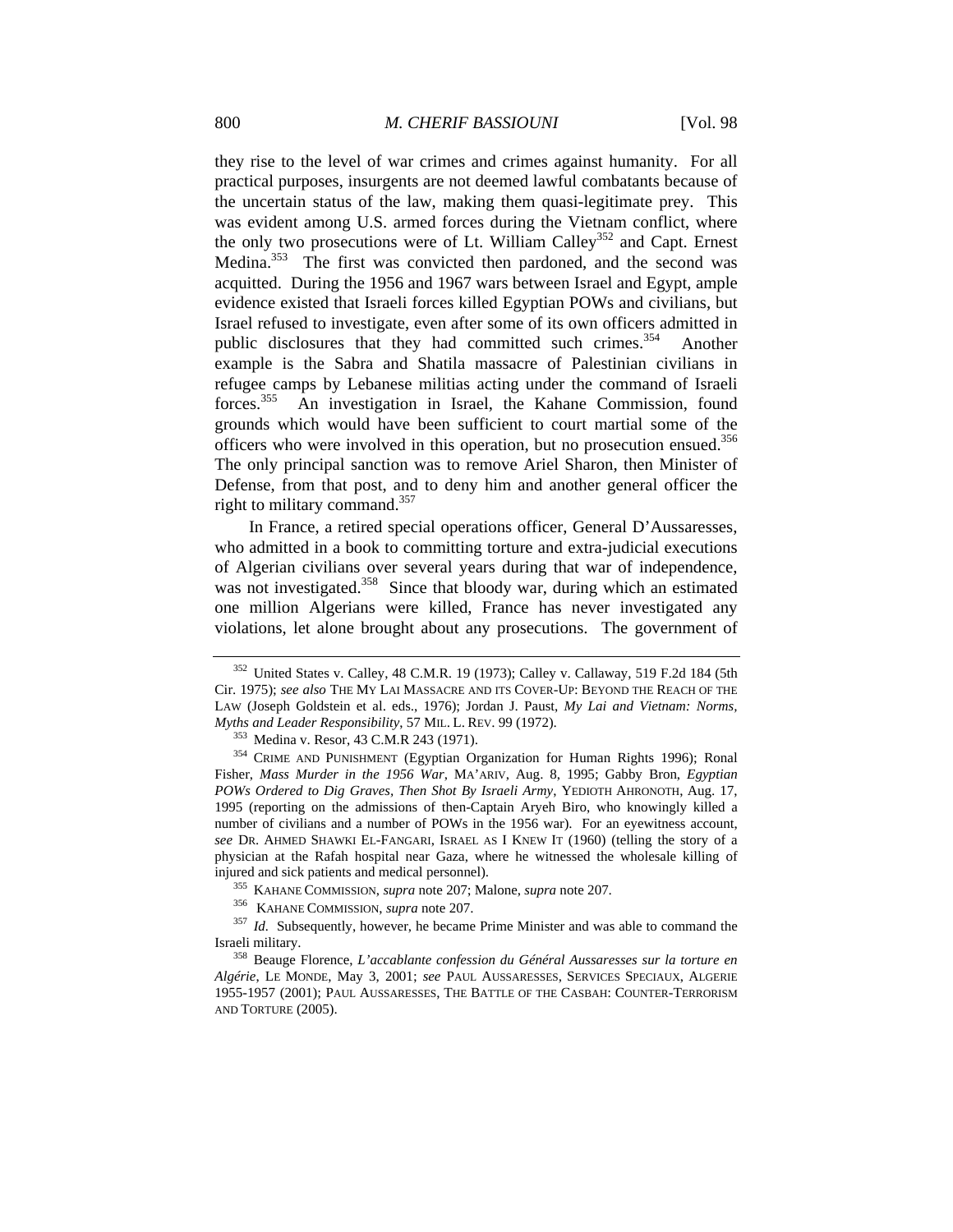they rise to the level of war crimes and crimes against humanity. For all practical purposes, insurgents are not deemed lawful combatants because of the uncertain status of the law, making them quasi-legitimate prey. This was evident among U.S. armed forces during the Vietnam conflict, where the only two prosecutions were of Lt. William Calley[352] and Capt. Ernest Medina.[353] The first was convicted then pardoned, and the second was acquitted. During the 1956 and 1967 wars between Israel and Egypt, ample evidence existed that Israeli forces killed Egyptian POWs and civilians, but Israel refused to investigate, even after some of its own officers admitted in public disclosures that they had committed such crimes.[354] Another example is the Sabra and Shatila massacre of Palestinian civilians in refugee camps by Lebanese militias acting under the command of Israeli forces.[355] An investigation in Israel, the Kahane Commission, found grounds which would have been sufficient to court martial some of the officers who were involved in this operation, but no prosecution ensued.[356] The only principal sanction was to remove Ariel Sharon, then Minister of Defense, from that post, and to deny him and another general officer the right to military command.[357]

In France, a retired special operations officer, General D'Aussaresses, who admitted in a book to committing torture and extra-judicial executions of Algerian civilians over several years during that war of independence, was not investigated.[358] Since that bloody war, during which an estimated one million Algerians were killed, France has never investigated any violations, let alone brought about any prosecutions. The government of

---

[352] United States v. Calley, 48 C.M.R. 19 (1973); Calley v. Callaway, 519 F.2d 184 (5th Cir. 1975); *see also* THE MY LAI MASSACRE AND ITS COVER-UP: BEYOND THE REACH OF THE LAW (Joseph Goldstein et al. eds., 1976); Jordan J. Paust, *My Lai and Vietnam: Norms, Myths and Leader Responsibility*, 57 MIL. L. REV. 99 (1972).

[353] Medina v. Resor, 43 C.M.R 243 (1971).

[354] CRIME AND PUNISHMENT (Egyptian Organization for Human Rights 1996); Ronal Fisher, *Mass Murder in the 1956 War*, MA'ARIV, Aug. 8, 1995; Gabby Bron, *Egyptian POWs Ordered to Dig Graves, Then Shot By Israeli Army*, YEDIOTH AHRONOTH, Aug. 17, 1995 (reporting on the admissions of then-Captain Aryeh Biro, who knowingly killed a number of civilians and a number of POWs in the 1956 war). For an eyewitness account, *see* DR. AHMED SHAWKI EL-FANGARI, ISRAEL AS I KNEW IT (1960) (telling the story of a physician at the Rafah hospital near Gaza, where he witnessed the wholesale killing of injured and sick patients and medical personnel).

[355] KAHANE COMMISSION, *supra* note 207; Malone, *supra* note 207.

[356] KAHANE COMMISSION, *supra* note 207.

[357] *Id.* Subsequently, however, he became Prime Minister and was able to command the Israeli military.

[358] Beauge Florence, *L'accablante confession du Général Aussaresses sur la torture en Algérie*, LE MONDE, May 3, 2001; *see* PAUL AUSSARESSES, SERVICES SPECIAUX, ALGERIE 1955-1957 (2001); PAUL AUSSARESSES, THE BATTLE OF THE CASBAH: COUNTER-TERRORISM AND TORTURE (2005).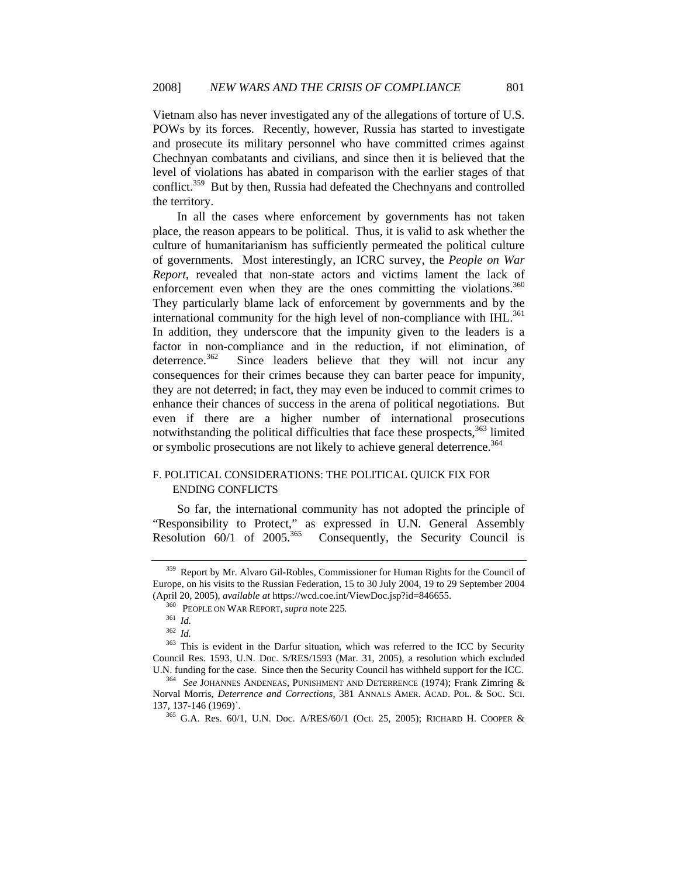Vietnam also has never investigated any of the allegations of torture of U.S. POWs by its forces. Recently, however, Russia has started to investigate and prosecute its military personnel who have committed crimes against Chechnyan combatants and civilians, and since then it is believed that the level of violations has abated in comparison with the earlier stages of that conflict.[359] But by then, Russia had defeated the Chechnyans and controlled the territory.

In all the cases where enforcement by governments has not taken place, the reason appears to be political. Thus, it is valid to ask whether the culture of humanitarianism has sufficiently permeated the political culture of governments. Most interestingly, an ICRC survey, the *People on War Report*, revealed that non-state actors and victims lament the lack of enforcement even when they are the ones committing the violations.[360] They particularly blame lack of enforcement by governments and by the international community for the high level of non-compliance with IHL.[361] In addition, they underscore that the impunity given to the leaders is a factor in non-compliance and in the reduction, if not elimination, of deterrence.[362] Since leaders believe that they will not incur any consequences for their crimes because they can barter peace for impunity, they are not deterred; in fact, they may even be induced to commit crimes to enhance their chances of success in the arena of political negotiations. But even if there are a higher number of international prosecutions notwithstanding the political difficulties that face these prospects,[363] limited or symbolic prosecutions are not likely to achieve general deterrence.[364]

### F. POLITICAL CONSIDERATIONS: THE POLITICAL QUICK FIX FOR ENDING CONFLICTS

So far, the international community has not adopted the principle of "Responsibility to Protect," as expressed in U.N. General Assembly Resolution 60/1 of 2005.[365] Consequently, the Security Council is

---

[359] Report by Mr. Alvaro Gil-Robles, Commissioner for Human Rights for the Council of Europe, on his visits to the Russian Federation, 15 to 30 July 2004, 19 to 29 September 2004 (April 20, 2005), *available at* https://wcd.coe.int/ViewDoc.jsp?id=846655.

[360] PEOPLE ON WAR REPORT, *supra* note 225.

[361] *Id.*

[362] *Id.*

[363] This is evident in the Darfur situation, which was referred to the ICC by Security Council Res. 1593, U.N. Doc. S/RES/1593 (Mar. 31, 2005), a resolution which excluded U.N. funding for the case. Since then the Security Council has withheld support for the ICC.

[364] *See* JOHANNES ANDENEAS, PUNISHMENT AND DETERRENCE (1974); Frank Zimring & Norval Morris, *Deterrence and Corrections*, 381 ANNALS AMER. ACAD. POL. & SOC. SCI. 137, 137-146 (1969)`.

[365] G.A. Res. 60/1, U.N. Doc. A/RES/60/1 (Oct. 25, 2005); RICHARD H. COOPER &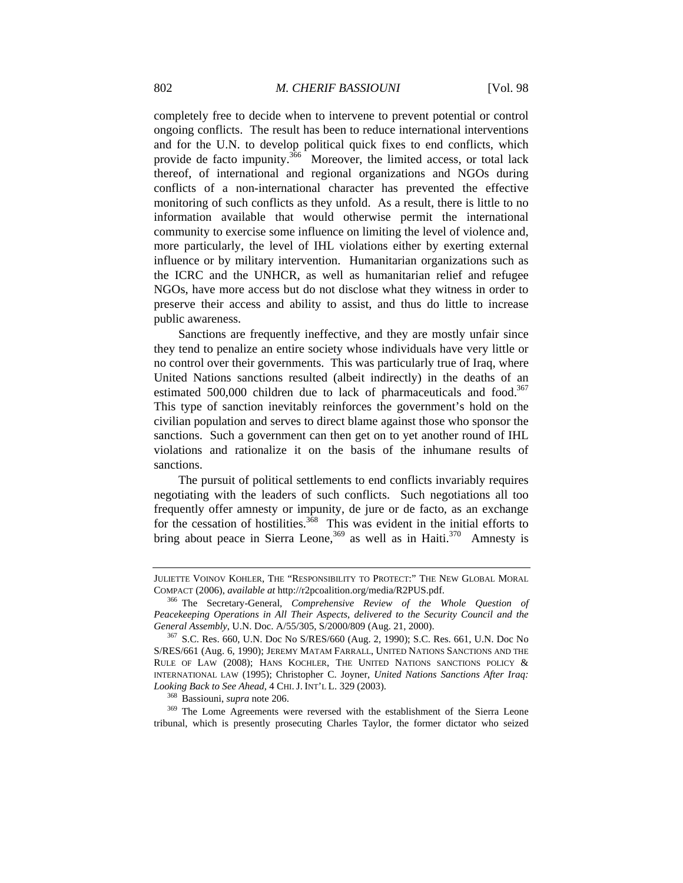completely free to decide when to intervene to prevent potential or control ongoing conflicts. The result has been to reduce international interventions and for the U.N. to develop political quick fixes to end conflicts, which provide de facto impunity.[366] Moreover, the limited access, or total lack thereof, of international and regional organizations and NGOs during conflicts of a non-international character has prevented the effective monitoring of such conflicts as they unfold. As a result, there is little to no information available that would otherwise permit the international community to exercise some influence on limiting the level of violence and, more particularly, the level of IHL violations either by exerting external influence or by military intervention. Humanitarian organizations such as the ICRC and the UNHCR, as well as humanitarian relief and refugee NGOs, have more access but do not disclose what they witness in order to preserve their access and ability to assist, and thus do little to increase public awareness.

Sanctions are frequently ineffective, and they are mostly unfair since they tend to penalize an entire society whose individuals have very little or no control over their governments. This was particularly true of Iraq, where United Nations sanctions resulted (albeit indirectly) in the deaths of an estimated 500,000 children due to lack of pharmaceuticals and food.[367] This type of sanction inevitably reinforces the government's hold on the civilian population and serves to direct blame against those who sponsor the sanctions. Such a government can then get on to yet another round of IHL violations and rationalize it on the basis of the inhumane results of sanctions.

The pursuit of political settlements to end conflicts invariably requires negotiating with the leaders of such conflicts. Such negotiations all too frequently offer amnesty or impunity, de jure or de facto, as an exchange for the cessation of hostilities.[368] This was evident in the initial efforts to bring about peace in Sierra Leone,[369] as well as in Haiti.[370] Amnesty is

---

JULIETTE VOINOV KOHLER, THE "RESPONSIBILITY TO PROTECT:" THE NEW GLOBAL MORAL COMPACT (2006), *available at* http://r2pcoalition.org/media/R2PUS.pdf.

[366] The Secretary-General, *Comprehensive Review of the Whole Question of Peacekeeping Operations in All Their Aspects*, *delivered to the Security Council and the General Assembly*, U.N. Doc. A/55/305, S/2000/809 (Aug. 21, 2000).

[367] S.C. Res. 660, U.N. Doc No S/RES/660 (Aug. 2, 1990); S.C. Res. 661, U.N. Doc No S/RES/661 (Aug. 6, 1990); JEREMY MATAM FARRALL, UNITED NATIONS SANCTIONS AND THE RULE OF LAW (2008); HANS KOCHLER, THE UNITED NATIONS SANCTIONS POLICY & INTERNATIONAL LAW (1995); Christopher C. Joyner, *United Nations Sanctions After Iraq: Looking Back to See Ahead*, 4 CHI. J. INT'L L. 329 (2003).

[368] Bassiouni, *supra* note 206.

[369] The Lome Agreements were reversed with the establishment of the Sierra Leone tribunal, which is presently prosecuting Charles Taylor, the former dictator who seized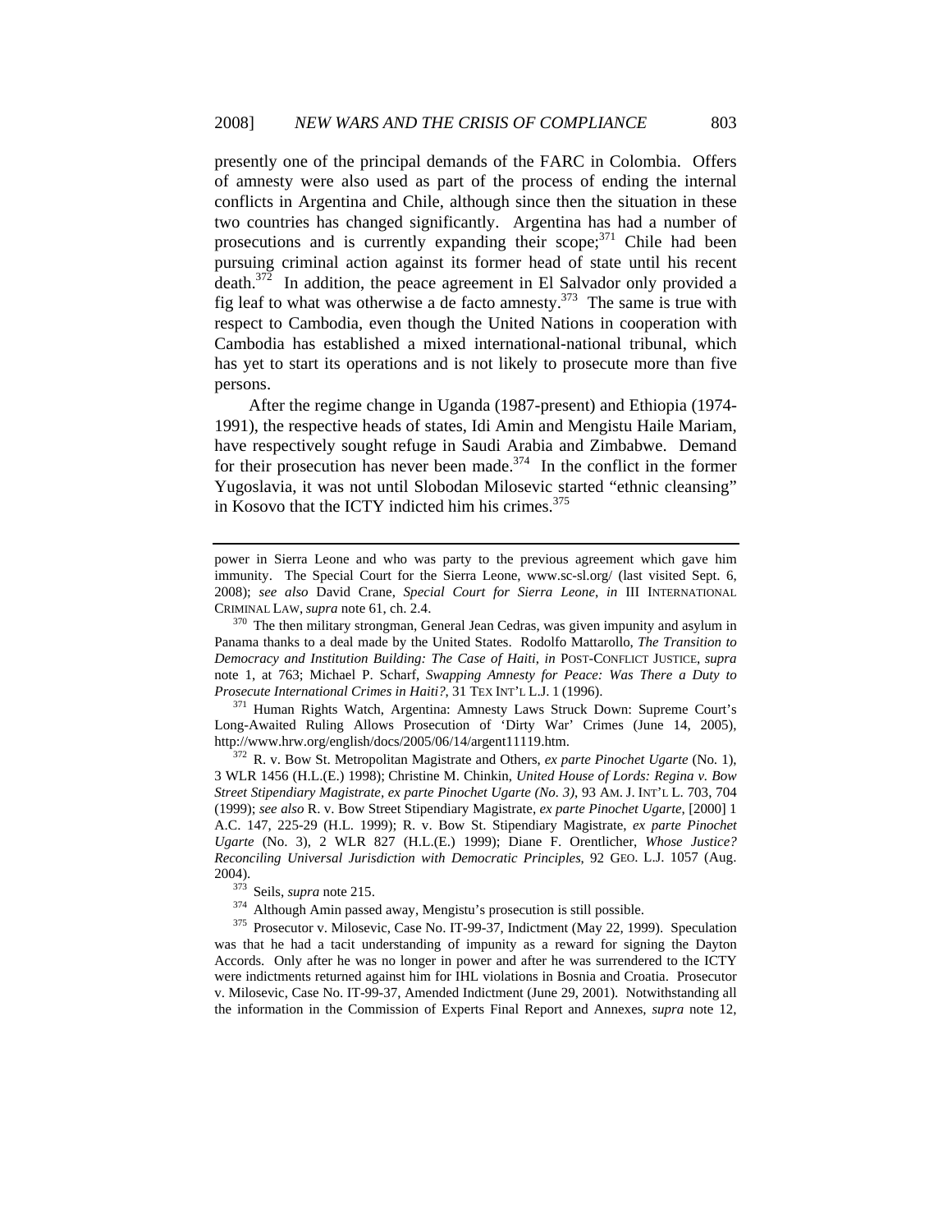presently one of the principal demands of the FARC in Colombia. Offers of amnesty were also used as part of the process of ending the internal conflicts in Argentina and Chile, although since then the situation in these two countries has changed significantly. Argentina has had a number of prosecutions and is currently expanding their scope;[371] Chile had been pursuing criminal action against its former head of state until his recent death.[372] In addition, the peace agreement in El Salvador only provided a fig leaf to what was otherwise a de facto amnesty.[373] The same is true with respect to Cambodia, even though the United Nations in cooperation with Cambodia has established a mixed international-national tribunal, which has yet to start its operations and is not likely to prosecute more than five persons.

After the regime change in Uganda (1987-present) and Ethiopia (1974-1991), the respective heads of states, Idi Amin and Mengistu Haile Mariam, have respectively sought refuge in Saudi Arabia and Zimbabwe. Demand for their prosecution has never been made.[374] In the conflict in the former Yugoslavia, it was not until Slobodan Milosevic started "ethnic cleansing" in Kosovo that the ICTY indicted him his crimes.[375]

---

power in Sierra Leone and who was party to the previous agreement which gave him immunity. The Special Court for the Sierra Leone, www.sc-sl.org/ (last visited Sept. 6, 2008); *see also* David Crane, *Special Court for Sierra Leone*, *in* III INTERNATIONAL CRIMINAL LAW, *supra* note 61, ch. 2.4.

[370] The then military strongman, General Jean Cedras, was given impunity and asylum in Panama thanks to a deal made by the United States. Rodolfo Mattarollo, *The Transition to Democracy and Institution Building: The Case of Haiti*, *in* POST-CONFLICT JUSTICE, *supra* note 1, at 763; Michael P. Scharf, *Swapping Amnesty for Peace: Was There a Duty to Prosecute International Crimes in Haiti?*, 31 TEX INT'L L.J. 1 (1996).

[371] Human Rights Watch, Argentina: Amnesty Laws Struck Down: Supreme Court's Long-Awaited Ruling Allows Prosecution of 'Dirty War' Crimes (June 14, 2005), http://www.hrw.org/english/docs/2005/06/14/argent11119.htm.

[372] R. v. Bow St. Metropolitan Magistrate and Others, *ex parte Pinochet Ugarte* (No. 1), 3 WLR 1456 (H.L.(E.) 1998); Christine M. Chinkin, *United House of Lords: Regina v. Bow Street Stipendiary Magistrate, ex parte Pinochet Ugarte (No. 3)*, 93 AM. J. INT'L L. 703, 704 (1999); *see also* R. v. Bow Street Stipendiary Magistrate, *ex parte Pinochet Ugarte*, [2000] 1 A.C. 147, 225-29 (H.L. 1999); R. v. Bow St. Stipendiary Magistrate, *ex parte Pinochet Ugarte* (No. 3), 2 WLR 827 (H.L.(E.) 1999); Diane F. Orentlicher, *Whose Justice? Reconciling Universal Jurisdiction with Democratic Principles*, 92 GEO. L.J. 1057 (Aug. 2004).

[373] Seils, *supra* note 215.

[374] Although Amin passed away, Mengistu's prosecution is still possible.

[375] Prosecutor v. Milosevic, Case No. IT-99-37, Indictment (May 22, 1999). Speculation was that he had a tacit understanding of impunity as a reward for signing the Dayton Accords. Only after he was no longer in power and after he was surrendered to the ICTY were indictments returned against him for IHL violations in Bosnia and Croatia. Prosecutor v. Milosevic, Case No. IT-99-37, Amended Indictment (June 29, 2001). Notwithstanding all the information in the Commission of Experts Final Report and Annexes, *supra* note 12,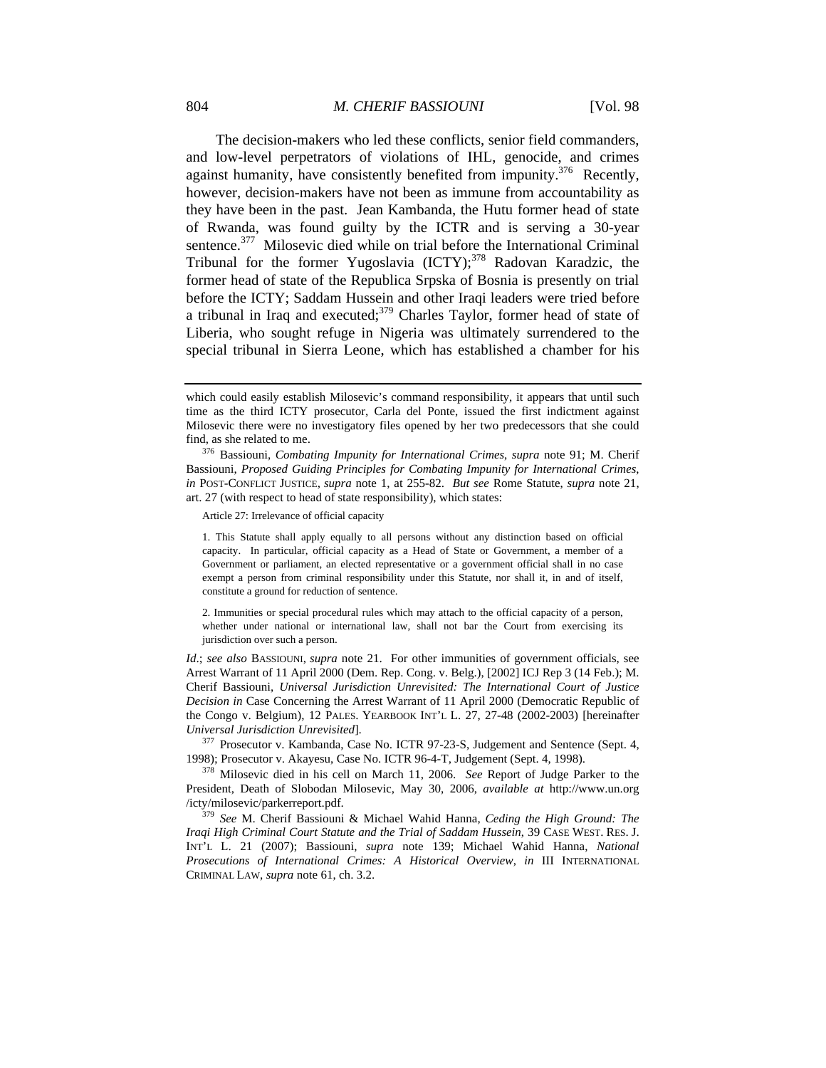The decision-makers who led these conflicts, senior field commanders, and low-level perpetrators of violations of IHL, genocide, and crimes against humanity, have consistently benefited from impunity.[376] Recently, however, decision-makers have not been as immune from accountability as they have been in the past. Jean Kambanda, the Hutu former head of state of Rwanda, was found guilty by the ICTR and is serving a 30-year sentence.[377] Milosevic died while on trial before the International Criminal Tribunal for the former Yugoslavia (ICTY);[378] Radovan Karadzic, the former head of state of the Republica Srpska of Bosnia is presently on trial before the ICTY; Saddam Hussein and other Iraqi leaders were tried before a tribunal in Iraq and executed;[379] Charles Taylor, former head of state of Liberia, who sought refuge in Nigeria was ultimately surrendered to the special tribunal in Sierra Leone, which has established a chamber for his

---

which could easily establish Milosevic's command responsibility, it appears that until such time as the third ICTY prosecutor, Carla del Ponte, issued the first indictment against Milosevic there were no investigatory files opened by her two predecessors that she could find, as she related to me.

[376] Bassiouni, *Combating Impunity for International Crimes*, *supra* note 91; M. Cherif Bassiouni, *Proposed Guiding Principles for Combating Impunity for International Crimes*, *in* POST-CONFLICT JUSTICE, *supra* note 1, at 255-82. *But see* Rome Statute, *supra* note 21, art. 27 (with respect to head of state responsibility), which states:

> Article 27: Irrelevance of official capacity
>
> 1. This Statute shall apply equally to all persons without any distinction based on official capacity. In particular, official capacity as a Head of State or Government, a member of a Government or parliament, an elected representative or a government official shall in no case exempt a person from criminal responsibility under this Statute, nor shall it, in and of itself, constitute a ground for reduction of sentence.
>
> 2. Immunities or special procedural rules which may attach to the official capacity of a person, whether under national or international law, shall not bar the Court from exercising its jurisdiction over such a person.

*Id.*; *see also* BASSIOUNI, *supra* note 21. For other immunities of government officials, see Arrest Warrant of 11 April 2000 (Dem. Rep. Cong. v. Belg.), [2002] ICJ Rep 3 (14 Feb.); M. Cherif Bassiouni, *Universal Jurisdiction Unrevisited: The International Court of Justice Decision in* Case Concerning the Arrest Warrant of 11 April 2000 (Democratic Republic of the Congo v. Belgium), 12 PALES. YEARBOOK INT'L L. 27, 27-48 (2002-2003) [hereinafter *Universal Jurisdiction Unrevisited*].

[377] Prosecutor v. Kambanda, Case No. ICTR 97-23-S, Judgement and Sentence (Sept. 4, 1998); Prosecutor v. Akayesu, Case No. ICTR 96-4-T, Judgement (Sept. 4, 1998).

[378] Milosevic died in his cell on March 11, 2006. *See* Report of Judge Parker to the President, Death of Slobodan Milosevic, May 30, 2006, *available at* http://www.un.org/icty/milosevic/parkerreport.pdf.

[379] *See* M. Cherif Bassiouni & Michael Wahid Hanna, *Ceding the High Ground: The Iraqi High Criminal Court Statute and the Trial of Saddam Hussein*, 39 CASE WEST. RES. J. INT'L L. 21 (2007); Bassiouni, *supra* note 139; Michael Wahid Hanna, *National Prosecutions of International Crimes: A Historical Overview*, *in* III INTERNATIONAL CRIMINAL LAW, *supra* note 61, ch. 3.2.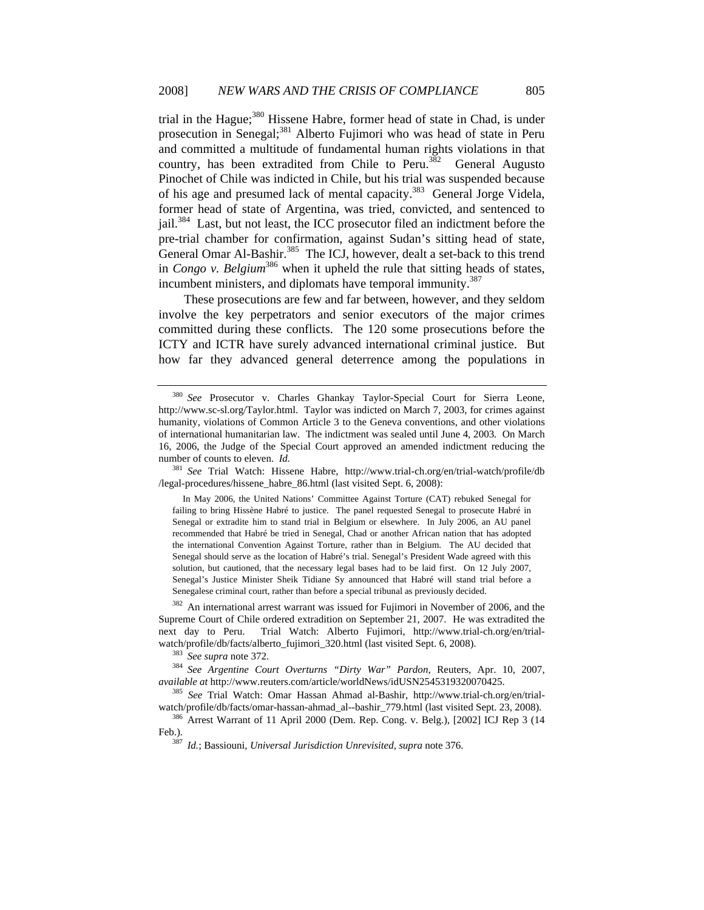trial in the Hague;[380] Hissene Habre, former head of state in Chad, is under prosecution in Senegal;[381] Alberto Fujimori who was head of state in Peru and committed a multitude of fundamental human rights violations in that country, has been extradited from Chile to Peru.[382] General Augusto Pinochet of Chile was indicted in Chile, but his trial was suspended because of his age and presumed lack of mental capacity.[383] General Jorge Videla, former head of state of Argentina, was tried, convicted, and sentenced to jail.[384] Last, but not least, the ICC prosecutor filed an indictment before the pre-trial chamber for confirmation, against Sudan's sitting head of state, General Omar Al-Bashir.[385] The ICJ, however, dealt a set-back to this trend in *Congo v. Belgium*[386] when it upheld the rule that sitting heads of states, incumbent ministers, and diplomats have temporal immunity.[387]

These prosecutions are few and far between, however, and they seldom involve the key perpetrators and senior executors of the major crimes committed during these conflicts. The 120 some prosecutions before the ICTY and ICTR have surely advanced international criminal justice. But how far they advanced general deterrence among the populations in

---

[380] *See* Prosecutor v. Charles Ghankay Taylor-Special Court for Sierra Leone, http://www.sc-sl.org/Taylor.html. Taylor was indicted on March 7, 2003, for crimes against humanity, violations of Common Article 3 to the Geneva conventions, and other violations of international humanitarian law. The indictment was sealed until June 4, 2003. On March 16, 2006, the Judge of the Special Court approved an amended indictment reducing the number of counts to eleven. *Id.*

[381] *See* Trial Watch: Hissene Habre, http://www.trial-ch.org/en/trial-watch/profile/db/legal-procedures/hissene_habre_86.html (last visited Sept. 6, 2008):

> In May 2006, the United Nations' Committee Against Torture (CAT) rebuked Senegal for failing to bring Hissène Habré to justice. The panel requested Senegal to prosecute Habré in Senegal or extradite him to stand trial in Belgium or elsewhere. In July 2006, an AU panel recommended that Habré be tried in Senegal, Chad or another African nation that has adopted the international Convention Against Torture, rather than in Belgium. The AU decided that Senegal should serve as the location of Habré's trial. Senegal's President Wade agreed with this solution, but cautioned, that the necessary legal bases had to be laid first. On 12 July 2007, Senegal's Justice Minister Sheik Tidiane Sy announced that Habré will stand trial before a Senegalese criminal court, rather than before a special tribunal as previously decided.

[382] An international arrest warrant was issued for Fujimori in November of 2006, and the Supreme Court of Chile ordered extradition on September 21, 2007. He was extradited the next day to Peru. Trial Watch: Alberto Fujimori, http://www.trial-ch.org/en/trial-watch/profile/db/facts/alberto_fujimori_320.html (last visited Sept. 6, 2008).

[383] *See supra* note 372.

[384] *See Argentine Court Overturns "Dirty War" Pardon*, Reuters, Apr. 10, 2007, *available at* http://www.reuters.com/article/worldNews/idUSN2545319320070425.

[385] *See* Trial Watch: Omar Hassan Ahmad al-Bashir, http://www.trial-ch.org/en/trial-watch/profile/db/facts/omar-hassan-ahmad_al--bashir_779.html (last visited Sept. 23, 2008).

[386] Arrest Warrant of 11 April 2000 (Dem. Rep. Cong. v. Belg.), [2002] ICJ Rep 3 (14 Feb.).

[387] *Id.*; Bassiouni, *Universal Jurisdiction Unrevisited*, *supra* note 376.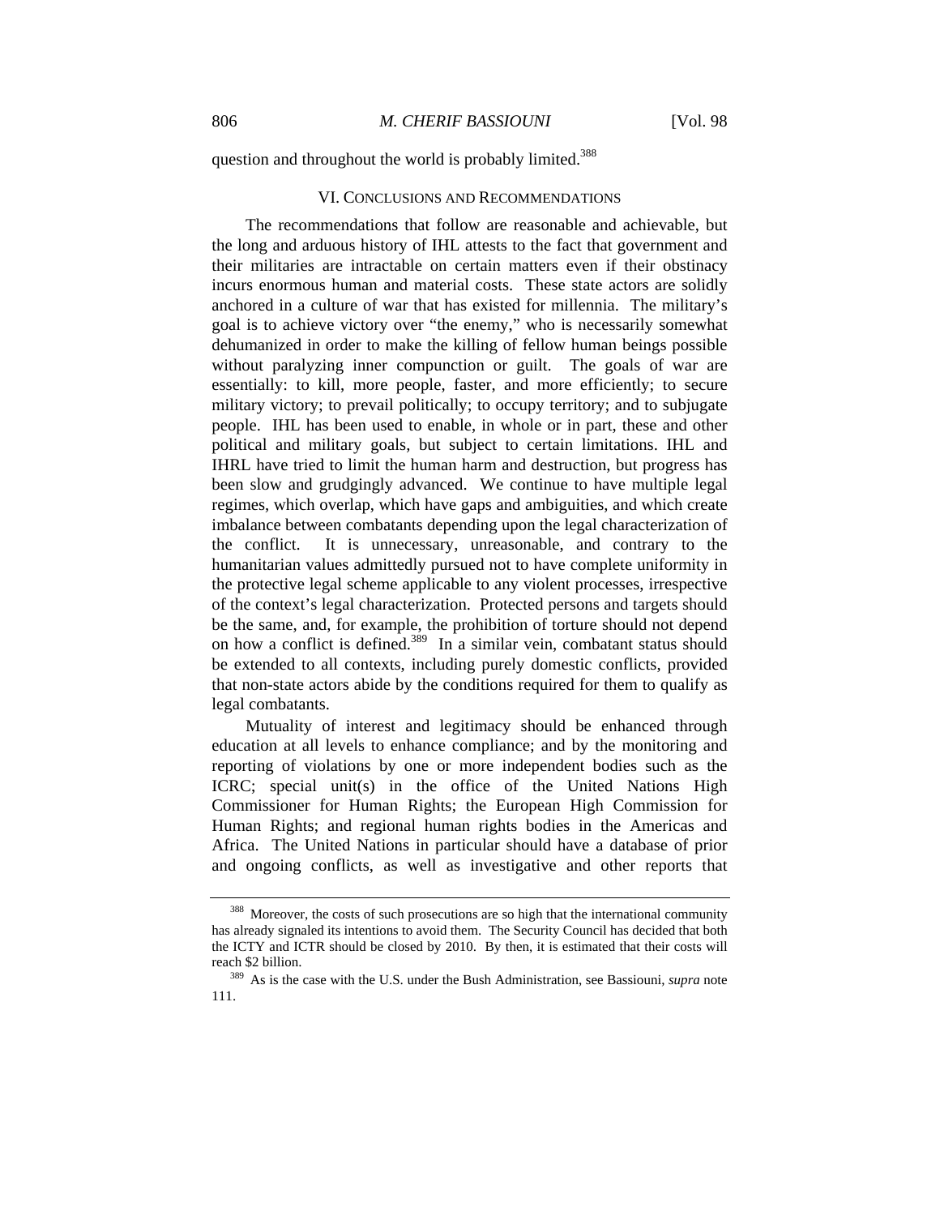question and throughout the world is probably limited.[388]

## VI. Conclusions and Recommendations

The recommendations that follow are reasonable and achievable, but the long and arduous history of IHL attests to the fact that government and their militaries are intractable on certain matters even if their obstinacy incurs enormous human and material costs. These state actors are solidly anchored in a culture of war that has existed for millennia. The military's goal is to achieve victory over "the enemy," who is necessarily somewhat dehumanized in order to make the killing of fellow human beings possible without paralyzing inner compunction or guilt. The goals of war are essentially: to kill, more people, faster, and more efficiently; to secure military victory; to prevail politically; to occupy territory; and to subjugate people. IHL has been used to enable, in whole or in part, these and other political and military goals, but subject to certain limitations. IHL and IHRL have tried to limit the human harm and destruction, but progress has been slow and grudgingly advanced. We continue to have multiple legal regimes, which overlap, which have gaps and ambiguities, and which create imbalance between combatants depending upon the legal characterization of the conflict. It is unnecessary, unreasonable, and contrary to the humanitarian values admittedly pursued not to have complete uniformity in the protective legal scheme applicable to any violent processes, irrespective of the context's legal characterization. Protected persons and targets should be the same, and, for example, the prohibition of torture should not depend on how a conflict is defined.[389] In a similar vein, combatant status should be extended to all contexts, including purely domestic conflicts, provided that non-state actors abide by the conditions required for them to qualify as legal combatants.

Mutuality of interest and legitimacy should be enhanced through education at all levels to enhance compliance; and by the monitoring and reporting of violations by one or more independent bodies such as the ICRC; special unit(s) in the office of the United Nations High Commissioner for Human Rights; the European High Commission for Human Rights; and regional human rights bodies in the Americas and Africa. The United Nations in particular should have a database of prior and ongoing conflicts, as well as investigative and other reports that

---

[388] Moreover, the costs of such prosecutions are so high that the international community has already signaled its intentions to avoid them. The Security Council has decided that both the ICTY and ICTR should be closed by 2010. By then, it is estimated that their costs will reach $2 billion.

[389] As is the case with the U.S. under the Bush Administration, see Bassiouni, *supra* note 111.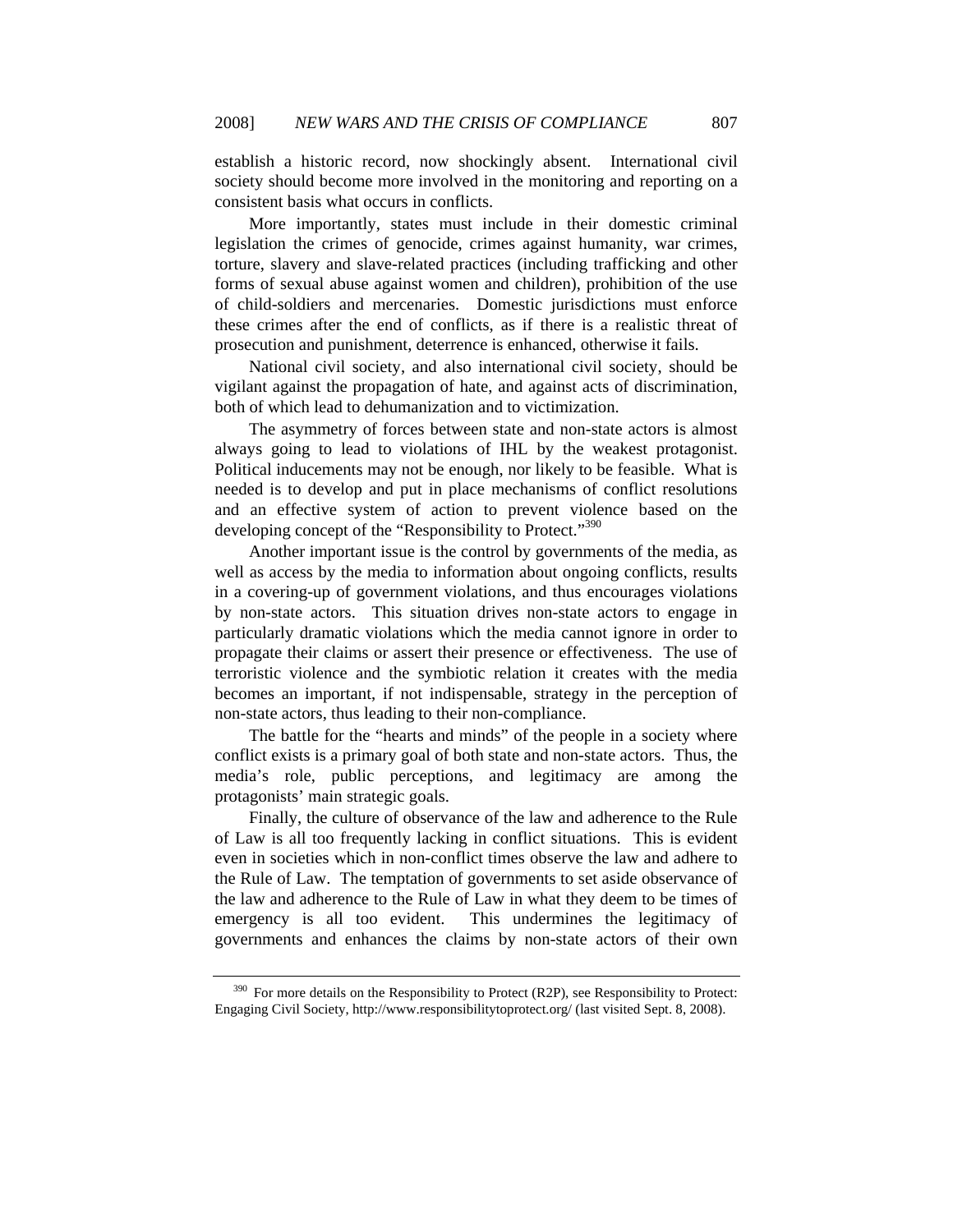establish a historic record, now shockingly absent. International civil society should become more involved in the monitoring and reporting on a consistent basis what occurs in conflicts.

More importantly, states must include in their domestic criminal legislation the crimes of genocide, crimes against humanity, war crimes, torture, slavery and slave-related practices (including trafficking and other forms of sexual abuse against women and children), prohibition of the use of child-soldiers and mercenaries. Domestic jurisdictions must enforce these crimes after the end of conflicts, as if there is a realistic threat of prosecution and punishment, deterrence is enhanced, otherwise it fails.

National civil society, and also international civil society, should be vigilant against the propagation of hate, and against acts of discrimination, both of which lead to dehumanization and to victimization.

The asymmetry of forces between state and non-state actors is almost always going to lead to violations of IHL by the weakest protagonist. Political inducements may not be enough, nor likely to be feasible. What is needed is to develop and put in place mechanisms of conflict resolutions and an effective system of action to prevent violence based on the developing concept of the "Responsibility to Protect."[390]

Another important issue is the control by governments of the media, as well as access by the media to information about ongoing conflicts, results in a covering-up of government violations, and thus encourages violations by non-state actors. This situation drives non-state actors to engage in particularly dramatic violations which the media cannot ignore in order to propagate their claims or assert their presence or effectiveness. The use of terroristic violence and the symbiotic relation it creates with the media becomes an important, if not indispensable, strategy in the perception of non-state actors, thus leading to their non-compliance.

The battle for the "hearts and minds" of the people in a society where conflict exists is a primary goal of both state and non-state actors. Thus, the media's role, public perceptions, and legitimacy are among the protagonists' main strategic goals.

Finally, the culture of observance of the law and adherence to the Rule of Law is all too frequently lacking in conflict situations. This is evident even in societies which in non-conflict times observe the law and adhere to the Rule of Law. The temptation of governments to set aside observance of the law and adherence to the Rule of Law in what they deem to be times of emergency is all too evident. This undermines the legitimacy of governments and enhances the claims by non-state actors of their own

---

[390] For more details on the Responsibility to Protect (R2P), see Responsibility to Protect: Engaging Civil Society, http://www.responsibilitytoprotect.org/ (last visited Sept. 8, 2008).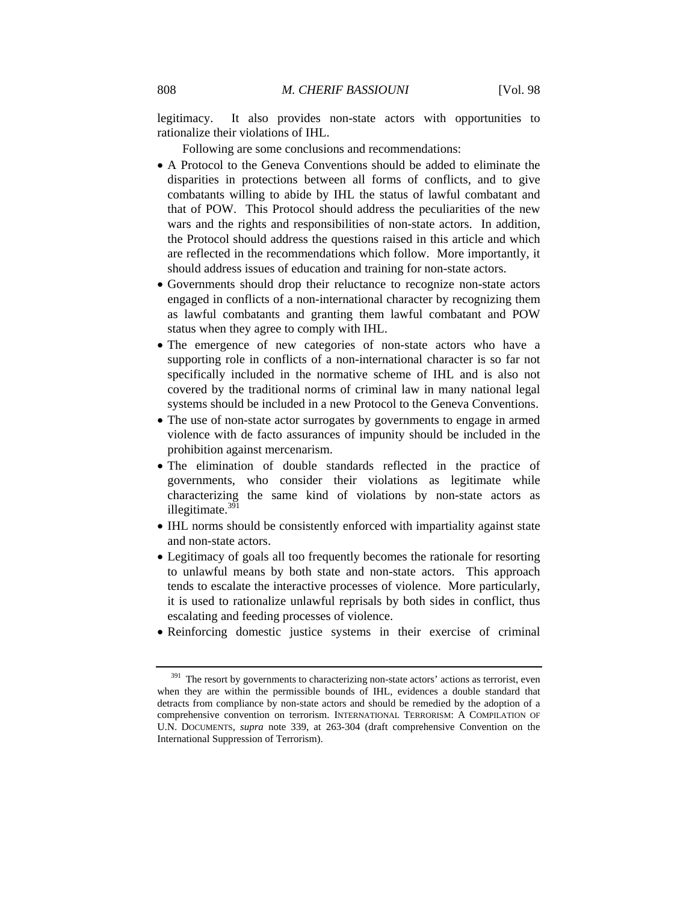legitimacy. It also provides non-state actors with opportunities to rationalize their violations of IHL.

Following are some conclusions and recommendations:

- A Protocol to the Geneva Conventions should be added to eliminate the disparities in protections between all forms of conflicts, and to give combatants willing to abide by IHL the status of lawful combatant and that of POW. This Protocol should address the peculiarities of the new wars and the rights and responsibilities of non-state actors. In addition, the Protocol should address the questions raised in this article and which are reflected in the recommendations which follow. More importantly, it should address issues of education and training for non-state actors.
- Governments should drop their reluctance to recognize non-state actors engaged in conflicts of a non-international character by recognizing them as lawful combatants and granting them lawful combatant and POW status when they agree to comply with IHL.
- The emergence of new categories of non-state actors who have a supporting role in conflicts of a non-international character is so far not specifically included in the normative scheme of IHL and is also not covered by the traditional norms of criminal law in many national legal systems should be included in a new Protocol to the Geneva Conventions.
- The use of non-state actor surrogates by governments to engage in armed violence with de facto assurances of impunity should be included in the prohibition against mercenarism.
- The elimination of double standards reflected in the practice of governments, who consider their violations as legitimate while characterizing the same kind of violations by non-state actors as illegitimate.[391]
- IHL norms should be consistently enforced with impartiality against state and non-state actors.
- Legitimacy of goals all too frequently becomes the rationale for resorting to unlawful means by both state and non-state actors. This approach tends to escalate the interactive processes of violence. More particularly, it is used to rationalize unlawful reprisals by both sides in conflict, thus escalating and feeding processes of violence.
- Reinforcing domestic justice systems in their exercise of criminal

---

[391] The resort by governments to characterizing non-state actors' actions as terrorist, even when they are within the permissible bounds of IHL, evidences a double standard that detracts from compliance by non-state actors and should be remedied by the adoption of a comprehensive convention on terrorism. INTERNATIONAL TERRORISM: A COMPILATION OF U.N. DOCUMENTS, *supra* note 339, at 263-304 (draft comprehensive Convention on the International Suppression of Terrorism).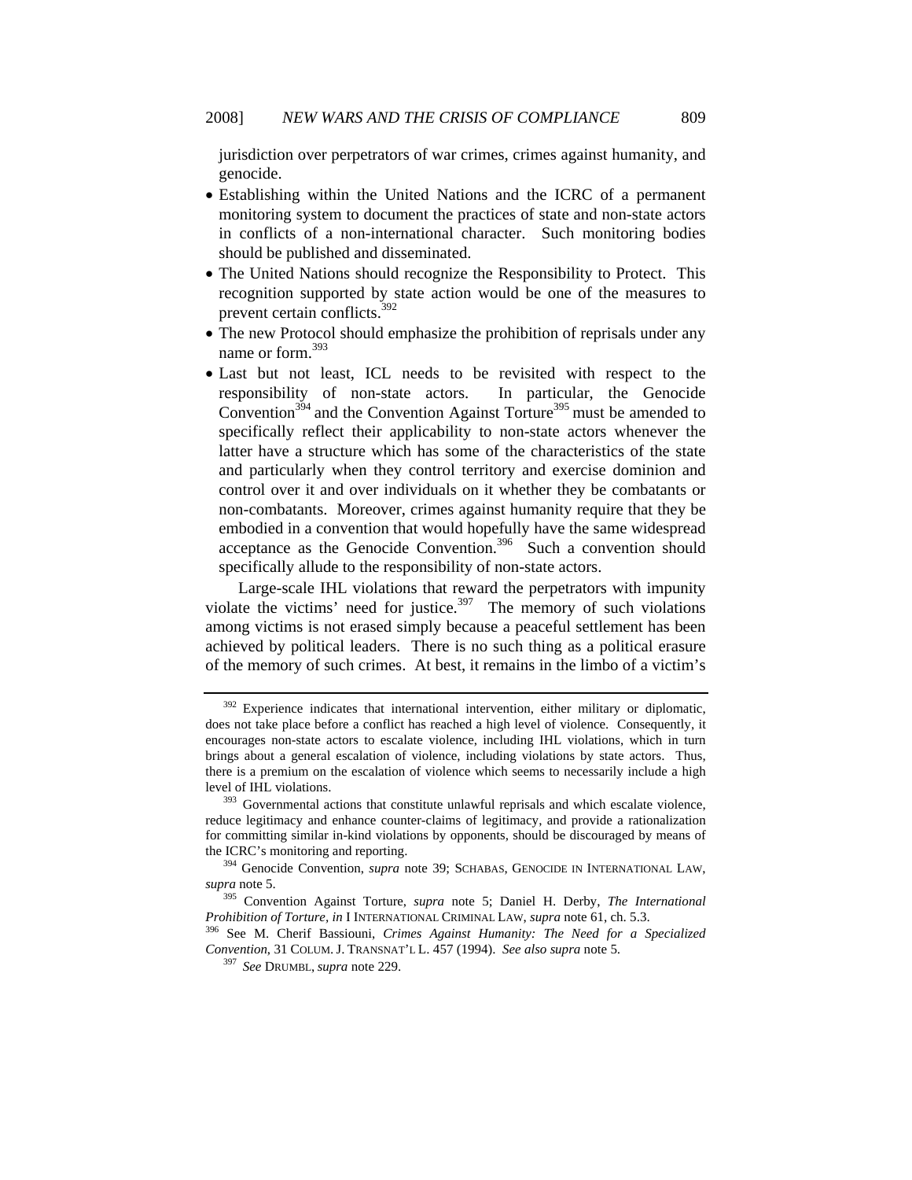jurisdiction over perpetrators of war crimes, crimes against humanity, and genocide.

- Establishing within the United Nations and the ICRC of a permanent monitoring system to document the practices of state and non-state actors in conflicts of a non-international character. Such monitoring bodies should be published and disseminated.
- The United Nations should recognize the Responsibility to Protect. This recognition supported by state action would be one of the measures to prevent certain conflicts.[392]
- The new Protocol should emphasize the prohibition of reprisals under any name or form.[393]
- Last but not least, ICL needs to be revisited with respect to the responsibility of non-state actors. In particular, the Genocide Convention[394] and the Convention Against Torture[395] must be amended to specifically reflect their applicability to non-state actors whenever the latter have a structure which has some of the characteristics of the state and particularly when they control territory and exercise dominion and control over it and over individuals on it whether they be combatants or non-combatants. Moreover, crimes against humanity require that they be embodied in a convention that would hopefully have the same widespread acceptance as the Genocide Convention.[396] Such a convention should specifically allude to the responsibility of non-state actors.

Large-scale IHL violations that reward the perpetrators with impunity violate the victims' need for justice.[397] The memory of such violations among victims is not erased simply because a peaceful settlement has been achieved by political leaders. There is no such thing as a political erasure of the memory of such crimes. At best, it remains in the limbo of a victim's

---

[392] Experience indicates that international intervention, either military or diplomatic, does not take place before a conflict has reached a high level of violence. Consequently, it encourages non-state actors to escalate violence, including IHL violations, which in turn brings about a general escalation of violence, including violations by state actors. Thus, there is a premium on the escalation of violence which seems to necessarily include a high level of IHL violations.

[393] Governmental actions that constitute unlawful reprisals and which escalate violence, reduce legitimacy and enhance counter-claims of legitimacy, and provide a rationalization for committing similar in-kind violations by opponents, should be discouraged by means of the ICRC's monitoring and reporting.

[394] Genocide Convention, *supra* note 39; SCHABAS, GENOCIDE IN INTERNATIONAL LAW, *supra* note 5.

[395] Convention Against Torture, *supra* note 5; Daniel H. Derby, *The International Prohibition of Torture*, *in* I INTERNATIONAL CRIMINAL LAW, *supra* note 61, ch. 5.3.

[396] See M. Cherif Bassiouni, *Crimes Against Humanity: The Need for a Specialized Convention*, 31 COLUM. J. TRANSNAT'L L. 457 (1994). *See also supra* note 5.

[397] *See* DRUMBL, *supra* note 229.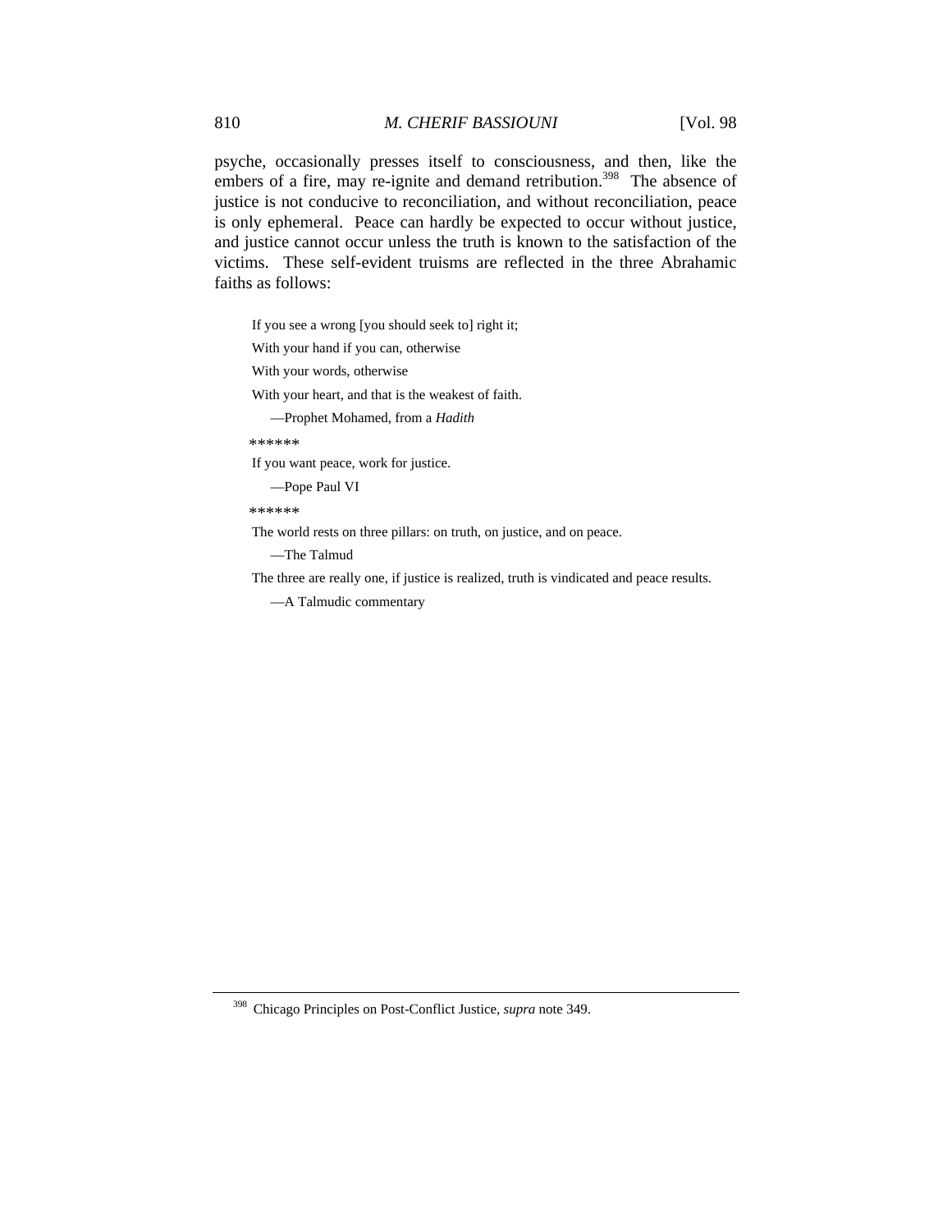psyche, occasionally presses itself to consciousness, and then, like the embers of a fire, may re-ignite and demand retribution.[398] The absence of justice is not conducive to reconciliation, and without reconciliation, peace is only ephemeral. Peace can hardly be expected to occur without justice, and justice cannot occur unless the truth is known to the satisfaction of the victims. These self-evident truisms are reflected in the three Abrahamic faiths as follows:

> If you see a wrong [you should seek to] right it;
>
> With your hand if you can, otherwise
>
> With your words, otherwise
>
> With your heart, and that is the weakest of faith.
>
> —Prophet Mohamed, from a *Hadith*
>
> ******
>
> If you want peace, work for justice.
>
> —Pope Paul VI
>
> ******
>
> The world rests on three pillars: on truth, on justice, and on peace.
>
> —The Talmud
>
> The three are really one, if justice is realized, truth is vindicated and peace results.
>
> —A Talmudic commentary

---

[398] Chicago Principles on Post-Conflict Justice, *supra* note 349.